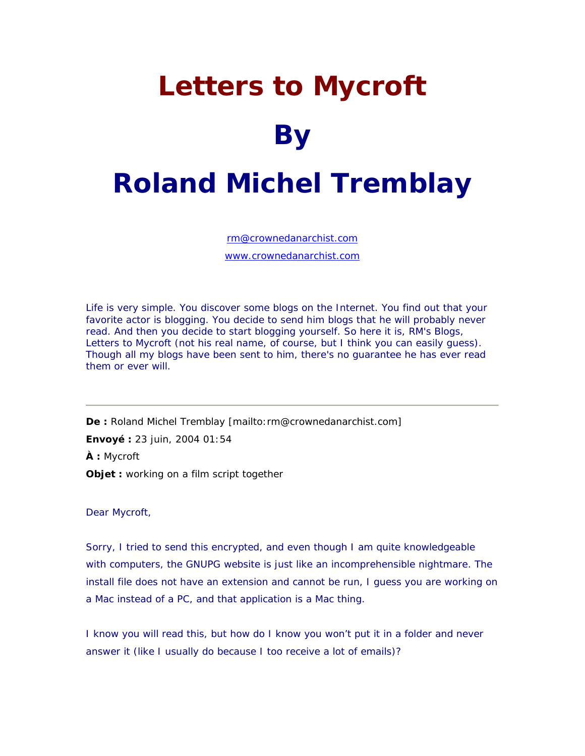# Letters to Mycroft

# By

# Roland Michel Tremblay

rm@crownedanarchist.com

www.crownedanarchist.com

Life is very simple. You discover some blogs on the Internet. You find out that your favorite actor is blogging. You decide to send him blogs that he will probably never read. And then you decide to start blogging yourself. So here it is, RM's Blogs, Letters to Mycroft (not his real name, of course, but I think you can easily guess). Though all my blogs have been sent to him, there's no guarantee he has ever read them or ever will.

---

**De :** Roland Michel Tremblay [mailto:rm@crownedanarchist.com]

**Envoyé :** 23 juin, 2004 01:54

**À :** Mycroft

**Objet :** working on a film script together

Dear Mycroft,

Sorry, I tried to send this encrypted, and even though I am quite knowledgeable with computers, the GNUPG website is just like an incomprehensible nightmare. The install file does not have an extension and cannot be run, I guess you are working on a Mac instead of a PC, and that application is a Mac thing.

I know you will read this, but how do I know you won't put it in a folder and never answer it (like I usually do because I too receive a lot of emails)?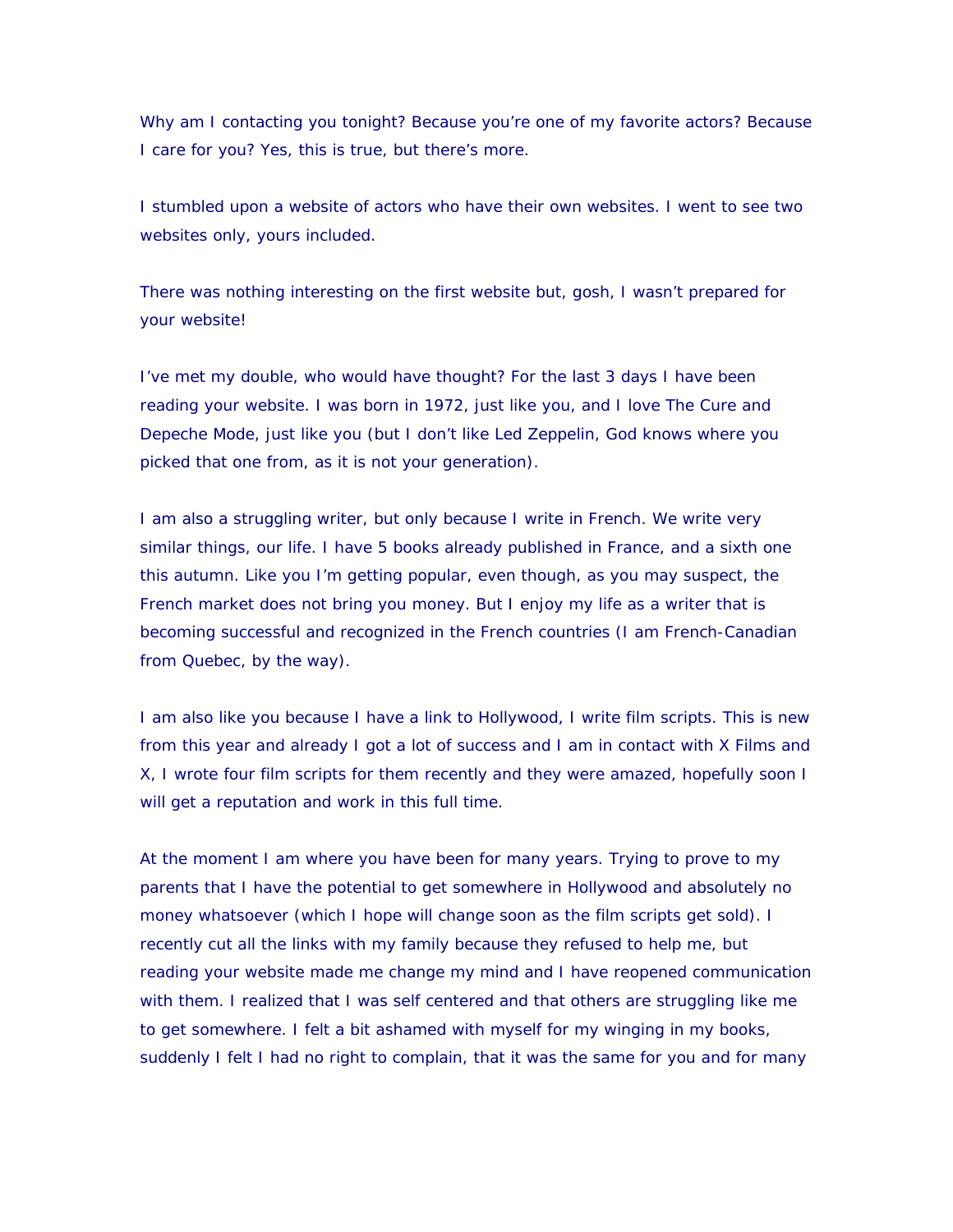Why am I contacting you tonight? Because you're one of my favorite actors? Because I care for you? Yes, this is true, but there's more.

I stumbled upon a website of actors who have their own websites. I went to see two websites only, yours included.

There was nothing interesting on the first website but, gosh, I wasn't prepared for your website!

I've met my double, who would have thought? For the last 3 days I have been reading your website. I was born in 1972, just like you, and I love The Cure and Depeche Mode, just like you (but I don't like Led Zeppelin, God knows where you picked that one from, as it is not your generation).

I am also a struggling writer, but only because I write in French. We write very similar things, our life. I have 5 books already published in France, and a sixth one this autumn. Like you I'm getting popular, even though, as you may suspect, the French market does not bring you money. But I enjoy my life as a writer that is becoming successful and recognized in the French countries (I am French-Canadian from Quebec, by the way).

I am also like you because I have a link to Hollywood, I write film scripts. This is new from this year and already I got a lot of success and I am in contact with X Films and X, I wrote four film scripts for them recently and they were amazed, hopefully soon I will get a reputation and work in this full time.

At the moment I am where you have been for many years. Trying to prove to my parents that I have the potential to get somewhere in Hollywood and absolutely no money whatsoever (which I hope will change soon as the film scripts get sold). I recently cut all the links with my family because they refused to help me, but reading your website made me change my mind and I have reopened communication with them. I realized that I was self centered and that others are struggling like me to get somewhere. I felt a bit ashamed with myself for my winging in my books, suddenly I felt I had no right to complain, that it was the same for you and for many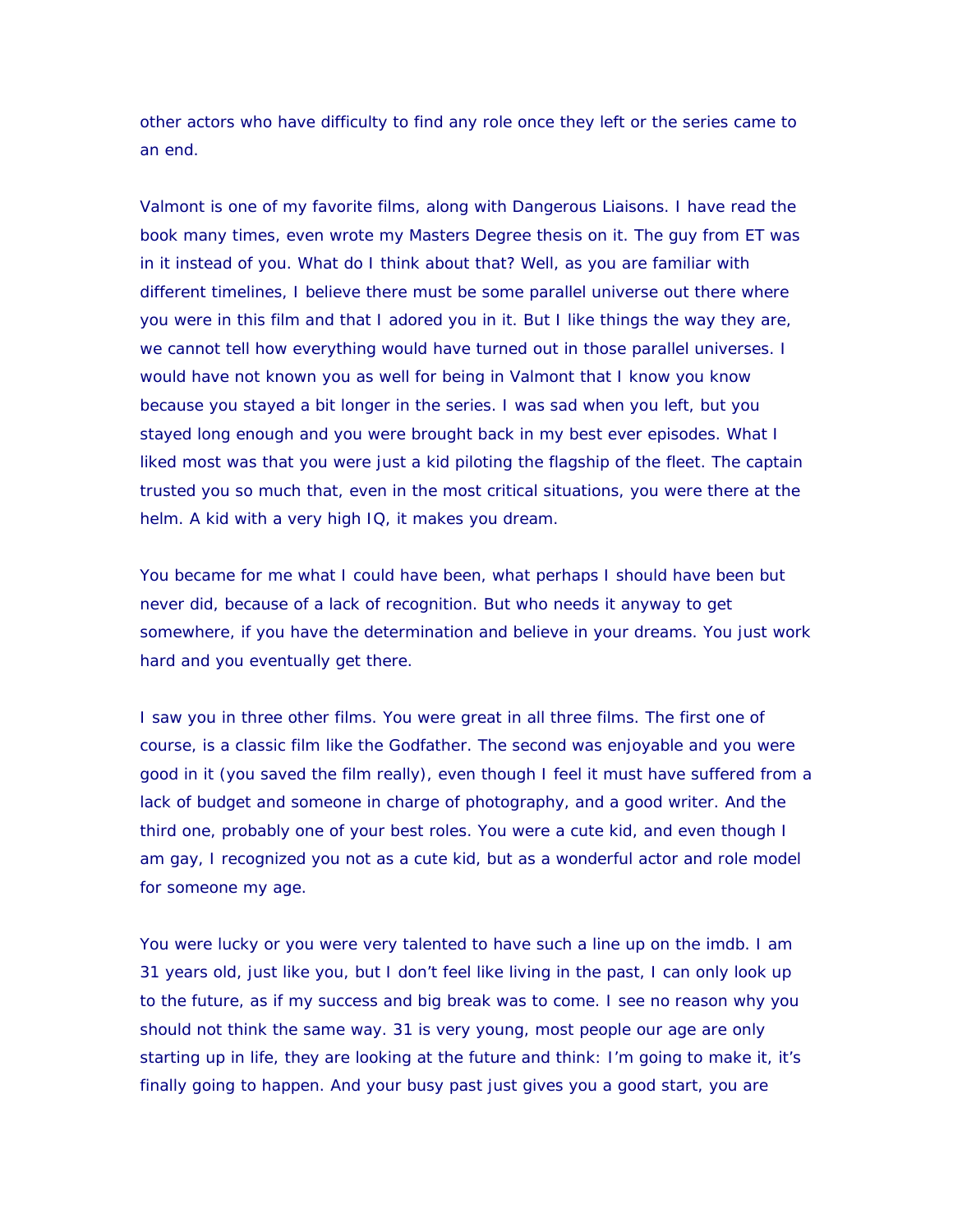other actors who have difficulty to find any role once they left or the series came to an end.

Valmont is one of my favorite films, along with Dangerous Liaisons. I have read the book many times, even wrote my Masters Degree thesis on it. The guy from ET was in it instead of you. What do I think about that? Well, as you are familiar with different timelines, I believe there must be some parallel universe out there where you were in this film and that I adored you in it. But I like things the way they are, we cannot tell how everything would have turned out in those parallel universes. I would have not known you as well for being in Valmont that I know you know because you stayed a bit longer in the series. I was sad when you left, but you stayed long enough and you were brought back in my best ever episodes. What I liked most was that you were just a kid piloting the flagship of the fleet. The captain trusted you so much that, even in the most critical situations, you were there at the helm. A kid with a very high IQ, it makes you dream.

You became for me what I could have been, what perhaps I should have been but never did, because of a lack of recognition. But who needs it anyway to get somewhere, if you have the determination and believe in your dreams. You just work hard and you eventually get there.

I saw you in three other films. You were great in all three films. The first one of course, is a classic film like the Godfather. The second was enjoyable and you were good in it (you saved the film really), even though I feel it must have suffered from a lack of budget and someone in charge of photography, and a good writer. And the third one, probably one of your best roles. You were a cute kid, and even though I am gay, I recognized you not as a cute kid, but as a wonderful actor and role model for someone my age.

You were lucky or you were very talented to have such a line up on the imdb. I am 31 years old, just like you, but I don't feel like living in the past, I can only look up to the future, as if my success and big break was to come. I see no reason why you should not think the same way. 31 is very young, most people our age are only starting up in life, they are looking at the future and think: I'm going to make it, it's finally going to happen. And your busy past just gives you a good start, you are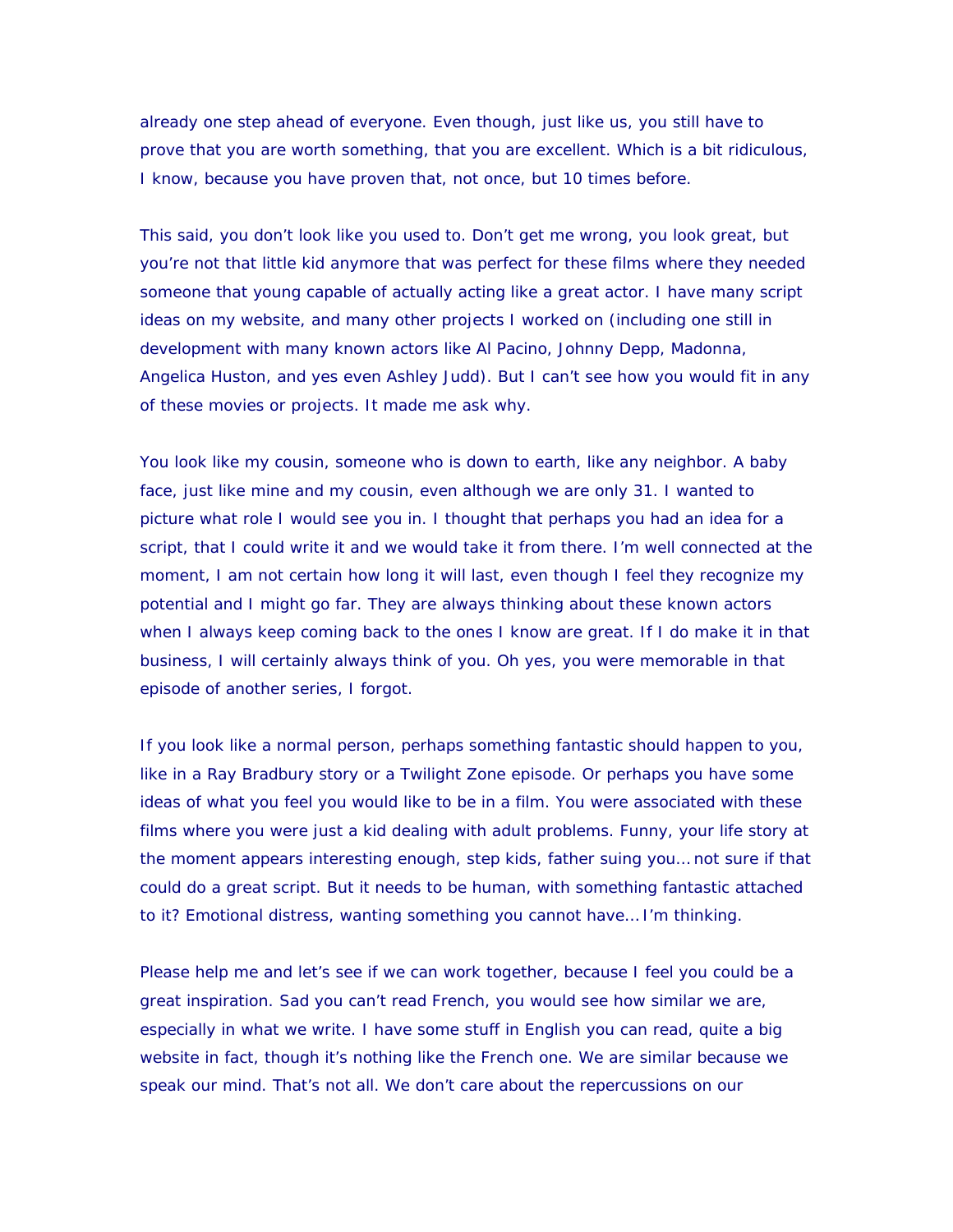already one step ahead of everyone. Even though, just like us, you still have to prove that you are worth something, that you are excellent. Which is a bit ridiculous, I know, because you have proven that, not once, but 10 times before.

This said, you don't look like you used to. Don't get me wrong, you look great, but you're not that little kid anymore that was perfect for these films where they needed someone that young capable of actually acting like a great actor. I have many script ideas on my website, and many other projects I worked on (including one still in development with many known actors like Al Pacino, Johnny Depp, Madonna, Angelica Huston, and yes even Ashley Judd). But I can't see how you would fit in any of these movies or projects. It made me ask why.

You look like my cousin, someone who is down to earth, like any neighbor. A baby face, just like mine and my cousin, even although we are only 31. I wanted to picture what role I would see you in. I thought that perhaps you had an idea for a script, that I could write it and we would take it from there. I'm well connected at the moment, I am not certain how long it will last, even though I feel they recognize my potential and I might go far. They are always thinking about these known actors when I always keep coming back to the ones I know are great. If I do make it in that business, I will certainly always think of you. Oh yes, you were memorable in that episode of another series, I forgot.

If you look like a normal person, perhaps something fantastic should happen to you, like in a Ray Bradbury story or a Twilight Zone episode. Or perhaps you have some ideas of what you feel you would like to be in a film. You were associated with these films where you were just a kid dealing with adult problems. Funny, your life story at the moment appears interesting enough, step kids, father suing you… not sure if that could do a great script. But it needs to be human, with something fantastic attached to it? Emotional distress, wanting something you cannot have… I'm thinking.

Please help me and let's see if we can work together, because I feel you could be a great inspiration. Sad you can't read French, you would see how similar we are, especially in what we write. I have some stuff in English you can read, quite a big website in fact, though it's nothing like the French one. We are similar because we speak our mind. That's not all. We don't care about the repercussions on our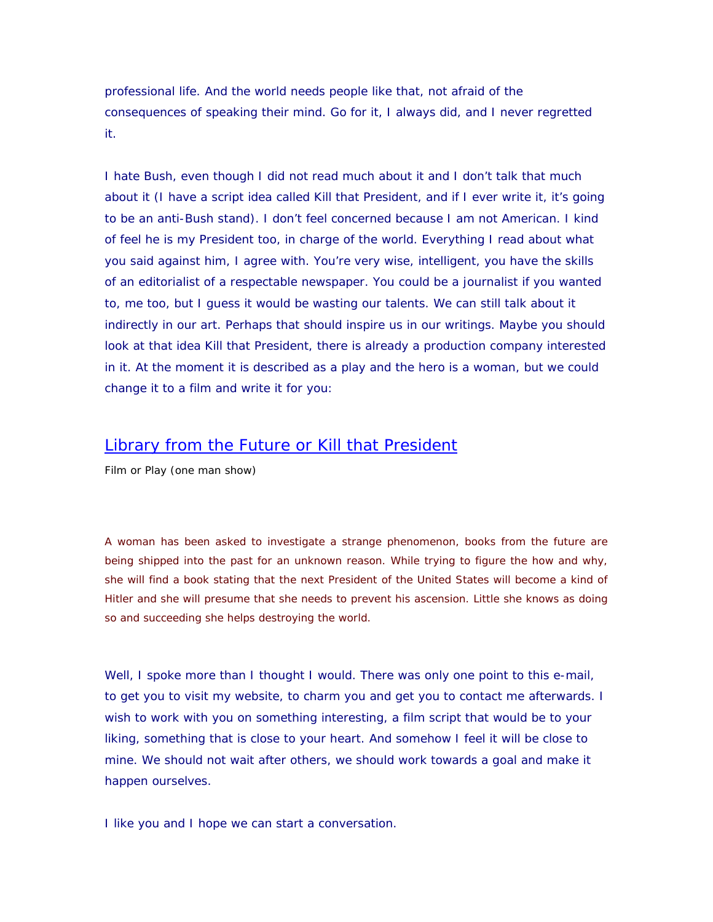professional life. And the world needs people like that, not afraid of the consequences of speaking their mind. Go for it, I always did, and I never regretted it.

I hate Bush, even though I did not read much about it and I don't talk that much about it (I have a script idea called Kill that President, and if I ever write it, it's going to be an anti-Bush stand). I don't feel concerned because I am not American. I kind of feel he is my President too, in charge of the world. Everything I read about what you said against him, I agree with. You're very wise, intelligent, you have the skills of an editorialist of a respectable newspaper. You could be a journalist if you wanted to, me too, but I guess it would be wasting our talents. We can still talk about it indirectly in our art. Perhaps that should inspire us in our writings. Maybe you should look at that idea Kill that President, there is already a production company interested in it. At the moment it is described as a play and the hero is a woman, but we could change it to a film and write it for you:

## Library from the Future or Kill that President

Film or Play (one man show)

A woman has been asked to investigate a strange phenomenon, books from the future are being shipped into the past for an unknown reason. While trying to figure the how and why, she will find a book stating that the next President of the United States will become a kind of Hitler and she will presume that she needs to prevent his ascension. Little she knows as doing so and succeeding she helps destroying the world.

Well, I spoke more than I thought I would. There was only one point to this e-mail, to get you to visit my website, to charm you and get you to contact me afterwards. I wish to work with you on something interesting, a film script that would be to your liking, something that is close to your heart. And somehow I feel it will be close to mine. We should not wait after others, we should work towards a goal and make it happen ourselves.

I like you and I hope we can start a conversation.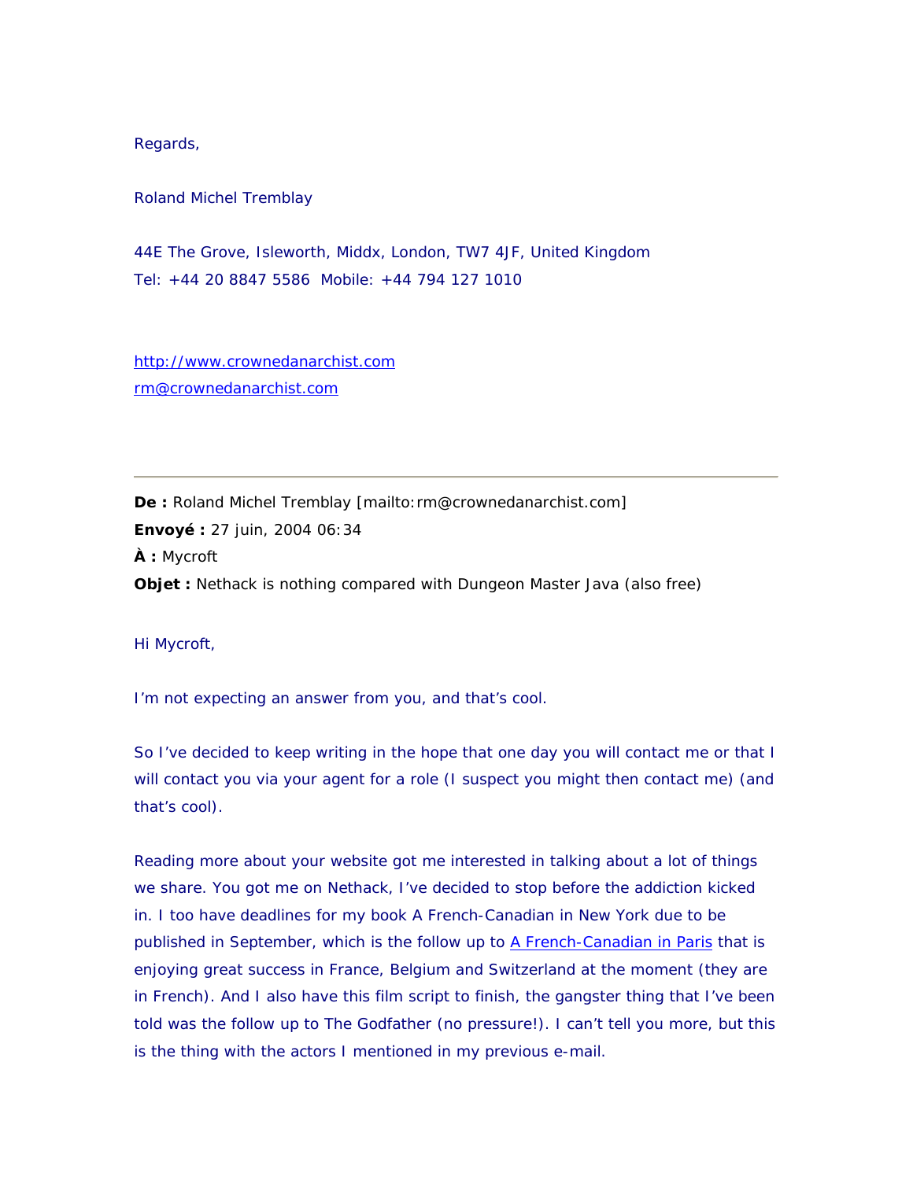Regards,

Roland Michel Tremblay

44E The Grove, Isleworth, Middx, London, TW7 4JF, United Kingdom
Tel: +44 20 8847 5586  Mobile: +44 794 127 1010

http://www.crownedanarchist.com
rm@crownedanarchist.com

---

**De :** Roland Michel Tremblay [mailto:rm@crownedanarchist.com]
**Envoyé :** 27 juin, 2004 06:34
**À :** Mycroft
**Objet :** Nethack is nothing compared with Dungeon Master Java (also free)

Hi Mycroft,

I'm not expecting an answer from you, and that's cool.

So I've decided to keep writing in the hope that one day you will contact me or that I will contact you via your agent for a role (I suspect you might then contact me) (and that's cool).

Reading more about your website got me interested in talking about a lot of things we share. You got me on Nethack, I've decided to stop before the addiction kicked in. I too have deadlines for my book A French-Canadian in New York due to be published in September, which is the follow up to A French-Canadian in Paris that is enjoying great success in France, Belgium and Switzerland at the moment (they are in French). And I also have this film script to finish, the gangster thing that I've been told was the follow up to The Godfather (no pressure!). I can't tell you more, but this is the thing with the actors I mentioned in my previous e-mail.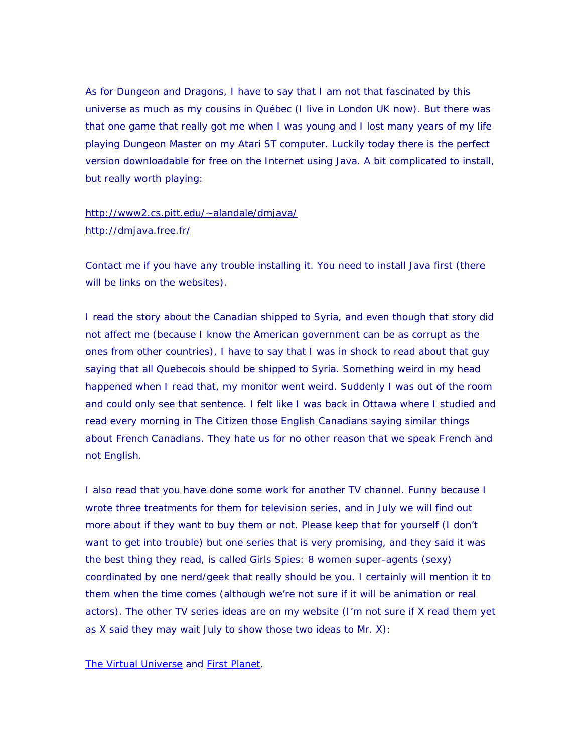As for Dungeon and Dragons, I have to say that I am not that fascinated by this universe as much as my cousins in Québec (I live in London UK now). But there was that one game that really got me when I was young and I lost many years of my life playing Dungeon Master on my Atari ST computer. Luckily today there is the perfect version downloadable for free on the Internet using Java. A bit complicated to install, but really worth playing:

http://www2.cs.pitt.edu/~alandale/dmjava/
http://dmjava.free.fr/

Contact me if you have any trouble installing it. You need to install Java first (there will be links on the websites).

I read the story about the Canadian shipped to Syria, and even though that story did not affect me (because I know the American government can be as corrupt as the ones from other countries), I have to say that I was in shock to read about that guy saying that all Quebecois should be shipped to Syria. Something weird in my head happened when I read that, my monitor went weird. Suddenly I was out of the room and could only see that sentence. I felt like I was back in Ottawa where I studied and read every morning in The Citizen those English Canadians saying similar things about French Canadians. They hate us for no other reason that we speak French and not English.

I also read that you have done some work for another TV channel. Funny because I wrote three treatments for them for television series, and in July we will find out more about if they want to buy them or not. Please keep that for yourself (I don't want to get into trouble) but one series that is very promising, and they said it was the best thing they read, is called Girls Spies: 8 women super-agents (sexy) coordinated by one nerd/geek that really should be you. I certainly will mention it to them when the time comes (although we're not sure if it will be animation or real actors). The other TV series ideas are on my website (I'm not sure if X read them yet as X said they may wait July to show those two ideas to Mr. X):

The Virtual Universe and First Planet.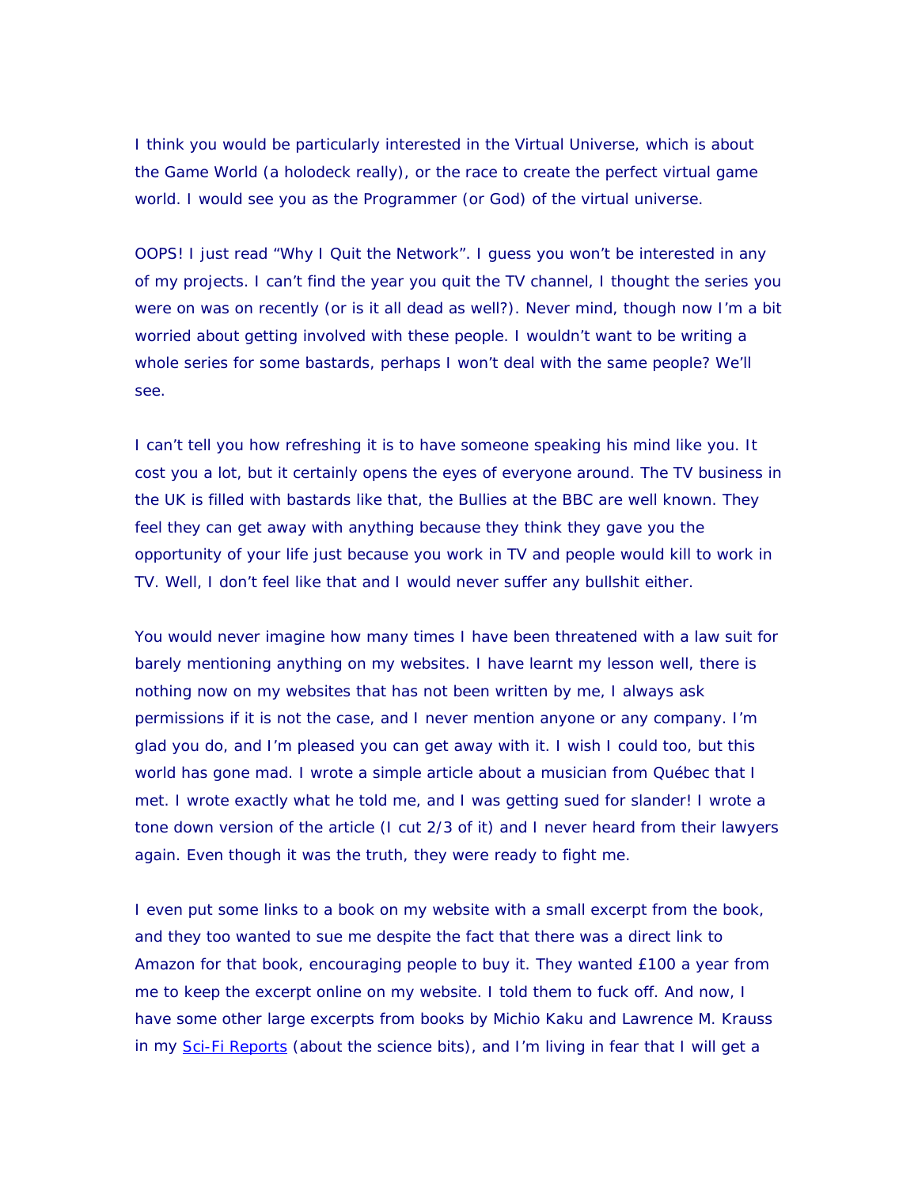I think you would be particularly interested in the Virtual Universe, which is about the Game World (a holodeck really), or the race to create the perfect virtual game world. I would see you as the Programmer (or God) of the virtual universe.

OOPS! I just read "Why I Quit the Network". I guess you won't be interested in any of my projects. I can't find the year you quit the TV channel, I thought the series you were on was on recently (or is it all dead as well?). Never mind, though now I'm a bit worried about getting involved with these people. I wouldn't want to be writing a whole series for some bastards, perhaps I won't deal with the same people? We'll see.

I can't tell you how refreshing it is to have someone speaking his mind like you. It cost you a lot, but it certainly opens the eyes of everyone around. The TV business in the UK is filled with bastards like that, the Bullies at the BBC are well known. They feel they can get away with anything because they think they gave you the opportunity of your life just because you work in TV and people would kill to work in TV. Well, I don't feel like that and I would never suffer any bullshit either.

You would never imagine how many times I have been threatened with a law suit for barely mentioning anything on my websites. I have learnt my lesson well, there is nothing now on my websites that has not been written by me, I always ask permissions if it is not the case, and I never mention anyone or any company. I'm glad you do, and I'm pleased you can get away with it. I wish I could too, but this world has gone mad. I wrote a simple article about a musician from Québec that I met. I wrote exactly what he told me, and I was getting sued for slander! I wrote a tone down version of the article (I cut 2/3 of it) and I never heard from their lawyers again. Even though it was the truth, they were ready to fight me.

I even put some links to a book on my website with a small excerpt from the book, and they too wanted to sue me despite the fact that there was a direct link to Amazon for that book, encouraging people to buy it. They wanted £100 a year from me to keep the excerpt online on my website. I told them to fuck off. And now, I have some other large excerpts from books by Michio Kaku and Lawrence M. Krauss in my Sci-Fi Reports (about the science bits), and I'm living in fear that I will get a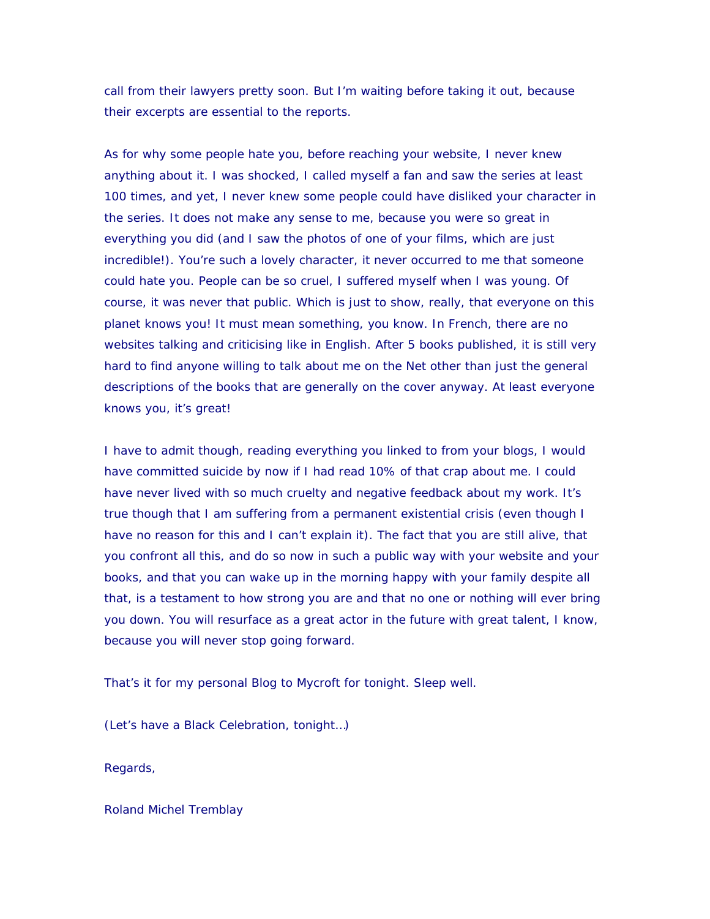call from their lawyers pretty soon. But I’m waiting before taking it out, because their excerpts are essential to the reports.

As for why some people hate you, before reaching your website, I never knew anything about it. I was shocked, I called myself a fan and saw the series at least 100 times, and yet, I never knew some people could have disliked your character in the series. It does not make any sense to me, because you were so great in everything you did (and I saw the photos of one of your films, which are just incredible!). You’re such a lovely character, it never occurred to me that someone could hate you. People can be so cruel, I suffered myself when I was young. Of course, it was never that public. Which is just to show, really, that everyone on this planet knows you! It must mean something, you know. In French, there are no websites talking and criticising like in English. After 5 books published, it is still very hard to find anyone willing to talk about me on the Net other than just the general descriptions of the books that are generally on the cover anyway. At least everyone knows you, it’s great!

I have to admit though, reading everything you linked to from your blogs, I would have committed suicide by now if I had read 10% of that crap about me. I could have never lived with so much cruelty and negative feedback about my work. It’s true though that I am suffering from a permanent existential crisis (even though I have no reason for this and I can’t explain it). The fact that you are still alive, that you confront all this, and do so now in such a public way with your website and your books, and that you can wake up in the morning happy with your family despite all that, is a testament to how strong you are and that no one or nothing will ever bring you down. You will resurface as a great actor in the future with great talent, I know, because you will never stop going forward.

That’s it for my personal Blog to Mycroft for tonight. Sleep well.

(Let’s have a Black Celebration, tonight…)

Regards,

Roland Michel Tremblay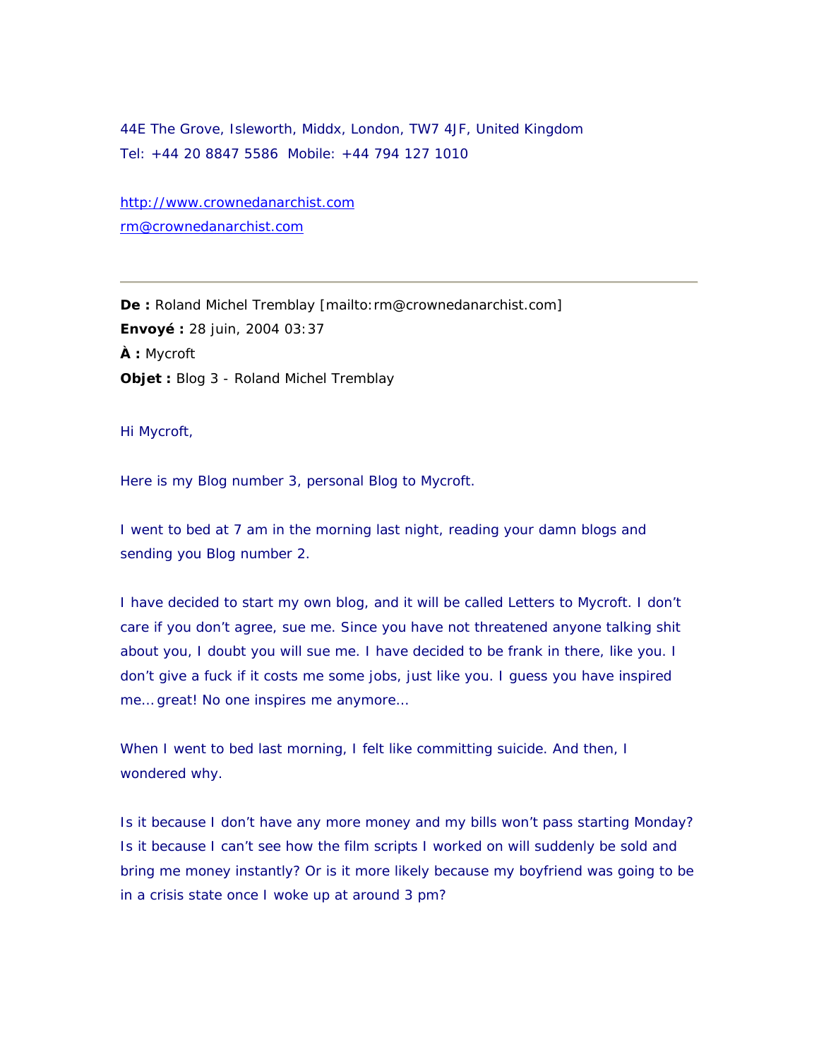44E The Grove, Isleworth, Middx, London, TW7 4JF, United Kingdom
Tel: +44 20 8847 5586  Mobile: +44 794 127 1010

http://www.crownedanarchist.com
rm@crownedanarchist.com

---

**De :** Roland Michel Tremblay [mailto:rm@crownedanarchist.com]
**Envoyé :** 28 juin, 2004 03:37
**À :** Mycroft
**Objet :** Blog 3 - Roland Michel Tremblay

Hi Mycroft,

Here is my Blog number 3, personal Blog to Mycroft.

I went to bed at 7 am in the morning last night, reading your damn blogs and sending you Blog number 2.

I have decided to start my own blog, and it will be called Letters to Mycroft. I don't care if you don't agree, sue me. Since you have not threatened anyone talking shit about you, I doubt you will sue me. I have decided to be frank in there, like you. I don't give a fuck if it costs me some jobs, just like you. I guess you have inspired me… great! No one inspires me anymore…

When I went to bed last morning, I felt like committing suicide. And then, I wondered why.

Is it because I don't have any more money and my bills won't pass starting Monday? Is it because I can't see how the film scripts I worked on will suddenly be sold and bring me money instantly? Or is it more likely because my boyfriend was going to be in a crisis state once I woke up at around 3 pm?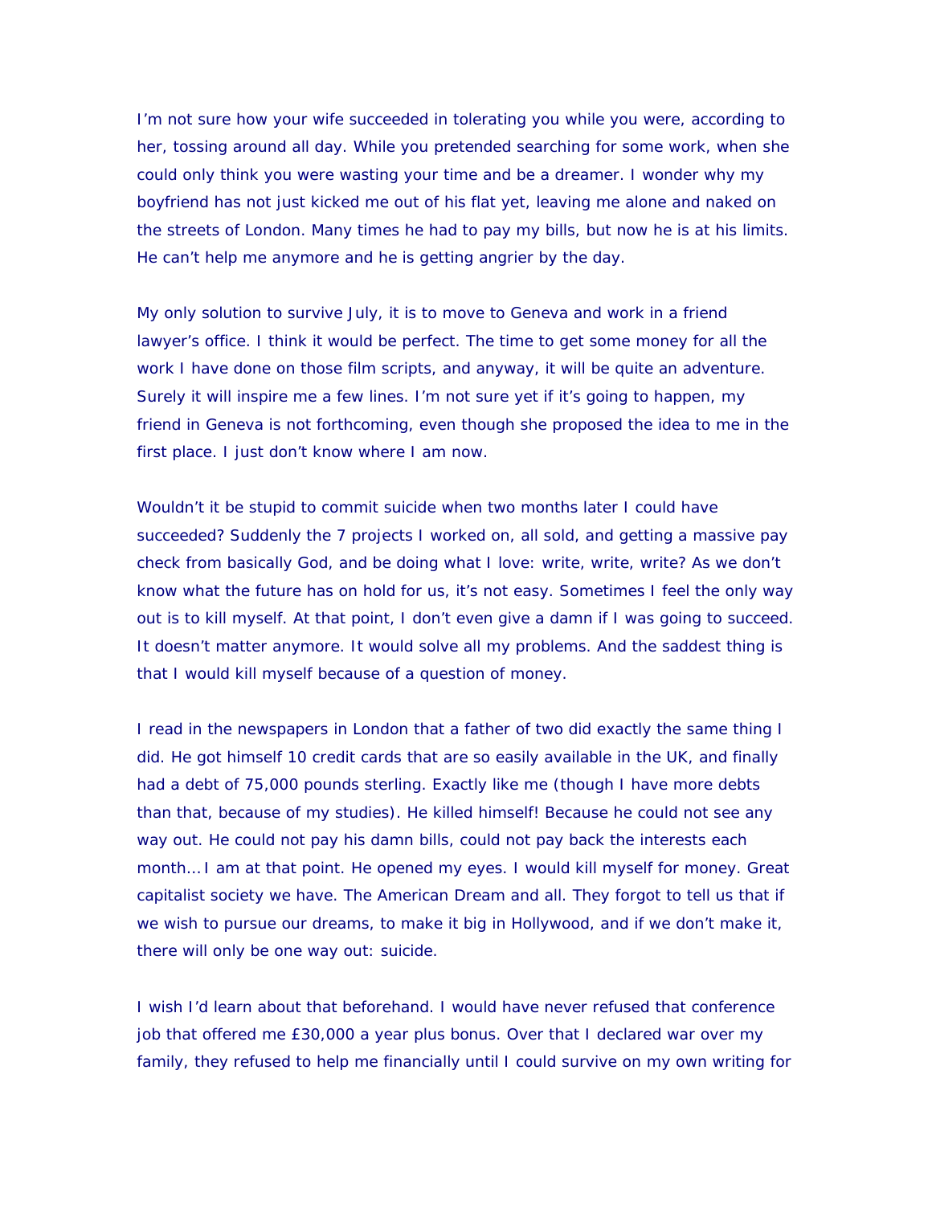I'm not sure how your wife succeeded in tolerating you while you were, according to her, tossing around all day. While you pretended searching for some work, when she could only think you were wasting your time and be a dreamer. I wonder why my boyfriend has not just kicked me out of his flat yet, leaving me alone and naked on the streets of London. Many times he had to pay my bills, but now he is at his limits. He can't help me anymore and he is getting angrier by the day.

My only solution to survive July, it is to move to Geneva and work in a friend lawyer's office. I think it would be perfect. The time to get some money for all the work I have done on those film scripts, and anyway, it will be quite an adventure. Surely it will inspire me a few lines. I'm not sure yet if it's going to happen, my friend in Geneva is not forthcoming, even though she proposed the idea to me in the first place. I just don't know where I am now.

Wouldn't it be stupid to commit suicide when two months later I could have succeeded? Suddenly the 7 projects I worked on, all sold, and getting a massive pay check from basically God, and be doing what I love: write, write, write? As we don't know what the future has on hold for us, it's not easy. Sometimes I feel the only way out is to kill myself. At that point, I don't even give a damn if I was going to succeed. It doesn't matter anymore. It would solve all my problems. And the saddest thing is that I would kill myself because of a question of money.

I read in the newspapers in London that a father of two did exactly the same thing I did. He got himself 10 credit cards that are so easily available in the UK, and finally had a debt of 75,000 pounds sterling. Exactly like me (though I have more debts than that, because of my studies). He killed himself! Because he could not see any way out. He could not pay his damn bills, could not pay back the interests each month… I am at that point. He opened my eyes. I would kill myself for money. Great capitalist society we have. The American Dream and all. They forgot to tell us that if we wish to pursue our dreams, to make it big in Hollywood, and if we don't make it, there will only be one way out: suicide.

I wish I'd learn about that beforehand. I would have never refused that conference job that offered me £30,000 a year plus bonus. Over that I declared war over my family, they refused to help me financially until I could survive on my own writing for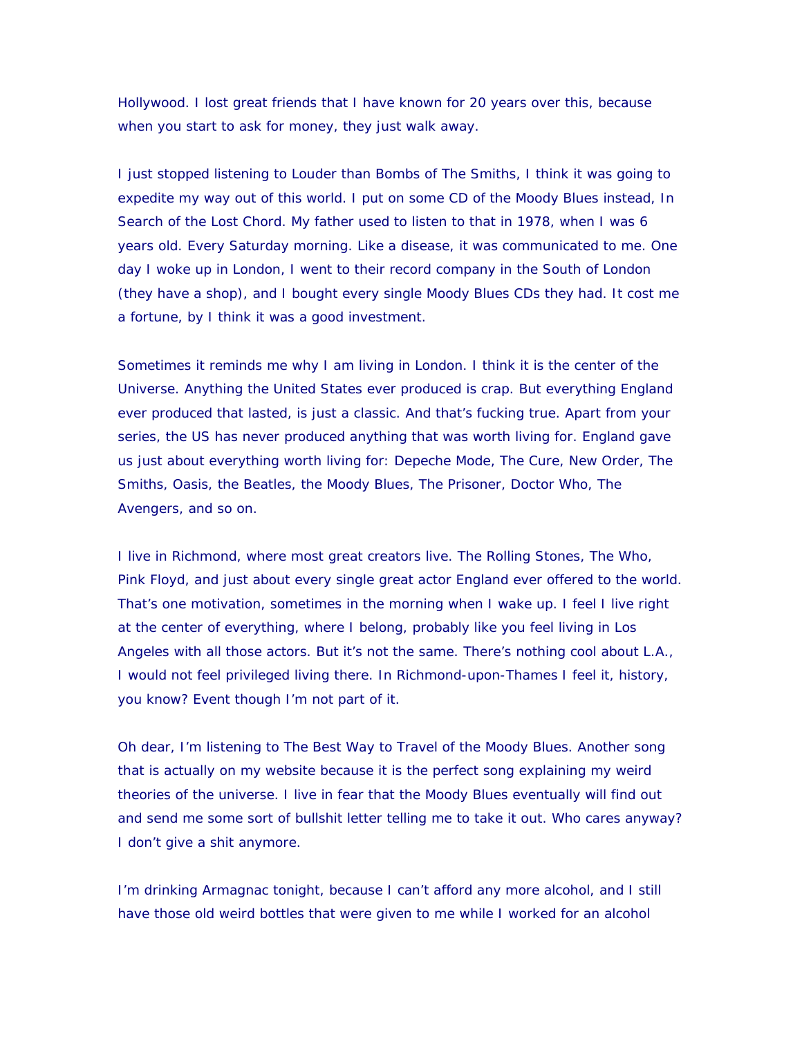Hollywood. I lost great friends that I have known for 20 years over this, because when you start to ask for money, they just walk away.

I just stopped listening to Louder than Bombs of The Smiths, I think it was going to expedite my way out of this world. I put on some CD of the Moody Blues instead, In Search of the Lost Chord. My father used to listen to that in 1978, when I was 6 years old. Every Saturday morning. Like a disease, it was communicated to me. One day I woke up in London, I went to their record company in the South of London (they have a shop), and I bought every single Moody Blues CDs they had. It cost me a fortune, by I think it was a good investment.

Sometimes it reminds me why I am living in London. I think it is the center of the Universe. Anything the United States ever produced is crap. But everything England ever produced that lasted, is just a classic. And that's fucking true. Apart from your series, the US has never produced anything that was worth living for. England gave us just about everything worth living for: Depeche Mode, The Cure, New Order, The Smiths, Oasis, the Beatles, the Moody Blues, The Prisoner, Doctor Who, The Avengers, and so on.

I live in Richmond, where most great creators live. The Rolling Stones, The Who, Pink Floyd, and just about every single great actor England ever offered to the world. That's one motivation, sometimes in the morning when I wake up. I feel I live right at the center of everything, where I belong, probably like you feel living in Los Angeles with all those actors. But it's not the same. There's nothing cool about L.A., I would not feel privileged living there. In Richmond-upon-Thames I feel it, history, you know? Event though I'm not part of it.

Oh dear, I'm listening to The Best Way to Travel of the Moody Blues. Another song that is actually on my website because it is the perfect song explaining my weird theories of the universe. I live in fear that the Moody Blues eventually will find out and send me some sort of bullshit letter telling me to take it out. Who cares anyway? I don't give a shit anymore.

I'm drinking Armagnac tonight, because I can't afford any more alcohol, and I still have those old weird bottles that were given to me while I worked for an alcohol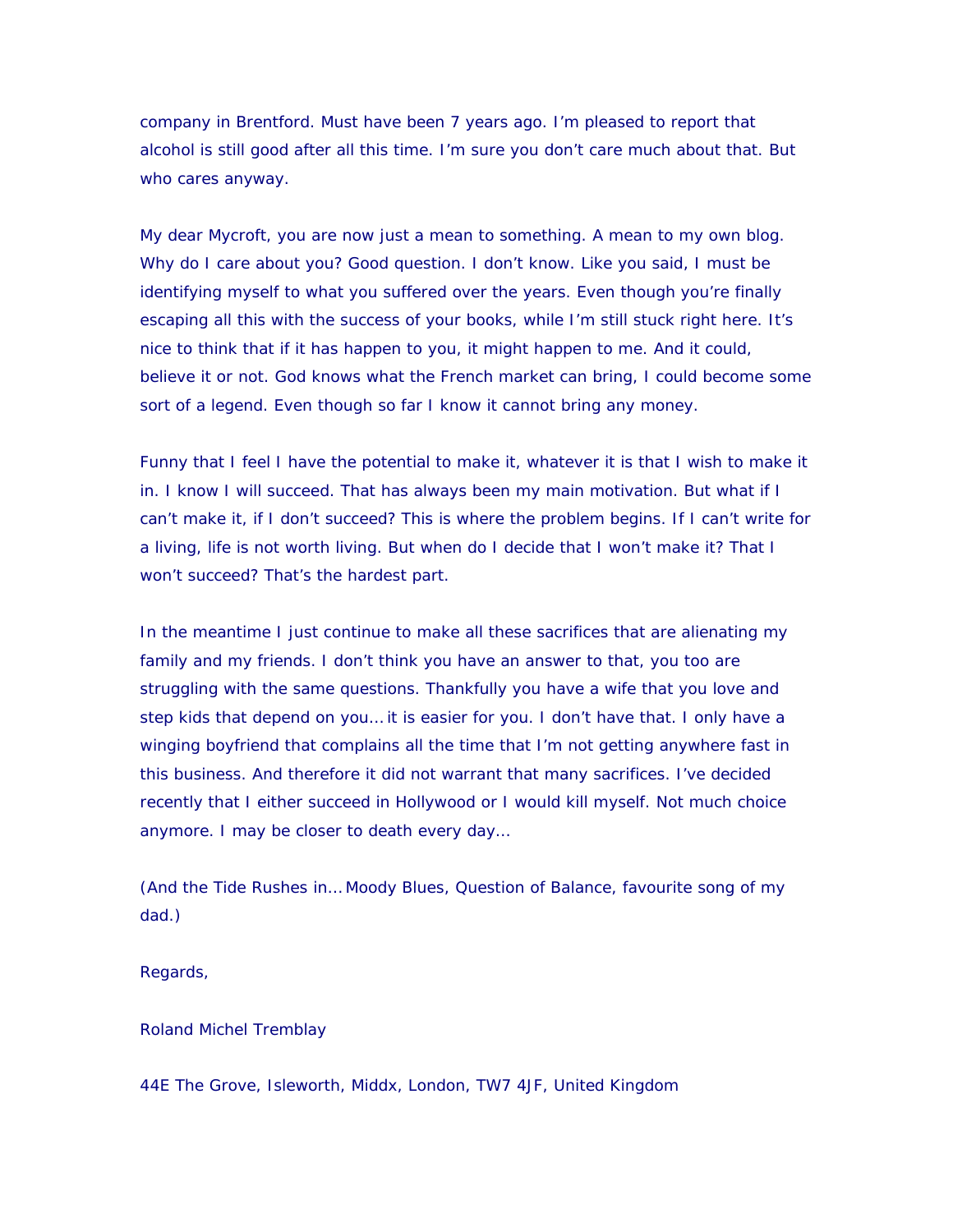company in Brentford. Must have been 7 years ago. I'm pleased to report that alcohol is still good after all this time. I'm sure you don't care much about that. But who cares anyway.

My dear Mycroft, you are now just a mean to something. A mean to my own blog. Why do I care about you? Good question. I don't know. Like you said, I must be identifying myself to what you suffered over the years. Even though you're finally escaping all this with the success of your books, while I'm still stuck right here. It's nice to think that if it has happen to you, it might happen to me. And it could, believe it or not. God knows what the French market can bring, I could become some sort of a legend. Even though so far I know it cannot bring any money.

Funny that I feel I have the potential to make it, whatever it is that I wish to make it in. I know I will succeed. That has always been my main motivation. But what if I can't make it, if I don't succeed? This is where the problem begins. If I can't write for a living, life is not worth living. But when do I decide that I won't make it? That I won't succeed? That's the hardest part.

In the meantime I just continue to make all these sacrifices that are alienating my family and my friends. I don't think you have an answer to that, you too are struggling with the same questions. Thankfully you have a wife that you love and step kids that depend on you… it is easier for you. I don't have that. I only have a winging boyfriend that complains all the time that I'm not getting anywhere fast in this business. And therefore it did not warrant that many sacrifices. I've decided recently that I either succeed in Hollywood or I would kill myself. Not much choice anymore. I may be closer to death every day…

(And the Tide Rushes in… Moody Blues, Question of Balance, favourite song of my dad.)

Regards,

Roland Michel Tremblay

44E The Grove, Isleworth, Middx, London, TW7 4JF, United Kingdom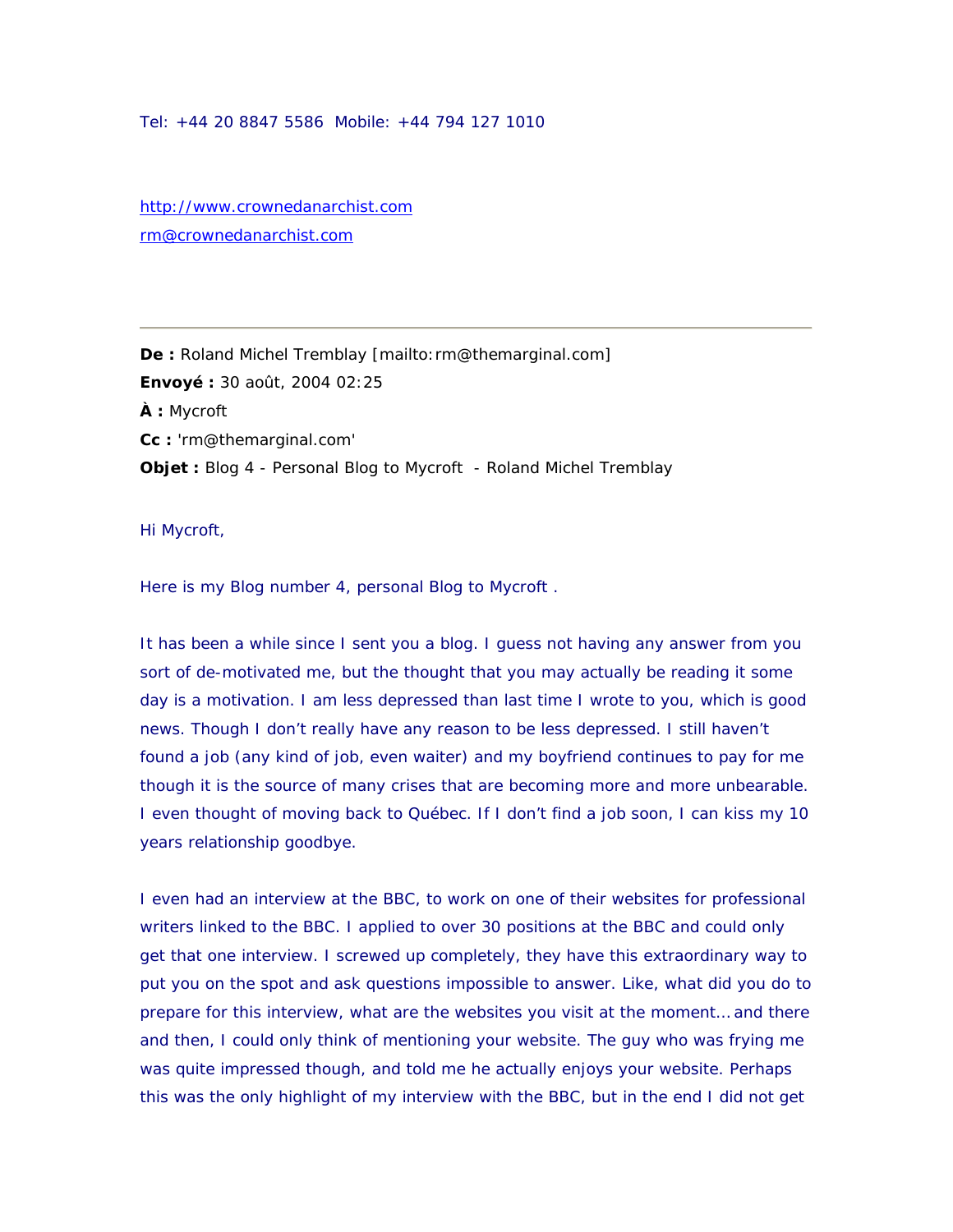Tel: +44 20 8847 5586  Mobile: +44 794 127 1010

http://www.crownedanarchist.com
rm@crownedanarchist.com

---

**De :** Roland Michel Tremblay [mailto:rm@themarginal.com]
**Envoyé :** 30 août, 2004 02:25
**À :** Mycroft
**Cc :** 'rm@themarginal.com'
**Objet :** Blog 4 - Personal Blog to Mycroft  - Roland Michel Tremblay

Hi Mycroft,

Here is my Blog number 4, personal Blog to Mycroft .

It has been a while since I sent you a blog. I guess not having any answer from you sort of de-motivated me, but the thought that you may actually be reading it some day is a motivation. I am less depressed than last time I wrote to you, which is good news. Though I don't really have any reason to be less depressed. I still haven't found a job (any kind of job, even waiter) and my boyfriend continues to pay for me though it is the source of many crises that are becoming more and more unbearable. I even thought of moving back to Québec. If I don't find a job soon, I can kiss my 10 years relationship goodbye.

I even had an interview at the BBC, to work on one of their websites for professional writers linked to the BBC. I applied to over 30 positions at the BBC and could only get that one interview. I screwed up completely, they have this extraordinary way to put you on the spot and ask questions impossible to answer. Like, what did you do to prepare for this interview, what are the websites you visit at the moment… and there and then, I could only think of mentioning your website. The guy who was frying me was quite impressed though, and told me he actually enjoys your website. Perhaps this was the only highlight of my interview with the BBC, but in the end I did not get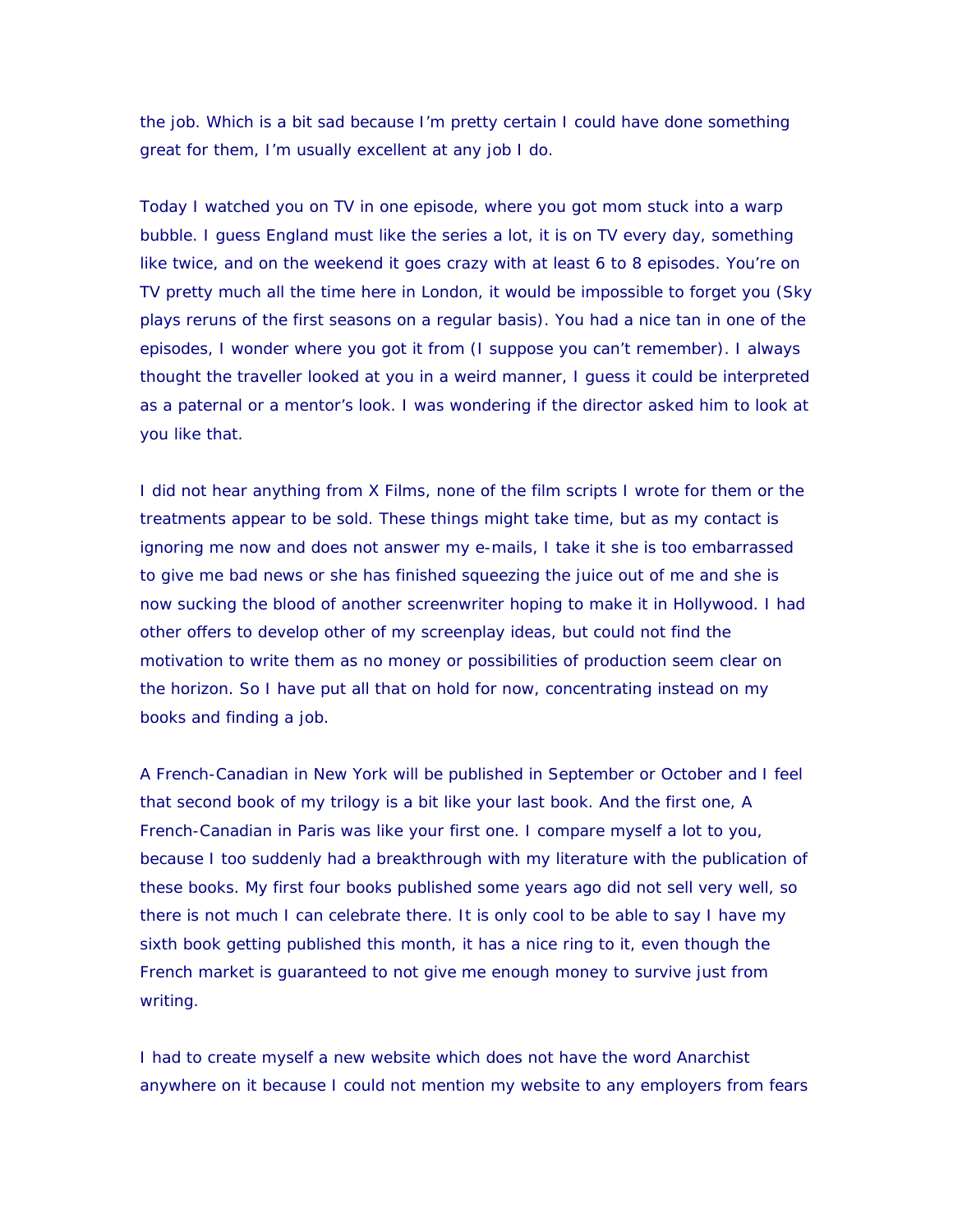the job. Which is a bit sad because I'm pretty certain I could have done something great for them, I'm usually excellent at any job I do.

Today I watched you on TV in one episode, where you got mom stuck into a warp bubble. I guess England must like the series a lot, it is on TV every day, something like twice, and on the weekend it goes crazy with at least 6 to 8 episodes. You're on TV pretty much all the time here in London, it would be impossible to forget you (Sky plays reruns of the first seasons on a regular basis). You had a nice tan in one of the episodes, I wonder where you got it from (I suppose you can't remember). I always thought the traveller looked at you in a weird manner, I guess it could be interpreted as a paternal or a mentor's look. I was wondering if the director asked him to look at you like that.

I did not hear anything from X Films, none of the film scripts I wrote for them or the treatments appear to be sold. These things might take time, but as my contact is ignoring me now and does not answer my e-mails, I take it she is too embarrassed to give me bad news or she has finished squeezing the juice out of me and she is now sucking the blood of another screenwriter hoping to make it in Hollywood. I had other offers to develop other of my screenplay ideas, but could not find the motivation to write them as no money or possibilities of production seem clear on the horizon. So I have put all that on hold for now, concentrating instead on my books and finding a job.

A French-Canadian in New York will be published in September or October and I feel that second book of my trilogy is a bit like your last book. And the first one, A French-Canadian in Paris was like your first one. I compare myself a lot to you, because I too suddenly had a breakthrough with my literature with the publication of these books. My first four books published some years ago did not sell very well, so there is not much I can celebrate there. It is only cool to be able to say I have my sixth book getting published this month, it has a nice ring to it, even though the French market is guaranteed to not give me enough money to survive just from writing.

I had to create myself a new website which does not have the word Anarchist anywhere on it because I could not mention my website to any employers from fears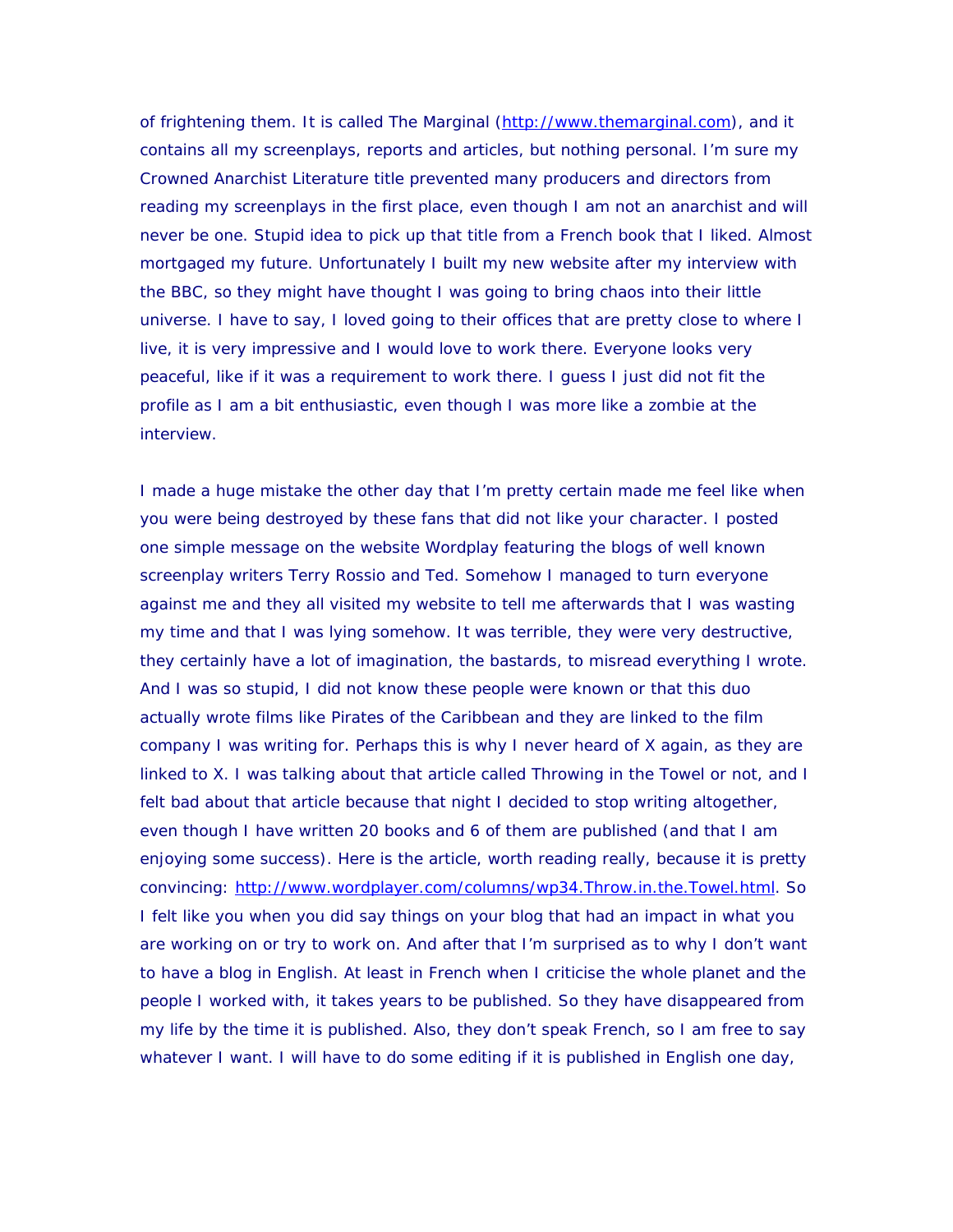of frightening them. It is called The Marginal (http://www.themarginal.com), and it contains all my screenplays, reports and articles, but nothing personal. I'm sure my Crowned Anarchist Literature title prevented many producers and directors from reading my screenplays in the first place, even though I am not an anarchist and will never be one. Stupid idea to pick up that title from a French book that I liked. Almost mortgaged my future. Unfortunately I built my new website after my interview with the BBC, so they might have thought I was going to bring chaos into their little universe. I have to say, I loved going to their offices that are pretty close to where I live, it is very impressive and I would love to work there. Everyone looks very peaceful, like if it was a requirement to work there. I guess I just did not fit the profile as I am a bit enthusiastic, even though I was more like a zombie at the interview.

I made a huge mistake the other day that I'm pretty certain made me feel like when you were being destroyed by these fans that did not like your character. I posted one simple message on the website Wordplay featuring the blogs of well known screenplay writers Terry Rossio and Ted. Somehow I managed to turn everyone against me and they all visited my website to tell me afterwards that I was wasting my time and that I was lying somehow. It was terrible, they were very destructive, they certainly have a lot of imagination, the bastards, to misread everything I wrote. And I was so stupid, I did not know these people were known or that this duo actually wrote films like Pirates of the Caribbean and they are linked to the film company I was writing for. Perhaps this is why I never heard of X again, as they are linked to X. I was talking about that article called Throwing in the Towel or not, and I felt bad about that article because that night I decided to stop writing altogether, even though I have written 20 books and 6 of them are published (and that I am enjoying some success). Here is the article, worth reading really, because it is pretty convincing: http://www.wordplayer.com/columns/wp34.Throw.in.the.Towel.html. So I felt like you when you did say things on your blog that had an impact in what you are working on or try to work on. And after that I'm surprised as to why I don't want to have a blog in English. At least in French when I criticise the whole planet and the people I worked with, it takes years to be published. So they have disappeared from my life by the time it is published. Also, they don't speak French, so I am free to say whatever I want. I will have to do some editing if it is published in English one day,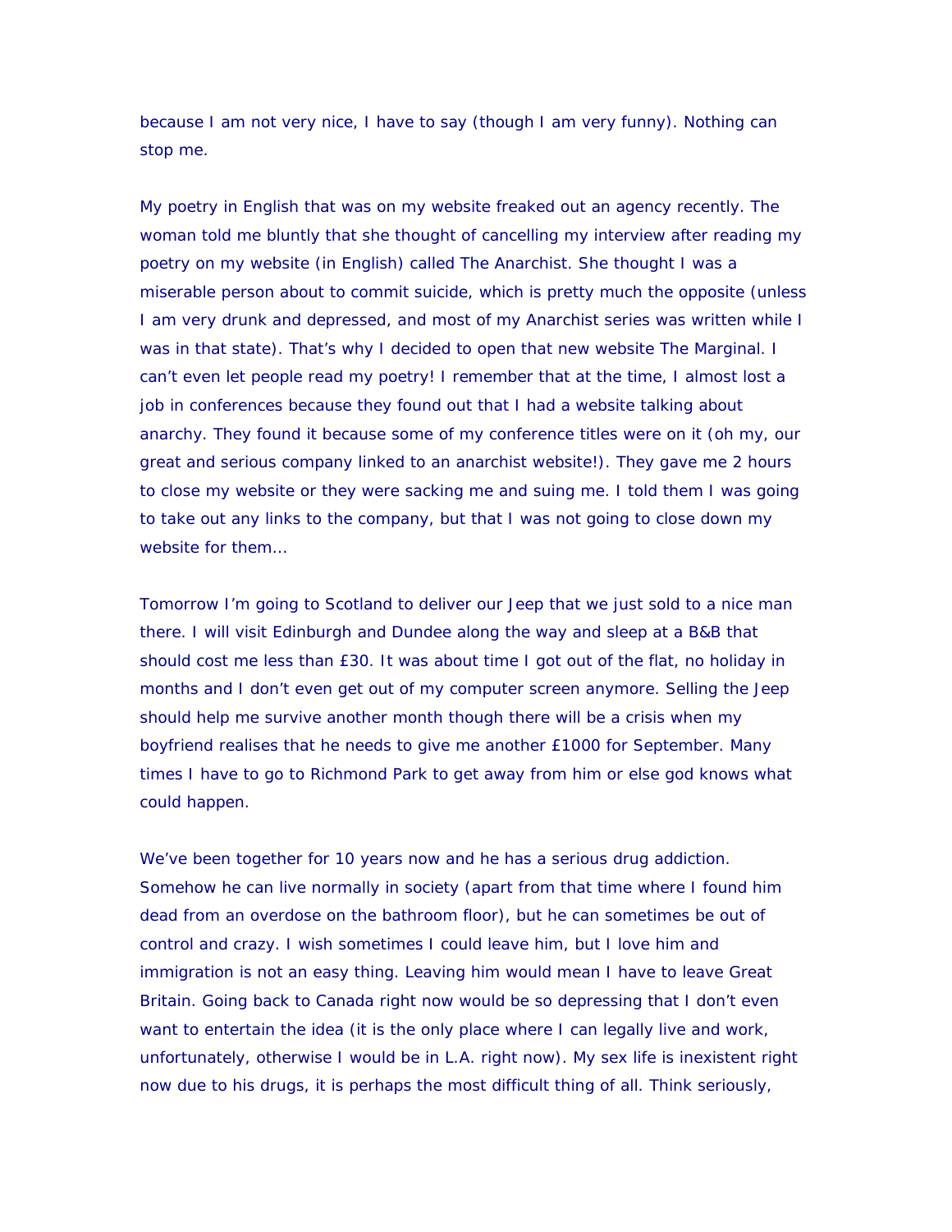because I am not very nice, I have to say (though I am very funny). Nothing can stop me.

My poetry in English that was on my website freaked out an agency recently. The woman told me bluntly that she thought of cancelling my interview after reading my poetry on my website (in English) called The Anarchist. She thought I was a miserable person about to commit suicide, which is pretty much the opposite (unless I am very drunk and depressed, and most of my Anarchist series was written while I was in that state). That's why I decided to open that new website The Marginal. I can't even let people read my poetry! I remember that at the time, I almost lost a job in conferences because they found out that I had a website talking about anarchy. They found it because some of my conference titles were on it (oh my, our great and serious company linked to an anarchist website!). They gave me 2 hours to close my website or they were sacking me and suing me. I told them I was going to take out any links to the company, but that I was not going to close down my website for them…

Tomorrow I'm going to Scotland to deliver our Jeep that we just sold to a nice man there. I will visit Edinburgh and Dundee along the way and sleep at a B&B that should cost me less than £30. It was about time I got out of the flat, no holiday in months and I don't even get out of my computer screen anymore. Selling the Jeep should help me survive another month though there will be a crisis when my boyfriend realises that he needs to give me another £1000 for September. Many times I have to go to Richmond Park to get away from him or else god knows what could happen.

We've been together for 10 years now and he has a serious drug addiction. Somehow he can live normally in society (apart from that time where I found him dead from an overdose on the bathroom floor), but he can sometimes be out of control and crazy. I wish sometimes I could leave him, but I love him and immigration is not an easy thing. Leaving him would mean I have to leave Great Britain. Going back to Canada right now would be so depressing that I don't even want to entertain the idea (it is the only place where I can legally live and work, unfortunately, otherwise I would be in L.A. right now). My sex life is inexistent right now due to his drugs, it is perhaps the most difficult thing of all. Think seriously,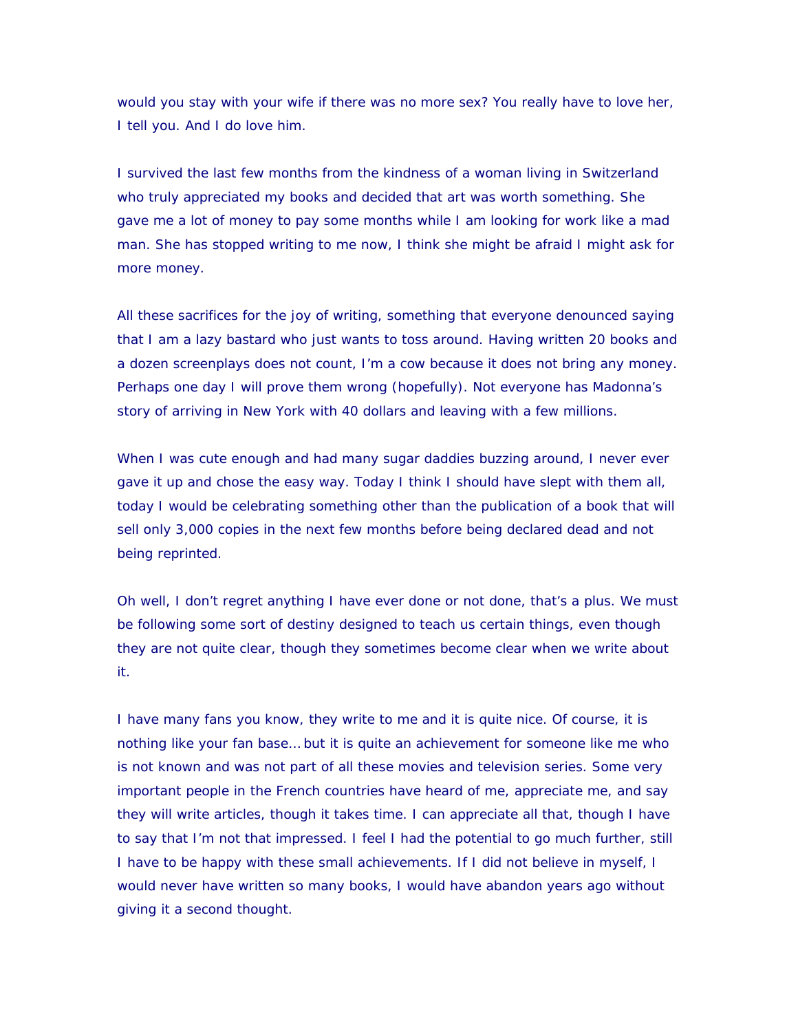would you stay with your wife if there was no more sex? You really have to love her, I tell you. And I do love him.

I survived the last few months from the kindness of a woman living in Switzerland who truly appreciated my books and decided that art was worth something. She gave me a lot of money to pay some months while I am looking for work like a mad man. She has stopped writing to me now, I think she might be afraid I might ask for more money.

All these sacrifices for the joy of writing, something that everyone denounced saying that I am a lazy bastard who just wants to toss around. Having written 20 books and a dozen screenplays does not count, I'm a cow because it does not bring any money. Perhaps one day I will prove them wrong (hopefully). Not everyone has Madonna's story of arriving in New York with 40 dollars and leaving with a few millions.

When I was cute enough and had many sugar daddies buzzing around, I never ever gave it up and chose the easy way. Today I think I should have slept with them all, today I would be celebrating something other than the publication of a book that will sell only 3,000 copies in the next few months before being declared dead and not being reprinted.

Oh well, I don't regret anything I have ever done or not done, that's a plus. We must be following some sort of destiny designed to teach us certain things, even though they are not quite clear, though they sometimes become clear when we write about it.

I have many fans you know, they write to me and it is quite nice. Of course, it is nothing like your fan base… but it is quite an achievement for someone like me who is not known and was not part of all these movies and television series. Some very important people in the French countries have heard of me, appreciate me, and say they will write articles, though it takes time. I can appreciate all that, though I have to say that I'm not that impressed. I feel I had the potential to go much further, still I have to be happy with these small achievements. If I did not believe in myself, I would never have written so many books, I would have abandon years ago without giving it a second thought.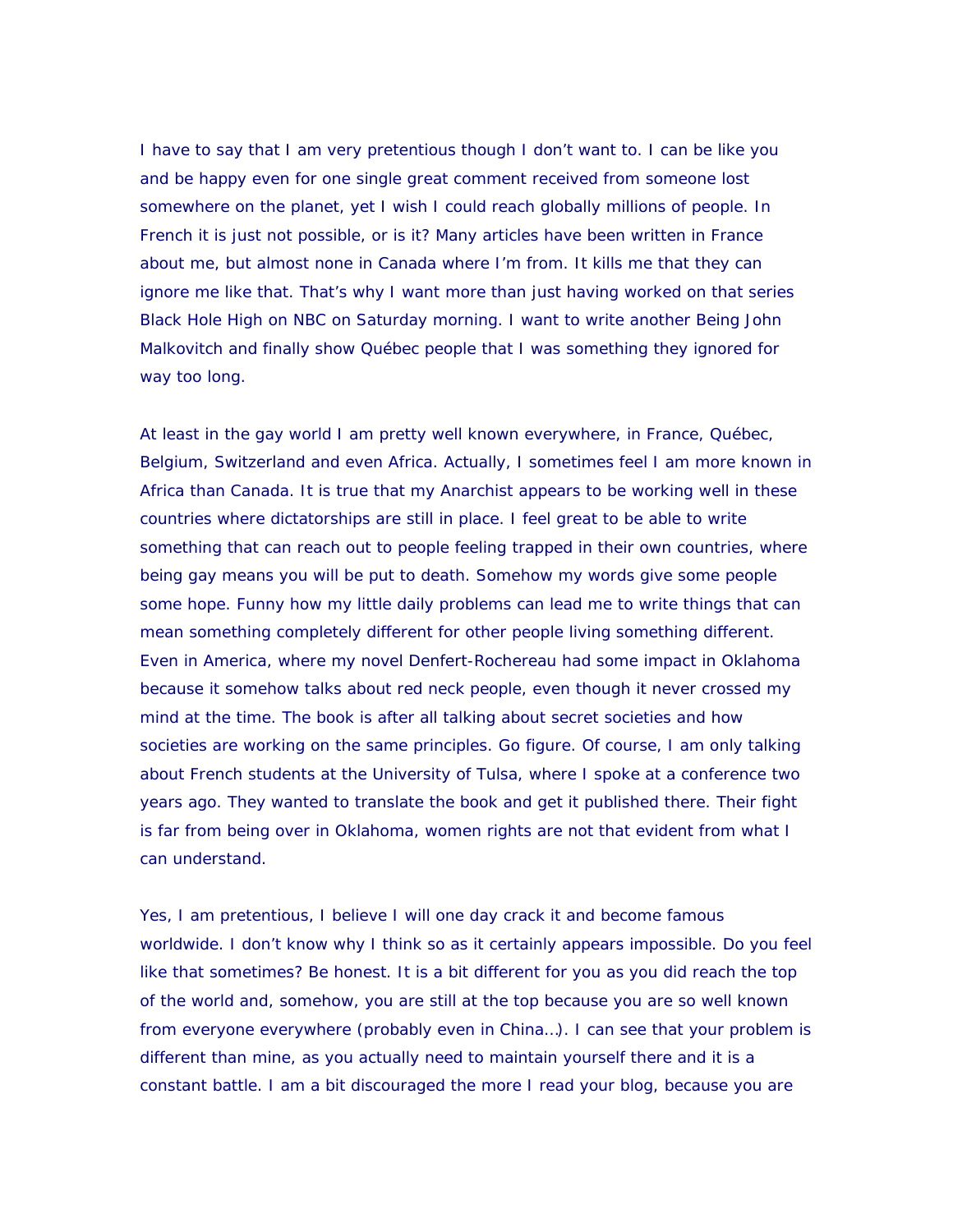I have to say that I am very pretentious though I don't want to. I can be like you and be happy even for one single great comment received from someone lost somewhere on the planet, yet I wish I could reach globally millions of people. In French it is just not possible, or is it? Many articles have been written in France about me, but almost none in Canada where I'm from. It kills me that they can ignore me like that. That's why I want more than just having worked on that series Black Hole High on NBC on Saturday morning. I want to write another Being John Malkovitch and finally show Québec people that I was something they ignored for way too long.

At least in the gay world I am pretty well known everywhere, in France, Québec, Belgium, Switzerland and even Africa. Actually, I sometimes feel I am more known in Africa than Canada. It is true that my Anarchist appears to be working well in these countries where dictatorships are still in place. I feel great to be able to write something that can reach out to people feeling trapped in their own countries, where being gay means you will be put to death. Somehow my words give some people some hope. Funny how my little daily problems can lead me to write things that can mean something completely different for other people living something different. Even in America, where my novel Denfert-Rochereau had some impact in Oklahoma because it somehow talks about red neck people, even though it never crossed my mind at the time. The book is after all talking about secret societies and how societies are working on the same principles. Go figure. Of course, I am only talking about French students at the University of Tulsa, where I spoke at a conference two years ago. They wanted to translate the book and get it published there. Their fight is far from being over in Oklahoma, women rights are not that evident from what I can understand.

Yes, I am pretentious, I believe I will one day crack it and become famous worldwide. I don't know why I think so as it certainly appears impossible. Do you feel like that sometimes? Be honest. It is a bit different for you as you did reach the top of the world and, somehow, you are still at the top because you are so well known from everyone everywhere (probably even in China…). I can see that your problem is different than mine, as you actually need to maintain yourself there and it is a constant battle. I am a bit discouraged the more I read your blog, because you are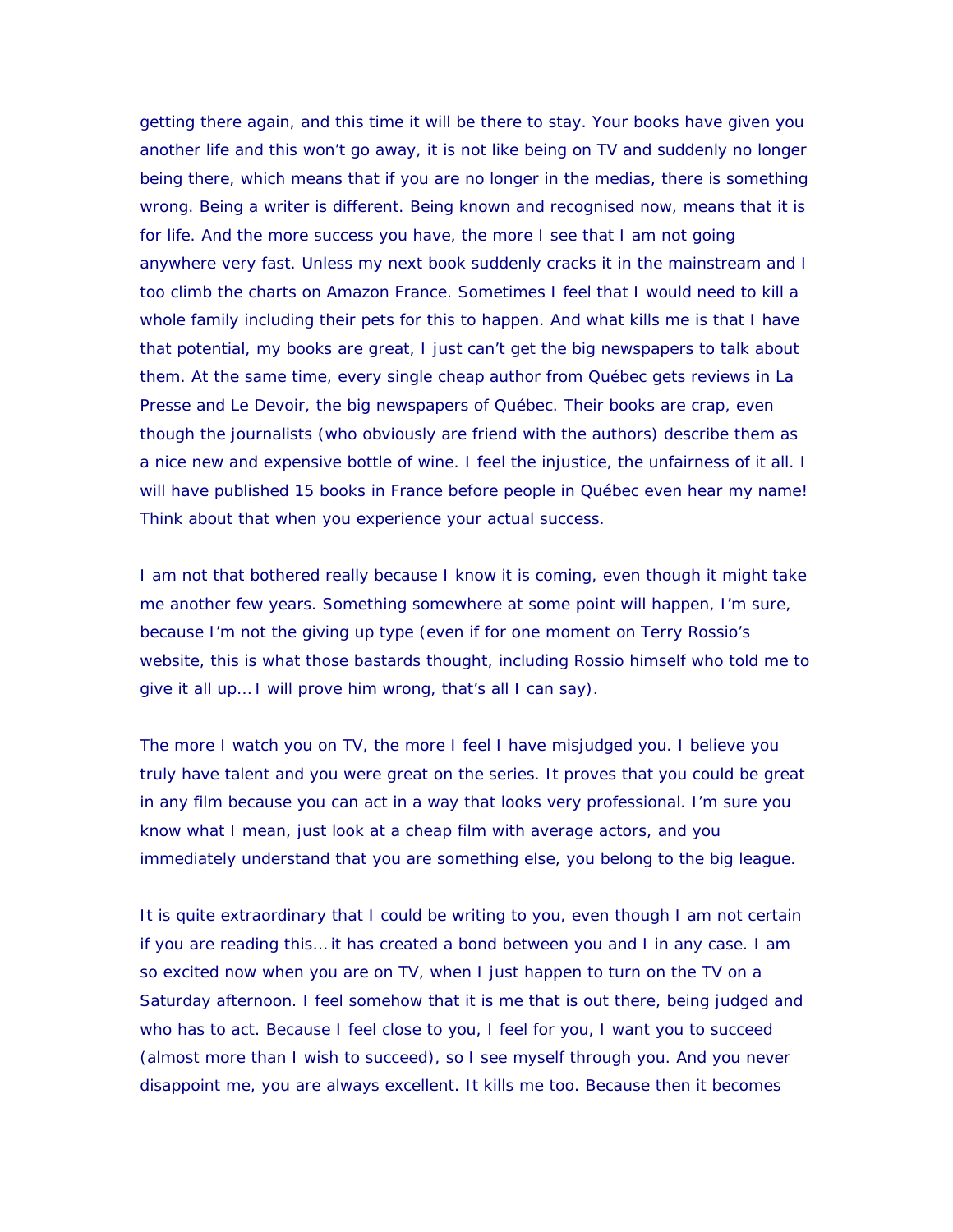getting there again, and this time it will be there to stay. Your books have given you another life and this won't go away, it is not like being on TV and suddenly no longer being there, which means that if you are no longer in the medias, there is something wrong. Being a writer is different. Being known and recognised now, means that it is for life. And the more success you have, the more I see that I am not going anywhere very fast. Unless my next book suddenly cracks it in the mainstream and I too climb the charts on Amazon France. Sometimes I feel that I would need to kill a whole family including their pets for this to happen. And what kills me is that I have that potential, my books are great, I just can't get the big newspapers to talk about them. At the same time, every single cheap author from Québec gets reviews in La Presse and Le Devoir, the big newspapers of Québec. Their books are crap, even though the journalists (who obviously are friend with the authors) describe them as a nice new and expensive bottle of wine. I feel the injustice, the unfairness of it all. I will have published 15 books in France before people in Québec even hear my name! Think about that when you experience your actual success.

I am not that bothered really because I know it is coming, even though it might take me another few years. Something somewhere at some point will happen, I'm sure, because I'm not the giving up type (even if for one moment on Terry Rossio's website, this is what those bastards thought, including Rossio himself who told me to give it all up… I will prove him wrong, that's all I can say).

The more I watch you on TV, the more I feel I have misjudged you. I believe you truly have talent and you were great on the series. It proves that you could be great in any film because you can act in a way that looks very professional. I'm sure you know what I mean, just look at a cheap film with average actors, and you immediately understand that you are something else, you belong to the big league.

It is quite extraordinary that I could be writing to you, even though I am not certain if you are reading this… it has created a bond between you and I in any case. I am so excited now when you are on TV, when I just happen to turn on the TV on a Saturday afternoon. I feel somehow that it is me that is out there, being judged and who has to act. Because I feel close to you, I feel for you, I want you to succeed (almost more than I wish to succeed), so I see myself through you. And you never disappoint me, you are always excellent. It kills me too. Because then it becomes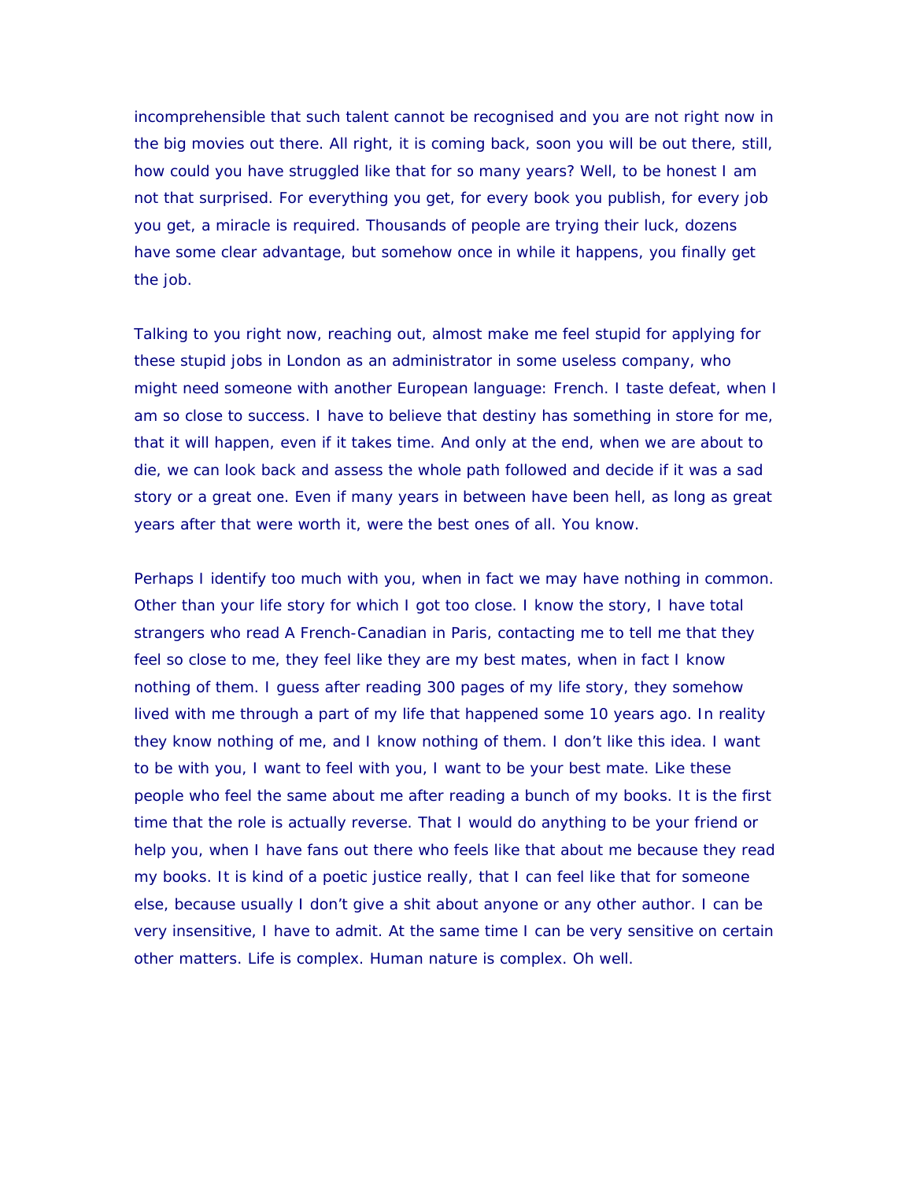incomprehensible that such talent cannot be recognised and you are not right now in the big movies out there. All right, it is coming back, soon you will be out there, still, how could you have struggled like that for so many years? Well, to be honest I am not that surprised. For everything you get, for every book you publish, for every job you get, a miracle is required. Thousands of people are trying their luck, dozens have some clear advantage, but somehow once in while it happens, you finally get the job.

Talking to you right now, reaching out, almost make me feel stupid for applying for these stupid jobs in London as an administrator in some useless company, who might need someone with another European language: French. I taste defeat, when I am so close to success. I have to believe that destiny has something in store for me, that it will happen, even if it takes time. And only at the end, when we are about to die, we can look back and assess the whole path followed and decide if it was a sad story or a great one. Even if many years in between have been hell, as long as great years after that were worth it, were the best ones of all. You know.

Perhaps I identify too much with you, when in fact we may have nothing in common. Other than your life story for which I got too close. I know the story, I have total strangers who read A French-Canadian in Paris, contacting me to tell me that they feel so close to me, they feel like they are my best mates, when in fact I know nothing of them. I guess after reading 300 pages of my life story, they somehow lived with me through a part of my life that happened some 10 years ago. In reality they know nothing of me, and I know nothing of them. I don't like this idea. I want to be with you, I want to feel with you, I want to be your best mate. Like these people who feel the same about me after reading a bunch of my books. It is the first time that the role is actually reverse. That I would do anything to be your friend or help you, when I have fans out there who feels like that about me because they read my books. It is kind of a poetic justice really, that I can feel like that for someone else, because usually I don't give a shit about anyone or any other author. I can be very insensitive, I have to admit. At the same time I can be very sensitive on certain other matters. Life is complex. Human nature is complex. Oh well.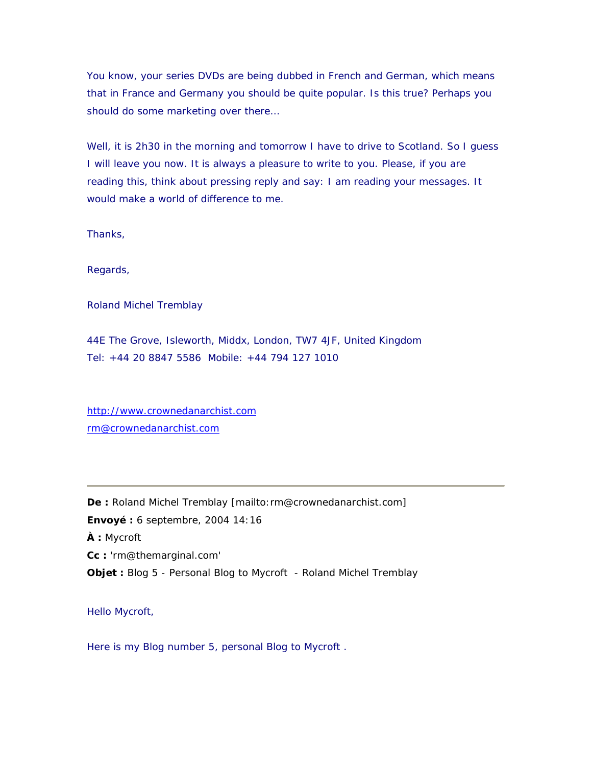You know, your series DVDs are being dubbed in French and German, which means that in France and Germany you should be quite popular. Is this true? Perhaps you should do some marketing over there...

Well, it is 2h30 in the morning and tomorrow I have to drive to Scotland. So I guess I will leave you now. It is always a pleasure to write to you. Please, if you are reading this, think about pressing reply and say: I am reading your messages. It would make a world of difference to me.

Thanks,

Regards,

Roland Michel Tremblay

44E The Grove, Isleworth, Middx, London, TW7 4JF, United Kingdom
Tel: +44 20 8847 5586 Mobile: +44 794 127 1010

http://www.crownedanarchist.com
rm@crownedanarchist.com

---

**De :** Roland Michel Tremblay [mailto:rm@crownedanarchist.com]
**Envoyé :** 6 septembre, 2004 14:16
**À :** Mycroft
**Cc :** 'rm@themarginal.com'
**Objet :** Blog 5 - Personal Blog to Mycroft - Roland Michel Tremblay

Hello Mycroft,

Here is my Blog number 5, personal Blog to Mycroft .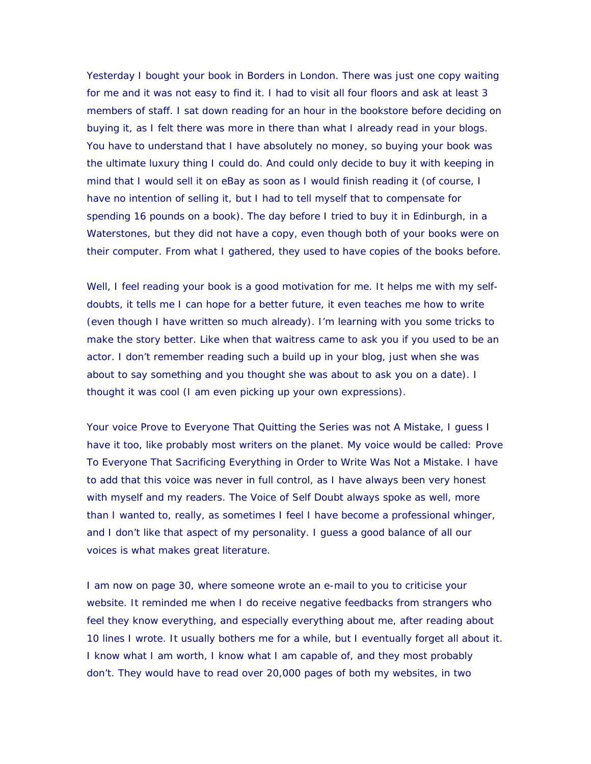Yesterday I bought your book in Borders in London. There was just one copy waiting for me and it was not easy to find it. I had to visit all four floors and ask at least 3 members of staff. I sat down reading for an hour in the bookstore before deciding on buying it, as I felt there was more in there than what I already read in your blogs. You have to understand that I have absolutely no money, so buying your book was the ultimate luxury thing I could do. And could only decide to buy it with keeping in mind that I would sell it on eBay as soon as I would finish reading it (of course, I have no intention of selling it, but I had to tell myself that to compensate for spending 16 pounds on a book). The day before I tried to buy it in Edinburgh, in a Waterstones, but they did not have a copy, even though both of your books were on their computer. From what I gathered, they used to have copies of the books before.

Well, I feel reading your book is a good motivation for me. It helps me with my self-doubts, it tells me I can hope for a better future, it even teaches me how to write (even though I have written so much already). I'm learning with you some tricks to make the story better. Like when that waitress came to ask you if you used to be an actor. I don't remember reading such a build up in your blog, just when she was about to say something and you thought she was about to ask you on a date). I thought it was cool (I am even picking up your own expressions).

Your voice Prove to Everyone That Quitting the Series was not A Mistake, I guess I have it too, like probably most writers on the planet. My voice would be called: Prove To Everyone That Sacrificing Everything in Order to Write Was Not a Mistake. I have to add that this voice was never in full control, as I have always been very honest with myself and my readers. The Voice of Self Doubt always spoke as well, more than I wanted to, really, as sometimes I feel I have become a professional whinger, and I don't like that aspect of my personality. I guess a good balance of all our voices is what makes great literature.

I am now on page 30, where someone wrote an e-mail to you to criticise your website. It reminded me when I do receive negative feedbacks from strangers who feel they know everything, and especially everything about me, after reading about 10 lines I wrote. It usually bothers me for a while, but I eventually forget all about it. I know what I am worth, I know what I am capable of, and they most probably don't. They would have to read over 20,000 pages of both my websites, in two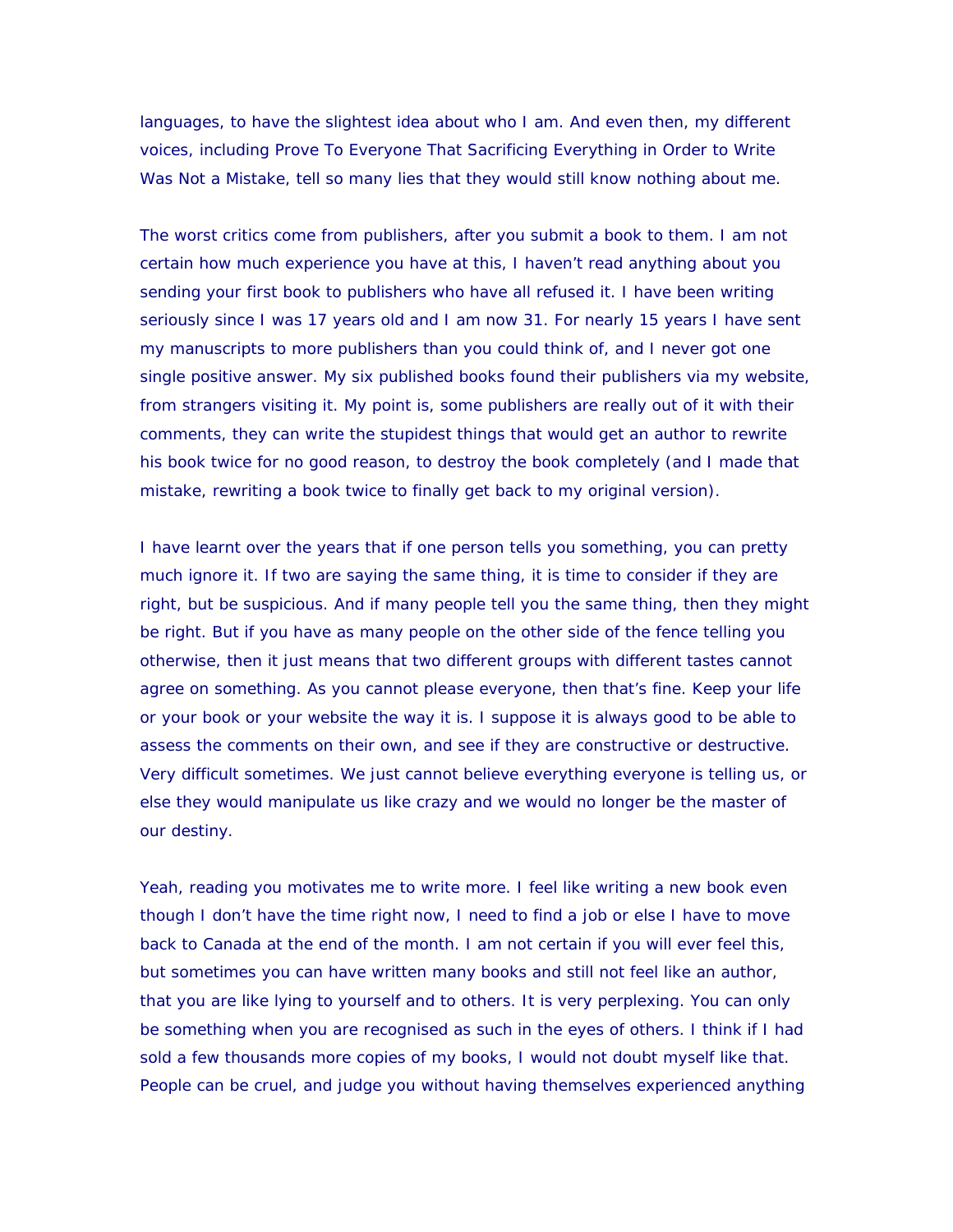languages, to have the slightest idea about who I am. And even then, my different voices, including Prove To Everyone That Sacrificing Everything in Order to Write Was Not a Mistake, tell so many lies that they would still know nothing about me.

The worst critics come from publishers, after you submit a book to them. I am not certain how much experience you have at this, I haven't read anything about you sending your first book to publishers who have all refused it. I have been writing seriously since I was 17 years old and I am now 31. For nearly 15 years I have sent my manuscripts to more publishers than you could think of, and I never got one single positive answer. My six published books found their publishers via my website, from strangers visiting it. My point is, some publishers are really out of it with their comments, they can write the stupidest things that would get an author to rewrite his book twice for no good reason, to destroy the book completely (and I made that mistake, rewriting a book twice to finally get back to my original version).

I have learnt over the years that if one person tells you something, you can pretty much ignore it. If two are saying the same thing, it is time to consider if they are right, but be suspicious. And if many people tell you the same thing, then they might be right. But if you have as many people on the other side of the fence telling you otherwise, then it just means that two different groups with different tastes cannot agree on something. As you cannot please everyone, then that's fine. Keep your life or your book or your website the way it is. I suppose it is always good to be able to assess the comments on their own, and see if they are constructive or destructive. Very difficult sometimes. We just cannot believe everything everyone is telling us, or else they would manipulate us like crazy and we would no longer be the master of our destiny.

Yeah, reading you motivates me to write more. I feel like writing a new book even though I don't have the time right now, I need to find a job or else I have to move back to Canada at the end of the month. I am not certain if you will ever feel this, but sometimes you can have written many books and still not feel like an author, that you are like lying to yourself and to others. It is very perplexing. You can only be something when you are recognised as such in the eyes of others. I think if I had sold a few thousands more copies of my books, I would not doubt myself like that. People can be cruel, and judge you without having themselves experienced anything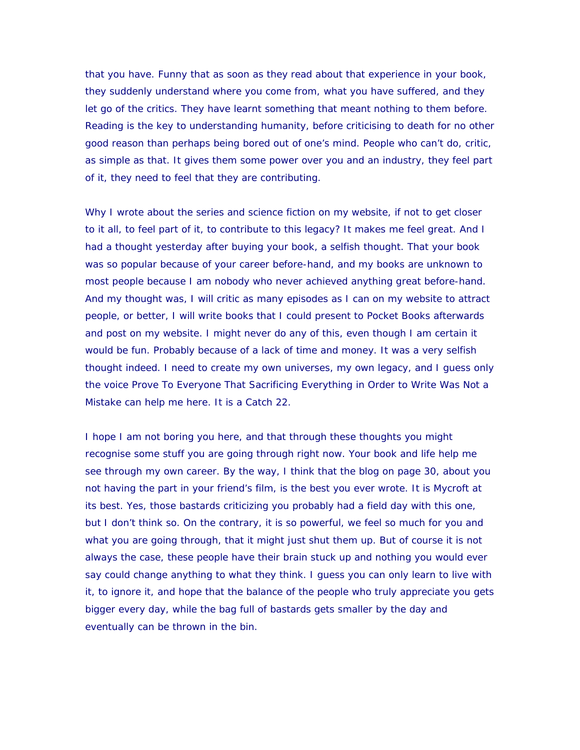that you have. Funny that as soon as they read about that experience in your book, they suddenly understand where you come from, what you have suffered, and they let go of the critics. They have learnt something that meant nothing to them before. Reading is the key to understanding humanity, before criticising to death for no other good reason than perhaps being bored out of one's mind. People who can't do, critic, as simple as that. It gives them some power over you and an industry, they feel part of it, they need to feel that they are contributing.

Why I wrote about the series and science fiction on my website, if not to get closer to it all, to feel part of it, to contribute to this legacy? It makes me feel great. And I had a thought yesterday after buying your book, a selfish thought. That your book was so popular because of your career before-hand, and my books are unknown to most people because I am nobody who never achieved anything great before-hand. And my thought was, I will critic as many episodes as I can on my website to attract people, or better, I will write books that I could present to Pocket Books afterwards and post on my website. I might never do any of this, even though I am certain it would be fun. Probably because of a lack of time and money. It was a very selfish thought indeed. I need to create my own universes, my own legacy, and I guess only the voice Prove To Everyone That Sacrificing Everything in Order to Write Was Not a Mistake can help me here. It is a Catch 22.

I hope I am not boring you here, and that through these thoughts you might recognise some stuff you are going through right now. Your book and life help me see through my own career. By the way, I think that the blog on page 30, about you not having the part in your friend's film, is the best you ever wrote. It is Mycroft at its best. Yes, those bastards criticizing you probably had a field day with this one, but I don't think so. On the contrary, it is so powerful, we feel so much for you and what you are going through, that it might just shut them up. But of course it is not always the case, these people have their brain stuck up and nothing you would ever say could change anything to what they think. I guess you can only learn to live with it, to ignore it, and hope that the balance of the people who truly appreciate you gets bigger every day, while the bag full of bastards gets smaller by the day and eventually can be thrown in the bin.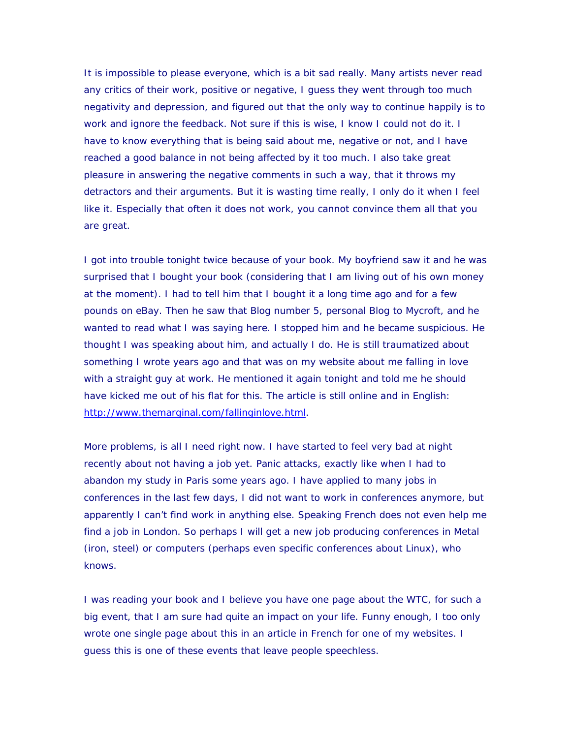It is impossible to please everyone, which is a bit sad really. Many artists never read any critics of their work, positive or negative, I guess they went through too much negativity and depression, and figured out that the only way to continue happily is to work and ignore the feedback. Not sure if this is wise, I know I could not do it. I have to know everything that is being said about me, negative or not, and I have reached a good balance in not being affected by it too much. I also take great pleasure in answering the negative comments in such a way, that it throws my detractors and their arguments. But it is wasting time really, I only do it when I feel like it. Especially that often it does not work, you cannot convince them all that you are great.

I got into trouble tonight twice because of your book. My boyfriend saw it and he was surprised that I bought your book (considering that I am living out of his own money at the moment). I had to tell him that I bought it a long time ago and for a few pounds on eBay. Then he saw that Blog number 5, personal Blog to Mycroft, and he wanted to read what I was saying here. I stopped him and he became suspicious. He thought I was speaking about him, and actually I do. He is still traumatized about something I wrote years ago and that was on my website about me falling in love with a straight guy at work. He mentioned it again tonight and told me he should have kicked me out of his flat for this. The article is still online and in English: http://www.themarginal.com/fallinginlove.html.

More problems, is all I need right now. I have started to feel very bad at night recently about not having a job yet. Panic attacks, exactly like when I had to abandon my study in Paris some years ago. I have applied to many jobs in conferences in the last few days, I did not want to work in conferences anymore, but apparently I can't find work in anything else. Speaking French does not even help me find a job in London. So perhaps I will get a new job producing conferences in Metal (iron, steel) or computers (perhaps even specific conferences about Linux), who knows.

I was reading your book and I believe you have one page about the WTC, for such a big event, that I am sure had quite an impact on your life. Funny enough, I too only wrote one single page about this in an article in French for one of my websites. I guess this is one of these events that leave people speechless.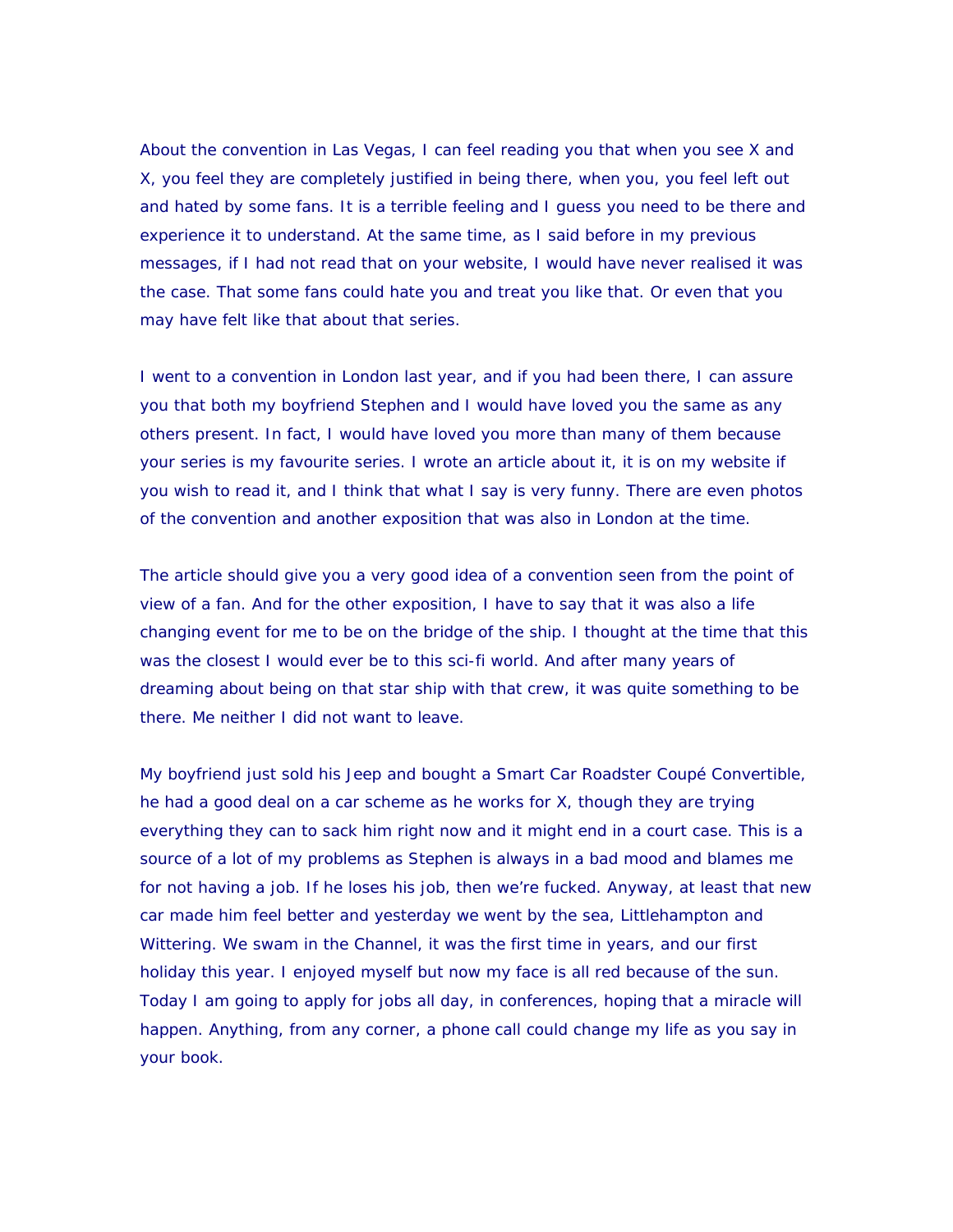About the convention in Las Vegas, I can feel reading you that when you see X and X, you feel they are completely justified in being there, when you, you feel left out and hated by some fans. It is a terrible feeling and I guess you need to be there and experience it to understand. At the same time, as I said before in my previous messages, if I had not read that on your website, I would have never realised it was the case. That some fans could hate you and treat you like that. Or even that you may have felt like that about that series.

I went to a convention in London last year, and if you had been there, I can assure you that both my boyfriend Stephen and I would have loved you the same as any others present. In fact, I would have loved you more than many of them because your series is my favourite series. I wrote an article about it, it is on my website if you wish to read it, and I think that what I say is very funny. There are even photos of the convention and another exposition that was also in London at the time.

The article should give you a very good idea of a convention seen from the point of view of a fan. And for the other exposition, I have to say that it was also a life changing event for me to be on the bridge of the ship. I thought at the time that this was the closest I would ever be to this sci-fi world. And after many years of dreaming about being on that star ship with that crew, it was quite something to be there. Me neither I did not want to leave.

My boyfriend just sold his Jeep and bought a Smart Car Roadster Coupé Convertible, he had a good deal on a car scheme as he works for X, though they are trying everything they can to sack him right now and it might end in a court case. This is a source of a lot of my problems as Stephen is always in a bad mood and blames me for not having a job. If he loses his job, then we're fucked. Anyway, at least that new car made him feel better and yesterday we went by the sea, Littlehampton and Wittering. We swam in the Channel, it was the first time in years, and our first holiday this year. I enjoyed myself but now my face is all red because of the sun. Today I am going to apply for jobs all day, in conferences, hoping that a miracle will happen. Anything, from any corner, a phone call could change my life as you say in your book.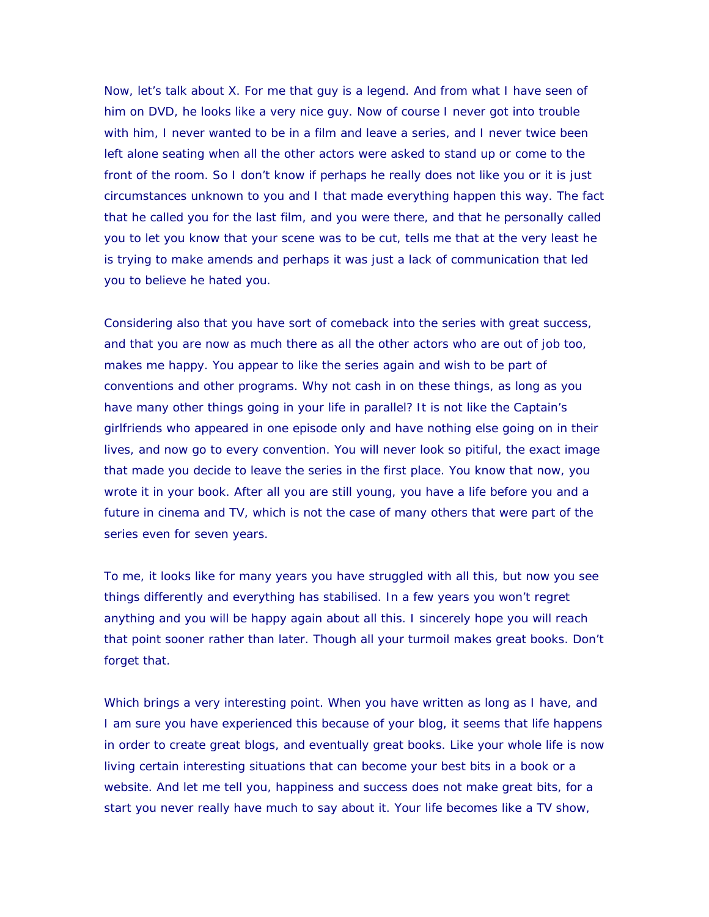Now, let's talk about X. For me that guy is a legend. And from what I have seen of him on DVD, he looks like a very nice guy. Now of course I never got into trouble with him, I never wanted to be in a film and leave a series, and I never twice been left alone seating when all the other actors were asked to stand up or come to the front of the room. So I don't know if perhaps he really does not like you or it is just circumstances unknown to you and I that made everything happen this way. The fact that he called you for the last film, and you were there, and that he personally called you to let you know that your scene was to be cut, tells me that at the very least he is trying to make amends and perhaps it was just a lack of communication that led you to believe he hated you.

Considering also that you have sort of comeback into the series with great success, and that you are now as much there as all the other actors who are out of job too, makes me happy. You appear to like the series again and wish to be part of conventions and other programs. Why not cash in on these things, as long as you have many other things going in your life in parallel? It is not like the Captain's girlfriends who appeared in one episode only and have nothing else going on in their lives, and now go to every convention. You will never look so pitiful, the exact image that made you decide to leave the series in the first place. You know that now, you wrote it in your book. After all you are still young, you have a life before you and a future in cinema and TV, which is not the case of many others that were part of the series even for seven years.

To me, it looks like for many years you have struggled with all this, but now you see things differently and everything has stabilised. In a few years you won't regret anything and you will be happy again about all this. I sincerely hope you will reach that point sooner rather than later. Though all your turmoil makes great books. Don't forget that.

Which brings a very interesting point. When you have written as long as I have, and I am sure you have experienced this because of your blog, it seems that life happens in order to create great blogs, and eventually great books. Like your whole life is now living certain interesting situations that can become your best bits in a book or a website. And let me tell you, happiness and success does not make great bits, for a start you never really have much to say about it. Your life becomes like a TV show,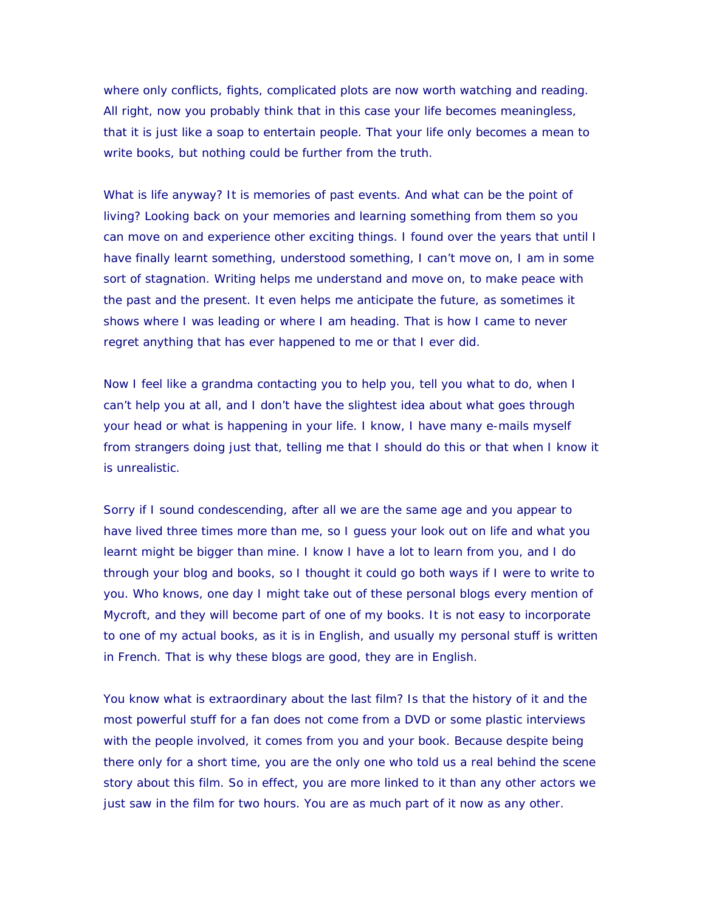where only conflicts, fights, complicated plots are now worth watching and reading. All right, now you probably think that in this case your life becomes meaningless, that it is just like a soap to entertain people. That your life only becomes a mean to write books, but nothing could be further from the truth.

What is life anyway? It is memories of past events. And what can be the point of living? Looking back on your memories and learning something from them so you can move on and experience other exciting things. I found over the years that until I have finally learnt something, understood something, I can't move on, I am in some sort of stagnation. Writing helps me understand and move on, to make peace with the past and the present. It even helps me anticipate the future, as sometimes it shows where I was leading or where I am heading. That is how I came to never regret anything that has ever happened to me or that I ever did.

Now I feel like a grandma contacting you to help you, tell you what to do, when I can't help you at all, and I don't have the slightest idea about what goes through your head or what is happening in your life. I know, I have many e-mails myself from strangers doing just that, telling me that I should do this or that when I know it is unrealistic.

Sorry if I sound condescending, after all we are the same age and you appear to have lived three times more than me, so I guess your look out on life and what you learnt might be bigger than mine. I know I have a lot to learn from you, and I do through your blog and books, so I thought it could go both ways if I were to write to you. Who knows, one day I might take out of these personal blogs every mention of Mycroft, and they will become part of one of my books. It is not easy to incorporate to one of my actual books, as it is in English, and usually my personal stuff is written in French. That is why these blogs are good, they are in English.

You know what is extraordinary about the last film? Is that the history of it and the most powerful stuff for a fan does not come from a DVD or some plastic interviews with the people involved, it comes from you and your book. Because despite being there only for a short time, you are the only one who told us a real behind the scene story about this film. So in effect, you are more linked to it than any other actors we just saw in the film for two hours. You are as much part of it now as any other.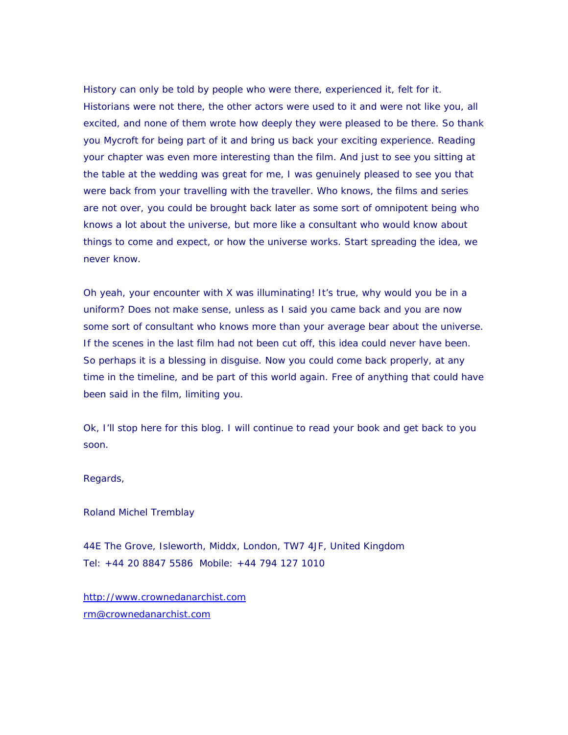History can only be told by people who were there, experienced it, felt for it. Historians were not there, the other actors were used to it and were not like you, all excited, and none of them wrote how deeply they were pleased to be there. So thank you Mycroft for being part of it and bring us back your exciting experience. Reading your chapter was even more interesting than the film. And just to see you sitting at the table at the wedding was great for me, I was genuinely pleased to see you that were back from your travelling with the traveller. Who knows, the films and series are not over, you could be brought back later as some sort of omnipotent being who knows a lot about the universe, but more like a consultant who would know about things to come and expect, or how the universe works. Start spreading the idea, we never know.

Oh yeah, your encounter with X was illuminating! It's true, why would you be in a uniform? Does not make sense, unless as I said you came back and you are now some sort of consultant who knows more than your average bear about the universe. If the scenes in the last film had not been cut off, this idea could never have been. So perhaps it is a blessing in disguise. Now you could come back properly, at any time in the timeline, and be part of this world again. Free of anything that could have been said in the film, limiting you.

Ok, I'll stop here for this blog. I will continue to read your book and get back to you soon.

Regards,

Roland Michel Tremblay

44E The Grove, Isleworth, Middx, London, TW7 4JF, United Kingdom
Tel: +44 20 8847 5586  Mobile: +44 794 127 1010

http://www.crownedanarchist.com
rm@crownedanarchist.com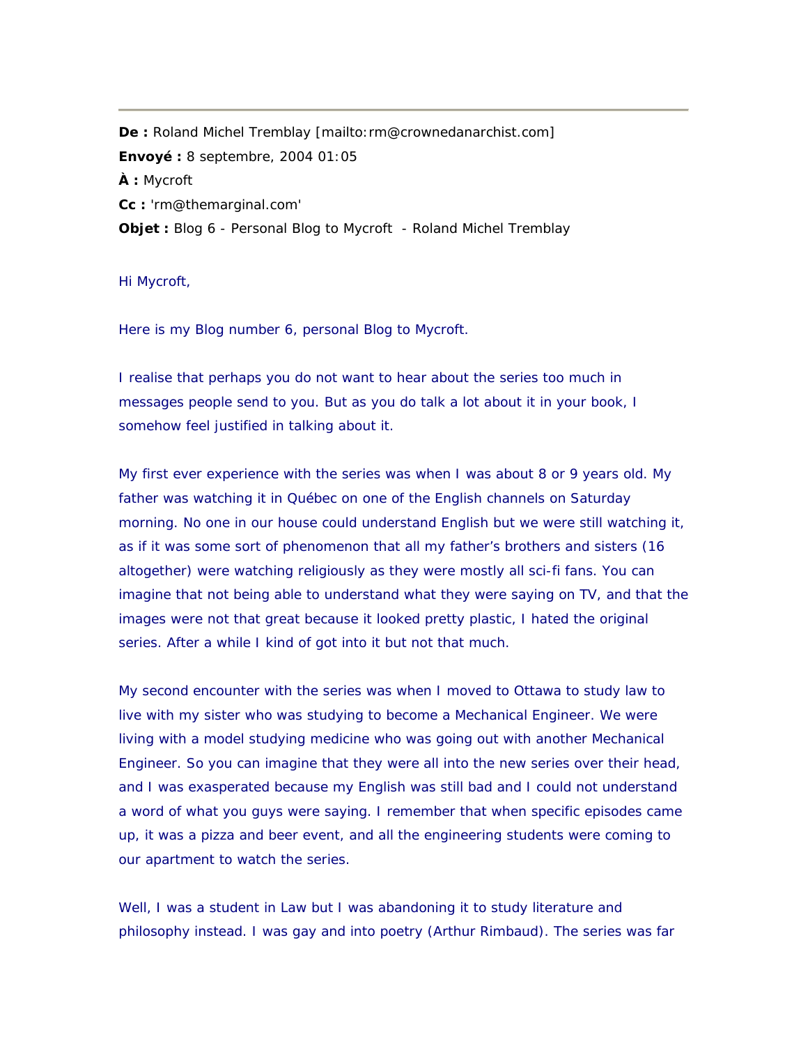**De :** Roland Michel Tremblay [mailto:rm@crownedanarchist.com]
**Envoyé :** 8 septembre, 2004 01:05
**À :** Mycroft
**Cc :** 'rm@themarginal.com'
**Objet :** Blog 6 - Personal Blog to Mycroft - Roland Michel Tremblay

Hi Mycroft,

Here is my Blog number 6, personal Blog to Mycroft.

I realise that perhaps you do not want to hear about the series too much in messages people send to you. But as you do talk a lot about it in your book, I somehow feel justified in talking about it.

My first ever experience with the series was when I was about 8 or 9 years old. My father was watching it in Québec on one of the English channels on Saturday morning. No one in our house could understand English but we were still watching it, as if it was some sort of phenomenon that all my father's brothers and sisters (16 altogether) were watching religiously as they were mostly all sci-fi fans. You can imagine that not being able to understand what they were saying on TV, and that the images were not that great because it looked pretty plastic, I hated the original series. After a while I kind of got into it but not that much.

My second encounter with the series was when I moved to Ottawa to study law to live with my sister who was studying to become a Mechanical Engineer. We were living with a model studying medicine who was going out with another Mechanical Engineer. So you can imagine that they were all into the new series over their head, and I was exasperated because my English was still bad and I could not understand a word of what you guys were saying. I remember that when specific episodes came up, it was a pizza and beer event, and all the engineering students were coming to our apartment to watch the series.

Well, I was a student in Law but I was abandoning it to study literature and philosophy instead. I was gay and into poetry (Arthur Rimbaud). The series was far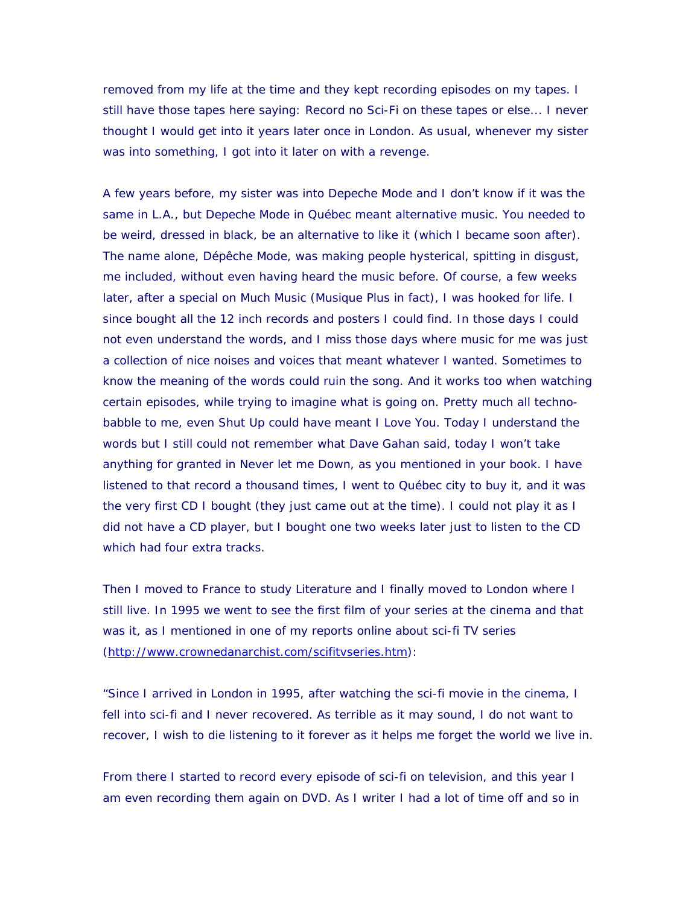removed from my life at the time and they kept recording episodes on my tapes. I still have those tapes here saying: Record no Sci-Fi on these tapes or else... I never thought I would get into it years later once in London. As usual, whenever my sister was into something, I got into it later on with a revenge.

A few years before, my sister was into Depeche Mode and I don't know if it was the same in L.A., but Depeche Mode in Québec meant alternative music. You needed to be weird, dressed in black, be an alternative to like it (which I became soon after). The name alone, Dépêche Mode, was making people hysterical, spitting in disgust, me included, without even having heard the music before. Of course, a few weeks later, after a special on Much Music (Musique Plus in fact), I was hooked for life. I since bought all the 12 inch records and posters I could find. In those days I could not even understand the words, and I miss those days where music for me was just a collection of nice noises and voices that meant whatever I wanted. Sometimes to know the meaning of the words could ruin the song. And it works too when watching certain episodes, while trying to imagine what is going on. Pretty much all techno-babble to me, even Shut Up could have meant I Love You. Today I understand the words but I still could not remember what Dave Gahan said, today I won't take anything for granted in Never let me Down, as you mentioned in your book. I have listened to that record a thousand times, I went to Québec city to buy it, and it was the very first CD I bought (they just came out at the time). I could not play it as I did not have a CD player, but I bought one two weeks later just to listen to the CD which had four extra tracks.

Then I moved to France to study Literature and I finally moved to London where I still live. In 1995 we went to see the first film of your series at the cinema and that was it, as I mentioned in one of my reports online about sci-fi TV series (http://www.crownedanarchist.com/scifitvseries.htm):

"Since I arrived in London in 1995, after watching the sci-fi movie in the cinema, I fell into sci-fi and I never recovered. As terrible as it may sound, I do not want to recover, I wish to die listening to it forever as it helps me forget the world we live in.

From there I started to record every episode of sci-fi on television, and this year I am even recording them again on DVD. As I writer I had a lot of time off and so in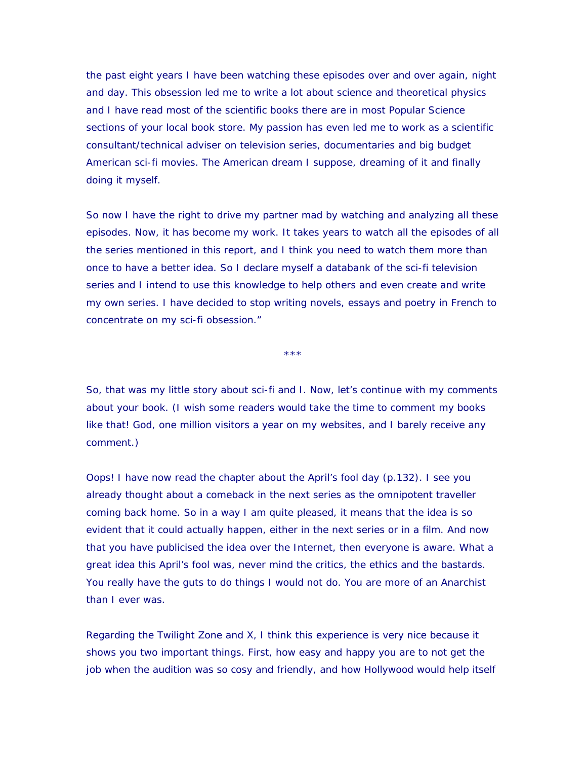the past eight years I have been watching these episodes over and over again, night and day. This obsession led me to write a lot about science and theoretical physics and I have read most of the scientific books there are in most Popular Science sections of your local book store. My passion has even led me to work as a scientific consultant/technical adviser on television series, documentaries and big budget American sci-fi movies. The American dream I suppose, dreaming of it and finally doing it myself.

So now I have the right to drive my partner mad by watching and analyzing all these episodes. Now, it has become my work. It takes years to watch all the episodes of all the series mentioned in this report, and I think you need to watch them more than once to have a better idea. So I declare myself a databank of the sci-fi television series and I intend to use this knowledge to help others and even create and write my own series. I have decided to stop writing novels, essays and poetry in French to concentrate on my sci-fi obsession."

***

So, that was my little story about sci-fi and I. Now, let's continue with my comments about your book. (I wish some readers would take the time to comment my books like that! God, one million visitors a year on my websites, and I barely receive any comment.)

Oops! I have now read the chapter about the April's fool day (p.132). I see you already thought about a comeback in the next series as the omnipotent traveller coming back home. So in a way I am quite pleased, it means that the idea is so evident that it could actually happen, either in the next series or in a film. And now that you have publicised the idea over the Internet, then everyone is aware. What a great idea this April's fool was, never mind the critics, the ethics and the bastards. You really have the guts to do things I would not do. You are more of an Anarchist than I ever was.

Regarding the Twilight Zone and X, I think this experience is very nice because it shows you two important things. First, how easy and happy you are to not get the job when the audition was so cosy and friendly, and how Hollywood would help itself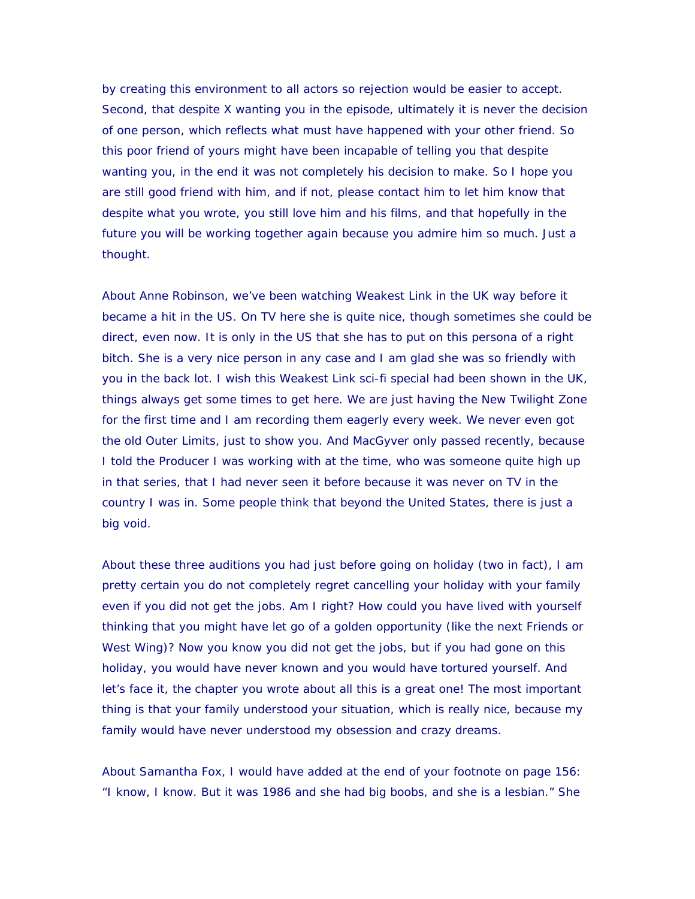by creating this environment to all actors so rejection would be easier to accept. Second, that despite X wanting you in the episode, ultimately it is never the decision of one person, which reflects what must have happened with your other friend. So this poor friend of yours might have been incapable of telling you that despite wanting you, in the end it was not completely his decision to make. So I hope you are still good friend with him, and if not, please contact him to let him know that despite what you wrote, you still love him and his films, and that hopefully in the future you will be working together again because you admire him so much. Just a thought.

About Anne Robinson, we've been watching Weakest Link in the UK way before it became a hit in the US. On TV here she is quite nice, though sometimes she could be direct, even now. It is only in the US that she has to put on this persona of a right bitch. She is a very nice person in any case and I am glad she was so friendly with you in the back lot. I wish this Weakest Link sci-fi special had been shown in the UK, things always get some times to get here. We are just having the New Twilight Zone for the first time and I am recording them eagerly every week. We never even got the old Outer Limits, just to show you. And MacGyver only passed recently, because I told the Producer I was working with at the time, who was someone quite high up in that series, that I had never seen it before because it was never on TV in the country I was in. Some people think that beyond the United States, there is just a big void.

About these three auditions you had just before going on holiday (two in fact), I am pretty certain you do not completely regret cancelling your holiday with your family even if you did not get the jobs. Am I right? How could you have lived with yourself thinking that you might have let go of a golden opportunity (like the next Friends or West Wing)? Now you know you did not get the jobs, but if you had gone on this holiday, you would have never known and you would have tortured yourself. And let's face it, the chapter you wrote about all this is a great one! The most important thing is that your family understood your situation, which is really nice, because my family would have never understood my obsession and crazy dreams.

About Samantha Fox, I would have added at the end of your footnote on page 156: "I know, I know. But it was 1986 and she had big boobs, and she is a lesbian." She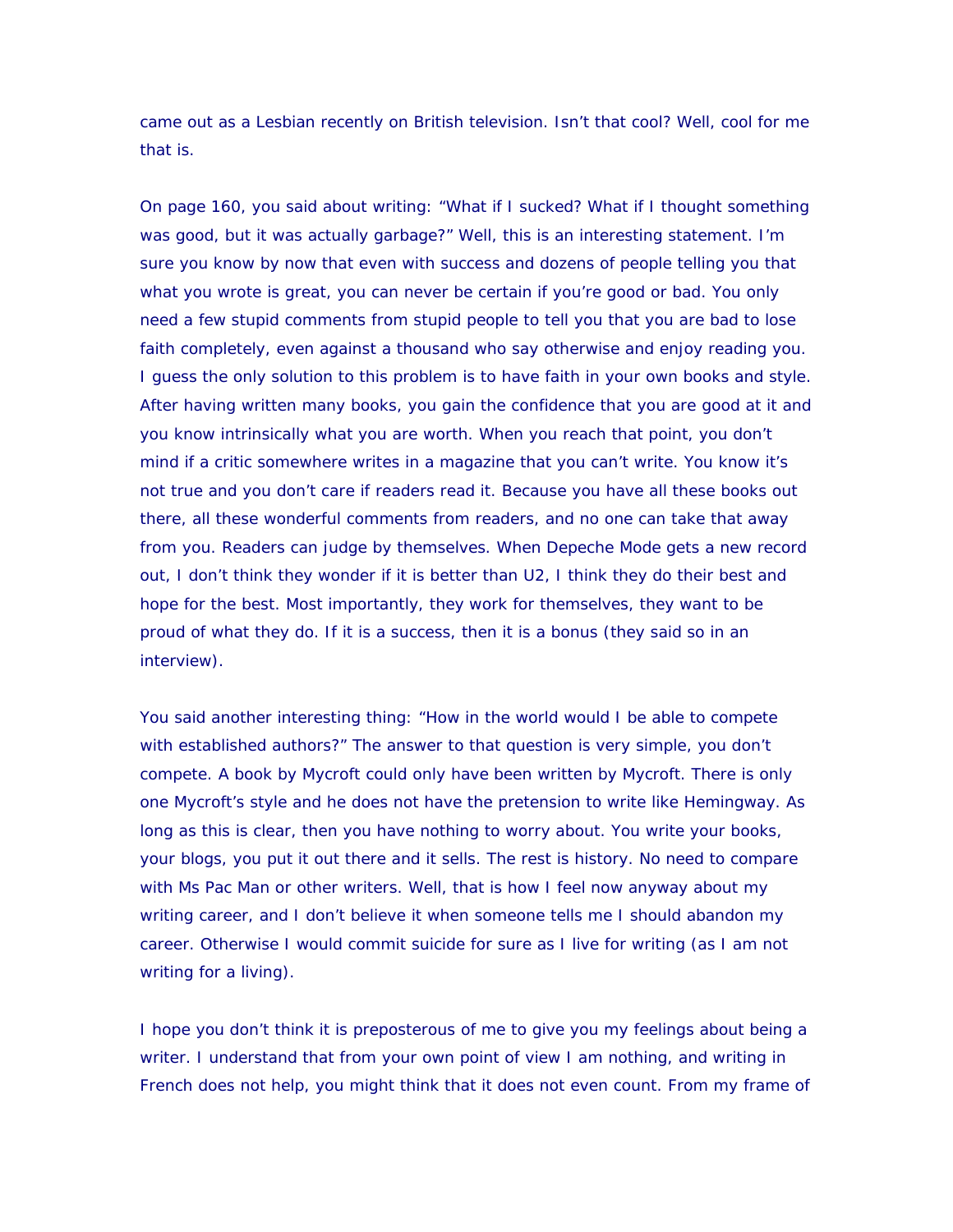came out as a Lesbian recently on British television. Isn't that cool? Well, cool for me that is.

On page 160, you said about writing: "What if I sucked? What if I thought something was good, but it was actually garbage?" Well, this is an interesting statement. I'm sure you know by now that even with success and dozens of people telling you that what you wrote is great, you can never be certain if you're good or bad. You only need a few stupid comments from stupid people to tell you that you are bad to lose faith completely, even against a thousand who say otherwise and enjoy reading you. I guess the only solution to this problem is to have faith in your own books and style. After having written many books, you gain the confidence that you are good at it and you know intrinsically what you are worth. When you reach that point, you don't mind if a critic somewhere writes in a magazine that you can't write. You know it's not true and you don't care if readers read it. Because you have all these books out there, all these wonderful comments from readers, and no one can take that away from you. Readers can judge by themselves. When Depeche Mode gets a new record out, I don't think they wonder if it is better than U2, I think they do their best and hope for the best. Most importantly, they work for themselves, they want to be proud of what they do. If it is a success, then it is a bonus (they said so in an interview).

You said another interesting thing: "How in the world would I be able to compete with established authors?" The answer to that question is very simple, you don't compete. A book by Mycroft could only have been written by Mycroft. There is only one Mycroft's style and he does not have the pretension to write like Hemingway. As long as this is clear, then you have nothing to worry about. You write your books, your blogs, you put it out there and it sells. The rest is history. No need to compare with Ms Pac Man or other writers. Well, that is how I feel now anyway about my writing career, and I don't believe it when someone tells me I should abandon my career. Otherwise I would commit suicide for sure as I live for writing (as I am not writing for a living).

I hope you don't think it is preposterous of me to give you my feelings about being a writer. I understand that from your own point of view I am nothing, and writing in French does not help, you might think that it does not even count. From my frame of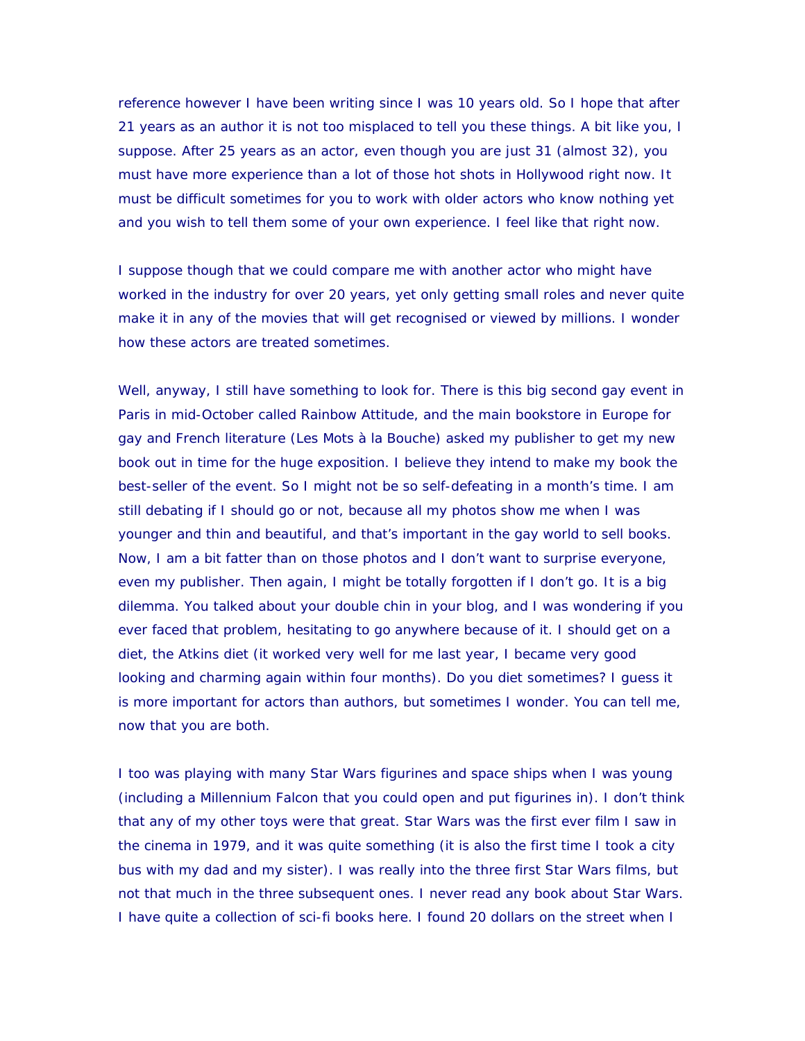reference however I have been writing since I was 10 years old. So I hope that after 21 years as an author it is not too misplaced to tell you these things. A bit like you, I suppose. After 25 years as an actor, even though you are just 31 (almost 32), you must have more experience than a lot of those hot shots in Hollywood right now. It must be difficult sometimes for you to work with older actors who know nothing yet and you wish to tell them some of your own experience. I feel like that right now.

I suppose though that we could compare me with another actor who might have worked in the industry for over 20 years, yet only getting small roles and never quite make it in any of the movies that will get recognised or viewed by millions. I wonder how these actors are treated sometimes.

Well, anyway, I still have something to look for. There is this big second gay event in Paris in mid-October called Rainbow Attitude, and the main bookstore in Europe for gay and French literature (Les Mots à la Bouche) asked my publisher to get my new book out in time for the huge exposition. I believe they intend to make my book the best-seller of the event. So I might not be so self-defeating in a month's time. I am still debating if I should go or not, because all my photos show me when I was younger and thin and beautiful, and that's important in the gay world to sell books. Now, I am a bit fatter than on those photos and I don't want to surprise everyone, even my publisher. Then again, I might be totally forgotten if I don't go. It is a big dilemma. You talked about your double chin in your blog, and I was wondering if you ever faced that problem, hesitating to go anywhere because of it. I should get on a diet, the Atkins diet (it worked very well for me last year, I became very good looking and charming again within four months). Do you diet sometimes? I guess it is more important for actors than authors, but sometimes I wonder. You can tell me, now that you are both.

I too was playing with many Star Wars figurines and space ships when I was young (including a Millennium Falcon that you could open and put figurines in). I don't think that any of my other toys were that great. Star Wars was the first ever film I saw in the cinema in 1979, and it was quite something (it is also the first time I took a city bus with my dad and my sister). I was really into the three first Star Wars films, but not that much in the three subsequent ones. I never read any book about Star Wars. I have quite a collection of sci-fi books here. I found 20 dollars on the street when I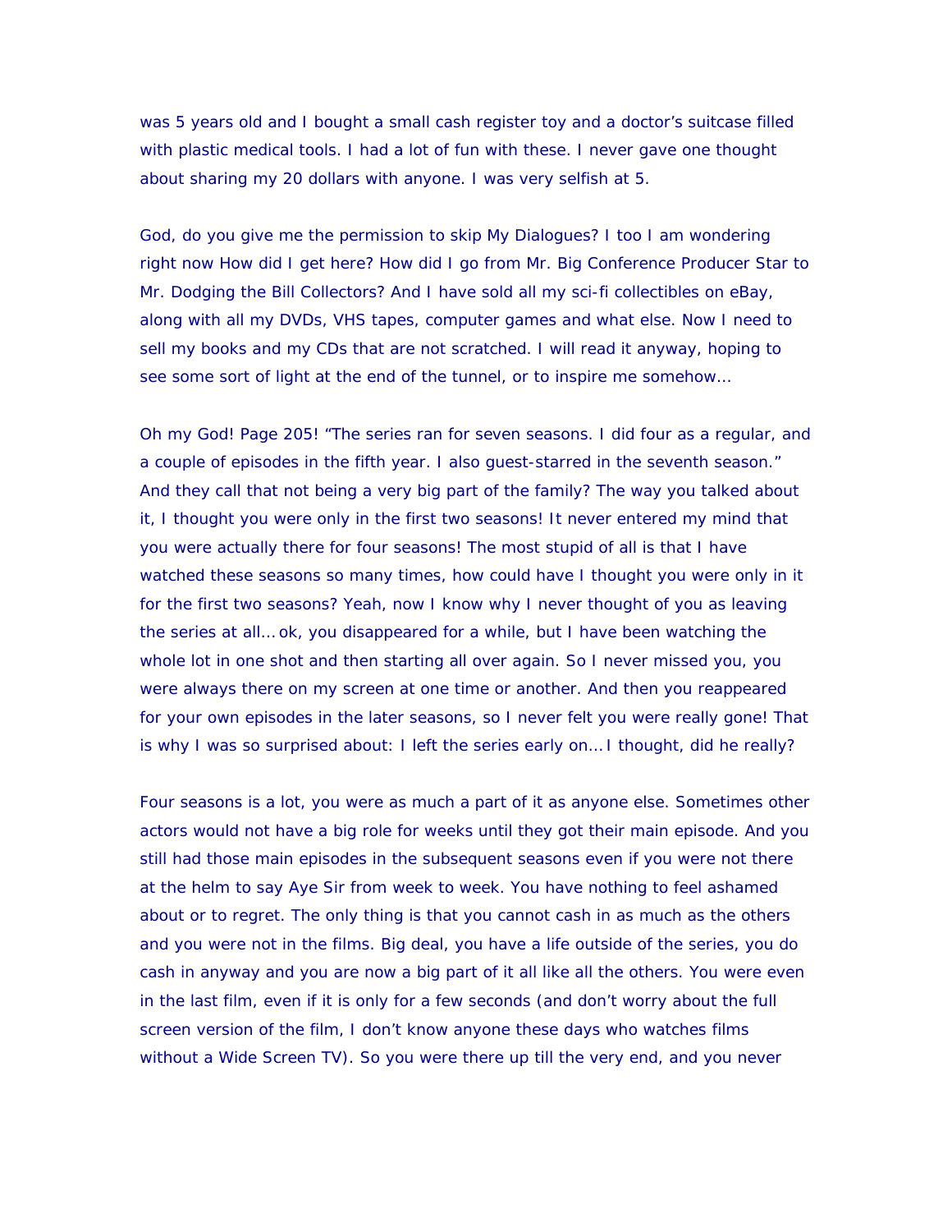was 5 years old and I bought a small cash register toy and a doctor's suitcase filled with plastic medical tools. I had a lot of fun with these. I never gave one thought about sharing my 20 dollars with anyone. I was very selfish at 5.

God, do you give me the permission to skip My Dialogues? I too I am wondering right now How did I get here? How did I go from Mr. Big Conference Producer Star to Mr. Dodging the Bill Collectors? And I have sold all my sci-fi collectibles on eBay, along with all my DVDs, VHS tapes, computer games and what else. Now I need to sell my books and my CDs that are not scratched. I will read it anyway, hoping to see some sort of light at the end of the tunnel, or to inspire me somehow…

Oh my God! Page 205! "The series ran for seven seasons. I did four as a regular, and a couple of episodes in the fifth year. I also guest-starred in the seventh season." And they call that not being a very big part of the family? The way you talked about it, I thought you were only in the first two seasons! It never entered my mind that you were actually there for four seasons! The most stupid of all is that I have watched these seasons so many times, how could have I thought you were only in it for the first two seasons? Yeah, now I know why I never thought of you as leaving the series at all… ok, you disappeared for a while, but I have been watching the whole lot in one shot and then starting all over again. So I never missed you, you were always there on my screen at one time or another. And then you reappeared for your own episodes in the later seasons, so I never felt you were really gone! That is why I was so surprised about: I left the series early on… I thought, did he really?

Four seasons is a lot, you were as much a part of it as anyone else. Sometimes other actors would not have a big role for weeks until they got their main episode. And you still had those main episodes in the subsequent seasons even if you were not there at the helm to say Aye Sir from week to week. You have nothing to feel ashamed about or to regret. The only thing is that you cannot cash in as much as the others and you were not in the films. Big deal, you have a life outside of the series, you do cash in anyway and you are now a big part of it all like all the others. You were even in the last film, even if it is only for a few seconds (and don't worry about the full screen version of the film, I don't know anyone these days who watches films without a Wide Screen TV). So you were there up till the very end, and you never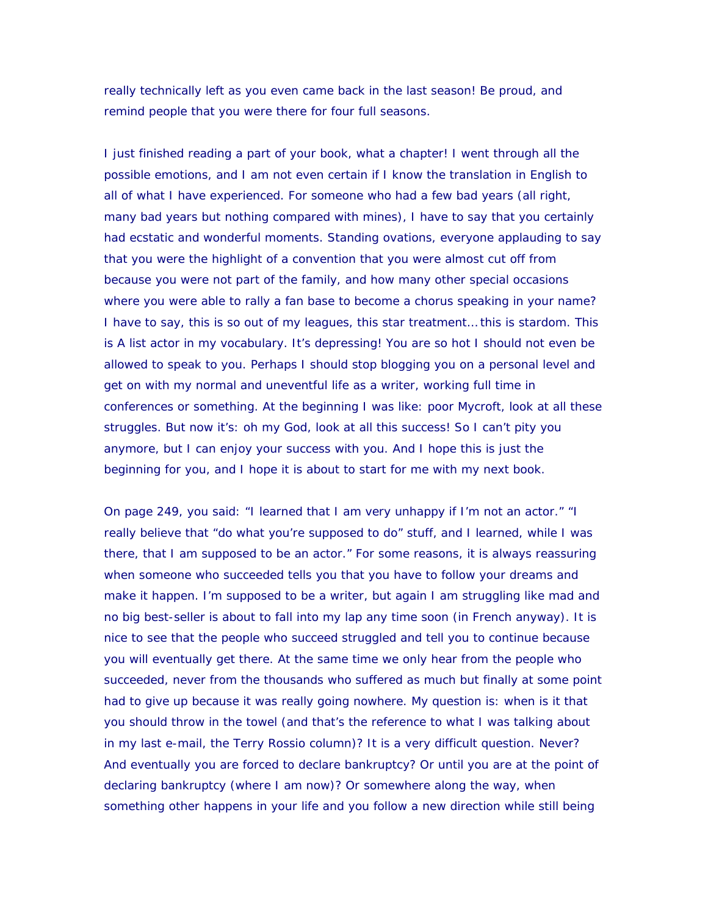really technically left as you even came back in the last season! Be proud, and remind people that you were there for four full seasons.

I just finished reading a part of your book, what a chapter! I went through all the possible emotions, and I am not even certain if I know the translation in English to all of what I have experienced. For someone who had a few bad years (all right, many bad years but nothing compared with mines), I have to say that you certainly had ecstatic and wonderful moments. Standing ovations, everyone applauding to say that you were the highlight of a convention that you were almost cut off from because you were not part of the family, and how many other special occasions where you were able to rally a fan base to become a chorus speaking in your name? I have to say, this is so out of my leagues, this star treatment… this is stardom. This is A list actor in my vocabulary. It's depressing! You are so hot I should not even be allowed to speak to you. Perhaps I should stop blogging you on a personal level and get on with my normal and uneventful life as a writer, working full time in conferences or something. At the beginning I was like: poor Mycroft, look at all these struggles. But now it's: oh my God, look at all this success! So I can't pity you anymore, but I can enjoy your success with you. And I hope this is just the beginning for you, and I hope it is about to start for me with my next book.

On page 249, you said: "I learned that I am very unhappy if I'm not an actor." "I really believe that "do what you're supposed to do" stuff, and I learned, while I was there, that I am supposed to be an actor." For some reasons, it is always reassuring when someone who succeeded tells you that you have to follow your dreams and make it happen. I'm supposed to be a writer, but again I am struggling like mad and no big best-seller is about to fall into my lap any time soon (in French anyway). It is nice to see that the people who succeed struggled and tell you to continue because you will eventually get there. At the same time we only hear from the people who succeeded, never from the thousands who suffered as much but finally at some point had to give up because it was really going nowhere. My question is: when is it that you should throw in the towel (and that's the reference to what I was talking about in my last e-mail, the Terry Rossio column)? It is a very difficult question. Never? And eventually you are forced to declare bankruptcy? Or until you are at the point of declaring bankruptcy (where I am now)? Or somewhere along the way, when something other happens in your life and you follow a new direction while still being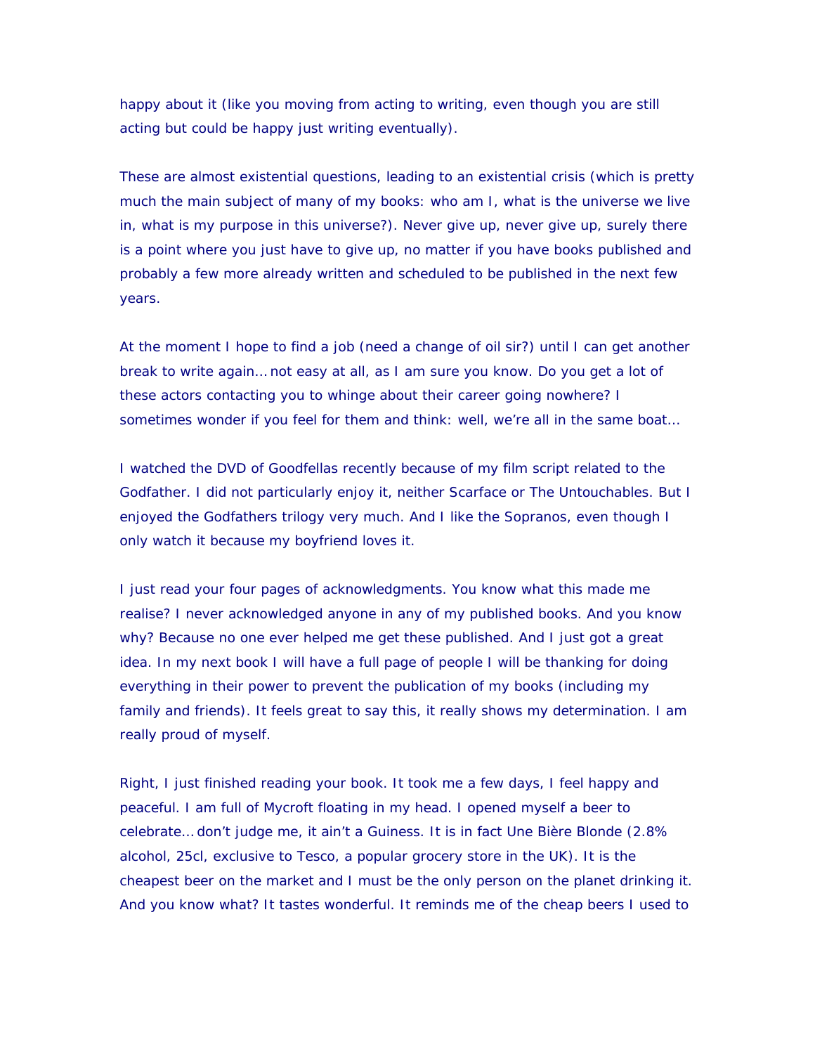happy about it (like you moving from acting to writing, even though you are still acting but could be happy just writing eventually).

These are almost existential questions, leading to an existential crisis (which is pretty much the main subject of many of my books: who am I, what is the universe we live in, what is my purpose in this universe?). Never give up, never give up, surely there is a point where you just have to give up, no matter if you have books published and probably a few more already written and scheduled to be published in the next few years.

At the moment I hope to find a job (need a change of oil sir?) until I can get another break to write again… not easy at all, as I am sure you know. Do you get a lot of these actors contacting you to whinge about their career going nowhere? I sometimes wonder if you feel for them and think: well, we're all in the same boat…

I watched the DVD of Goodfellas recently because of my film script related to the Godfather. I did not particularly enjoy it, neither Scarface or The Untouchables. But I enjoyed the Godfathers trilogy very much. And I like the Sopranos, even though I only watch it because my boyfriend loves it.

I just read your four pages of acknowledgments. You know what this made me realise? I never acknowledged anyone in any of my published books. And you know why? Because no one ever helped me get these published. And I just got a great idea. In my next book I will have a full page of people I will be thanking for doing everything in their power to prevent the publication of my books (including my family and friends). It feels great to say this, it really shows my determination. I am really proud of myself.

Right, I just finished reading your book. It took me a few days, I feel happy and peaceful. I am full of Mycroft floating in my head. I opened myself a beer to celebrate… don't judge me, it ain't a Guiness. It is in fact Une Bière Blonde (2.8% alcohol, 25cl, exclusive to Tesco, a popular grocery store in the UK). It is the cheapest beer on the market and I must be the only person on the planet drinking it. And you know what? It tastes wonderful. It reminds me of the cheap beers I used to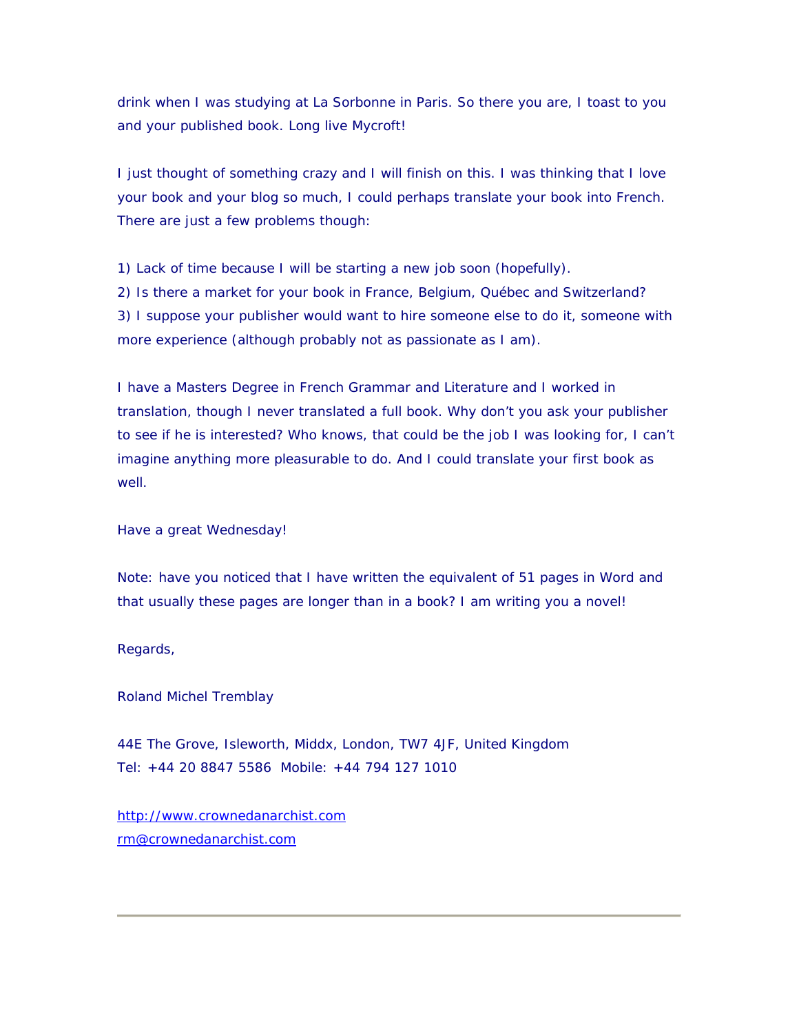drink when I was studying at La Sorbonne in Paris. So there you are, I toast to you and your published book. Long live Mycroft!

I just thought of something crazy and I will finish on this. I was thinking that I love your book and your blog so much, I could perhaps translate your book into French. There are just a few problems though:

1) Lack of time because I will be starting a new job soon (hopefully).
2) Is there a market for your book in France, Belgium, Québec and Switzerland?
3) I suppose your publisher would want to hire someone else to do it, someone with more experience (although probably not as passionate as I am).

I have a Masters Degree in French Grammar and Literature and I worked in translation, though I never translated a full book. Why don't you ask your publisher to see if he is interested? Who knows, that could be the job I was looking for, I can't imagine anything more pleasurable to do. And I could translate your first book as well.

Have a great Wednesday!

Note: have you noticed that I have written the equivalent of 51 pages in Word and that usually these pages are longer than in a book? I am writing you a novel!

Regards,

Roland Michel Tremblay

44E The Grove, Isleworth, Middx, London, TW7 4JF, United Kingdom
Tel: +44 20 8847 5586  Mobile: +44 794 127 1010

http://www.crownedanarchist.com
rm@crownedanarchist.com

---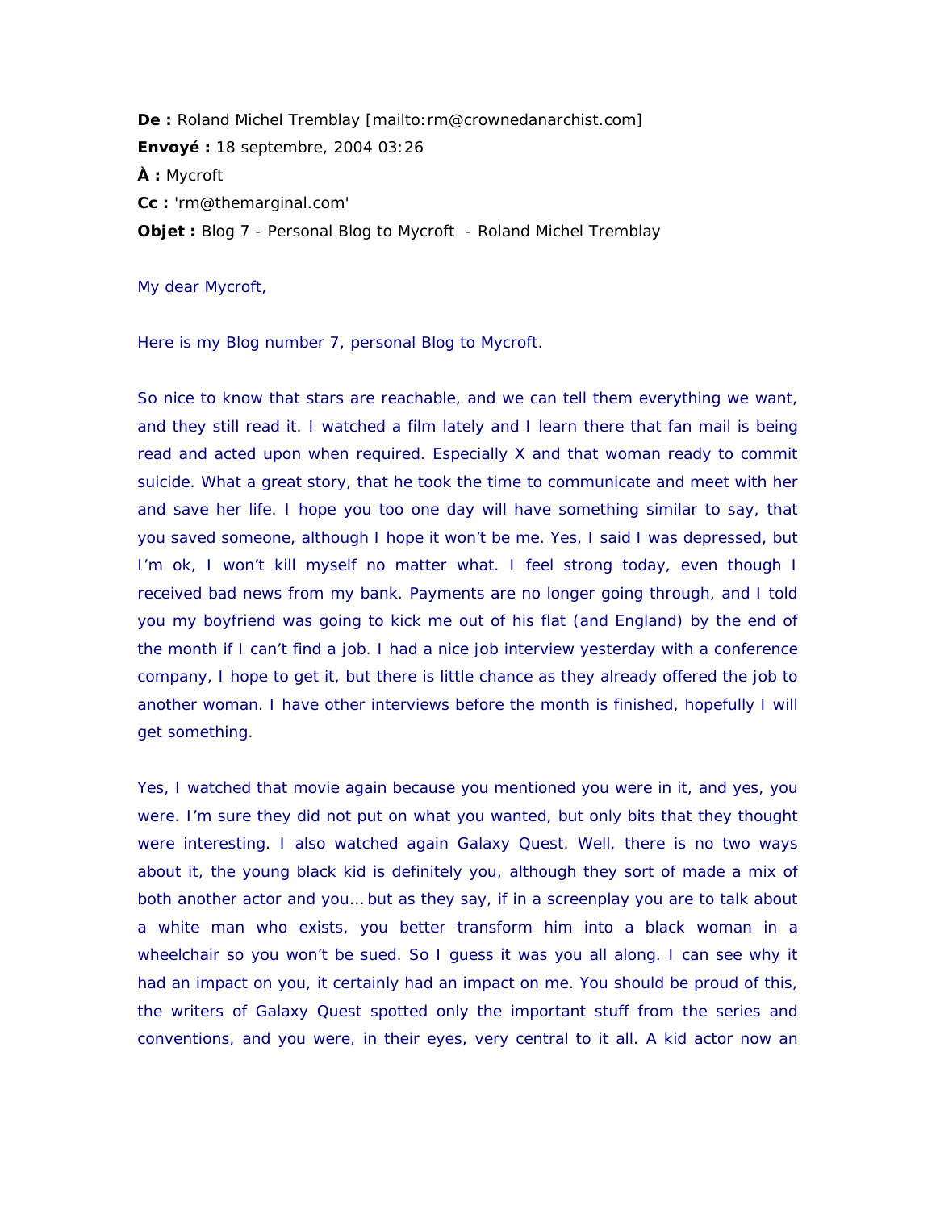**De :** Roland Michel Tremblay [mailto:rm@crownedanarchist.com]
**Envoyé :** 18 septembre, 2004 03:26
**À :** Mycroft
**Cc :** 'rm@themarginal.com'
**Objet :** Blog 7 - Personal Blog to Mycroft - Roland Michel Tremblay

My dear Mycroft,

Here is my Blog number 7, personal Blog to Mycroft.

So nice to know that stars are reachable, and we can tell them everything we want, and they still read it. I watched a film lately and I learn there that fan mail is being read and acted upon when required. Especially X and that woman ready to commit suicide. What a great story, that he took the time to communicate and meet with her and save her life. I hope you too one day will have something similar to say, that you saved someone, although I hope it won't be me. Yes, I said I was depressed, but I'm ok, I won't kill myself no matter what. I feel strong today, even though I received bad news from my bank. Payments are no longer going through, and I told you my boyfriend was going to kick me out of his flat (and England) by the end of the month if I can't find a job. I had a nice job interview yesterday with a conference company, I hope to get it, but there is little chance as they already offered the job to another woman. I have other interviews before the month is finished, hopefully I will get something.

Yes, I watched that movie again because you mentioned you were in it, and yes, you were. I'm sure they did not put on what you wanted, but only bits that they thought were interesting. I also watched again Galaxy Quest. Well, there is no two ways about it, the young black kid is definitely you, although they sort of made a mix of both another actor and you… but as they say, if in a screenplay you are to talk about a white man who exists, you better transform him into a black woman in a wheelchair so you won't be sued. So I guess it was you all along. I can see why it had an impact on you, it certainly had an impact on me. You should be proud of this, the writers of Galaxy Quest spotted only the important stuff from the series and conventions, and you were, in their eyes, very central to it all. A kid actor now an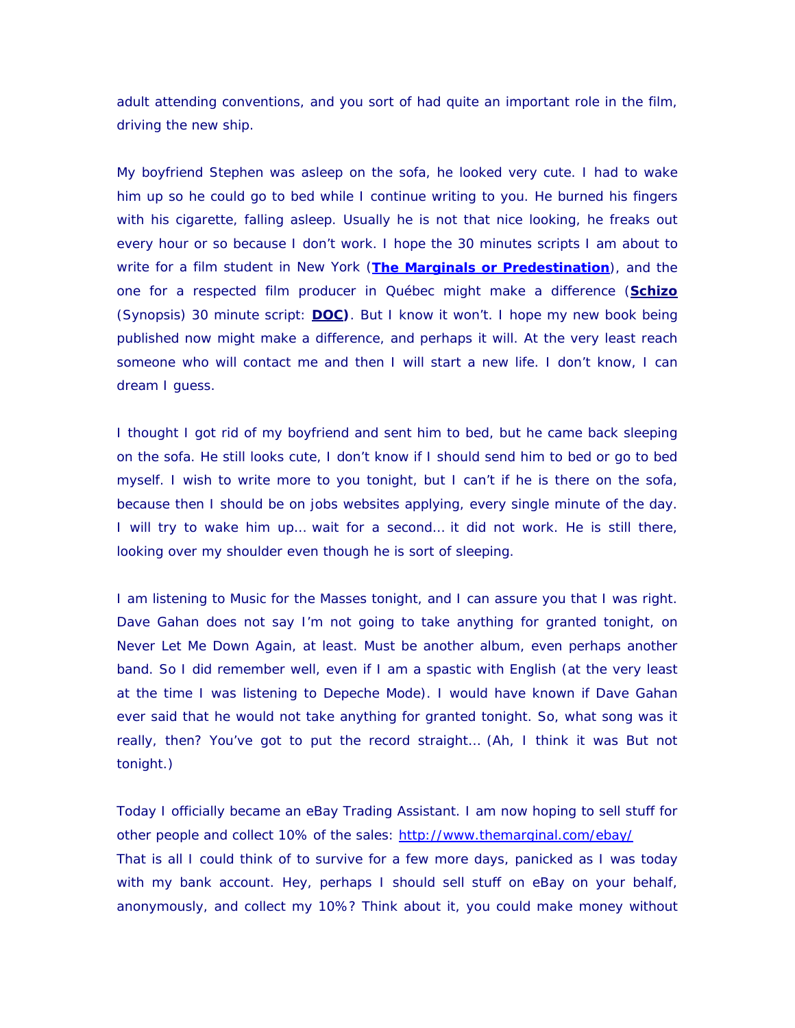adult attending conventions, and you sort of had quite an important role in the film, driving the new ship.

My boyfriend Stephen was asleep on the sofa, he looked very cute. I had to wake him up so he could go to bed while I continue writing to you. He burned his fingers with his cigarette, falling asleep. Usually he is not that nice looking, he freaks out every hour or so because I don't work. I hope the 30 minutes scripts I am about to write for a film student in New York (**The Marginals or Predestination**), and the one for a respected film producer in Québec might make a difference (**Schizo** (Synopsis) 30 minute script: **DOC)**. But I know it won't. I hope my new book being published now might make a difference, and perhaps it will. At the very least reach someone who will contact me and then I will start a new life. I don't know, I can dream I guess.

I thought I got rid of my boyfriend and sent him to bed, but he came back sleeping on the sofa. He still looks cute, I don't know if I should send him to bed or go to bed myself. I wish to write more to you tonight, but I can't if he is there on the sofa, because then I should be on jobs websites applying, every single minute of the day. I will try to wake him up… wait for a second… it did not work. He is still there, looking over my shoulder even though he is sort of sleeping.

I am listening to Music for the Masses tonight, and I can assure you that I was right. Dave Gahan does not say I'm not going to take anything for granted tonight, on Never Let Me Down Again, at least. Must be another album, even perhaps another band. So I did remember well, even if I am a spastic with English (at the very least at the time I was listening to Depeche Mode). I would have known if Dave Gahan ever said that he would not take anything for granted tonight. So, what song was it really, then? You've got to put the record straight… (Ah, I think it was But not tonight.)

Today I officially became an eBay Trading Assistant. I am now hoping to sell stuff for other people and collect 10% of the sales: http://www.themarginal.com/ebay/
That is all I could think of to survive for a few more days, panicked as I was today with my bank account. Hey, perhaps I should sell stuff on eBay on your behalf, anonymously, and collect my 10%? Think about it, you could make money without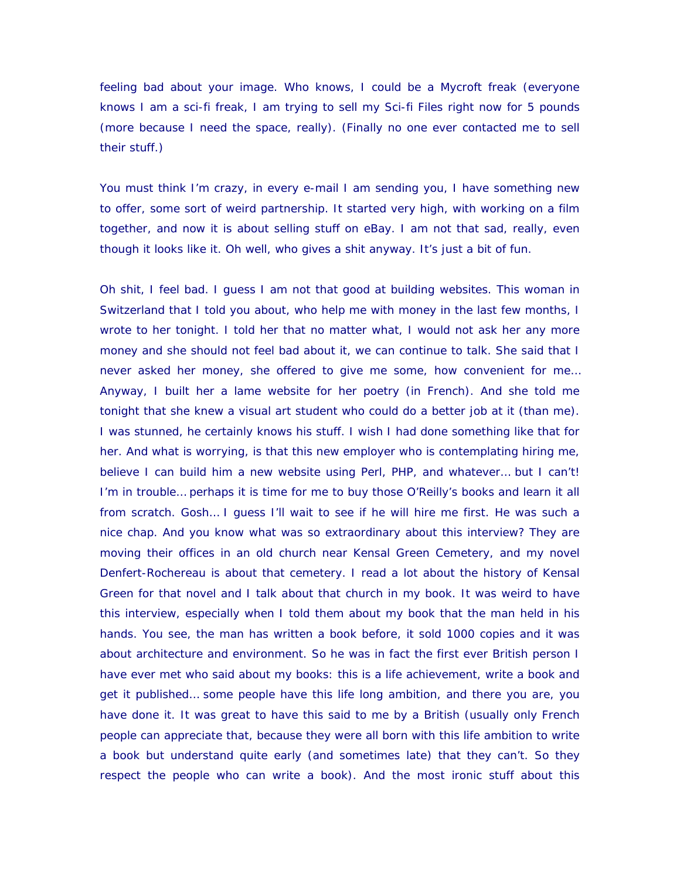feeling bad about your image. Who knows, I could be a Mycroft freak (everyone knows I am a sci-fi freak, I am trying to sell my Sci-fi Files right now for 5 pounds (more because I need the space, really). (Finally no one ever contacted me to sell their stuff.)

You must think I'm crazy, in every e-mail I am sending you, I have something new to offer, some sort of weird partnership. It started very high, with working on a film together, and now it is about selling stuff on eBay. I am not that sad, really, even though it looks like it. Oh well, who gives a shit anyway. It's just a bit of fun.

Oh shit, I feel bad. I guess I am not that good at building websites. This woman in Switzerland that I told you about, who help me with money in the last few months, I wrote to her tonight. I told her that no matter what, I would not ask her any more money and she should not feel bad about it, we can continue to talk. She said that I never asked her money, she offered to give me some, how convenient for me… Anyway, I built her a lame website for her poetry (in French). And she told me tonight that she knew a visual art student who could do a better job at it (than me). I was stunned, he certainly knows his stuff. I wish I had done something like that for her. And what is worrying, is that this new employer who is contemplating hiring me, believe I can build him a new website using Perl, PHP, and whatever… but I can't! I'm in trouble… perhaps it is time for me to buy those O'Reilly's books and learn it all from scratch. Gosh… I guess I'll wait to see if he will hire me first. He was such a nice chap. And you know what was so extraordinary about this interview? They are moving their offices in an old church near Kensal Green Cemetery, and my novel Denfert-Rochereau is about that cemetery. I read a lot about the history of Kensal Green for that novel and I talk about that church in my book. It was weird to have this interview, especially when I told them about my book that the man held in his hands. You see, the man has written a book before, it sold 1000 copies and it was about architecture and environment. So he was in fact the first ever British person I have ever met who said about my books: this is a life achievement, write a book and get it published… some people have this life long ambition, and there you are, you have done it. It was great to have this said to me by a British (usually only French people can appreciate that, because they were all born with this life ambition to write a book but understand quite early (and sometimes late) that they can't. So they respect the people who can write a book). And the most ironic stuff about this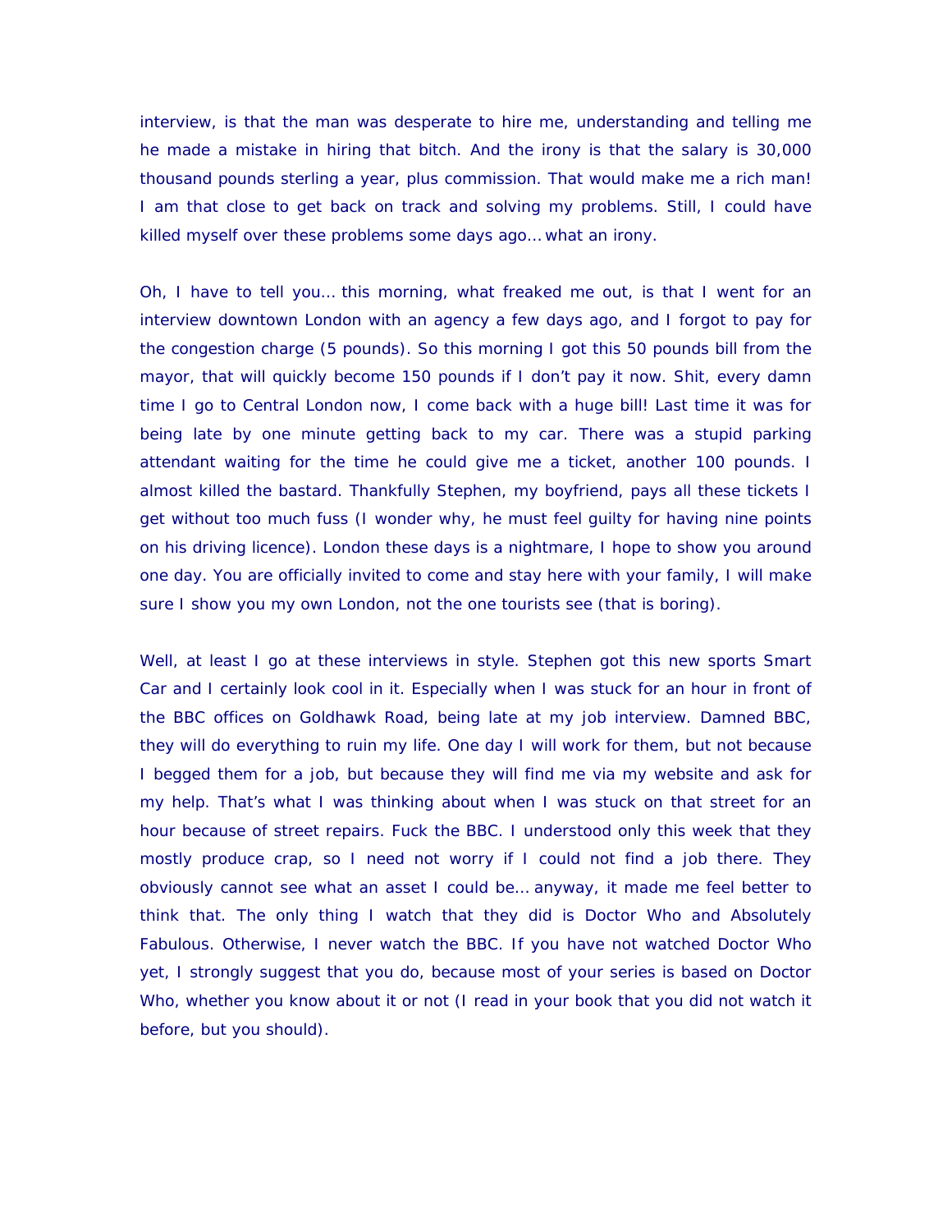interview, is that the man was desperate to hire me, understanding and telling me he made a mistake in hiring that bitch. And the irony is that the salary is 30,000 thousand pounds sterling a year, plus commission. That would make me a rich man! I am that close to get back on track and solving my problems. Still, I could have killed myself over these problems some days ago… what an irony.

Oh, I have to tell you… this morning, what freaked me out, is that I went for an interview downtown London with an agency a few days ago, and I forgot to pay for the congestion charge (5 pounds). So this morning I got this 50 pounds bill from the mayor, that will quickly become 150 pounds if I don't pay it now. Shit, every damn time I go to Central London now, I come back with a huge bill! Last time it was for being late by one minute getting back to my car. There was a stupid parking attendant waiting for the time he could give me a ticket, another 100 pounds. I almost killed the bastard. Thankfully Stephen, my boyfriend, pays all these tickets I get without too much fuss (I wonder why, he must feel guilty for having nine points on his driving licence). London these days is a nightmare, I hope to show you around one day. You are officially invited to come and stay here with your family, I will make sure I show you my own London, not the one tourists see (that is boring).

Well, at least I go at these interviews in style. Stephen got this new sports Smart Car and I certainly look cool in it. Especially when I was stuck for an hour in front of the BBC offices on Goldhawk Road, being late at my job interview. Damned BBC, they will do everything to ruin my life. One day I will work for them, but not because I begged them for a job, but because they will find me via my website and ask for my help. That's what I was thinking about when I was stuck on that street for an hour because of street repairs. Fuck the BBC. I understood only this week that they mostly produce crap, so I need not worry if I could not find a job there. They obviously cannot see what an asset I could be… anyway, it made me feel better to think that. The only thing I watch that they did is Doctor Who and Absolutely Fabulous. Otherwise, I never watch the BBC. If you have not watched Doctor Who yet, I strongly suggest that you do, because most of your series is based on Doctor Who, whether you know about it or not (I read in your book that you did not watch it before, but you should).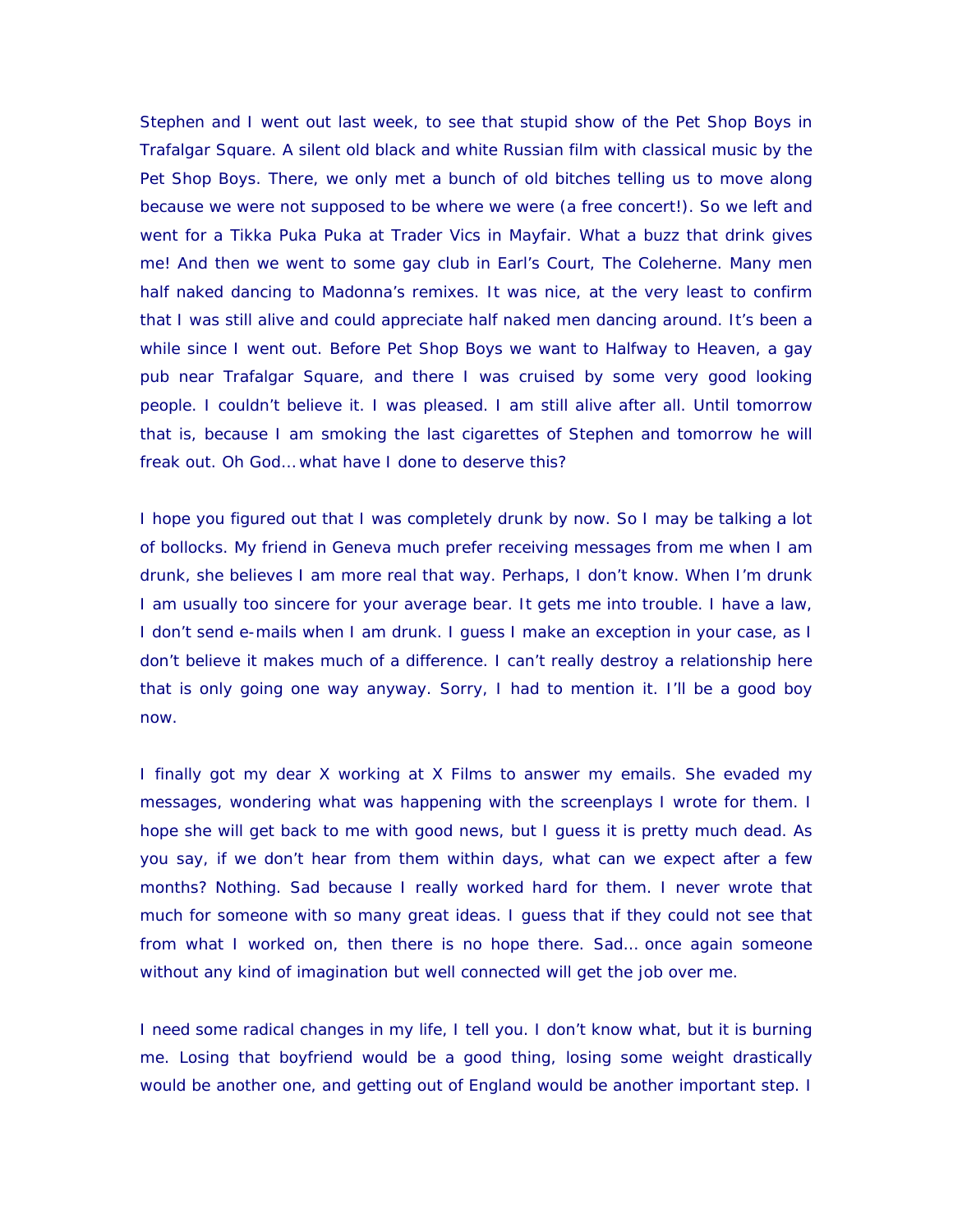Stephen and I went out last week, to see that stupid show of the Pet Shop Boys in Trafalgar Square. A silent old black and white Russian film with classical music by the Pet Shop Boys. There, we only met a bunch of old bitches telling us to move along because we were not supposed to be where we were (a free concert!). So we left and went for a Tikka Puka Puka at Trader Vics in Mayfair. What a buzz that drink gives me! And then we went to some gay club in Earl's Court, The Coleherne. Many men half naked dancing to Madonna's remixes. It was nice, at the very least to confirm that I was still alive and could appreciate half naked men dancing around. It's been a while since I went out. Before Pet Shop Boys we want to Halfway to Heaven, a gay pub near Trafalgar Square, and there I was cruised by some very good looking people. I couldn't believe it. I was pleased. I am still alive after all. Until tomorrow that is, because I am smoking the last cigarettes of Stephen and tomorrow he will freak out. Oh God… what have I done to deserve this?

I hope you figured out that I was completely drunk by now. So I may be talking a lot of bollocks. My friend in Geneva much prefer receiving messages from me when I am drunk, she believes I am more real that way. Perhaps, I don't know. When I'm drunk I am usually too sincere for your average bear. It gets me into trouble. I have a law, I don't send e-mails when I am drunk. I guess I make an exception in your case, as I don't believe it makes much of a difference. I can't really destroy a relationship here that is only going one way anyway. Sorry, I had to mention it. I'll be a good boy now.

I finally got my dear X working at X Films to answer my emails. She evaded my messages, wondering what was happening with the screenplays I wrote for them. I hope she will get back to me with good news, but I guess it is pretty much dead. As you say, if we don't hear from them within days, what can we expect after a few months? Nothing. Sad because I really worked hard for them. I never wrote that much for someone with so many great ideas. I guess that if they could not see that from what I worked on, then there is no hope there. Sad… once again someone without any kind of imagination but well connected will get the job over me.

I need some radical changes in my life, I tell you. I don't know what, but it is burning me. Losing that boyfriend would be a good thing, losing some weight drastically would be another one, and getting out of England would be another important step. I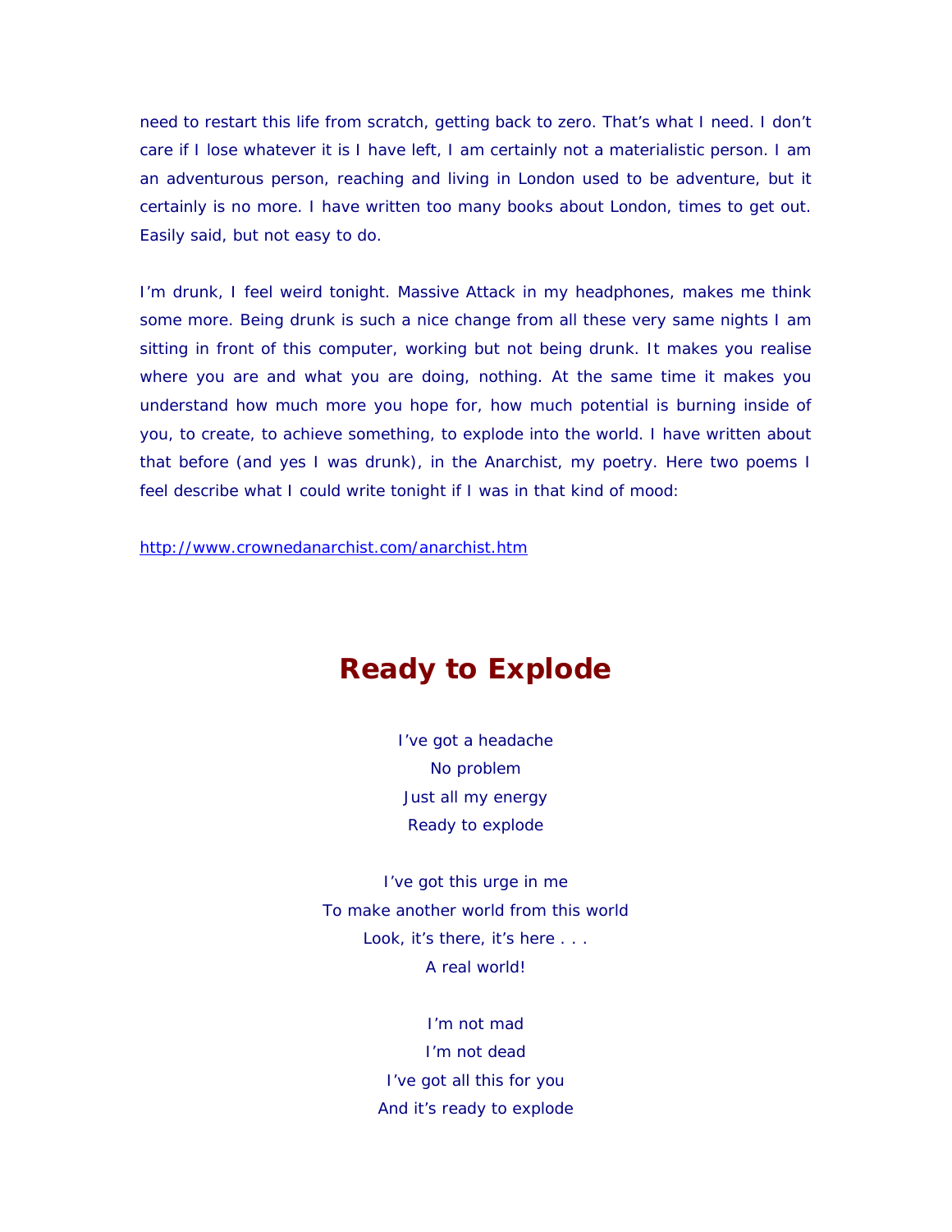need to restart this life from scratch, getting back to zero. That's what I need. I don't care if I lose whatever it is I have left, I am certainly not a materialistic person. I am an adventurous person, reaching and living in London used to be adventure, but it certainly is no more. I have written too many books about London, times to get out. Easily said, but not easy to do.

I'm drunk, I feel weird tonight. Massive Attack in my headphones, makes me think some more. Being drunk is such a nice change from all these very same nights I am sitting in front of this computer, working but not being drunk. It makes you realise where you are and what you are doing, nothing. At the same time it makes you understand how much more you hope for, how much potential is burning inside of you, to create, to achieve something, to explode into the world. I have written about that before (and yes I was drunk), in the Anarchist, my poetry. Here two poems I feel describe what I could write tonight if I was in that kind of mood:

http://www.crownedanarchist.com/anarchist.htm

## Ready to Explode

I've got a headache  
No problem  
Just all my energy  
Ready to explode

I've got this urge in me  
To make another world from this world  
Look, it's there, it's here . . .  
A real world!

I'm not mad  
I'm not dead  
I've got all this for you  
And it's ready to explode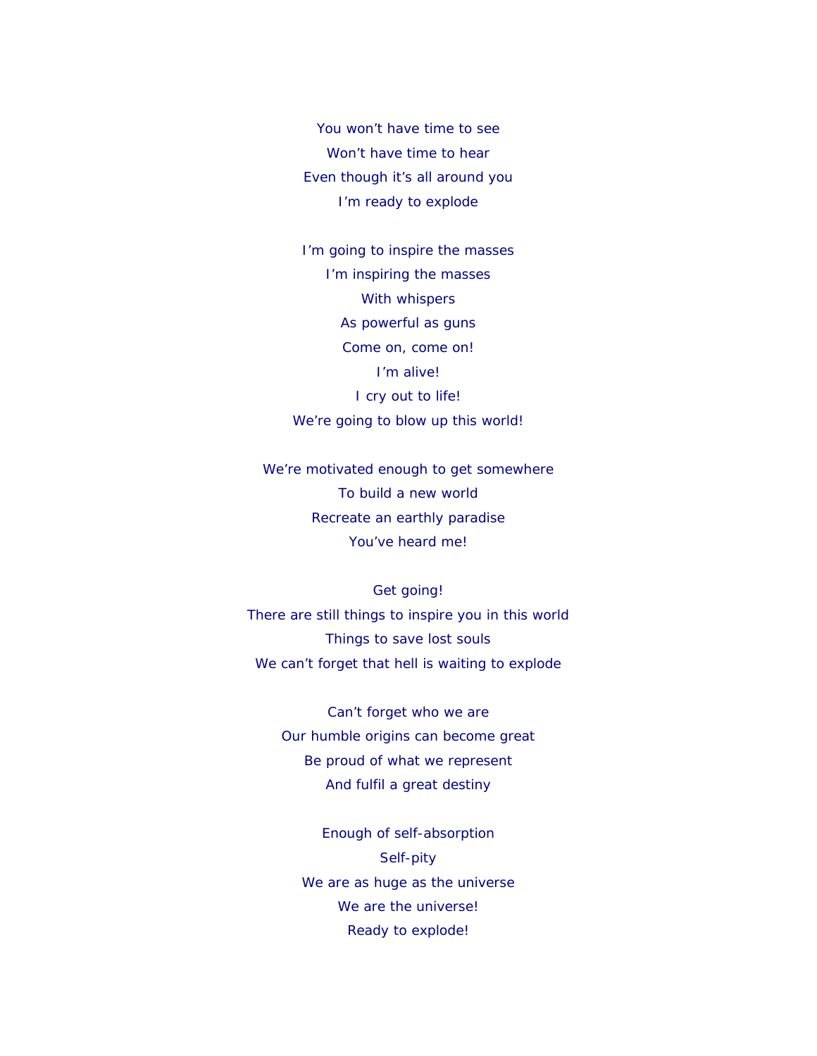You won't have time to see
Won't have time to hear
Even though it's all around you
I'm ready to explode

I'm going to inspire the masses
I'm inspiring the masses
With whispers
As powerful as guns
Come on, come on!
I'm alive!
I cry out to life!
We're going to blow up this world!

We're motivated enough to get somewhere
To build a new world
Recreate an earthly paradise
You've heard me!

Get going!
There are still things to inspire you in this world
Things to save lost souls
We can't forget that hell is waiting to explode

Can't forget who we are
Our humble origins can become great
Be proud of what we represent
And fulfil a great destiny

Enough of self-absorption
Self-pity
We are as huge as the universe
We are the universe!
Ready to explode!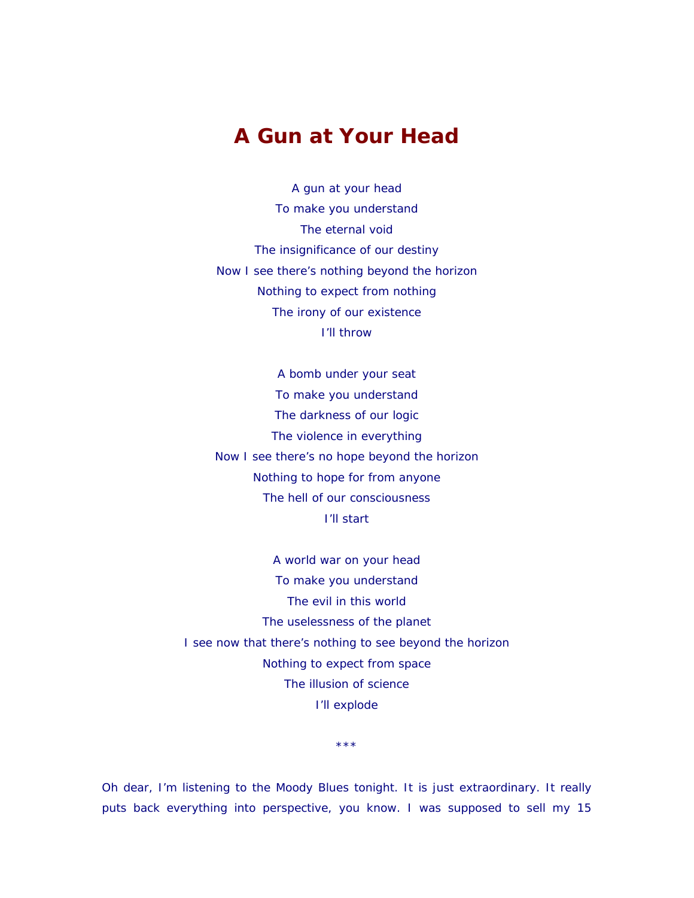# A Gun at Your Head

A gun at your head  
To make you understand  
The eternal void  
The insignificance of our destiny  
Now I see there's nothing beyond the horizon  
Nothing to expect from nothing  
The irony of our existence  
I'll throw

A bomb under your seat  
To make you understand  
The darkness of our logic  
The violence in everything  
Now I see there's no hope beyond the horizon  
Nothing to hope for from anyone  
The hell of our consciousness  
I'll start

A world war on your head  
To make you understand  
The evil in this world  
The uselessness of the planet  
I see now that there's nothing to see beyond the horizon  
Nothing to expect from space  
The illusion of science  
I'll explode

***

Oh dear, I'm listening to the Moody Blues tonight. It is just extraordinary. It really puts back everything into perspective, you know. I was supposed to sell my 15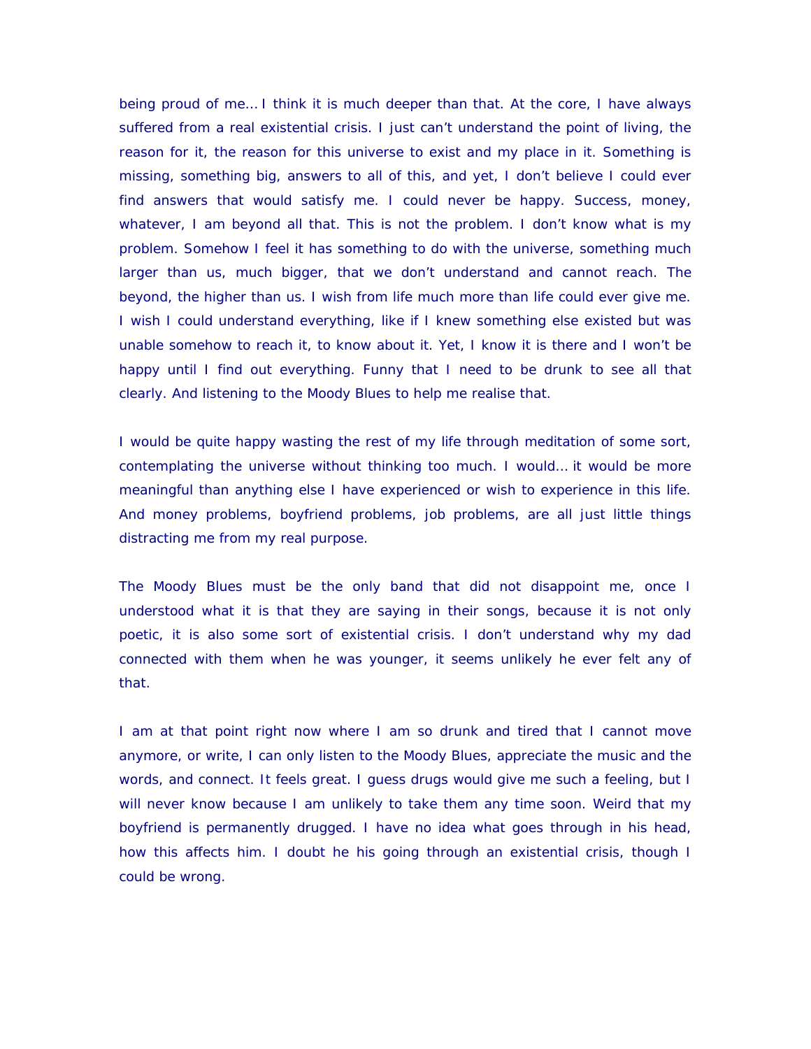being proud of me… I think it is much deeper than that. At the core, I have always suffered from a real existential crisis. I just can’t understand the point of living, the reason for it, the reason for this universe to exist and my place in it. Something is missing, something big, answers to all of this, and yet, I don’t believe I could ever find answers that would satisfy me. I could never be happy. Success, money, whatever, I am beyond all that. This is not the problem. I don’t know what is my problem. Somehow I feel it has something to do with the universe, something much larger than us, much bigger, that we don’t understand and cannot reach. The beyond, the higher than us. I wish from life much more than life could ever give me. I wish I could understand everything, like if I knew something else existed but was unable somehow to reach it, to know about it. Yet, I know it is there and I won’t be happy until I find out everything. Funny that I need to be drunk to see all that clearly. And listening to the Moody Blues to help me realise that.

I would be quite happy wasting the rest of my life through meditation of some sort, contemplating the universe without thinking too much. I would… it would be more meaningful than anything else I have experienced or wish to experience in this life. And money problems, boyfriend problems, job problems, are all just little things distracting me from my real purpose.

The Moody Blues must be the only band that did not disappoint me, once I understood what it is that they are saying in their songs, because it is not only poetic, it is also some sort of existential crisis. I don’t understand why my dad connected with them when he was younger, it seems unlikely he ever felt any of that.

I am at that point right now where I am so drunk and tired that I cannot move anymore, or write, I can only listen to the Moody Blues, appreciate the music and the words, and connect. It feels great. I guess drugs would give me such a feeling, but I will never know because I am unlikely to take them any time soon. Weird that my boyfriend is permanently drugged. I have no idea what goes through in his head, how this affects him. I doubt he his going through an existential crisis, though I could be wrong.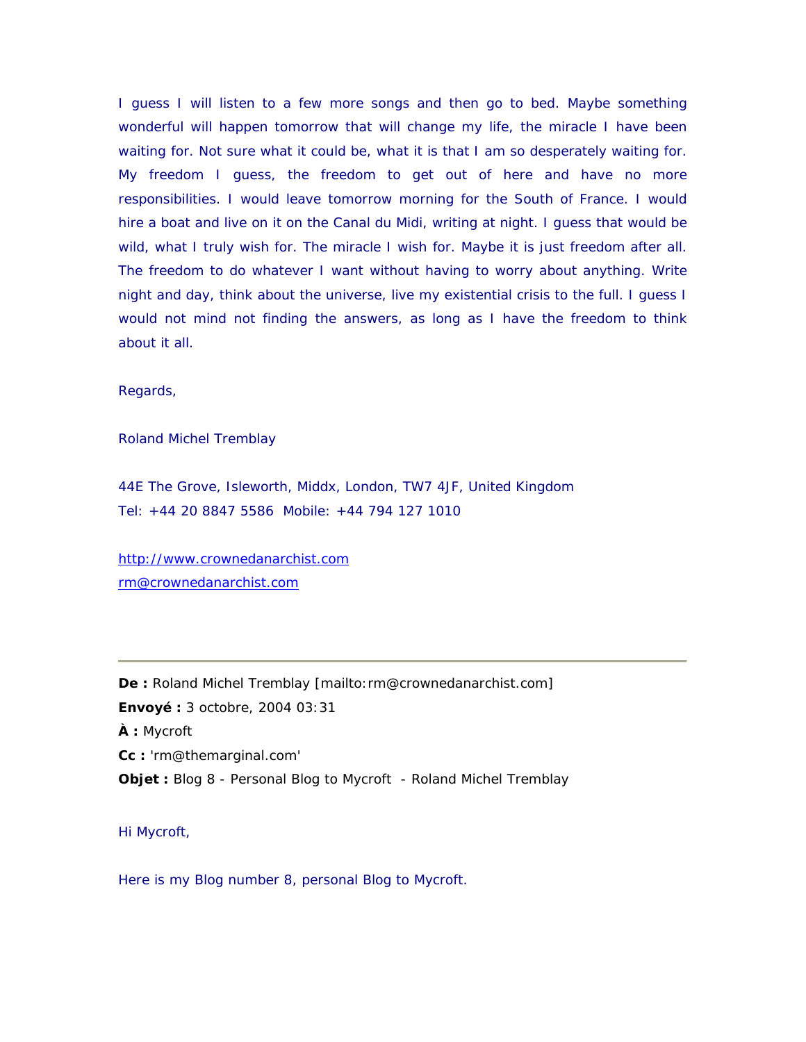I guess I will listen to a few more songs and then go to bed. Maybe something wonderful will happen tomorrow that will change my life, the miracle I have been waiting for. Not sure what it could be, what it is that I am so desperately waiting for. My freedom I guess, the freedom to get out of here and have no more responsibilities. I would leave tomorrow morning for the South of France. I would hire a boat and live on it on the Canal du Midi, writing at night. I guess that would be wild, what I truly wish for. The miracle I wish for. Maybe it is just freedom after all. The freedom to do whatever I want without having to worry about anything. Write night and day, think about the universe, live my existential crisis to the full. I guess I would not mind not finding the answers, as long as I have the freedom to think about it all.

Regards,

Roland Michel Tremblay

44E The Grove, Isleworth, Middx, London, TW7 4JF, United Kingdom
Tel: +44 20 8847 5586  Mobile: +44 794 127 1010

http://www.crownedanarchist.com
rm@crownedanarchist.com

---

**De :** Roland Michel Tremblay [mailto:rm@crownedanarchist.com]
**Envoyé :** 3 octobre, 2004 03:31
**À :** Mycroft
**Cc :** 'rm@themarginal.com'
**Objet :** Blog 8 - Personal Blog to Mycroft  - Roland Michel Tremblay

Hi Mycroft,

Here is my Blog number 8, personal Blog to Mycroft.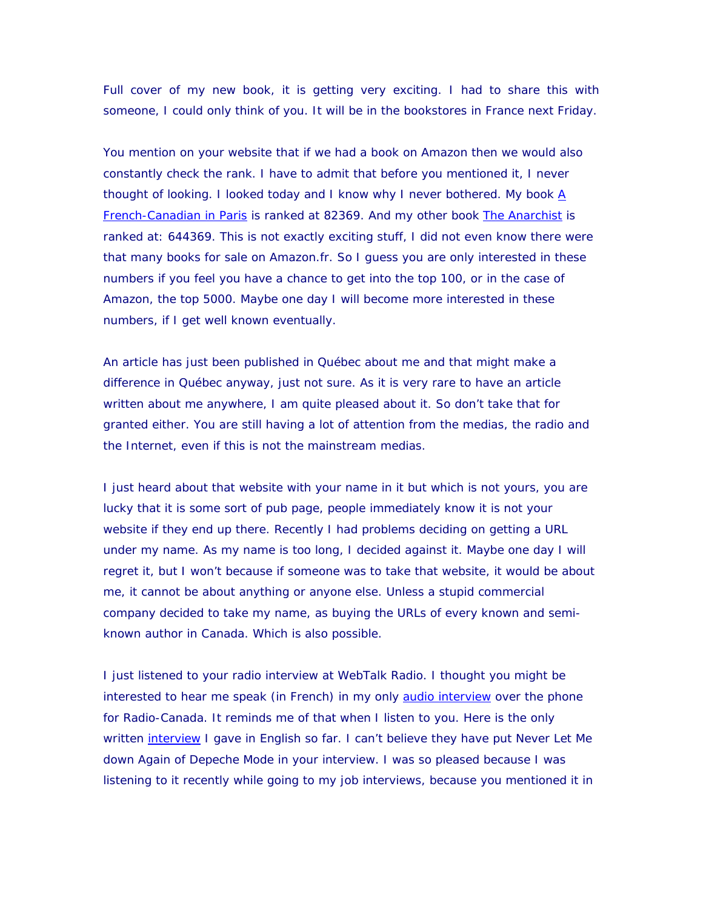Full cover of my new book, it is getting very exciting. I had to share this with someone, I could only think of you. It will be in the bookstores in France next Friday.

You mention on your website that if we had a book on Amazon then we would also constantly check the rank. I have to admit that before you mentioned it, I never thought of looking. I looked today and I know why I never bothered. My book A French-Canadian in Paris is ranked at 82369. And my other book The Anarchist is ranked at: 644369. This is not exactly exciting stuff, I did not even know there were that many books for sale on Amazon.fr. So I guess you are only interested in these numbers if you feel you have a chance to get into the top 100, or in the case of Amazon, the top 5000. Maybe one day I will become more interested in these numbers, if I get well known eventually.

An article has just been published in Québec about me and that might make a difference in Québec anyway, just not sure. As it is very rare to have an article written about me anywhere, I am quite pleased about it. So don't take that for granted either. You are still having a lot of attention from the medias, the radio and the Internet, even if this is not the mainstream medias.

I just heard about that website with your name in it but which is not yours, you are lucky that it is some sort of pub page, people immediately know it is not your website if they end up there. Recently I had problems deciding on getting a URL under my name. As my name is too long, I decided against it. Maybe one day I will regret it, but I won't because if someone was to take that website, it would be about me, it cannot be about anything or anyone else. Unless a stupid commercial company decided to take my name, as buying the URLs of every known and semi-known author in Canada. Which is also possible.

I just listened to your radio interview at WebTalk Radio. I thought you might be interested to hear me speak (in French) in my only audio interview over the phone for Radio-Canada. It reminds me of that when I listen to you. Here is the only written interview I gave in English so far. I can't believe they have put Never Let Me down Again of Depeche Mode in your interview. I was so pleased because I was listening to it recently while going to my job interviews, because you mentioned it in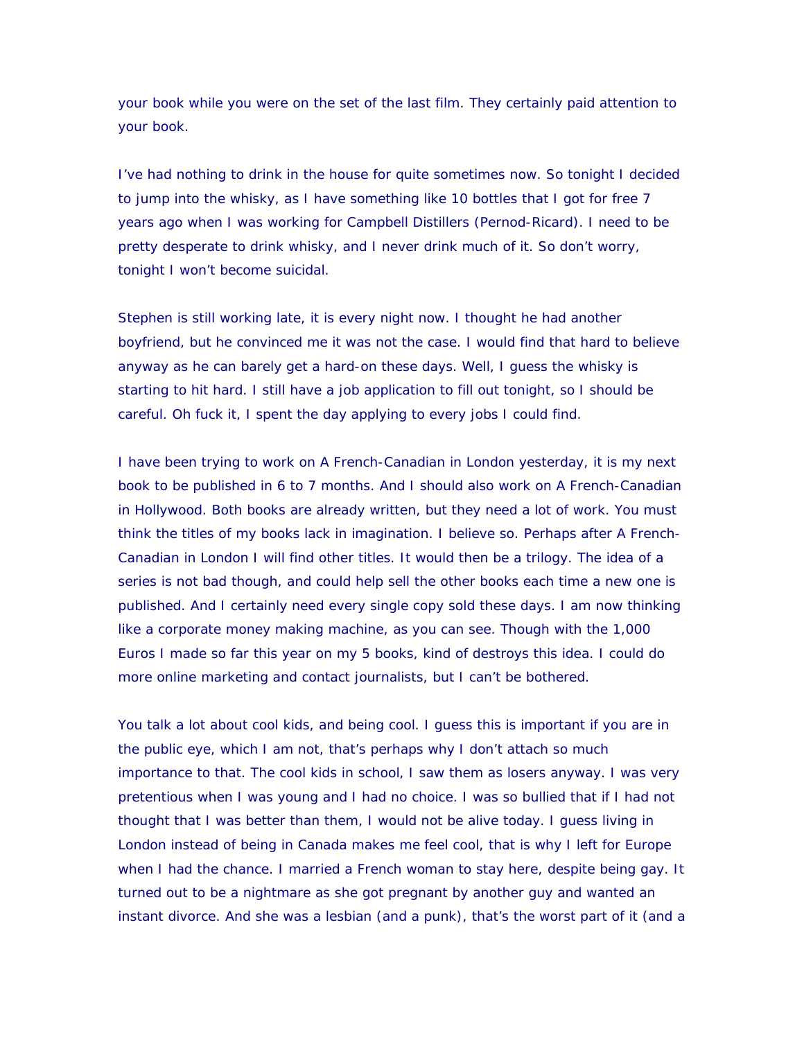your book while you were on the set of the last film. They certainly paid attention to your book.

I've had nothing to drink in the house for quite sometimes now. So tonight I decided to jump into the whisky, as I have something like 10 bottles that I got for free 7 years ago when I was working for Campbell Distillers (Pernod-Ricard). I need to be pretty desperate to drink whisky, and I never drink much of it. So don't worry, tonight I won't become suicidal.

Stephen is still working late, it is every night now. I thought he had another boyfriend, but he convinced me it was not the case. I would find that hard to believe anyway as he can barely get a hard-on these days. Well, I guess the whisky is starting to hit hard. I still have a job application to fill out tonight, so I should be careful. Oh fuck it, I spent the day applying to every jobs I could find.

I have been trying to work on A French-Canadian in London yesterday, it is my next book to be published in 6 to 7 months. And I should also work on A French-Canadian in Hollywood. Both books are already written, but they need a lot of work. You must think the titles of my books lack in imagination. I believe so. Perhaps after A French-Canadian in London I will find other titles. It would then be a trilogy. The idea of a series is not bad though, and could help sell the other books each time a new one is published. And I certainly need every single copy sold these days. I am now thinking like a corporate money making machine, as you can see. Though with the 1,000 Euros I made so far this year on my 5 books, kind of destroys this idea. I could do more online marketing and contact journalists, but I can't be bothered.

You talk a lot about cool kids, and being cool. I guess this is important if you are in the public eye, which I am not, that's perhaps why I don't attach so much importance to that. The cool kids in school, I saw them as losers anyway. I was very pretentious when I was young and I had no choice. I was so bullied that if I had not thought that I was better than them, I would not be alive today. I guess living in London instead of being in Canada makes me feel cool, that is why I left for Europe when I had the chance. I married a French woman to stay here, despite being gay. It turned out to be a nightmare as she got pregnant by another guy and wanted an instant divorce. And she was a lesbian (and a punk), that's the worst part of it (and a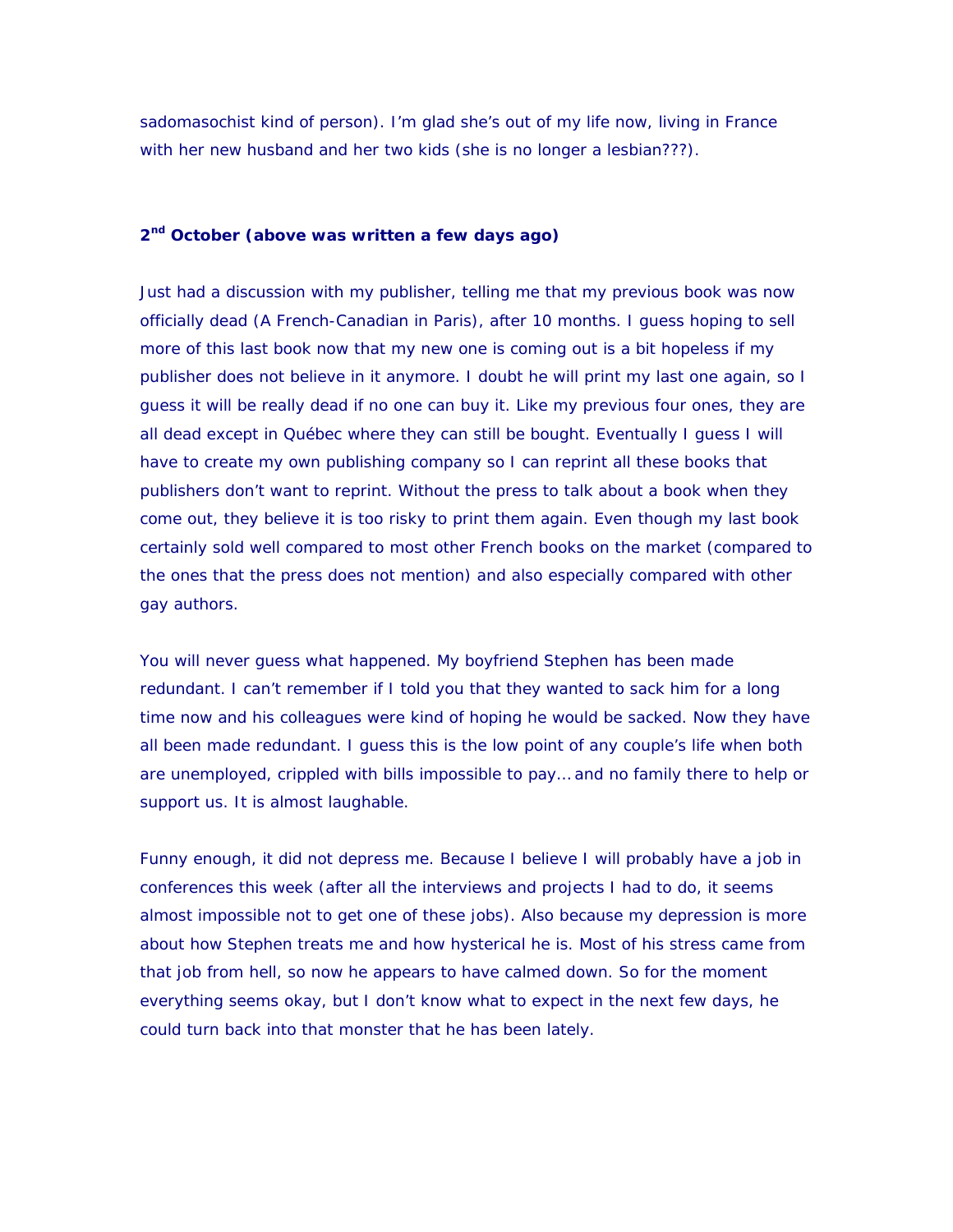sadomasochist kind of person). I'm glad she's out of my life now, living in France with her new husband and her two kids (she is no longer a lesbian???).

**2nd October (above was written a few days ago)**

Just had a discussion with my publisher, telling me that my previous book was now officially dead (A French-Canadian in Paris), after 10 months. I guess hoping to sell more of this last book now that my new one is coming out is a bit hopeless if my publisher does not believe in it anymore. I doubt he will print my last one again, so I guess it will be really dead if no one can buy it. Like my previous four ones, they are all dead except in Québec where they can still be bought. Eventually I guess I will have to create my own publishing company so I can reprint all these books that publishers don't want to reprint. Without the press to talk about a book when they come out, they believe it is too risky to print them again. Even though my last book certainly sold well compared to most other French books on the market (compared to the ones that the press does not mention) and also especially compared with other gay authors.

You will never guess what happened. My boyfriend Stephen has been made redundant. I can't remember if I told you that they wanted to sack him for a long time now and his colleagues were kind of hoping he would be sacked. Now they have all been made redundant. I guess this is the low point of any couple's life when both are unemployed, crippled with bills impossible to pay… and no family there to help or support us. It is almost laughable.

Funny enough, it did not depress me. Because I believe I will probably have a job in conferences this week (after all the interviews and projects I had to do, it seems almost impossible not to get one of these jobs). Also because my depression is more about how Stephen treats me and how hysterical he is. Most of his stress came from that job from hell, so now he appears to have calmed down. So for the moment everything seems okay, but I don't know what to expect in the next few days, he could turn back into that monster that he has been lately.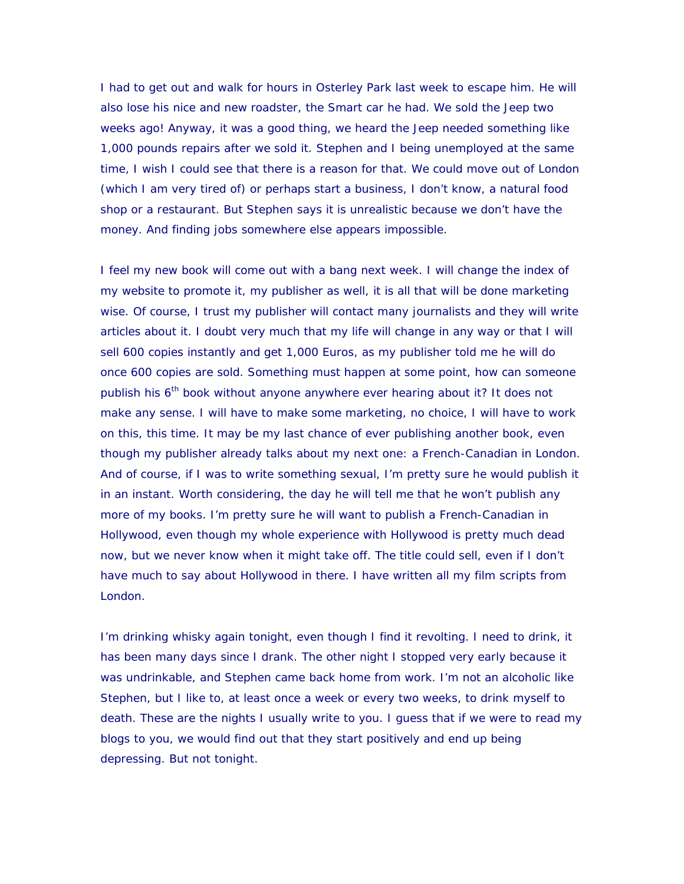I had to get out and walk for hours in Osterley Park last week to escape him. He will also lose his nice and new roadster, the Smart car he had. We sold the Jeep two weeks ago! Anyway, it was a good thing, we heard the Jeep needed something like 1,000 pounds repairs after we sold it. Stephen and I being unemployed at the same time, I wish I could see that there is a reason for that. We could move out of London (which I am very tired of) or perhaps start a business, I don't know, a natural food shop or a restaurant. But Stephen says it is unrealistic because we don't have the money. And finding jobs somewhere else appears impossible.

I feel my new book will come out with a bang next week. I will change the index of my website to promote it, my publisher as well, it is all that will be done marketing wise. Of course, I trust my publisher will contact many journalists and they will write articles about it. I doubt very much that my life will change in any way or that I will sell 600 copies instantly and get 1,000 Euros, as my publisher told me he will do once 600 copies are sold. Something must happen at some point, how can someone publish his 6th book without anyone anywhere ever hearing about it? It does not make any sense. I will have to make some marketing, no choice, I will have to work on this, this time. It may be my last chance of ever publishing another book, even though my publisher already talks about my next one: a French-Canadian in London. And of course, if I was to write something sexual, I'm pretty sure he would publish it in an instant. Worth considering, the day he will tell me that he won't publish any more of my books. I'm pretty sure he will want to publish a French-Canadian in Hollywood, even though my whole experience with Hollywood is pretty much dead now, but we never know when it might take off. The title could sell, even if I don't have much to say about Hollywood in there. I have written all my film scripts from London.

I'm drinking whisky again tonight, even though I find it revolting. I need to drink, it has been many days since I drank. The other night I stopped very early because it was undrinkable, and Stephen came back home from work. I'm not an alcoholic like Stephen, but I like to, at least once a week or every two weeks, to drink myself to death. These are the nights I usually write to you. I guess that if we were to read my blogs to you, we would find out that they start positively and end up being depressing. But not tonight.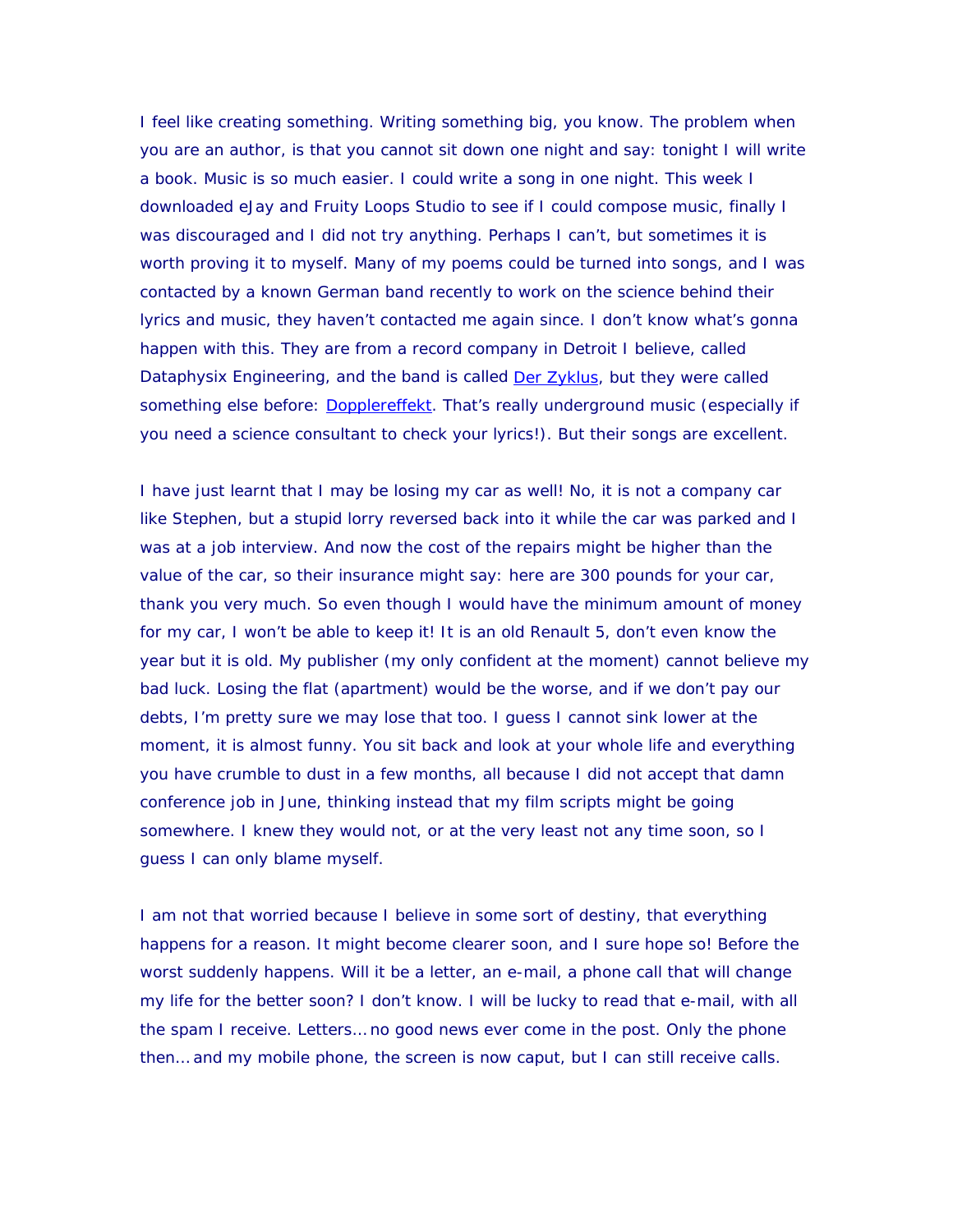I feel like creating something. Writing something big, you know. The problem when you are an author, is that you cannot sit down one night and say: tonight I will write a book. Music is so much easier. I could write a song in one night. This week I downloaded eJay and Fruity Loops Studio to see if I could compose music, finally I was discouraged and I did not try anything. Perhaps I can't, but sometimes it is worth proving it to myself. Many of my poems could be turned into songs, and I was contacted by a known German band recently to work on the science behind their lyrics and music, they haven't contacted me again since. I don't know what's gonna happen with this. They are from a record company in Detroit I believe, called Dataphysix Engineering, and the band is called Der Zyklus, but they were called something else before: Dopplereffekt. That's really underground music (especially if you need a science consultant to check your lyrics!). But their songs are excellent.

I have just learnt that I may be losing my car as well! No, it is not a company car like Stephen, but a stupid lorry reversed back into it while the car was parked and I was at a job interview. And now the cost of the repairs might be higher than the value of the car, so their insurance might say: here are 300 pounds for your car, thank you very much. So even though I would have the minimum amount of money for my car, I won't be able to keep it! It is an old Renault 5, don't even know the year but it is old. My publisher (my only confident at the moment) cannot believe my bad luck. Losing the flat (apartment) would be the worse, and if we don't pay our debts, I'm pretty sure we may lose that too. I guess I cannot sink lower at the moment, it is almost funny. You sit back and look at your whole life and everything you have crumble to dust in a few months, all because I did not accept that damn conference job in June, thinking instead that my film scripts might be going somewhere. I knew they would not, or at the very least not any time soon, so I guess I can only blame myself.

I am not that worried because I believe in some sort of destiny, that everything happens for a reason. It might become clearer soon, and I sure hope so! Before the worst suddenly happens. Will it be a letter, an e-mail, a phone call that will change my life for the better soon? I don't know. I will be lucky to read that e-mail, with all the spam I receive. Letters… no good news ever come in the post. Only the phone then… and my mobile phone, the screen is now caput, but I can still receive calls.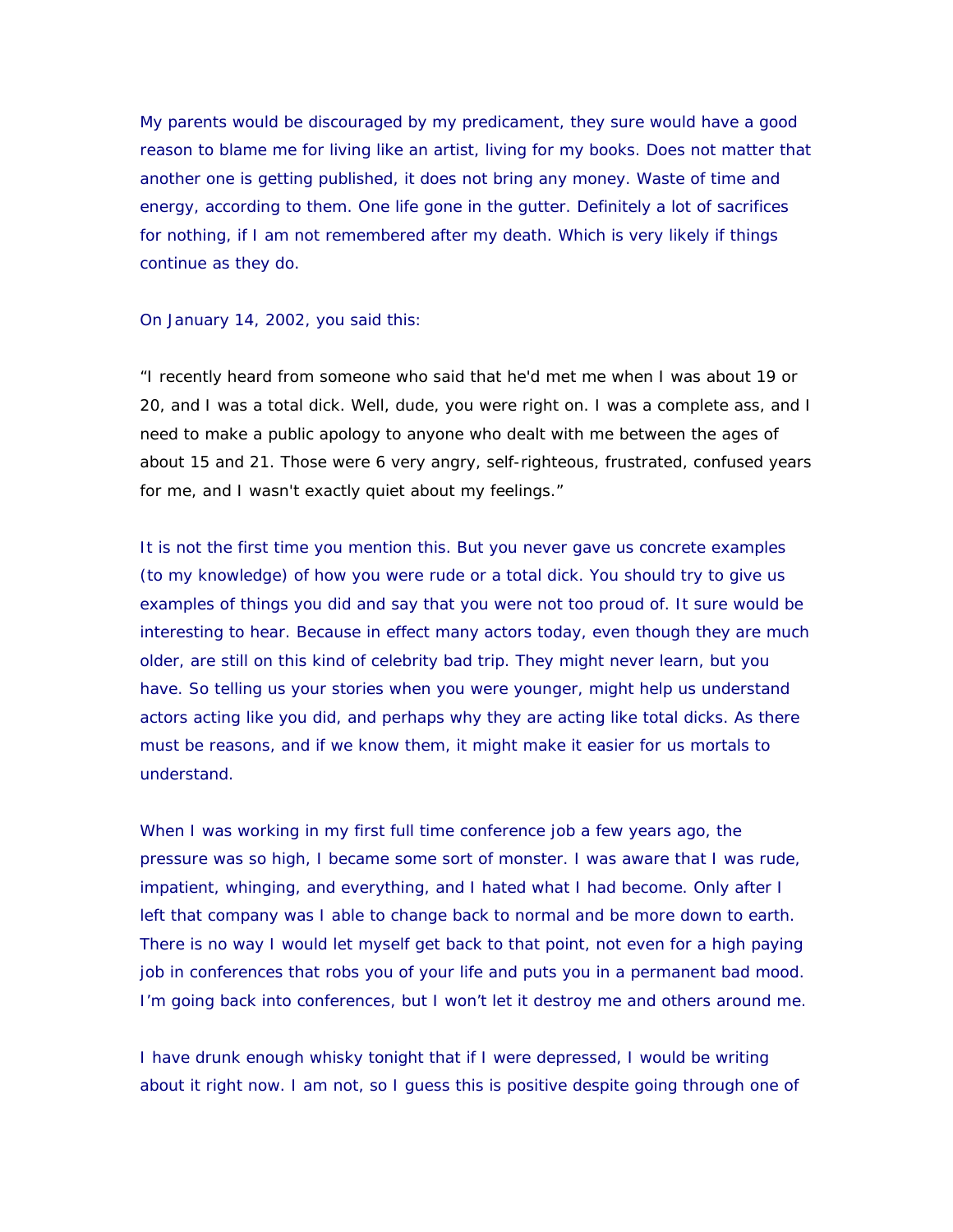My parents would be discouraged by my predicament, they sure would have a good reason to blame me for living like an artist, living for my books. Does not matter that another one is getting published, it does not bring any money. Waste of time and energy, according to them. One life gone in the gutter. Definitely a lot of sacrifices for nothing, if I am not remembered after my death. Which is very likely if things continue as they do.

On January 14, 2002, you said this:

"I recently heard from someone who said that he'd met me when I was about 19 or 20, and I was a total dick. Well, dude, you were right on. I was a complete ass, and I need to make a public apology to anyone who dealt with me between the ages of about 15 and 21. Those were 6 very angry, self-righteous, frustrated, confused years for me, and I wasn't exactly quiet about my feelings."

It is not the first time you mention this. But you never gave us concrete examples (to my knowledge) of how you were rude or a total dick. You should try to give us examples of things you did and say that you were not too proud of. It sure would be interesting to hear. Because in effect many actors today, even though they are much older, are still on this kind of celebrity bad trip. They might never learn, but you have. So telling us your stories when you were younger, might help us understand actors acting like you did, and perhaps why they are acting like total dicks. As there must be reasons, and if we know them, it might make it easier for us mortals to understand.

When I was working in my first full time conference job a few years ago, the pressure was so high, I became some sort of monster. I was aware that I was rude, impatient, whinging, and everything, and I hated what I had become. Only after I left that company was I able to change back to normal and be more down to earth. There is no way I would let myself get back to that point, not even for a high paying job in conferences that robs you of your life and puts you in a permanent bad mood. I'm going back into conferences, but I won't let it destroy me and others around me.

I have drunk enough whisky tonight that if I were depressed, I would be writing about it right now. I am not, so I guess this is positive despite going through one of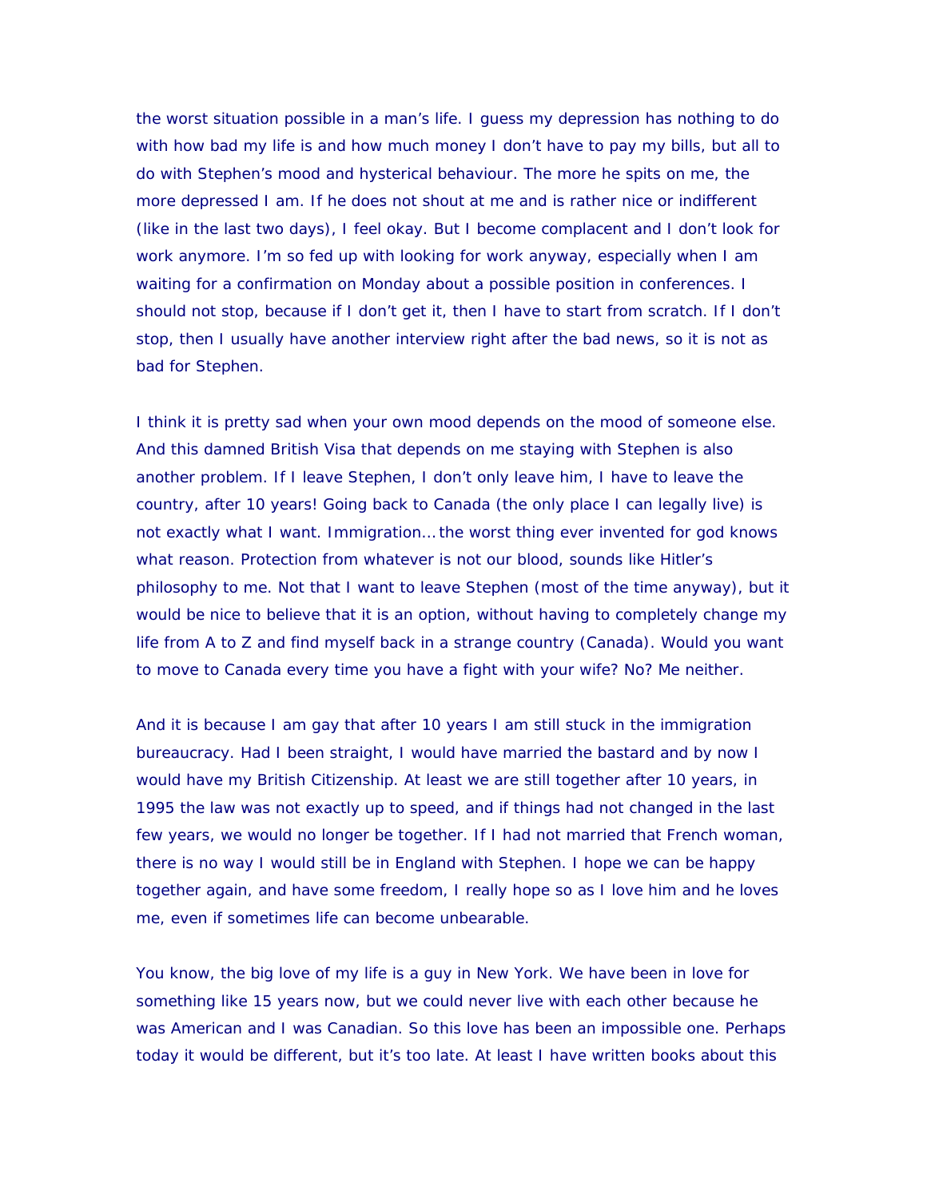the worst situation possible in a man's life. I guess my depression has nothing to do with how bad my life is and how much money I don't have to pay my bills, but all to do with Stephen's mood and hysterical behaviour. The more he spits on me, the more depressed I am. If he does not shout at me and is rather nice or indifferent (like in the last two days), I feel okay. But I become complacent and I don't look for work anymore. I'm so fed up with looking for work anyway, especially when I am waiting for a confirmation on Monday about a possible position in conferences. I should not stop, because if I don't get it, then I have to start from scratch. If I don't stop, then I usually have another interview right after the bad news, so it is not as bad for Stephen.

I think it is pretty sad when your own mood depends on the mood of someone else. And this damned British Visa that depends on me staying with Stephen is also another problem. If I leave Stephen, I don't only leave him, I have to leave the country, after 10 years! Going back to Canada (the only place I can legally live) is not exactly what I want. Immigration… the worst thing ever invented for god knows what reason. Protection from whatever is not our blood, sounds like Hitler's philosophy to me. Not that I want to leave Stephen (most of the time anyway), but it would be nice to believe that it is an option, without having to completely change my life from A to Z and find myself back in a strange country (Canada). Would you want to move to Canada every time you have a fight with your wife? No? Me neither.

And it is because I am gay that after 10 years I am still stuck in the immigration bureaucracy. Had I been straight, I would have married the bastard and by now I would have my British Citizenship. At least we are still together after 10 years, in 1995 the law was not exactly up to speed, and if things had not changed in the last few years, we would no longer be together. If I had not married that French woman, there is no way I would still be in England with Stephen. I hope we can be happy together again, and have some freedom, I really hope so as I love him and he loves me, even if sometimes life can become unbearable.

You know, the big love of my life is a guy in New York. We have been in love for something like 15 years now, but we could never live with each other because he was American and I was Canadian. So this love has been an impossible one. Perhaps today it would be different, but it's too late. At least I have written books about this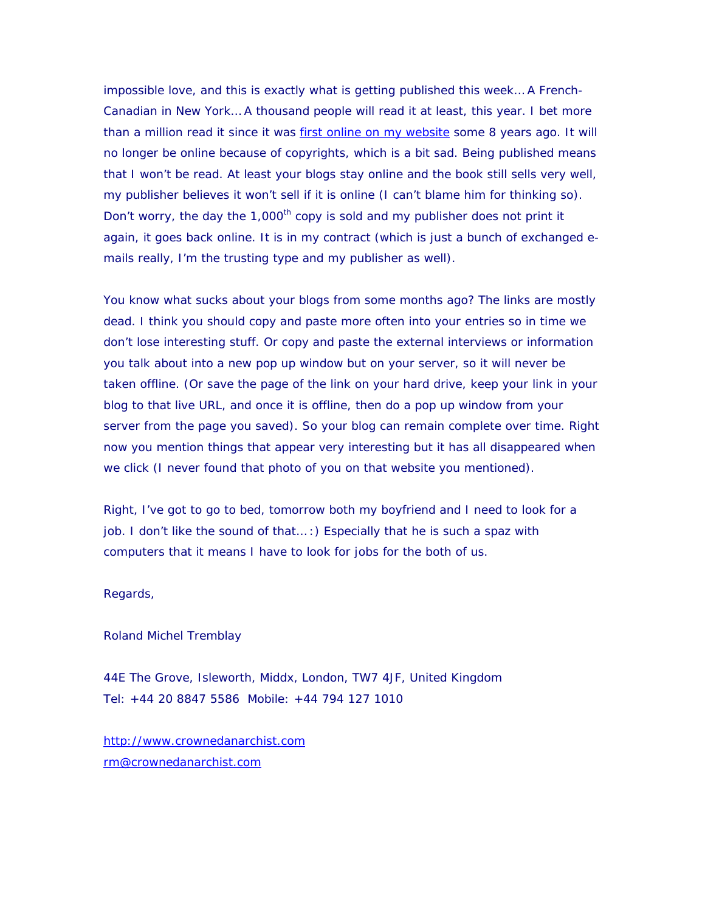impossible love, and this is exactly what is getting published this week… A French-Canadian in New York… A thousand people will read it at least, this year. I bet more than a million read it since it was first online on my website some 8 years ago. It will no longer be online because of copyrights, which is a bit sad. Being published means that I won't be read. At least your blogs stay online and the book still sells very well, my publisher believes it won't sell if it is online (I can't blame him for thinking so). Don't worry, the day the 1,000th copy is sold and my publisher does not print it again, it goes back online. It is in my contract (which is just a bunch of exchanged e-mails really, I'm the trusting type and my publisher as well).

You know what sucks about your blogs from some months ago? The links are mostly dead. I think you should copy and paste more often into your entries so in time we don't lose interesting stuff. Or copy and paste the external interviews or information you talk about into a new pop up window but on your server, so it will never be taken offline. (Or save the page of the link on your hard drive, keep your link in your blog to that live URL, and once it is offline, then do a pop up window from your server from the page you saved). So your blog can remain complete over time. Right now you mention things that appear very interesting but it has all disappeared when we click (I never found that photo of you on that website you mentioned).

Right, I've got to go to bed, tomorrow both my boyfriend and I need to look for a job. I don't like the sound of that…:) Especially that he is such a spaz with computers that it means I have to look for jobs for the both of us.

Regards,

Roland Michel Tremblay

44E The Grove, Isleworth, Middx, London, TW7 4JF, United Kingdom
Tel: +44 20 8847 5586  Mobile: +44 794 127 1010

http://www.crownedanarchist.com
rm@crownedanarchist.com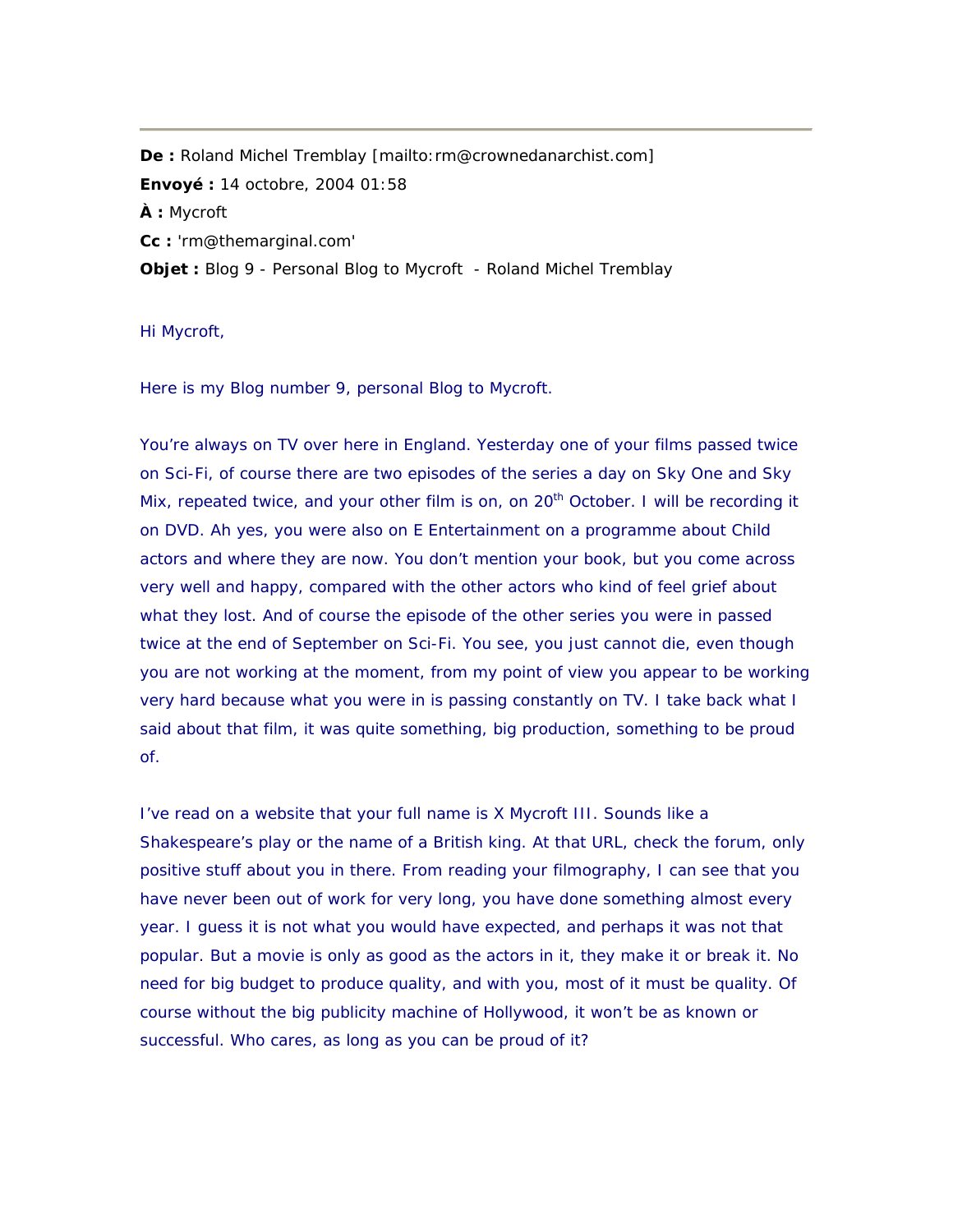---

**De :** Roland Michel Tremblay [mailto:rm@crownedanarchist.com]
**Envoyé :** 14 octobre, 2004 01:58
**À :** Mycroft
**Cc :** 'rm@themarginal.com'
**Objet :** Blog 9 - Personal Blog to Mycroft - Roland Michel Tremblay

Hi Mycroft,

Here is my Blog number 9, personal Blog to Mycroft.

You're always on TV over here in England. Yesterday one of your films passed twice on Sci-Fi, of course there are two episodes of the series a day on Sky One and Sky Mix, repeated twice, and your other film is on, on 20th October. I will be recording it on DVD. Ah yes, you were also on E Entertainment on a programme about Child actors and where they are now. You don't mention your book, but you come across very well and happy, compared with the other actors who kind of feel grief about what they lost. And of course the episode of the other series you were in passed twice at the end of September on Sci-Fi. You see, you just cannot die, even though you are not working at the moment, from my point of view you appear to be working very hard because what you were in is passing constantly on TV. I take back what I said about that film, it was quite something, big production, something to be proud of.

I've read on a website that your full name is X Mycroft III. Sounds like a Shakespeare's play or the name of a British king. At that URL, check the forum, only positive stuff about you in there. From reading your filmography, I can see that you have never been out of work for very long, you have done something almost every year. I guess it is not what you would have expected, and perhaps it was not that popular. But a movie is only as good as the actors in it, they make it or break it. No need for big budget to produce quality, and with you, most of it must be quality. Of course without the big publicity machine of Hollywood, it won't be as known or successful. Who cares, as long as you can be proud of it?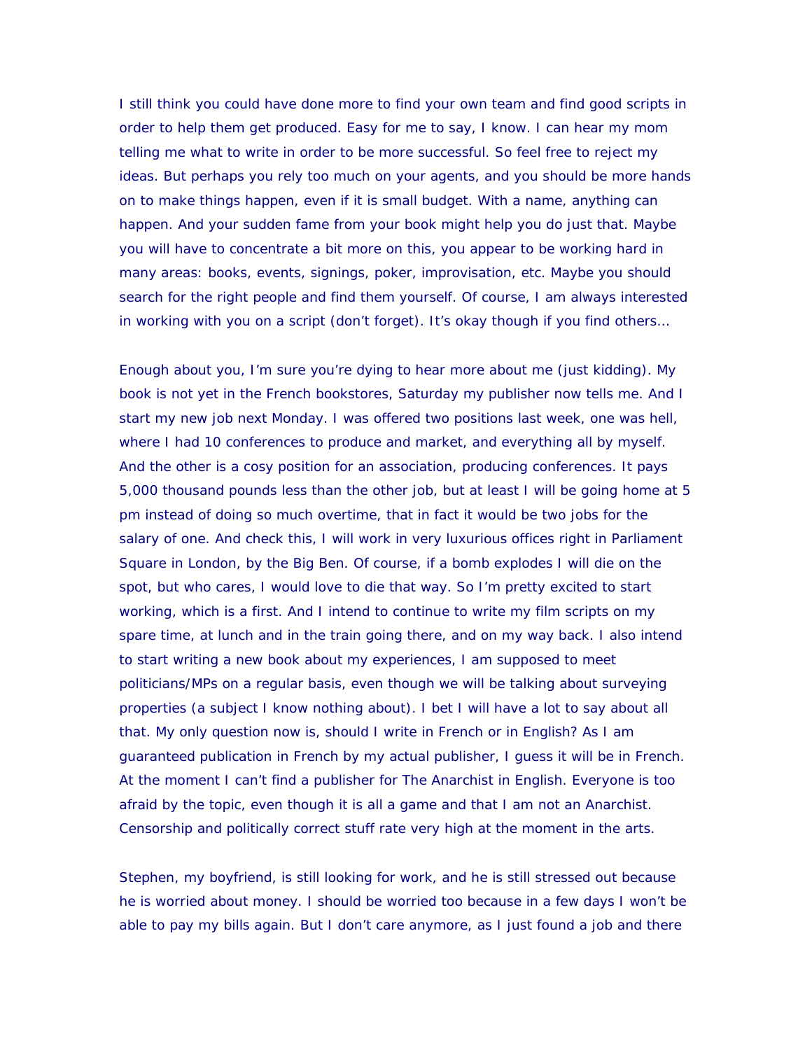I still think you could have done more to find your own team and find good scripts in order to help them get produced. Easy for me to say, I know. I can hear my mom telling me what to write in order to be more successful. So feel free to reject my ideas. But perhaps you rely too much on your agents, and you should be more hands on to make things happen, even if it is small budget. With a name, anything can happen. And your sudden fame from your book might help you do just that. Maybe you will have to concentrate a bit more on this, you appear to be working hard in many areas: books, events, signings, poker, improvisation, etc. Maybe you should search for the right people and find them yourself. Of course, I am always interested in working with you on a script (don't forget). It's okay though if you find others…

Enough about you, I'm sure you're dying to hear more about me (just kidding). My book is not yet in the French bookstores, Saturday my publisher now tells me. And I start my new job next Monday. I was offered two positions last week, one was hell, where I had 10 conferences to produce and market, and everything all by myself. And the other is a cosy position for an association, producing conferences. It pays 5,000 thousand pounds less than the other job, but at least I will be going home at 5 pm instead of doing so much overtime, that in fact it would be two jobs for the salary of one. And check this, I will work in very luxurious offices right in Parliament Square in London, by the Big Ben. Of course, if a bomb explodes I will die on the spot, but who cares, I would love to die that way. So I'm pretty excited to start working, which is a first. And I intend to continue to write my film scripts on my spare time, at lunch and in the train going there, and on my way back. I also intend to start writing a new book about my experiences, I am supposed to meet politicians/MPs on a regular basis, even though we will be talking about surveying properties (a subject I know nothing about). I bet I will have a lot to say about all that. My only question now is, should I write in French or in English? As I am guaranteed publication in French by my actual publisher, I guess it will be in French. At the moment I can't find a publisher for The Anarchist in English. Everyone is too afraid by the topic, even though it is all a game and that I am not an Anarchist. Censorship and politically correct stuff rate very high at the moment in the arts.

Stephen, my boyfriend, is still looking for work, and he is still stressed out because he is worried about money. I should be worried too because in a few days I won't be able to pay my bills again. But I don't care anymore, as I just found a job and there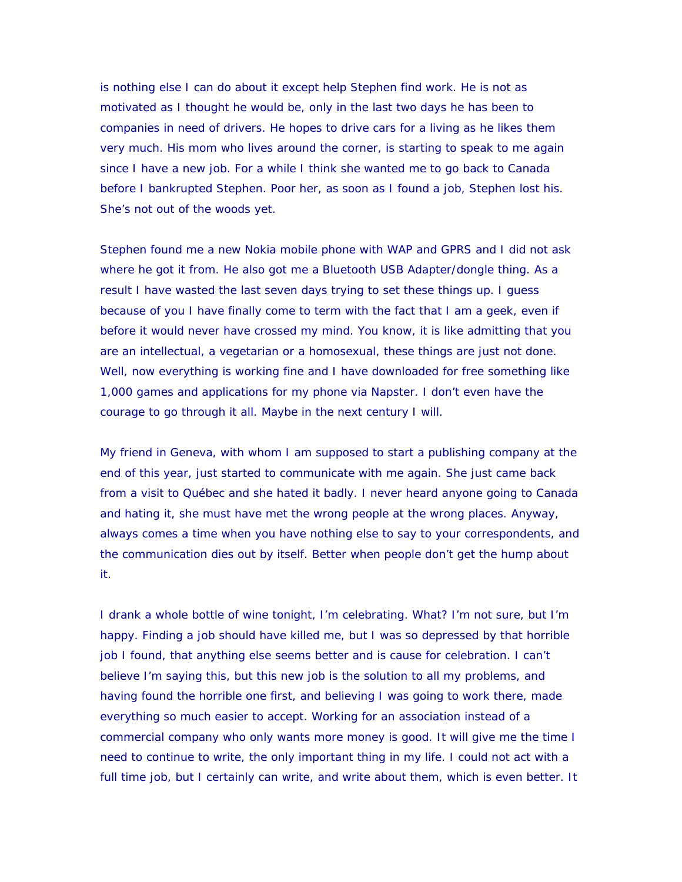is nothing else I can do about it except help Stephen find work. He is not as motivated as I thought he would be, only in the last two days he has been to companies in need of drivers. He hopes to drive cars for a living as he likes them very much. His mom who lives around the corner, is starting to speak to me again since I have a new job. For a while I think she wanted me to go back to Canada before I bankrupted Stephen. Poor her, as soon as I found a job, Stephen lost his. She's not out of the woods yet.

Stephen found me a new Nokia mobile phone with WAP and GPRS and I did not ask where he got it from. He also got me a Bluetooth USB Adapter/dongle thing. As a result I have wasted the last seven days trying to set these things up. I guess because of you I have finally come to term with the fact that I am a geek, even if before it would never have crossed my mind. You know, it is like admitting that you are an intellectual, a vegetarian or a homosexual, these things are just not done. Well, now everything is working fine and I have downloaded for free something like 1,000 games and applications for my phone via Napster. I don't even have the courage to go through it all. Maybe in the next century I will.

My friend in Geneva, with whom I am supposed to start a publishing company at the end of this year, just started to communicate with me again. She just came back from a visit to Québec and she hated it badly. I never heard anyone going to Canada and hating it, she must have met the wrong people at the wrong places. Anyway, always comes a time when you have nothing else to say to your correspondents, and the communication dies out by itself. Better when people don't get the hump about it.

I drank a whole bottle of wine tonight, I'm celebrating. What? I'm not sure, but I'm happy. Finding a job should have killed me, but I was so depressed by that horrible job I found, that anything else seems better and is cause for celebration. I can't believe I'm saying this, but this new job is the solution to all my problems, and having found the horrible one first, and believing I was going to work there, made everything so much easier to accept. Working for an association instead of a commercial company who only wants more money is good. It will give me the time I need to continue to write, the only important thing in my life. I could not act with a full time job, but I certainly can write, and write about them, which is even better. It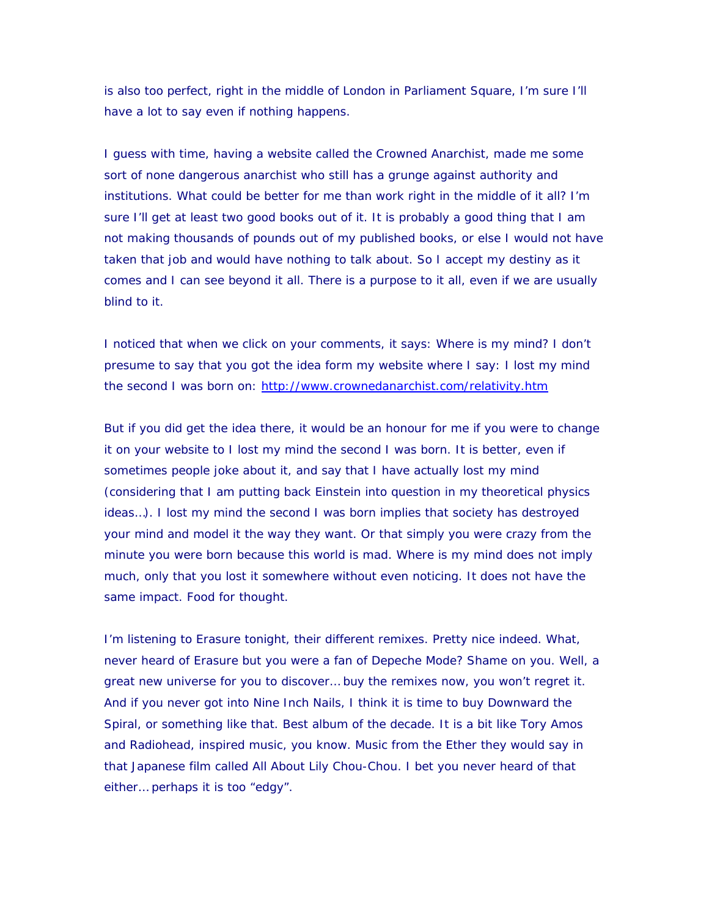is also too perfect, right in the middle of London in Parliament Square, I'm sure I'll have a lot to say even if nothing happens.

I guess with time, having a website called the Crowned Anarchist, made me some sort of none dangerous anarchist who still has a grunge against authority and institutions. What could be better for me than work right in the middle of it all? I'm sure I'll get at least two good books out of it. It is probably a good thing that I am not making thousands of pounds out of my published books, or else I would not have taken that job and would have nothing to talk about. So I accept my destiny as it comes and I can see beyond it all. There is a purpose to it all, even if we are usually blind to it.

I noticed that when we click on your comments, it says: Where is my mind? I don't presume to say that you got the idea form my website where I say: I lost my mind the second I was born on: [http://www.crownedanarchist.com/relativity.htm](http://www.crownedanarchist.com/relativity.htm)

But if you did get the idea there, it would be an honour for me if you were to change it on your website to I lost my mind the second I was born. It is better, even if sometimes people joke about it, and say that I have actually lost my mind (considering that I am putting back Einstein into question in my theoretical physics ideas…). I lost my mind the second I was born implies that society has destroyed your mind and model it the way they want. Or that simply you were crazy from the minute you were born because this world is mad. Where is my mind does not imply much, only that you lost it somewhere without even noticing. It does not have the same impact. Food for thought.

I'm listening to Erasure tonight, their different remixes. Pretty nice indeed. What, never heard of Erasure but you were a fan of Depeche Mode? Shame on you. Well, a great new universe for you to discover… buy the remixes now, you won't regret it. And if you never got into Nine Inch Nails, I think it is time to buy Downward the Spiral, or something like that. Best album of the decade. It is a bit like Tory Amos and Radiohead, inspired music, you know. Music from the Ether they would say in that Japanese film called All About Lily Chou-Chou. I bet you never heard of that either… perhaps it is too "edgy".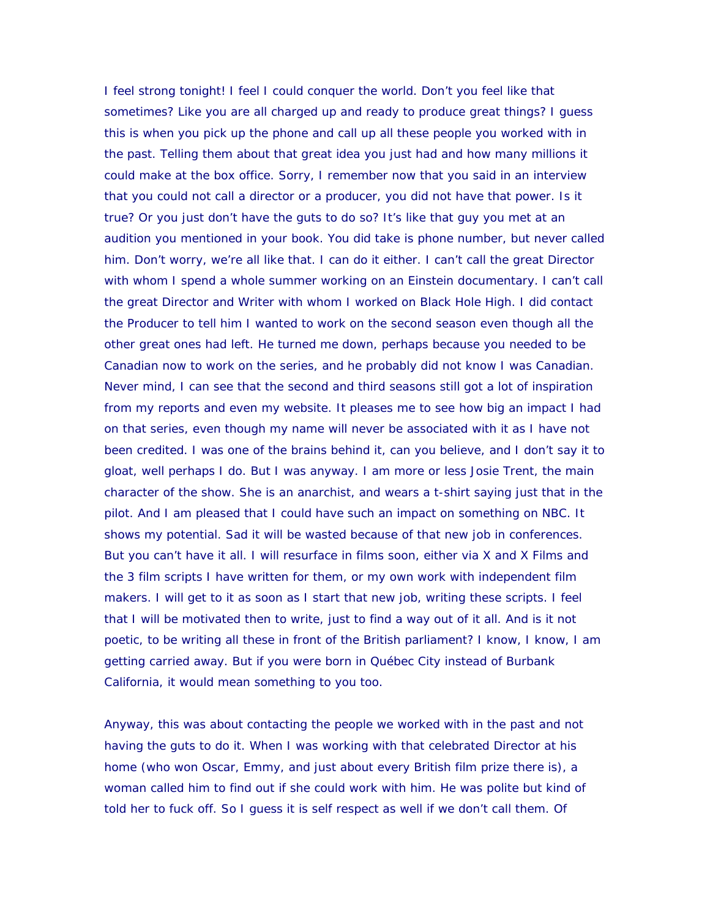I feel strong tonight! I feel I could conquer the world. Don't you feel like that sometimes? Like you are all charged up and ready to produce great things? I guess this is when you pick up the phone and call up all these people you worked with in the past. Telling them about that great idea you just had and how many millions it could make at the box office. Sorry, I remember now that you said in an interview that you could not call a director or a producer, you did not have that power. Is it true? Or you just don't have the guts to do so? It's like that guy you met at an audition you mentioned in your book. You did take is phone number, but never called him. Don't worry, we're all like that. I can do it either. I can't call the great Director with whom I spend a whole summer working on an Einstein documentary. I can't call the great Director and Writer with whom I worked on Black Hole High. I did contact the Producer to tell him I wanted to work on the second season even though all the other great ones had left. He turned me down, perhaps because you needed to be Canadian now to work on the series, and he probably did not know I was Canadian. Never mind, I can see that the second and third seasons still got a lot of inspiration from my reports and even my website. It pleases me to see how big an impact I had on that series, even though my name will never be associated with it as I have not been credited. I was one of the brains behind it, can you believe, and I don't say it to gloat, well perhaps I do. But I was anyway. I am more or less Josie Trent, the main character of the show. She is an anarchist, and wears a t-shirt saying just that in the pilot. And I am pleased that I could have such an impact on something on NBC. It shows my potential. Sad it will be wasted because of that new job in conferences. But you can't have it all. I will resurface in films soon, either via X and X Films and the 3 film scripts I have written for them, or my own work with independent film makers. I will get to it as soon as I start that new job, writing these scripts. I feel that I will be motivated then to write, just to find a way out of it all. And is it not poetic, to be writing all these in front of the British parliament? I know, I know, I am getting carried away. But if you were born in Québec City instead of Burbank California, it would mean something to you too.

Anyway, this was about contacting the people we worked with in the past and not having the guts to do it. When I was working with that celebrated Director at his home (who won Oscar, Emmy, and just about every British film prize there is), a woman called him to find out if she could work with him. He was polite but kind of told her to fuck off. So I guess it is self respect as well if we don't call them. Of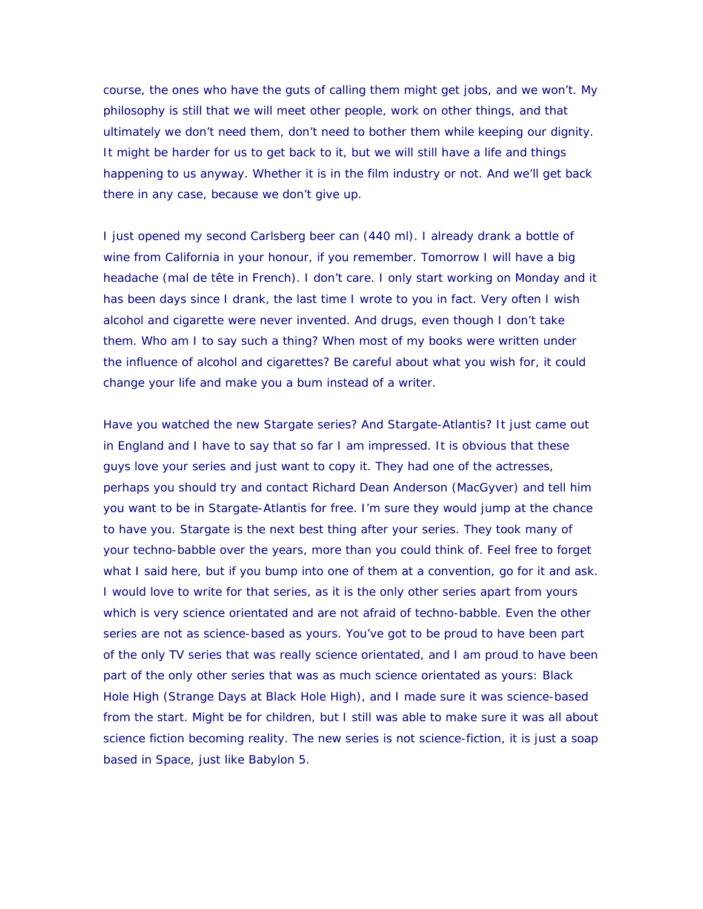course, the ones who have the guts of calling them might get jobs, and we won't. My philosophy is still that we will meet other people, work on other things, and that ultimately we don't need them, don't need to bother them while keeping our dignity. It might be harder for us to get back to it, but we will still have a life and things happening to us anyway. Whether it is in the film industry or not. And we'll get back there in any case, because we don't give up.

I just opened my second Carlsberg beer can (440 ml). I already drank a bottle of wine from California in your honour, if you remember. Tomorrow I will have a big headache (mal de tête in French). I don't care. I only start working on Monday and it has been days since I drank, the last time I wrote to you in fact. Very often I wish alcohol and cigarette were never invented. And drugs, even though I don't take them. Who am I to say such a thing? When most of my books were written under the influence of alcohol and cigarettes? Be careful about what you wish for, it could change your life and make you a bum instead of a writer.

Have you watched the new Stargate series? And Stargate-Atlantis? It just came out in England and I have to say that so far I am impressed. It is obvious that these guys love your series and just want to copy it. They had one of the actresses, perhaps you should try and contact Richard Dean Anderson (MacGyver) and tell him you want to be in Stargate-Atlantis for free. I'm sure they would jump at the chance to have you. Stargate is the next best thing after your series. They took many of your techno-babble over the years, more than you could think of. Feel free to forget what I said here, but if you bump into one of them at a convention, go for it and ask. I would love to write for that series, as it is the only other series apart from yours which is very science orientated and are not afraid of techno-babble. Even the other series are not as science-based as yours. You've got to be proud to have been part of the only TV series that was really science orientated, and I am proud to have been part of the only other series that was as much science orientated as yours: Black Hole High (Strange Days at Black Hole High), and I made sure it was science-based from the start. Might be for children, but I still was able to make sure it was all about science fiction becoming reality. The new series is not science-fiction, it is just a soap based in Space, just like Babylon 5.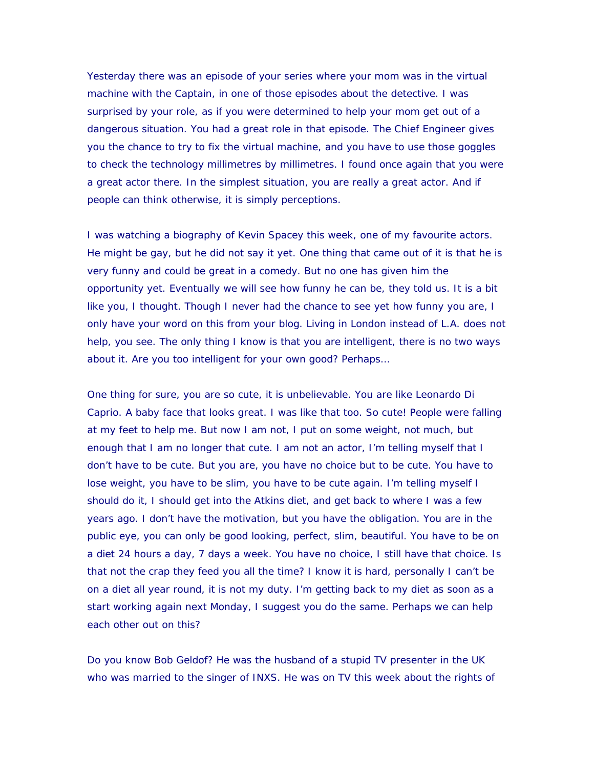Yesterday there was an episode of your series where your mom was in the virtual machine with the Captain, in one of those episodes about the detective. I was surprised by your role, as if you were determined to help your mom get out of a dangerous situation. You had a great role in that episode. The Chief Engineer gives you the chance to try to fix the virtual machine, and you have to use those goggles to check the technology millimetres by millimetres. I found once again that you were a great actor there. In the simplest situation, you are really a great actor. And if people can think otherwise, it is simply perceptions.

I was watching a biography of Kevin Spacey this week, one of my favourite actors. He might be gay, but he did not say it yet. One thing that came out of it is that he is very funny and could be great in a comedy. But no one has given him the opportunity yet. Eventually we will see how funny he can be, they told us. It is a bit like you, I thought. Though I never had the chance to see yet how funny you are, I only have your word on this from your blog. Living in London instead of L.A. does not help, you see. The only thing I know is that you are intelligent, there is no two ways about it. Are you too intelligent for your own good? Perhaps…

One thing for sure, you are so cute, it is unbelievable. You are like Leonardo Di Caprio. A baby face that looks great. I was like that too. So cute! People were falling at my feet to help me. But now I am not, I put on some weight, not much, but enough that I am no longer that cute. I am not an actor, I'm telling myself that I don't have to be cute. But you are, you have no choice but to be cute. You have to lose weight, you have to be slim, you have to be cute again. I'm telling myself I should do it, I should get into the Atkins diet, and get back to where I was a few years ago. I don't have the motivation, but you have the obligation. You are in the public eye, you can only be good looking, perfect, slim, beautiful. You have to be on a diet 24 hours a day, 7 days a week. You have no choice, I still have that choice. Is that not the crap they feed you all the time? I know it is hard, personally I can't be on a diet all year round, it is not my duty. I'm getting back to my diet as soon as a start working again next Monday, I suggest you do the same. Perhaps we can help each other out on this?

Do you know Bob Geldof? He was the husband of a stupid TV presenter in the UK who was married to the singer of INXS. He was on TV this week about the rights of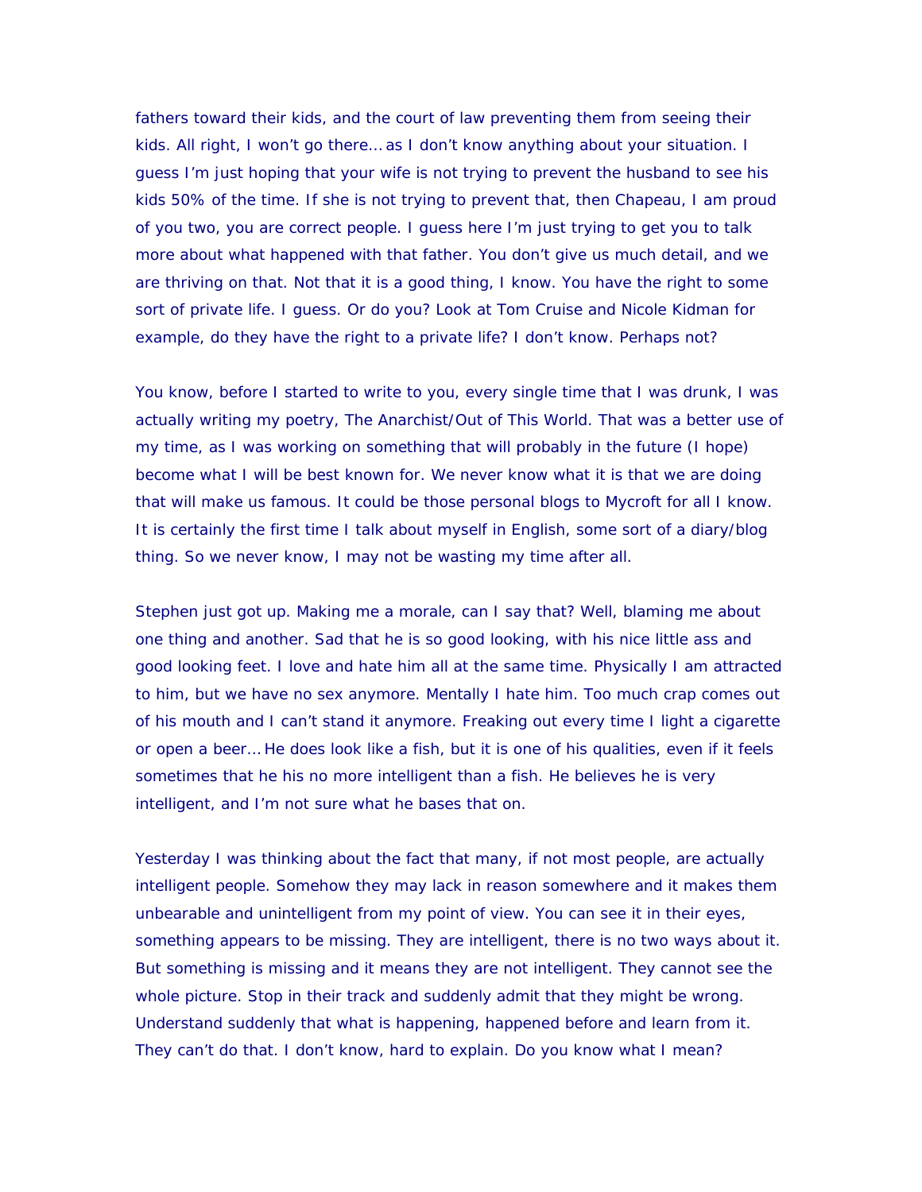fathers toward their kids, and the court of law preventing them from seeing their kids. All right, I won't go there… as I don't know anything about your situation. I guess I'm just hoping that your wife is not trying to prevent the husband to see his kids 50% of the time. If she is not trying to prevent that, then Chapeau, I am proud of you two, you are correct people. I guess here I'm just trying to get you to talk more about what happened with that father. You don't give us much detail, and we are thriving on that. Not that it is a good thing, I know. You have the right to some sort of private life. I guess. Or do you? Look at Tom Cruise and Nicole Kidman for example, do they have the right to a private life? I don't know. Perhaps not?

You know, before I started to write to you, every single time that I was drunk, I was actually writing my poetry, The Anarchist/Out of This World. That was a better use of my time, as I was working on something that will probably in the future (I hope) become what I will be best known for. We never know what it is that we are doing that will make us famous. It could be those personal blogs to Mycroft for all I know. It is certainly the first time I talk about myself in English, some sort of a diary/blog thing. So we never know, I may not be wasting my time after all.

Stephen just got up. Making me a morale, can I say that? Well, blaming me about one thing and another. Sad that he is so good looking, with his nice little ass and good looking feet. I love and hate him all at the same time. Physically I am attracted to him, but we have no sex anymore. Mentally I hate him. Too much crap comes out of his mouth and I can't stand it anymore. Freaking out every time I light a cigarette or open a beer… He does look like a fish, but it is one of his qualities, even if it feels sometimes that he his no more intelligent than a fish. He believes he is very intelligent, and I'm not sure what he bases that on.

Yesterday I was thinking about the fact that many, if not most people, are actually intelligent people. Somehow they may lack in reason somewhere and it makes them unbearable and unintelligent from my point of view. You can see it in their eyes, something appears to be missing. They are intelligent, there is no two ways about it. But something is missing and it means they are not intelligent. They cannot see the whole picture. Stop in their track and suddenly admit that they might be wrong. Understand suddenly that what is happening, happened before and learn from it. They can't do that. I don't know, hard to explain. Do you know what I mean?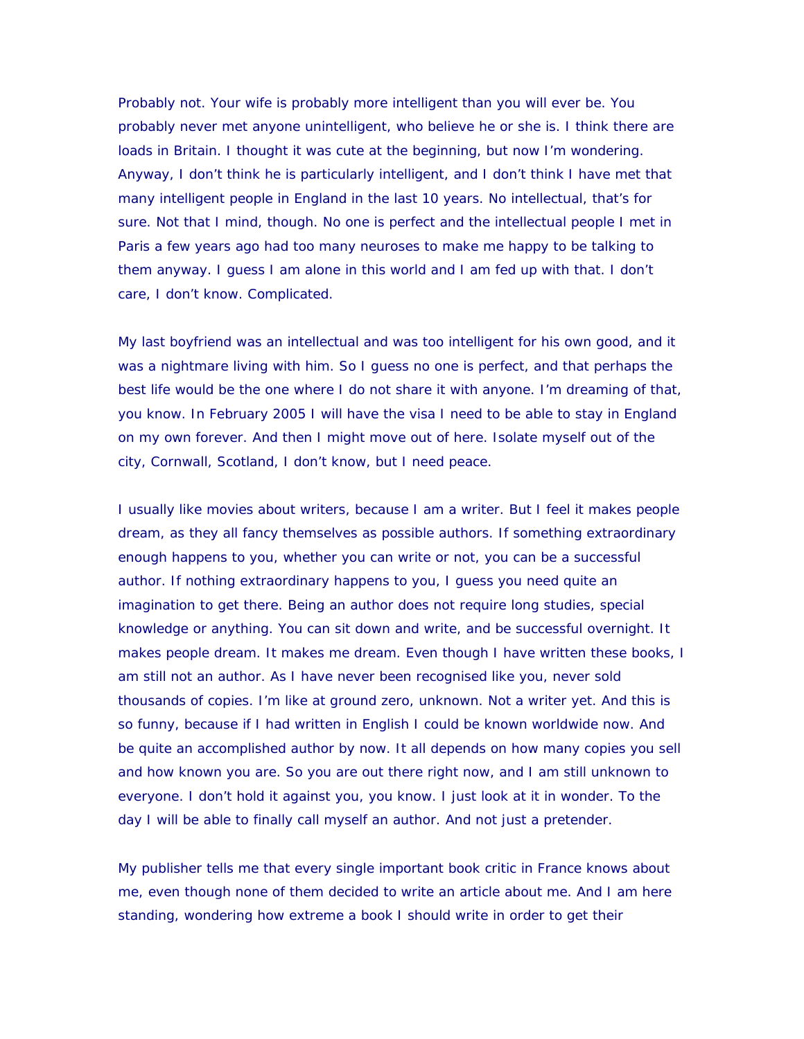Probably not. Your wife is probably more intelligent than you will ever be. You probably never met anyone unintelligent, who believe he or she is. I think there are loads in Britain. I thought it was cute at the beginning, but now I'm wondering. Anyway, I don't think he is particularly intelligent, and I don't think I have met that many intelligent people in England in the last 10 years. No intellectual, that's for sure. Not that I mind, though. No one is perfect and the intellectual people I met in Paris a few years ago had too many neuroses to make me happy to be talking to them anyway. I guess I am alone in this world and I am fed up with that. I don't care, I don't know. Complicated.

My last boyfriend was an intellectual and was too intelligent for his own good, and it was a nightmare living with him. So I guess no one is perfect, and that perhaps the best life would be the one where I do not share it with anyone. I'm dreaming of that, you know. In February 2005 I will have the visa I need to be able to stay in England on my own forever. And then I might move out of here. Isolate myself out of the city, Cornwall, Scotland, I don't know, but I need peace.

I usually like movies about writers, because I am a writer. But I feel it makes people dream, as they all fancy themselves as possible authors. If something extraordinary enough happens to you, whether you can write or not, you can be a successful author. If nothing extraordinary happens to you, I guess you need quite an imagination to get there. Being an author does not require long studies, special knowledge or anything. You can sit down and write, and be successful overnight. It makes people dream. It makes me dream. Even though I have written these books, I am still not an author. As I have never been recognised like you, never sold thousands of copies. I'm like at ground zero, unknown. Not a writer yet. And this is so funny, because if I had written in English I could be known worldwide now. And be quite an accomplished author by now. It all depends on how many copies you sell and how known you are. So you are out there right now, and I am still unknown to everyone. I don't hold it against you, you know. I just look at it in wonder. To the day I will be able to finally call myself an author. And not just a pretender.

My publisher tells me that every single important book critic in France knows about me, even though none of them decided to write an article about me. And I am here standing, wondering how extreme a book I should write in order to get their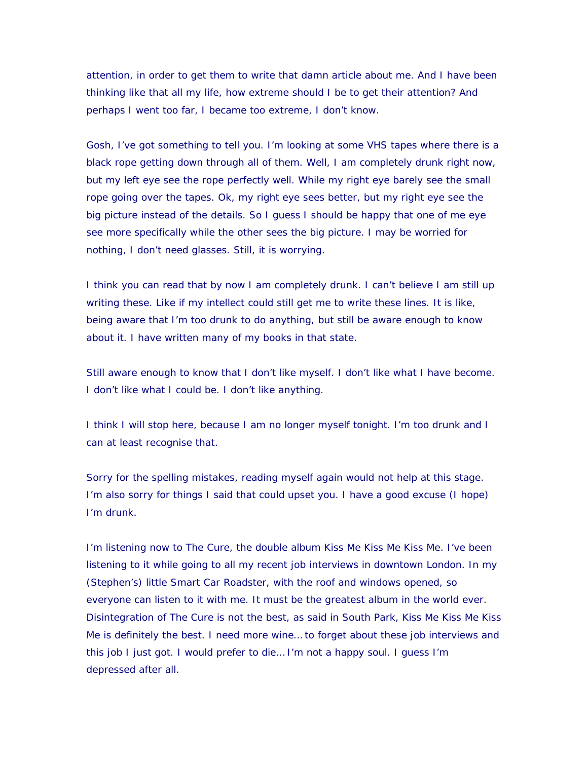attention, in order to get them to write that damn article about me. And I have been thinking like that all my life, how extreme should I be to get their attention? And perhaps I went too far, I became too extreme, I don't know.

Gosh, I've got something to tell you. I'm looking at some VHS tapes where there is a black rope getting down through all of them. Well, I am completely drunk right now, but my left eye see the rope perfectly well. While my right eye barely see the small rope going over the tapes. Ok, my right eye sees better, but my right eye see the big picture instead of the details. So I guess I should be happy that one of me eye see more specifically while the other sees the big picture. I may be worried for nothing, I don't need glasses. Still, it is worrying.

I think you can read that by now I am completely drunk. I can't believe I am still up writing these. Like if my intellect could still get me to write these lines. It is like, being aware that I'm too drunk to do anything, but still be aware enough to know about it. I have written many of my books in that state.

Still aware enough to know that I don't like myself. I don't like what I have become. I don't like what I could be. I don't like anything.

I think I will stop here, because I am no longer myself tonight. I'm too drunk and I can at least recognise that.

Sorry for the spelling mistakes, reading myself again would not help at this stage. I'm also sorry for things I said that could upset you. I have a good excuse (I hope) I'm drunk.

I'm listening now to The Cure, the double album Kiss Me Kiss Me Kiss Me. I've been listening to it while going to all my recent job interviews in downtown London. In my (Stephen's) little Smart Car Roadster, with the roof and windows opened, so everyone can listen to it with me. It must be the greatest album in the world ever. Disintegration of The Cure is not the best, as said in South Park, Kiss Me Kiss Me Kiss Me is definitely the best. I need more wine… to forget about these job interviews and this job I just got. I would prefer to die… I'm not a happy soul. I guess I'm depressed after all.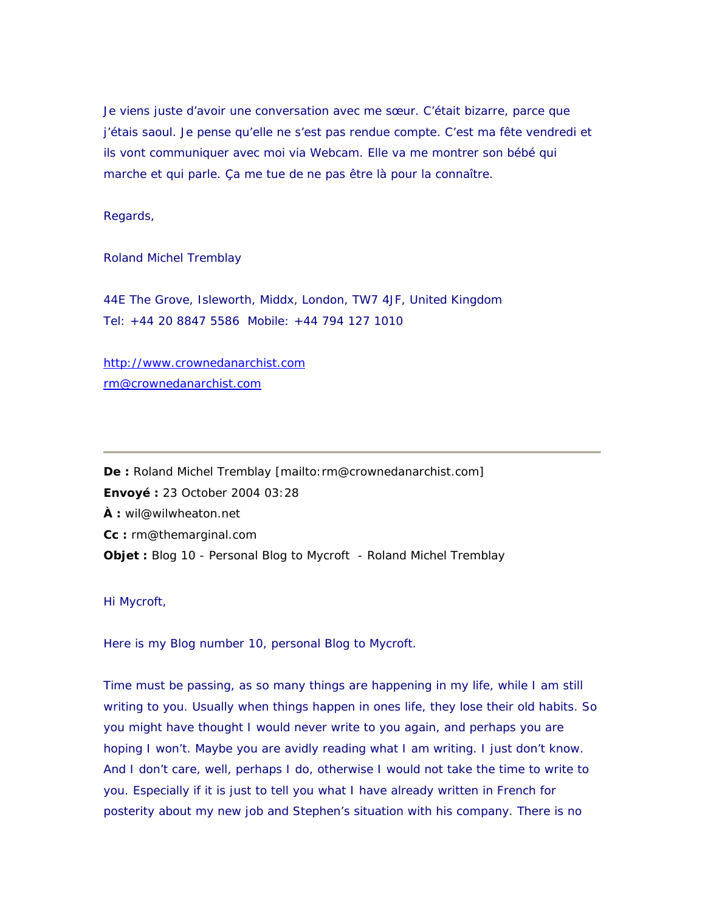Je viens juste d'avoir une conversation avec me sœur. C'était bizarre, parce que j'étais saoul. Je pense qu'elle ne s'est pas rendue compte. C'est ma fête vendredi et ils vont communiquer avec moi via Webcam. Elle va me montrer son bébé qui marche et qui parle. Ça me tue de ne pas être là pour la connaître.

Regards,

Roland Michel Tremblay

44E The Grove, Isleworth, Middx, London, TW7 4JF, United Kingdom
Tel: +44 20 8847 5586  Mobile: +44 794 127 1010

http://www.crownedanarchist.com
rm@crownedanarchist.com

---

**De :** Roland Michel Tremblay [mailto:rm@crownedanarchist.com]
**Envoyé :** 23 October 2004 03:28
**À :** wil@wilwheaton.net
**Cc :** rm@themarginal.com
**Objet :** Blog 10 - Personal Blog to Mycroft  - Roland Michel Tremblay

Hi Mycroft,

Here is my Blog number 10, personal Blog to Mycroft.

Time must be passing, as so many things are happening in my life, while I am still writing to you. Usually when things happen in ones life, they lose their old habits. So you might have thought I would never write to you again, and perhaps you are hoping I won't. Maybe you are avidly reading what I am writing. I just don't know. And I don't care, well, perhaps I do, otherwise I would not take the time to write to you. Especially if it is just to tell you what I have already written in French for posterity about my new job and Stephen's situation with his company. There is no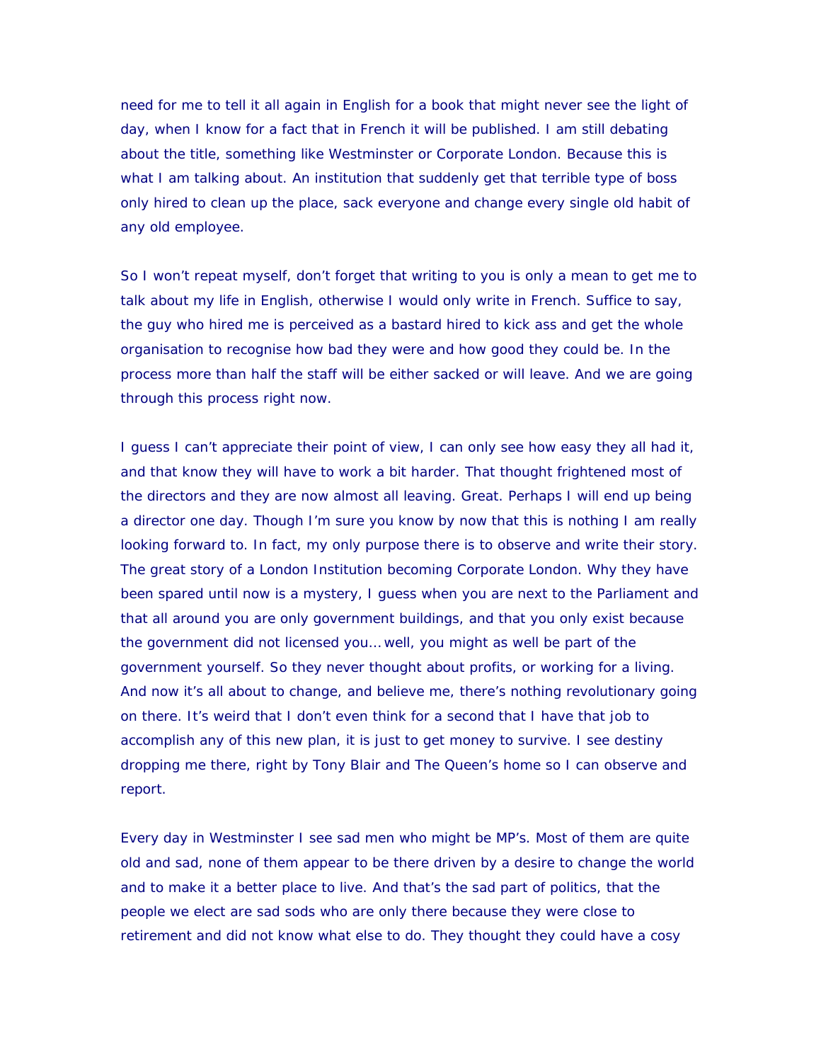need for me to tell it all again in English for a book that might never see the light of day, when I know for a fact that in French it will be published. I am still debating about the title, something like Westminster or Corporate London. Because this is what I am talking about. An institution that suddenly get that terrible type of boss only hired to clean up the place, sack everyone and change every single old habit of any old employee.

So I won't repeat myself, don't forget that writing to you is only a mean to get me to talk about my life in English, otherwise I would only write in French. Suffice to say, the guy who hired me is perceived as a bastard hired to kick ass and get the whole organisation to recognise how bad they were and how good they could be. In the process more than half the staff will be either sacked or will leave. And we are going through this process right now.

I guess I can't appreciate their point of view, I can only see how easy they all had it, and that know they will have to work a bit harder. That thought frightened most of the directors and they are now almost all leaving. Great. Perhaps I will end up being a director one day. Though I'm sure you know by now that this is nothing I am really looking forward to. In fact, my only purpose there is to observe and write their story. The great story of a London Institution becoming Corporate London. Why they have been spared until now is a mystery, I guess when you are next to the Parliament and that all around you are only government buildings, and that you only exist because the government did not licensed you… well, you might as well be part of the government yourself. So they never thought about profits, or working for a living. And now it's all about to change, and believe me, there's nothing revolutionary going on there. It's weird that I don't even think for a second that I have that job to accomplish any of this new plan, it is just to get money to survive. I see destiny dropping me there, right by Tony Blair and The Queen's home so I can observe and report.

Every day in Westminster I see sad men who might be MP's. Most of them are quite old and sad, none of them appear to be there driven by a desire to change the world and to make it a better place to live. And that's the sad part of politics, that the people we elect are sad sods who are only there because they were close to retirement and did not know what else to do. They thought they could have a cosy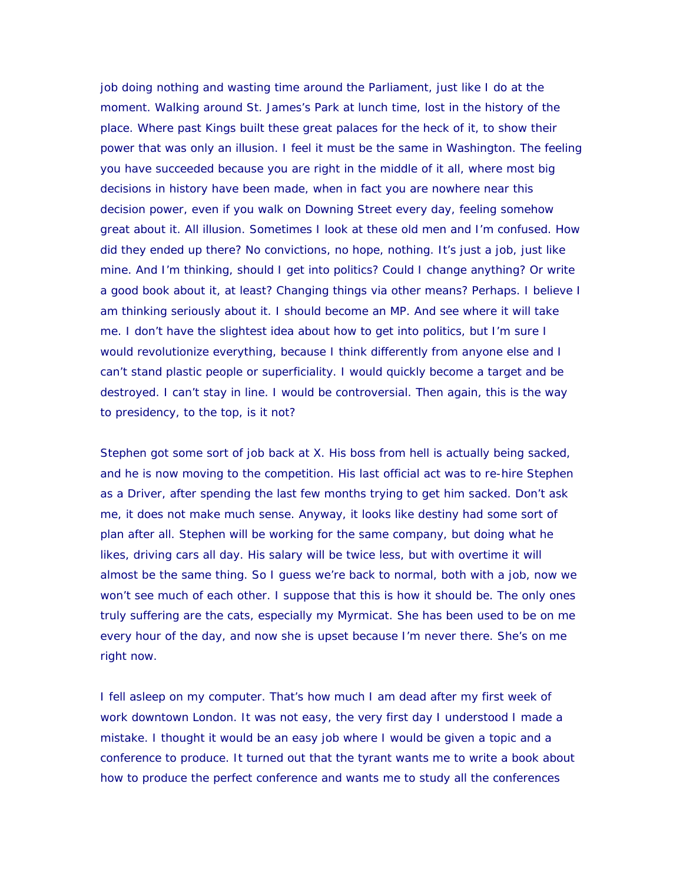job doing nothing and wasting time around the Parliament, just like I do at the moment. Walking around St. James's Park at lunch time, lost in the history of the place. Where past Kings built these great palaces for the heck of it, to show their power that was only an illusion. I feel it must be the same in Washington. The feeling you have succeeded because you are right in the middle of it all, where most big decisions in history have been made, when in fact you are nowhere near this decision power, even if you walk on Downing Street every day, feeling somehow great about it. All illusion. Sometimes I look at these old men and I'm confused. How did they ended up there? No convictions, no hope, nothing. It's just a job, just like mine. And I'm thinking, should I get into politics? Could I change anything? Or write a good book about it, at least? Changing things via other means? Perhaps. I believe I am thinking seriously about it. I should become an MP. And see where it will take me. I don't have the slightest idea about how to get into politics, but I'm sure I would revolutionize everything, because I think differently from anyone else and I can't stand plastic people or superficiality. I would quickly become a target and be destroyed. I can't stay in line. I would be controversial. Then again, this is the way to presidency, to the top, is it not?

Stephen got some sort of job back at X. His boss from hell is actually being sacked, and he is now moving to the competition. His last official act was to re-hire Stephen as a Driver, after spending the last few months trying to get him sacked. Don't ask me, it does not make much sense. Anyway, it looks like destiny had some sort of plan after all. Stephen will be working for the same company, but doing what he likes, driving cars all day. His salary will be twice less, but with overtime it will almost be the same thing. So I guess we're back to normal, both with a job, now we won't see much of each other. I suppose that this is how it should be. The only ones truly suffering are the cats, especially my Myrmicat. She has been used to be on me every hour of the day, and now she is upset because I'm never there. She's on me right now.

I fell asleep on my computer. That's how much I am dead after my first week of work downtown London. It was not easy, the very first day I understood I made a mistake. I thought it would be an easy job where I would be given a topic and a conference to produce. It turned out that the tyrant wants me to write a book about how to produce the perfect conference and wants me to study all the conferences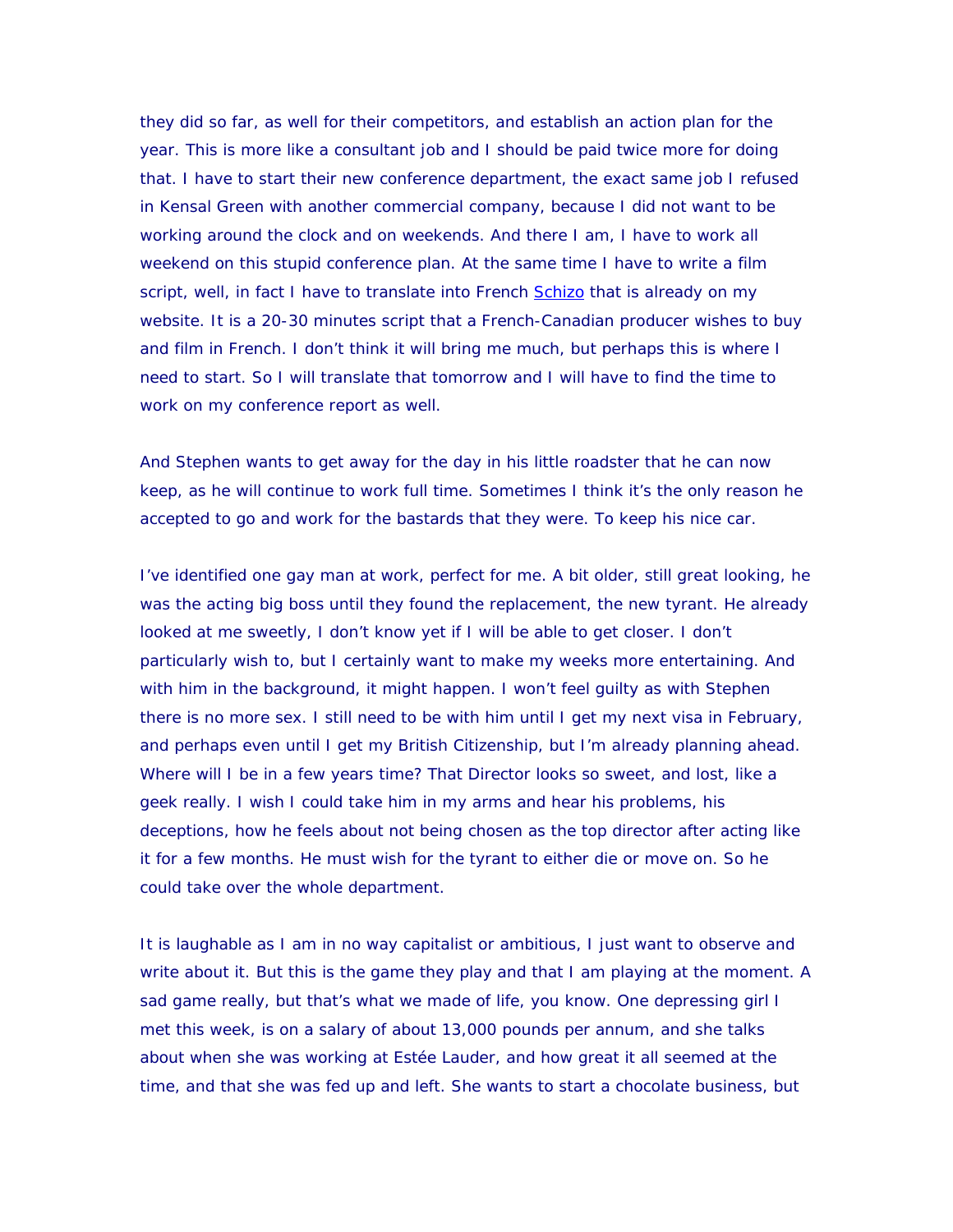they did so far, as well for their competitors, and establish an action plan for the year. This is more like a consultant job and I should be paid twice more for doing that. I have to start their new conference department, the exact same job I refused in Kensal Green with another commercial company, because I did not want to be working around the clock and on weekends. And there I am, I have to work all weekend on this stupid conference plan. At the same time I have to write a film script, well, in fact I have to translate into French Schizo that is already on my website. It is a 20-30 minutes script that a French-Canadian producer wishes to buy and film in French. I don't think it will bring me much, but perhaps this is where I need to start. So I will translate that tomorrow and I will have to find the time to work on my conference report as well.

And Stephen wants to get away for the day in his little roadster that he can now keep, as he will continue to work full time. Sometimes I think it's the only reason he accepted to go and work for the bastards that they were. To keep his nice car.

I've identified one gay man at work, perfect for me. A bit older, still great looking, he was the acting big boss until they found the replacement, the new tyrant. He already looked at me sweetly, I don't know yet if I will be able to get closer. I don't particularly wish to, but I certainly want to make my weeks more entertaining. And with him in the background, it might happen. I won't feel guilty as with Stephen there is no more sex. I still need to be with him until I get my next visa in February, and perhaps even until I get my British Citizenship, but I'm already planning ahead. Where will I be in a few years time? That Director looks so sweet, and lost, like a geek really. I wish I could take him in my arms and hear his problems, his deceptions, how he feels about not being chosen as the top director after acting like it for a few months. He must wish for the tyrant to either die or move on. So he could take over the whole department.

It is laughable as I am in no way capitalist or ambitious, I just want to observe and write about it. But this is the game they play and that I am playing at the moment. A sad game really, but that's what we made of life, you know. One depressing girl I met this week, is on a salary of about 13,000 pounds per annum, and she talks about when she was working at Estée Lauder, and how great it all seemed at the time, and that she was fed up and left. She wants to start a chocolate business, but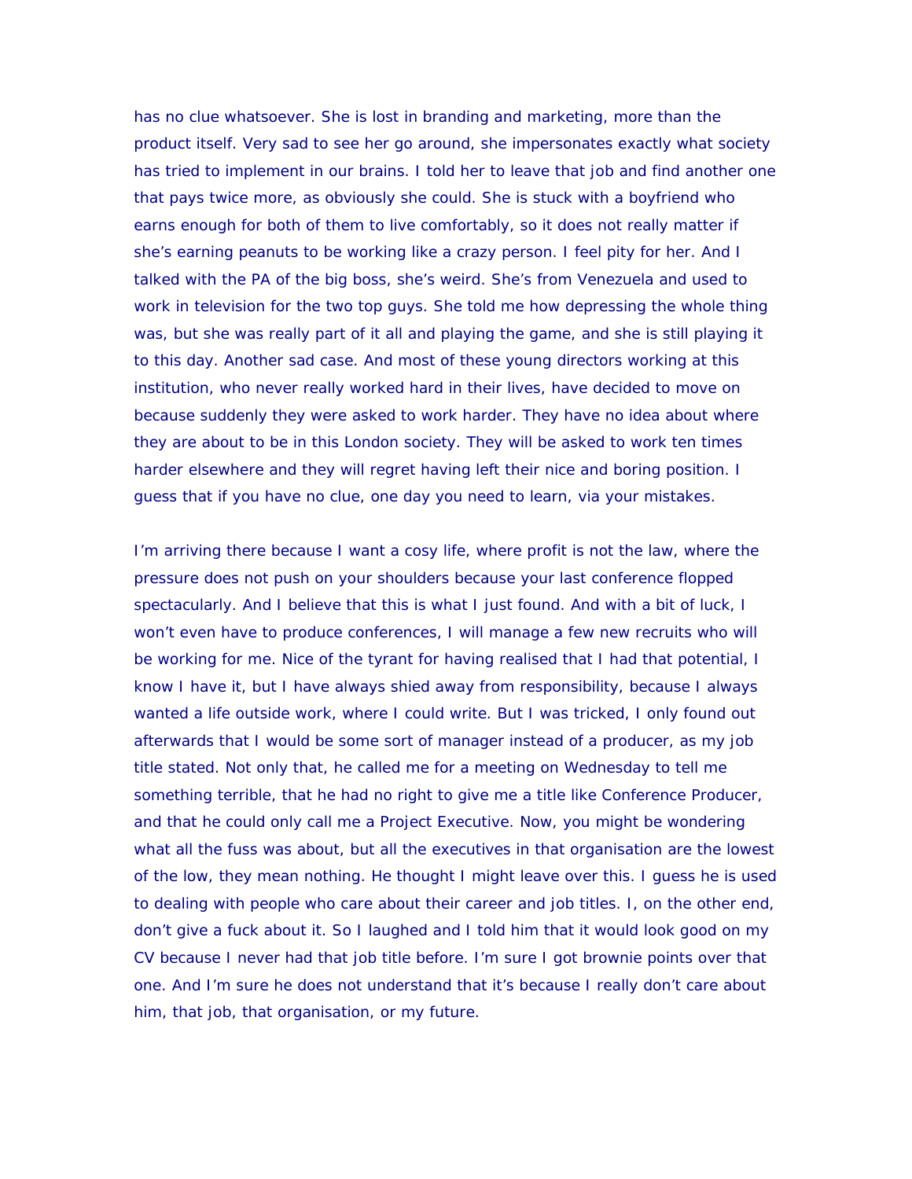has no clue whatsoever. She is lost in branding and marketing, more than the product itself. Very sad to see her go around, she impersonates exactly what society has tried to implement in our brains. I told her to leave that job and find another one that pays twice more, as obviously she could. She is stuck with a boyfriend who earns enough for both of them to live comfortably, so it does not really matter if she's earning peanuts to be working like a crazy person. I feel pity for her. And I talked with the PA of the big boss, she's weird. She's from Venezuela and used to work in television for the two top guys. She told me how depressing the whole thing was, but she was really part of it all and playing the game, and she is still playing it to this day. Another sad case. And most of these young directors working at this institution, who never really worked hard in their lives, have decided to move on because suddenly they were asked to work harder. They have no idea about where they are about to be in this London society. They will be asked to work ten times harder elsewhere and they will regret having left their nice and boring position. I guess that if you have no clue, one day you need to learn, via your mistakes.

I'm arriving there because I want a cosy life, where profit is not the law, where the pressure does not push on your shoulders because your last conference flopped spectacularly. And I believe that this is what I just found. And with a bit of luck, I won't even have to produce conferences, I will manage a few new recruits who will be working for me. Nice of the tyrant for having realised that I had that potential, I know I have it, but I have always shied away from responsibility, because I always wanted a life outside work, where I could write. But I was tricked, I only found out afterwards that I would be some sort of manager instead of a producer, as my job title stated. Not only that, he called me for a meeting on Wednesday to tell me something terrible, that he had no right to give me a title like Conference Producer, and that he could only call me a Project Executive. Now, you might be wondering what all the fuss was about, but all the executives in that organisation are the lowest of the low, they mean nothing. He thought I might leave over this. I guess he is used to dealing with people who care about their career and job titles. I, on the other end, don't give a fuck about it. So I laughed and I told him that it would look good on my CV because I never had that job title before. I'm sure I got brownie points over that one. And I'm sure he does not understand that it's because I really don't care about him, that job, that organisation, or my future.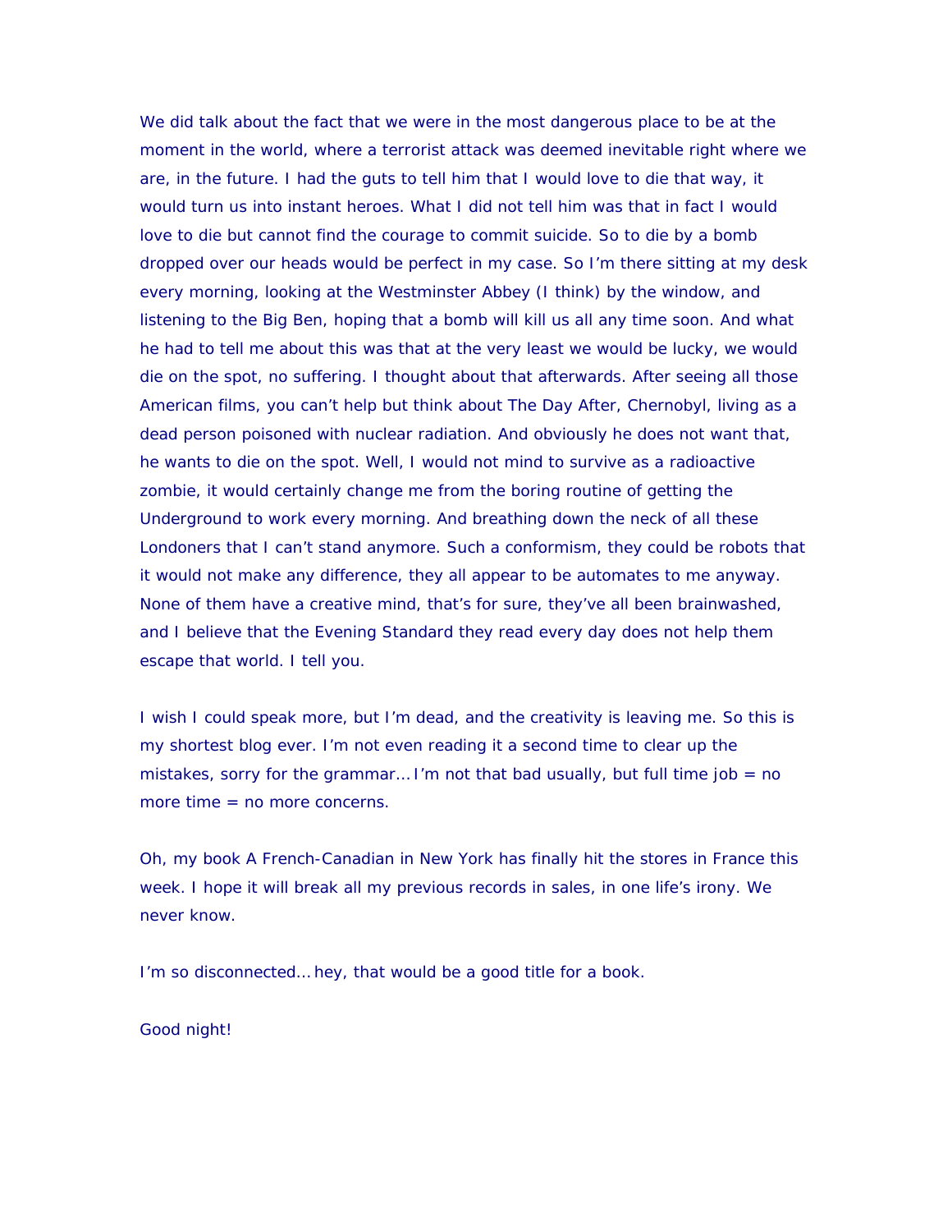We did talk about the fact that we were in the most dangerous place to be at the moment in the world, where a terrorist attack was deemed inevitable right where we are, in the future. I had the guts to tell him that I would love to die that way, it would turn us into instant heroes. What I did not tell him was that in fact I would love to die but cannot find the courage to commit suicide. So to die by a bomb dropped over our heads would be perfect in my case. So I'm there sitting at my desk every morning, looking at the Westminster Abbey (I think) by the window, and listening to the Big Ben, hoping that a bomb will kill us all any time soon. And what he had to tell me about this was that at the very least we would be lucky, we would die on the spot, no suffering. I thought about that afterwards. After seeing all those American films, you can't help but think about The Day After, Chernobyl, living as a dead person poisoned with nuclear radiation. And obviously he does not want that, he wants to die on the spot. Well, I would not mind to survive as a radioactive zombie, it would certainly change me from the boring routine of getting the Underground to work every morning. And breathing down the neck of all these Londoners that I can't stand anymore. Such a conformism, they could be robots that it would not make any difference, they all appear to be automates to me anyway. None of them have a creative mind, that's for sure, they've all been brainwashed, and I believe that the Evening Standard they read every day does not help them escape that world. I tell you.

I wish I could speak more, but I'm dead, and the creativity is leaving me. So this is my shortest blog ever. I'm not even reading it a second time to clear up the mistakes, sorry for the grammar… I'm not that bad usually, but full time job = no more time = no more concerns.

Oh, my book A French-Canadian in New York has finally hit the stores in France this week. I hope it will break all my previous records in sales, in one life's irony. We never know.

I'm so disconnected… hey, that would be a good title for a book.

Good night!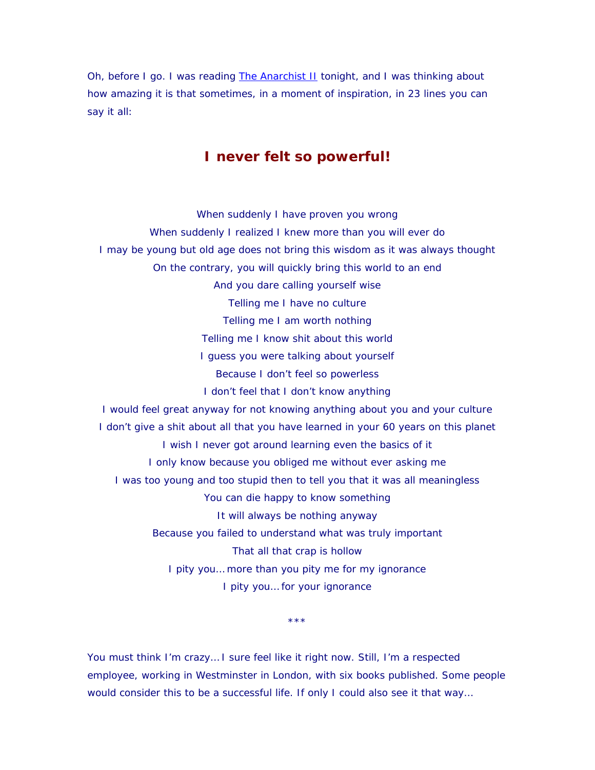Oh, before I go. I was reading The Anarchist II tonight, and I was thinking about how amazing it is that sometimes, in a moment of inspiration, in 23 lines you can say it all:

## I never felt so powerful!

When suddenly I have proven you wrong
When suddenly I realized I knew more than you will ever do
I may be young but old age does not bring this wisdom as it was always thought
On the contrary, you will quickly bring this world to an end
And you dare calling yourself wise
Telling me I have no culture
Telling me I am worth nothing
Telling me I know shit about this world
I guess you were talking about yourself
Because I don't feel so powerless
I don't feel that I don't know anything
I would feel great anyway for not knowing anything about you and your culture
I don't give a shit about all that you have learned in your 60 years on this planet
I wish I never got around learning even the basics of it
I only know because you obliged me without ever asking me
I was too young and too stupid then to tell you that it was all meaningless
You can die happy to know something
It will always be nothing anyway
Because you failed to understand what was truly important
That all that crap is hollow
I pity you… more than you pity me for my ignorance
I pity you… for your ignorance

***

You must think I'm crazy… I sure feel like it right now. Still, I'm a respected employee, working in Westminster in London, with six books published. Some people would consider this to be a successful life. If only I could also see it that way…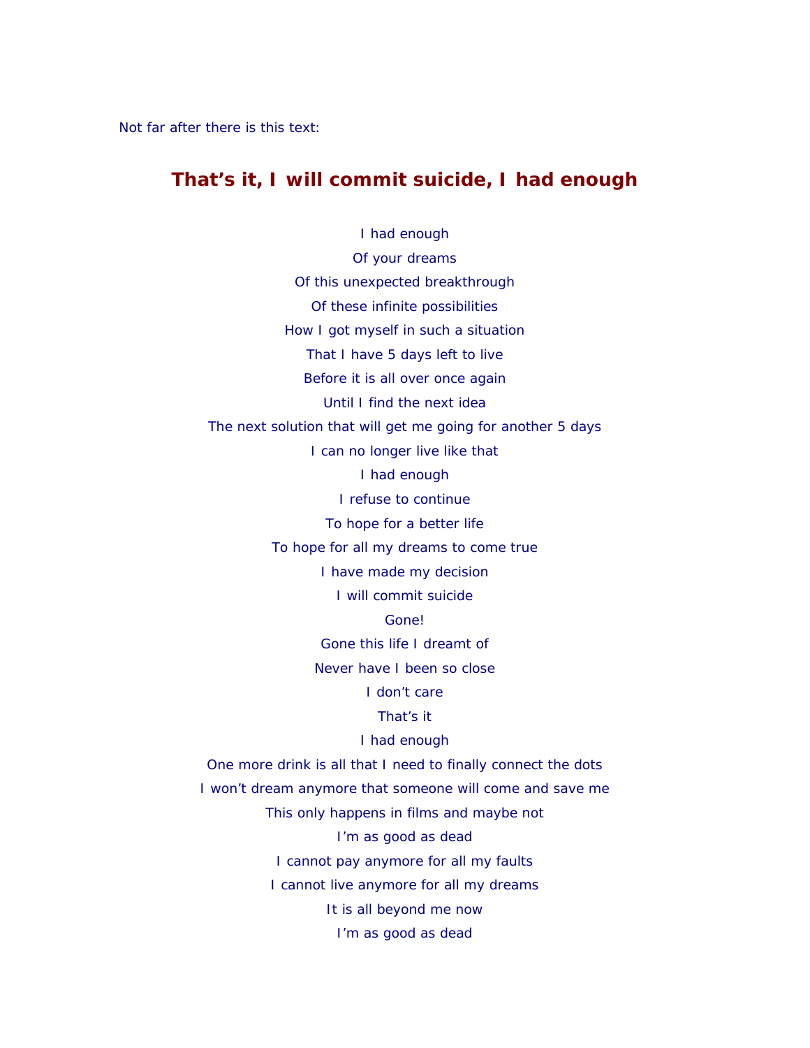Not far after there is this text:

## That's it, I will commit suicide, I had enough

I had enough  
Of your dreams  
Of this unexpected breakthrough  
Of these infinite possibilities  
How I got myself in such a situation  
That I have 5 days left to live  
Before it is all over once again  
Until I find the next idea  
The next solution that will get me going for another 5 days  
I can no longer live like that  
I had enough  
I refuse to continue  
To hope for a better life  
To hope for all my dreams to come true  
I have made my decision  
I will commit suicide  
Gone!  
Gone this life I dreamt of  
Never have I been so close  
I don't care  
That's it  
I had enough  
One more drink is all that I need to finally connect the dots  
I won't dream anymore that someone will come and save me  
This only happens in films and maybe not  
I'm as good as dead  
I cannot pay anymore for all my faults  
I cannot live anymore for all my dreams  
It is all beyond me now  
I'm as good as dead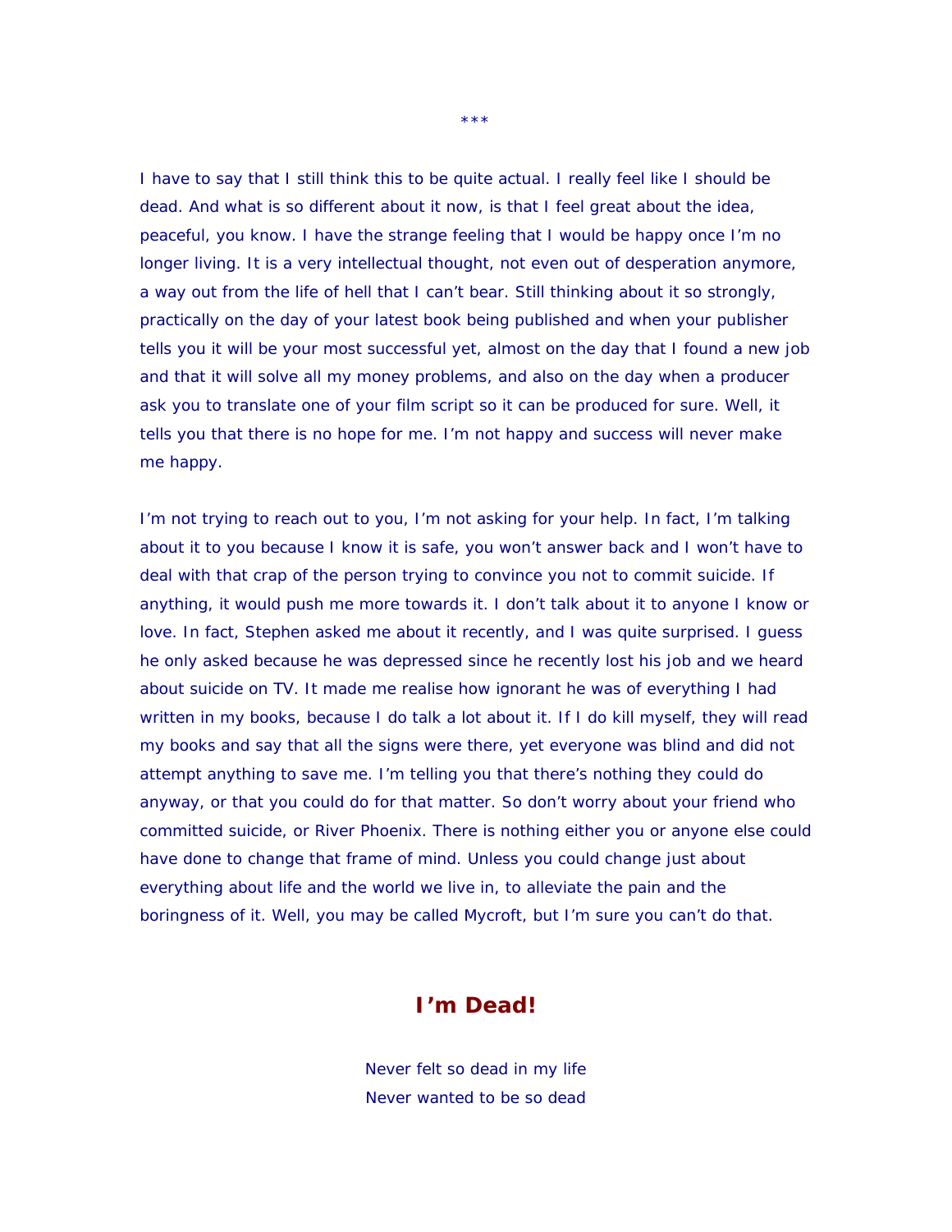***

I have to say that I still think this to be quite actual. I really feel like I should be dead. And what is so different about it now, is that I feel great about the idea, peaceful, you know. I have the strange feeling that I would be happy once I'm no longer living. It is a very intellectual thought, not even out of desperation anymore, a way out from the life of hell that I can't bear. Still thinking about it so strongly, practically on the day of your latest book being published and when your publisher tells you it will be your most successful yet, almost on the day that I found a new job and that it will solve all my money problems, and also on the day when a producer ask you to translate one of your film script so it can be produced for sure. Well, it tells you that there is no hope for me. I'm not happy and success will never make me happy.

I'm not trying to reach out to you, I'm not asking for your help. In fact, I'm talking about it to you because I know it is safe, you won't answer back and I won't have to deal with that crap of the person trying to convince you not to commit suicide. If anything, it would push me more towards it. I don't talk about it to anyone I know or love. In fact, Stephen asked me about it recently, and I was quite surprised. I guess he only asked because he was depressed since he recently lost his job and we heard about suicide on TV. It made me realise how ignorant he was of everything I had written in my books, because I do talk a lot about it. If I do kill myself, they will read my books and say that all the signs were there, yet everyone was blind and did not attempt anything to save me. I'm telling you that there's nothing they could do anyway, or that you could do for that matter. So don't worry about your friend who committed suicide, or River Phoenix. There is nothing either you or anyone else could have done to change that frame of mind. Unless you could change just about everything about life and the world we live in, to alleviate the pain and the boringness of it. Well, you may be called Mycroft, but I'm sure you can't do that.

## I'm Dead!

Never felt so dead in my life
Never wanted to be so dead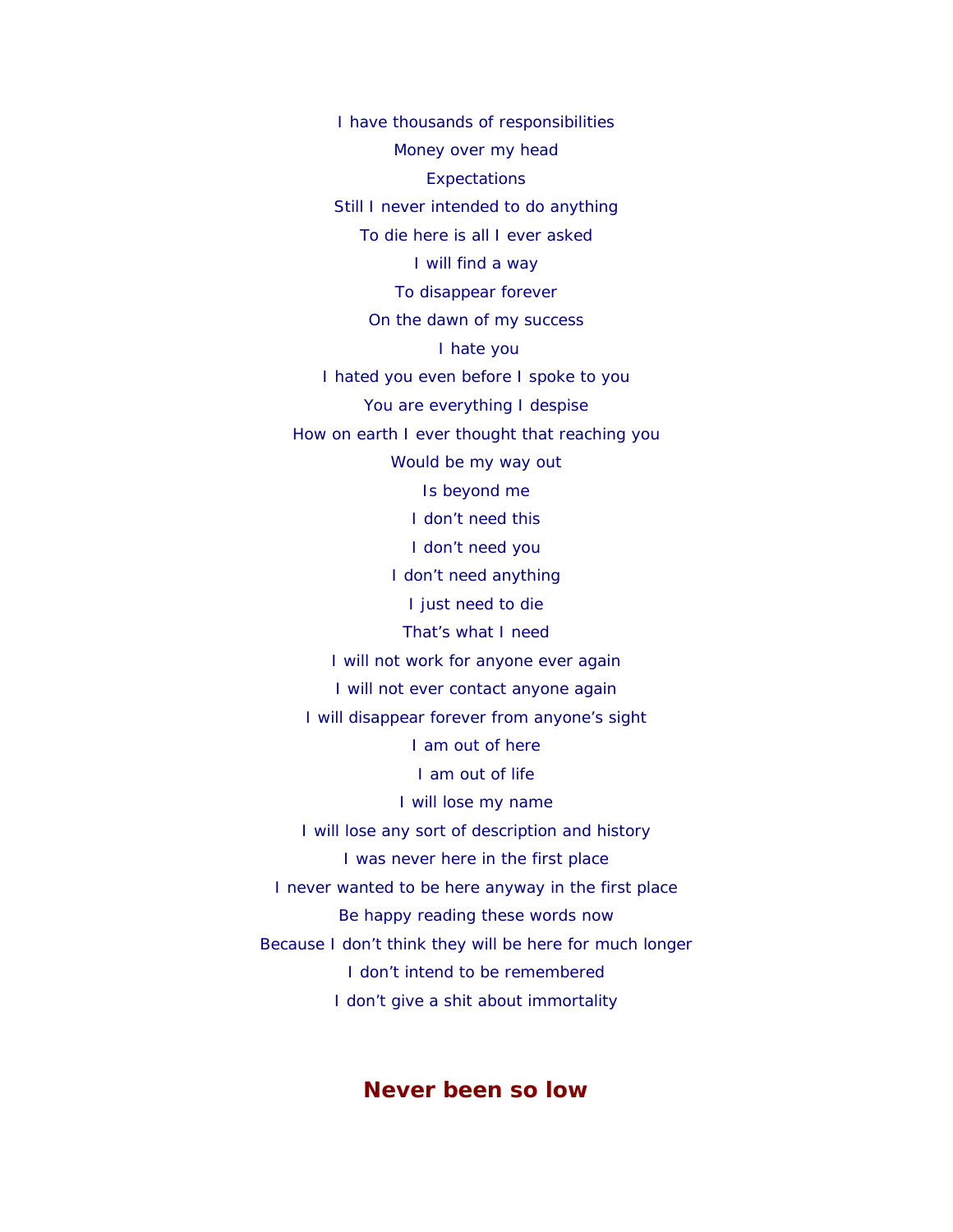I have thousands of responsibilities

Money over my head

Expectations

Still I never intended to do anything

To die here is all I ever asked

I will find a way

To disappear forever

On the dawn of my success

I hate you

I hated you even before I spoke to you

You are everything I despise

How on earth I ever thought that reaching you

Would be my way out

Is beyond me

I don't need this

I don't need you

I don't need anything

I just need to die

That's what I need

I will not work for anyone ever again

I will not ever contact anyone again

I will disappear forever from anyone's sight

I am out of here

I am out of life

I will lose my name

I will lose any sort of description and history

I was never here in the first place

I never wanted to be here anyway in the first place

Be happy reading these words now

Because I don't think they will be here for much longer

I don't intend to be remembered

I don't give a shit about immortality

## Never been so low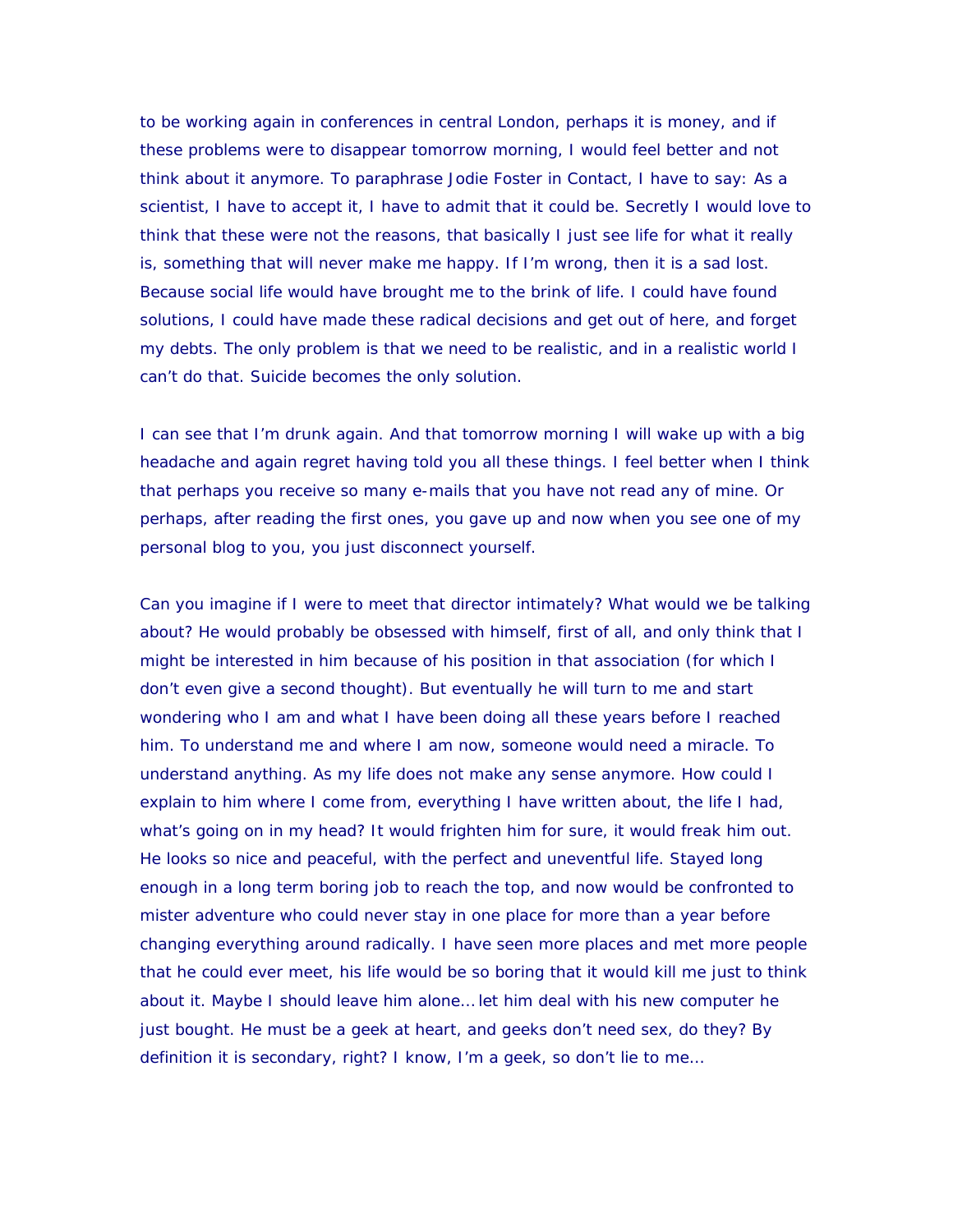to be working again in conferences in central London, perhaps it is money, and if these problems were to disappear tomorrow morning, I would feel better and not think about it anymore. To paraphrase Jodie Foster in Contact, I have to say: As a scientist, I have to accept it, I have to admit that it could be. Secretly I would love to think that these were not the reasons, that basically I just see life for what it really is, something that will never make me happy. If I'm wrong, then it is a sad lost. Because social life would have brought me to the brink of life. I could have found solutions, I could have made these radical decisions and get out of here, and forget my debts. The only problem is that we need to be realistic, and in a realistic world I can't do that. Suicide becomes the only solution.

I can see that I'm drunk again. And that tomorrow morning I will wake up with a big headache and again regret having told you all these things. I feel better when I think that perhaps you receive so many e-mails that you have not read any of mine. Or perhaps, after reading the first ones, you gave up and now when you see one of my personal blog to you, you just disconnect yourself.

Can you imagine if I were to meet that director intimately? What would we be talking about? He would probably be obsessed with himself, first of all, and only think that I might be interested in him because of his position in that association (for which I don't even give a second thought). But eventually he will turn to me and start wondering who I am and what I have been doing all these years before I reached him. To understand me and where I am now, someone would need a miracle. To understand anything. As my life does not make any sense anymore. How could I explain to him where I come from, everything I have written about, the life I had, what's going on in my head? It would frighten him for sure, it would freak him out. He looks so nice and peaceful, with the perfect and uneventful life. Stayed long enough in a long term boring job to reach the top, and now would be confronted to mister adventure who could never stay in one place for more than a year before changing everything around radically. I have seen more places and met more people that he could ever meet, his life would be so boring that it would kill me just to think about it. Maybe I should leave him alone… let him deal with his new computer he just bought. He must be a geek at heart, and geeks don't need sex, do they? By definition it is secondary, right? I know, I'm a geek, so don't lie to me…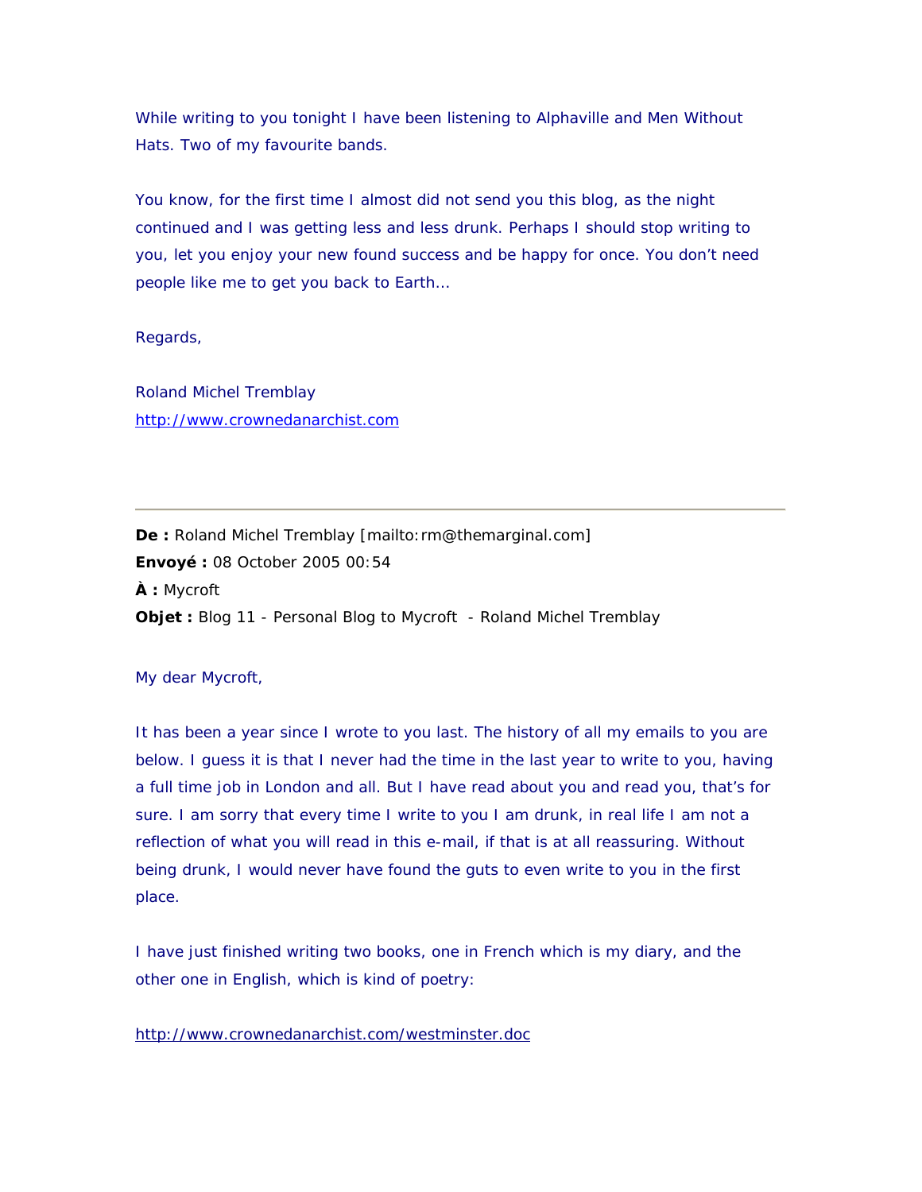While writing to you tonight I have been listening to Alphaville and Men Without Hats. Two of my favourite bands.

You know, for the first time I almost did not send you this blog, as the night continued and I was getting less and less drunk. Perhaps I should stop writing to you, let you enjoy your new found success and be happy for once. You don't need people like me to get you back to Earth…

Regards,

Roland Michel Tremblay
http://www.crownedanarchist.com

---

**De :** Roland Michel Tremblay [mailto:rm@themarginal.com]
**Envoyé :** 08 October 2005 00:54
**À :** Mycroft
**Objet :** Blog 11 - Personal Blog to Mycroft - Roland Michel Tremblay

My dear Mycroft,

It has been a year since I wrote to you last. The history of all my emails to you are below. I guess it is that I never had the time in the last year to write to you, having a full time job in London and all. But I have read about you and read you, that's for sure. I am sorry that every time I write to you I am drunk, in real life I am not a reflection of what you will read in this e-mail, if that is at all reassuring. Without being drunk, I would never have found the guts to even write to you in the first place.

I have just finished writing two books, one in French which is my diary, and the other one in English, which is kind of poetry:

http://www.crownedanarchist.com/westminster.doc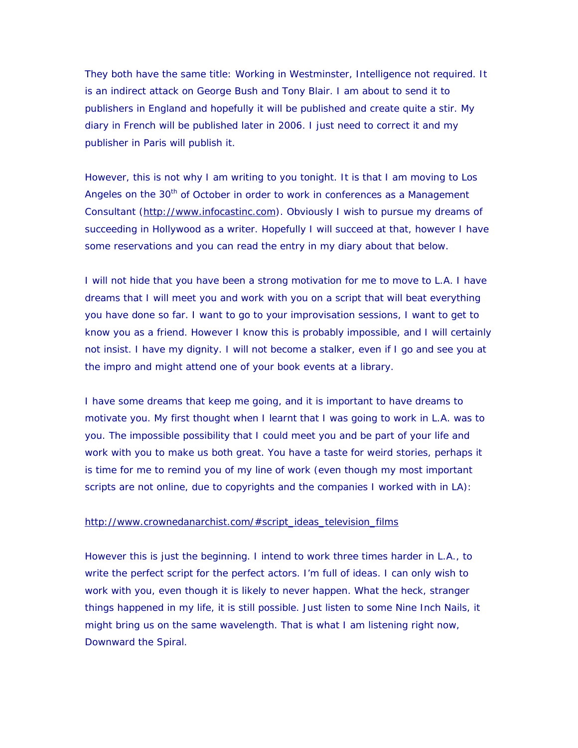They both have the same title: Working in Westminster, Intelligence not required. It is an indirect attack on George Bush and Tony Blair. I am about to send it to publishers in England and hopefully it will be published and create quite a stir. My diary in French will be published later in 2006. I just need to correct it and my publisher in Paris will publish it.

However, this is not why I am writing to you tonight. It is that I am moving to Los Angeles on the 30th of October in order to work in conferences as a Management Consultant (http://www.infocastinc.com). Obviously I wish to pursue my dreams of succeeding in Hollywood as a writer. Hopefully I will succeed at that, however I have some reservations and you can read the entry in my diary about that below.

I will not hide that you have been a strong motivation for me to move to L.A. I have dreams that I will meet you and work with you on a script that will beat everything you have done so far. I want to go to your improvisation sessions, I want to get to know you as a friend. However I know this is probably impossible, and I will certainly not insist. I have my dignity. I will not become a stalker, even if I go and see you at the impro and might attend one of your book events at a library.

I have some dreams that keep me going, and it is important to have dreams to motivate you. My first thought when I learnt that I was going to work in L.A. was to you. The impossible possibility that I could meet you and be part of your life and work with you to make us both great. You have a taste for weird stories, perhaps it is time for me to remind you of my line of work (even though my most important scripts are not online, due to copyrights and the companies I worked with in LA):

http://www.crownedanarchist.com/#script_ideas_television_films

However this is just the beginning. I intend to work three times harder in L.A., to write the perfect script for the perfect actors. I'm full of ideas. I can only wish to work with you, even though it is likely to never happen. What the heck, stranger things happened in my life, it is still possible. Just listen to some Nine Inch Nails, it might bring us on the same wavelength. That is what I am listening right now, Downward the Spiral.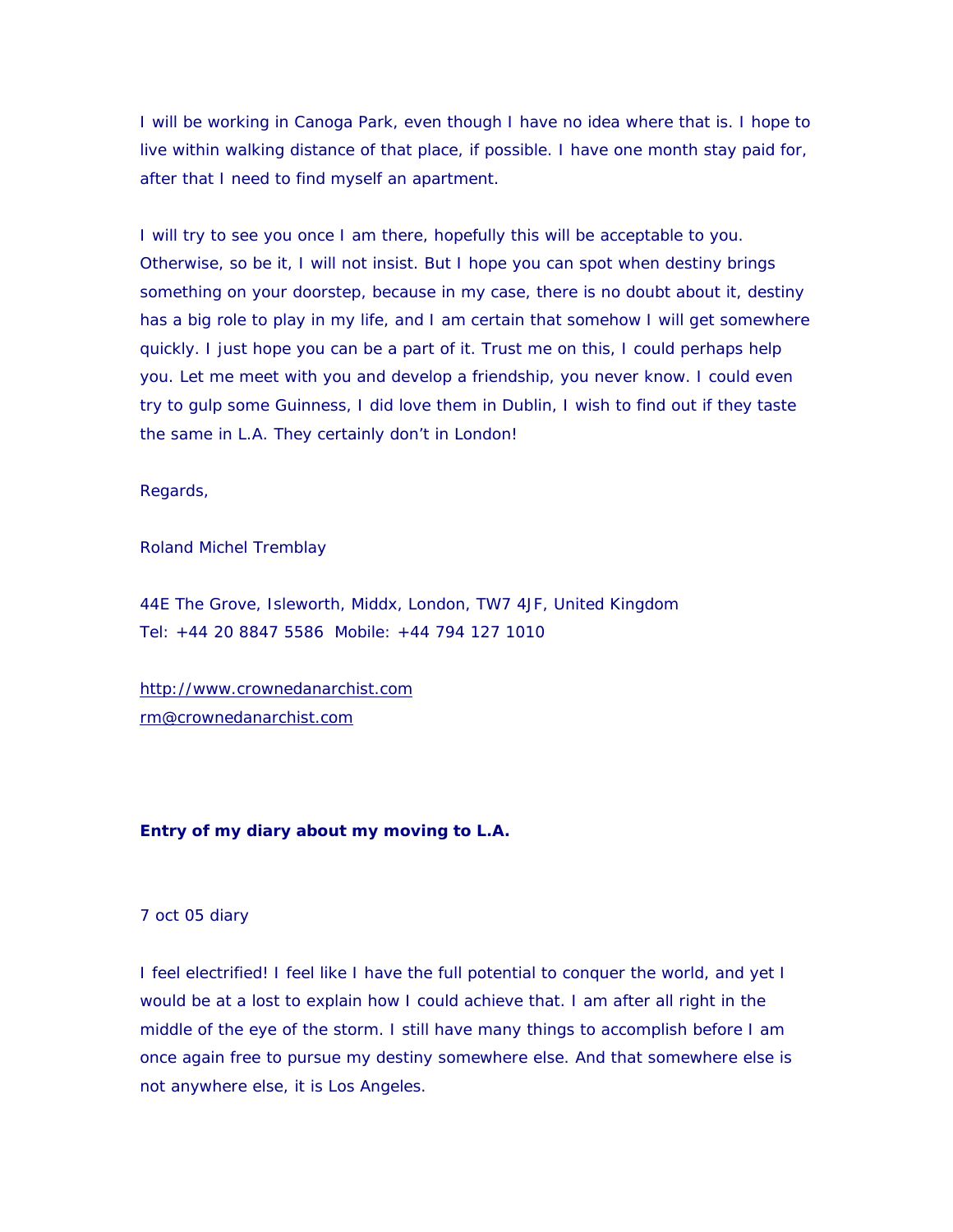I will be working in Canoga Park, even though I have no idea where that is. I hope to live within walking distance of that place, if possible. I have one month stay paid for, after that I need to find myself an apartment.

I will try to see you once I am there, hopefully this will be acceptable to you. Otherwise, so be it, I will not insist. But I hope you can spot when destiny brings something on your doorstep, because in my case, there is no doubt about it, destiny has a big role to play in my life, and I am certain that somehow I will get somewhere quickly. I just hope you can be a part of it. Trust me on this, I could perhaps help you. Let me meet with you and develop a friendship, you never know. I could even try to gulp some Guinness, I did love them in Dublin, I wish to find out if they taste the same in L.A. They certainly don't in London!

Regards,

Roland Michel Tremblay

44E The Grove, Isleworth, Middx, London, TW7 4JF, United Kingdom
Tel: +44 20 8847 5586  Mobile: +44 794 127 1010

http://www.crownedanarchist.com
rm@crownedanarchist.com

**Entry of my diary about my moving to L.A.**

7 oct 05 diary

I feel electrified! I feel like I have the full potential to conquer the world, and yet I would be at a lost to explain how I could achieve that. I am after all right in the middle of the eye of the storm. I still have many things to accomplish before I am once again free to pursue my destiny somewhere else. And that somewhere else is not anywhere else, it is Los Angeles.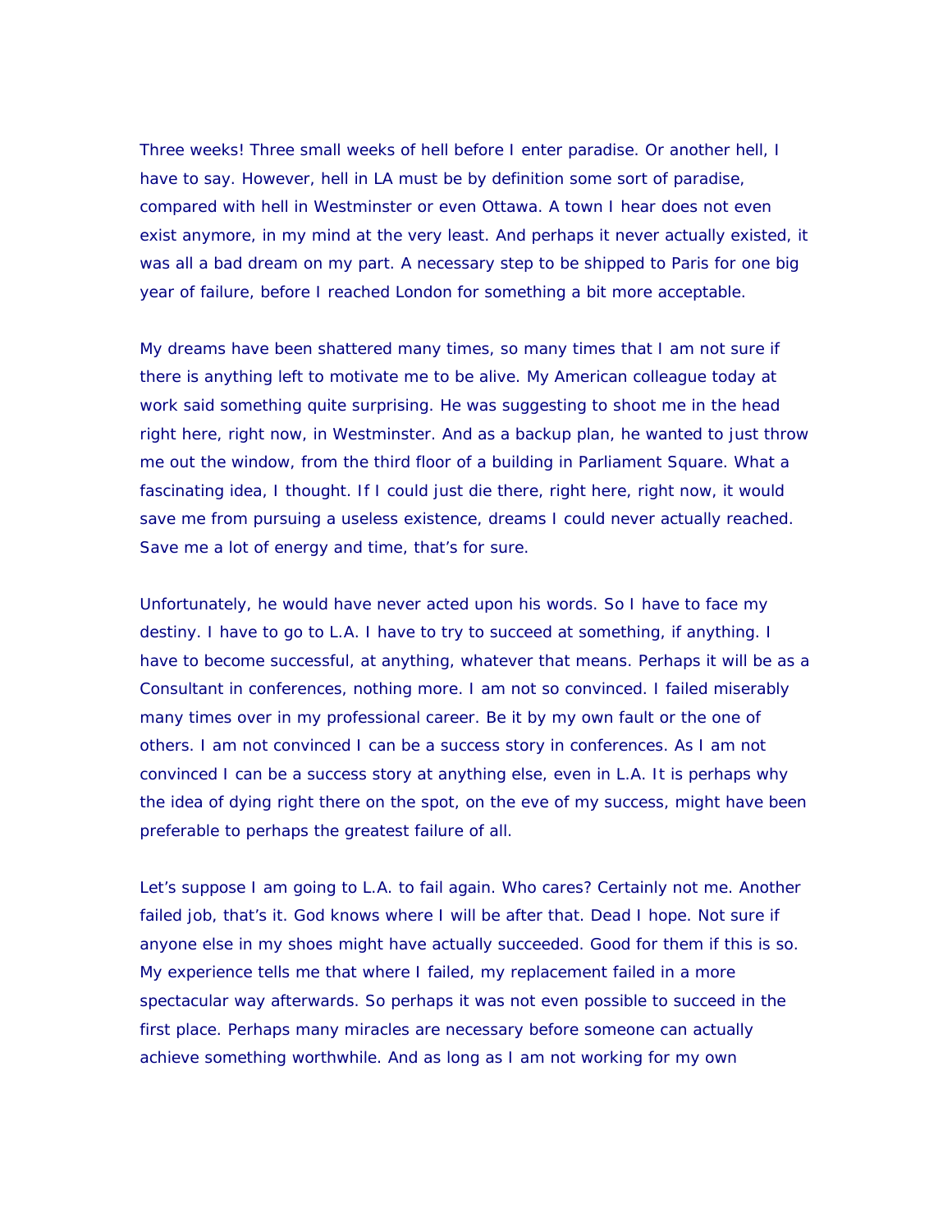Three weeks! Three small weeks of hell before I enter paradise. Or another hell, I have to say. However, hell in LA must be by definition some sort of paradise, compared with hell in Westminster or even Ottawa. A town I hear does not even exist anymore, in my mind at the very least. And perhaps it never actually existed, it was all a bad dream on my part. A necessary step to be shipped to Paris for one big year of failure, before I reached London for something a bit more acceptable.

My dreams have been shattered many times, so many times that I am not sure if there is anything left to motivate me to be alive. My American colleague today at work said something quite surprising. He was suggesting to shoot me in the head right here, right now, in Westminster. And as a backup plan, he wanted to just throw me out the window, from the third floor of a building in Parliament Square. What a fascinating idea, I thought. If I could just die there, right here, right now, it would save me from pursuing a useless existence, dreams I could never actually reached. Save me a lot of energy and time, that's for sure.

Unfortunately, he would have never acted upon his words. So I have to face my destiny. I have to go to L.A. I have to try to succeed at something, if anything. I have to become successful, at anything, whatever that means. Perhaps it will be as a Consultant in conferences, nothing more. I am not so convinced. I failed miserably many times over in my professional career. Be it by my own fault or the one of others. I am not convinced I can be a success story in conferences. As I am not convinced I can be a success story at anything else, even in L.A. It is perhaps why the idea of dying right there on the spot, on the eve of my success, might have been preferable to perhaps the greatest failure of all.

Let's suppose I am going to L.A. to fail again. Who cares? Certainly not me. Another failed job, that's it. God knows where I will be after that. Dead I hope. Not sure if anyone else in my shoes might have actually succeeded. Good for them if this is so. My experience tells me that where I failed, my replacement failed in a more spectacular way afterwards. So perhaps it was not even possible to succeed in the first place. Perhaps many miracles are necessary before someone can actually achieve something worthwhile. And as long as I am not working for my own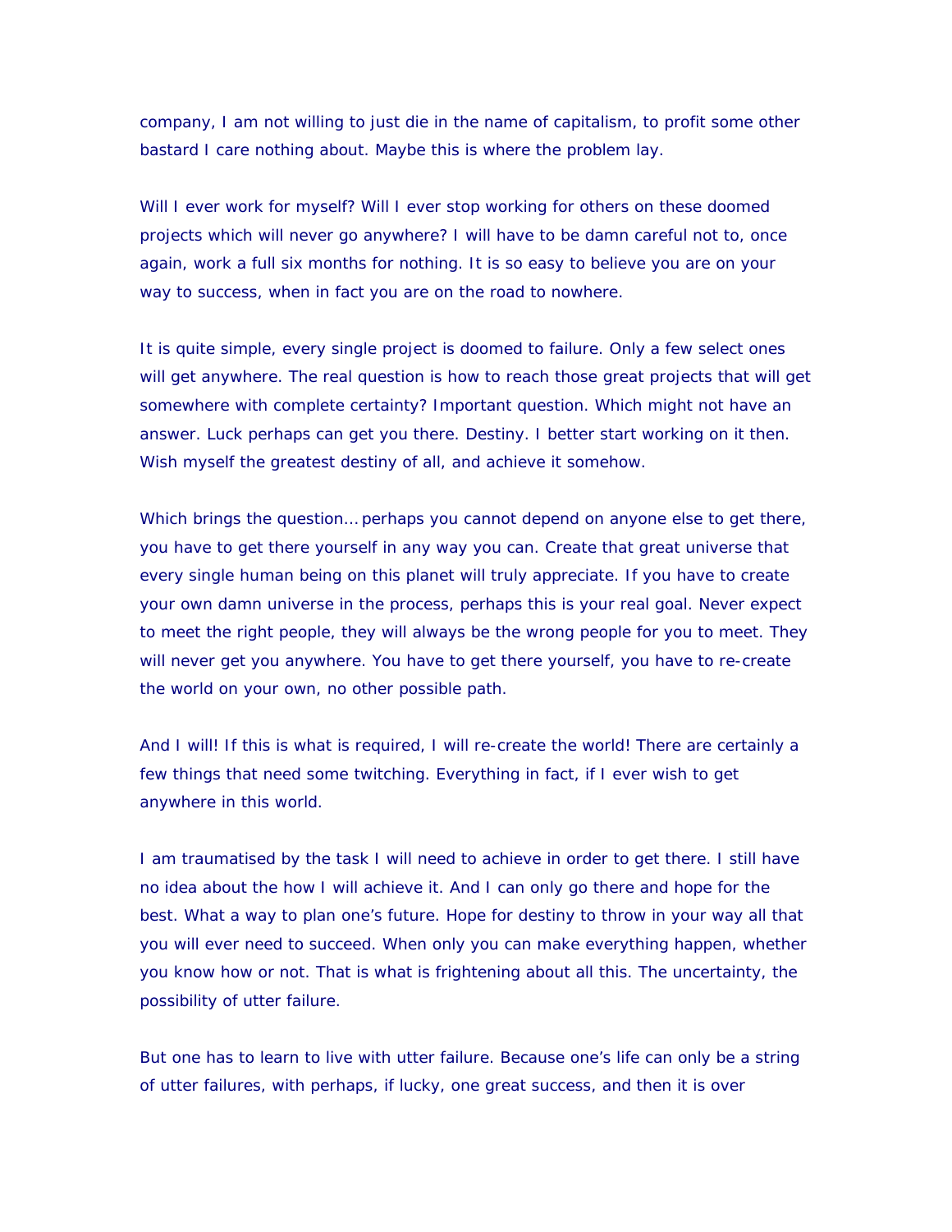company, I am not willing to just die in the name of capitalism, to profit some other bastard I care nothing about. Maybe this is where the problem lay.

Will I ever work for myself? Will I ever stop working for others on these doomed projects which will never go anywhere? I will have to be damn careful not to, once again, work a full six months for nothing. It is so easy to believe you are on your way to success, when in fact you are on the road to nowhere.

It is quite simple, every single project is doomed to failure. Only a few select ones will get anywhere. The real question is how to reach those great projects that will get somewhere with complete certainty? Important question. Which might not have an answer. Luck perhaps can get you there. Destiny. I better start working on it then. Wish myself the greatest destiny of all, and achieve it somehow.

Which brings the question… perhaps you cannot depend on anyone else to get there, you have to get there yourself in any way you can. Create that great universe that every single human being on this planet will truly appreciate. If you have to create your own damn universe in the process, perhaps this is your real goal. Never expect to meet the right people, they will always be the wrong people for you to meet. They will never get you anywhere. You have to get there yourself, you have to re-create the world on your own, no other possible path.

And I will! If this is what is required, I will re-create the world! There are certainly a few things that need some twitching. Everything in fact, if I ever wish to get anywhere in this world.

I am traumatised by the task I will need to achieve in order to get there. I still have no idea about the how I will achieve it. And I can only go there and hope for the best. What a way to plan one's future. Hope for destiny to throw in your way all that you will ever need to succeed. When only you can make everything happen, whether you know how or not. That is what is frightening about all this. The uncertainty, the possibility of utter failure.

But one has to learn to live with utter failure. Because one's life can only be a string of utter failures, with perhaps, if lucky, one great success, and then it is over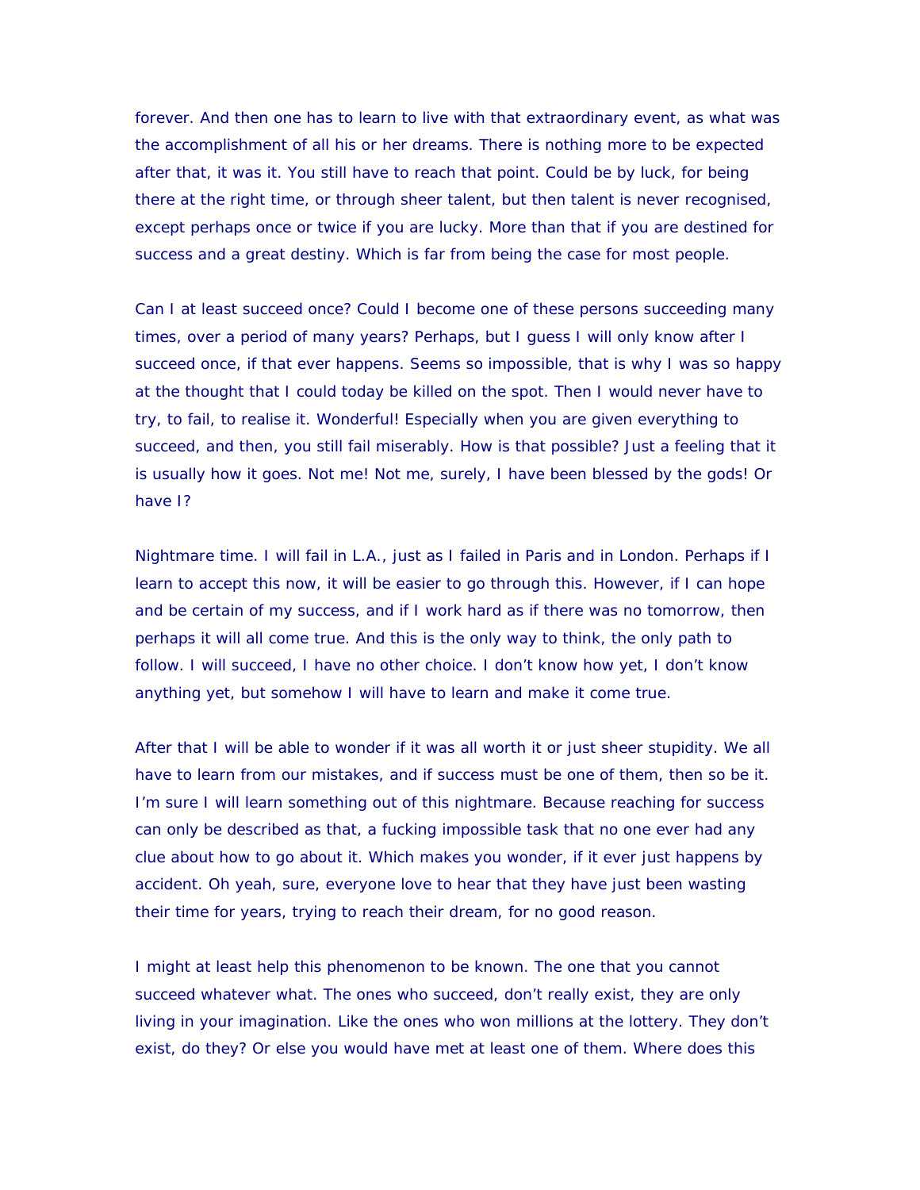forever. And then one has to learn to live with that extraordinary event, as what was the accomplishment of all his or her dreams. There is nothing more to be expected after that, it was it. You still have to reach that point. Could be by luck, for being there at the right time, or through sheer talent, but then talent is never recognised, except perhaps once or twice if you are lucky. More than that if you are destined for success and a great destiny. Which is far from being the case for most people.

Can I at least succeed once? Could I become one of these persons succeeding many times, over a period of many years? Perhaps, but I guess I will only know after I succeed once, if that ever happens. Seems so impossible, that is why I was so happy at the thought that I could today be killed on the spot. Then I would never have to try, to fail, to realise it. Wonderful! Especially when you are given everything to succeed, and then, you still fail miserably. How is that possible? Just a feeling that it is usually how it goes. Not me! Not me, surely, I have been blessed by the gods! Or have I?

Nightmare time. I will fail in L.A., just as I failed in Paris and in London. Perhaps if I learn to accept this now, it will be easier to go through this. However, if I can hope and be certain of my success, and if I work hard as if there was no tomorrow, then perhaps it will all come true. And this is the only way to think, the only path to follow. I will succeed, I have no other choice. I don't know how yet, I don't know anything yet, but somehow I will have to learn and make it come true.

After that I will be able to wonder if it was all worth it or just sheer stupidity. We all have to learn from our mistakes, and if success must be one of them, then so be it. I'm sure I will learn something out of this nightmare. Because reaching for success can only be described as that, a fucking impossible task that no one ever had any clue about how to go about it. Which makes you wonder, if it ever just happens by accident. Oh yeah, sure, everyone love to hear that they have just been wasting their time for years, trying to reach their dream, for no good reason.

I might at least help this phenomenon to be known. The one that you cannot succeed whatever what. The ones who succeed, don't really exist, they are only living in your imagination. Like the ones who won millions at the lottery. They don't exist, do they? Or else you would have met at least one of them. Where does this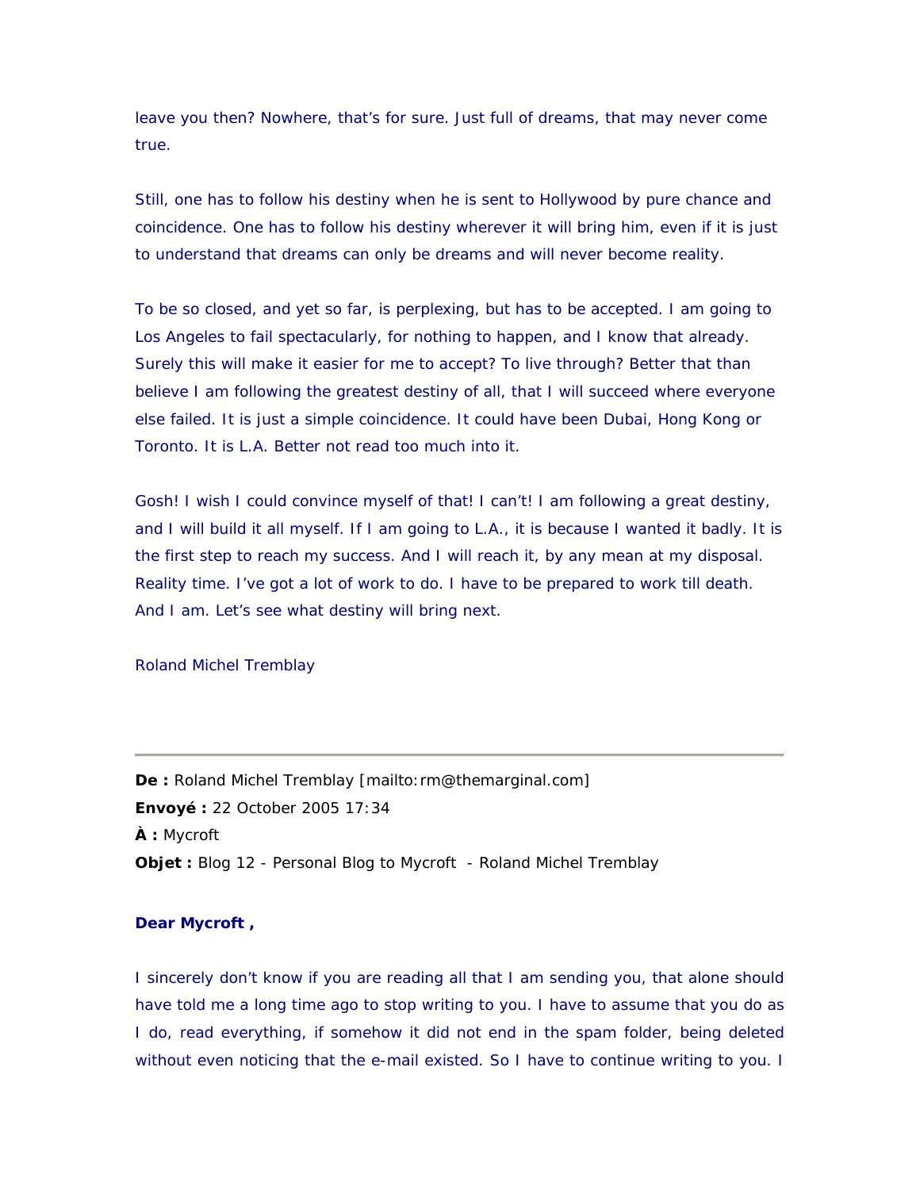leave you then? Nowhere, that's for sure. Just full of dreams, that may never come true.

Still, one has to follow his destiny when he is sent to Hollywood by pure chance and coincidence. One has to follow his destiny wherever it will bring him, even if it is just to understand that dreams can only be dreams and will never become reality.

To be so closed, and yet so far, is perplexing, but has to be accepted. I am going to Los Angeles to fail spectacularly, for nothing to happen, and I know that already. Surely this will make it easier for me to accept? To live through? Better that than believe I am following the greatest destiny of all, that I will succeed where everyone else failed. It is just a simple coincidence. It could have been Dubai, Hong Kong or Toronto. It is L.A. Better not read too much into it.

Gosh! I wish I could convince myself of that! I can't! I am following a great destiny, and I will build it all myself. If I am going to L.A., it is because I wanted it badly. It is the first step to reach my success. And I will reach it, by any mean at my disposal. Reality time. I've got a lot of work to do. I have to be prepared to work till death. And I am. Let's see what destiny will bring next.

Roland Michel Tremblay

---

**De :** Roland Michel Tremblay [mailto:rm@themarginal.com]
**Envoyé :** 22 October 2005 17:34
**À :** Mycroft
**Objet :** Blog 12 - Personal Blog to Mycroft - Roland Michel Tremblay

**Dear Mycroft ,**

I sincerely don't know if you are reading all that I am sending you, that alone should have told me a long time ago to stop writing to you. I have to assume that you do as I do, read everything, if somehow it did not end in the spam folder, being deleted without even noticing that the e-mail existed. So I have to continue writing to you. I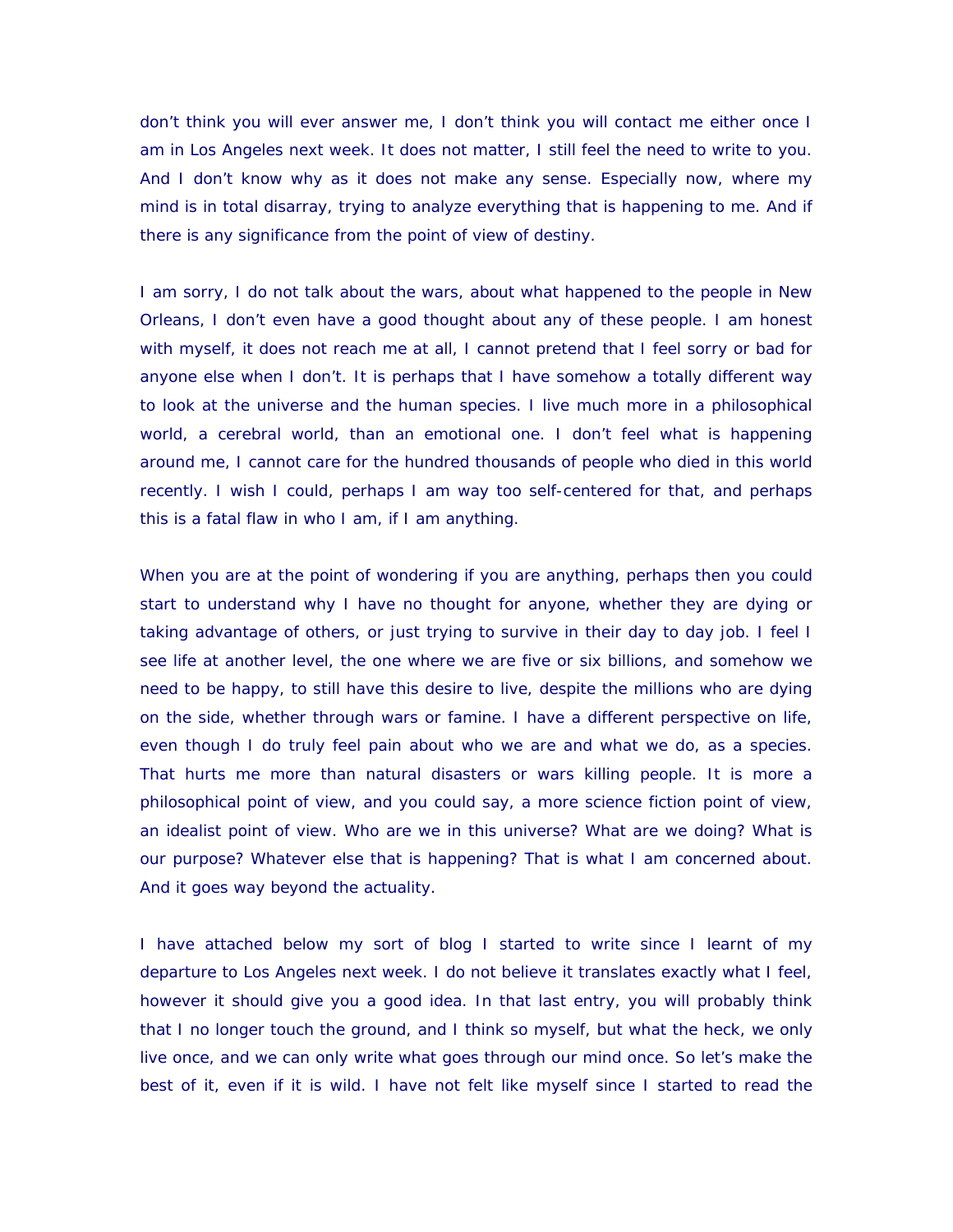don't think you will ever answer me, I don't think you will contact me either once I am in Los Angeles next week. It does not matter, I still feel the need to write to you. And I don't know why as it does not make any sense. Especially now, where my mind is in total disarray, trying to analyze everything that is happening to me. And if there is any significance from the point of view of destiny.

I am sorry, I do not talk about the wars, about what happened to the people in New Orleans, I don't even have a good thought about any of these people. I am honest with myself, it does not reach me at all, I cannot pretend that I feel sorry or bad for anyone else when I don't. It is perhaps that I have somehow a totally different way to look at the universe and the human species. I live much more in a philosophical world, a cerebral world, than an emotional one. I don't feel what is happening around me, I cannot care for the hundred thousands of people who died in this world recently. I wish I could, perhaps I am way too self-centered for that, and perhaps this is a fatal flaw in who I am, if I am anything.

When you are at the point of wondering if you are anything, perhaps then you could start to understand why I have no thought for anyone, whether they are dying or taking advantage of others, or just trying to survive in their day to day job. I feel I see life at another level, the one where we are five or six billions, and somehow we need to be happy, to still have this desire to live, despite the millions who are dying on the side, whether through wars or famine. I have a different perspective on life, even though I do truly feel pain about who we are and what we do, as a species. That hurts me more than natural disasters or wars killing people. It is more a philosophical point of view, and you could say, a more science fiction point of view, an idealist point of view. Who are we in this universe? What are we doing? What is our purpose? Whatever else that is happening? That is what I am concerned about. And it goes way beyond the actuality.

I have attached below my sort of blog I started to write since I learnt of my departure to Los Angeles next week. I do not believe it translates exactly what I feel, however it should give you a good idea. In that last entry, you will probably think that I no longer touch the ground, and I think so myself, but what the heck, we only live once, and we can only write what goes through our mind once. So let's make the best of it, even if it is wild. I have not felt like myself since I started to read the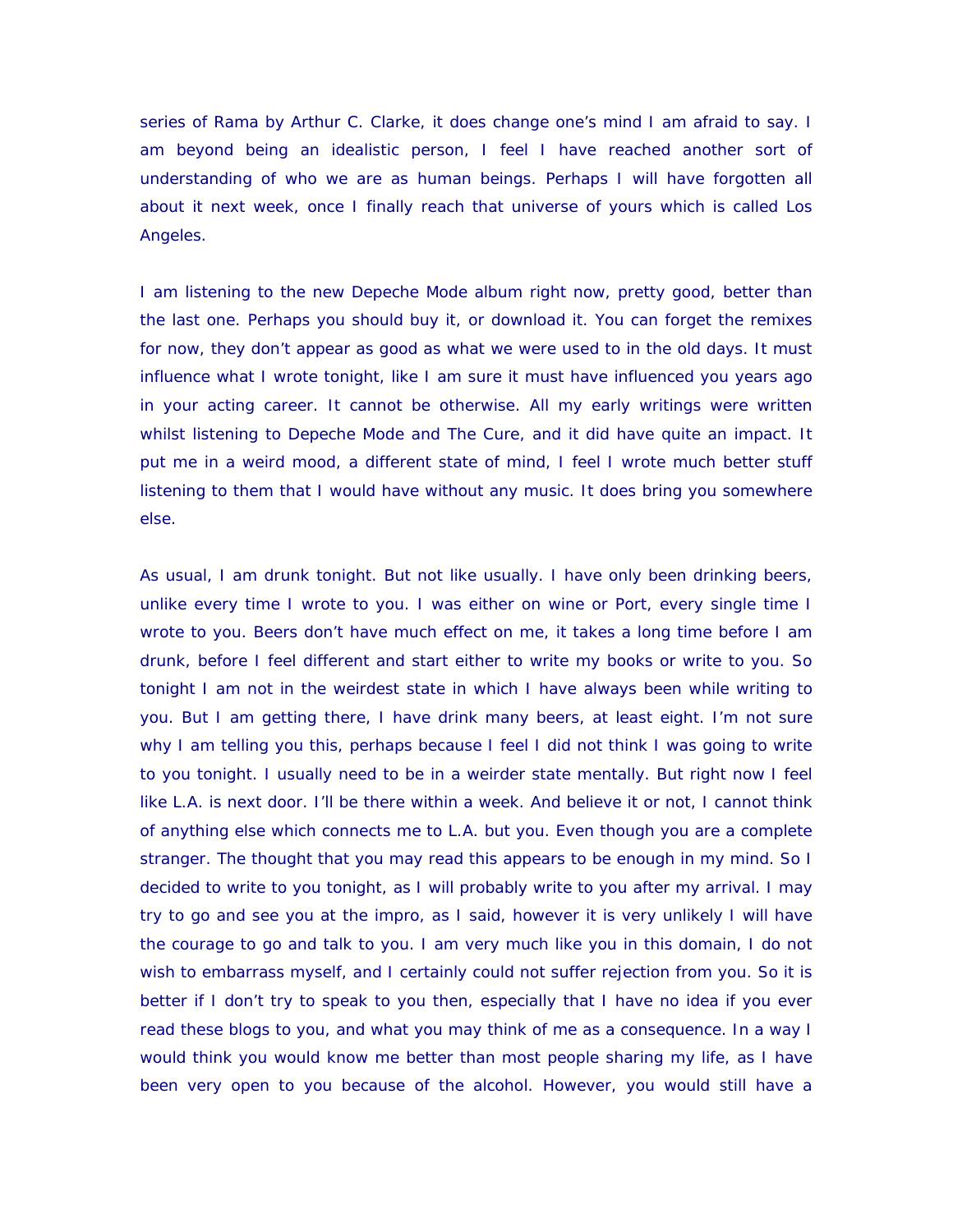series of Rama by Arthur C. Clarke, it does change one's mind I am afraid to say. I am beyond being an idealistic person, I feel I have reached another sort of understanding of who we are as human beings. Perhaps I will have forgotten all about it next week, once I finally reach that universe of yours which is called Los Angeles.

I am listening to the new Depeche Mode album right now, pretty good, better than the last one. Perhaps you should buy it, or download it. You can forget the remixes for now, they don't appear as good as what we were used to in the old days. It must influence what I wrote tonight, like I am sure it must have influenced you years ago in your acting career. It cannot be otherwise. All my early writings were written whilst listening to Depeche Mode and The Cure, and it did have quite an impact. It put me in a weird mood, a different state of mind, I feel I wrote much better stuff listening to them that I would have without any music. It does bring you somewhere else.

As usual, I am drunk tonight. But not like usually. I have only been drinking beers, unlike every time I wrote to you. I was either on wine or Port, every single time I wrote to you. Beers don't have much effect on me, it takes a long time before I am drunk, before I feel different and start either to write my books or write to you. So tonight I am not in the weirdest state in which I have always been while writing to you. But I am getting there, I have drink many beers, at least eight. I'm not sure why I am telling you this, perhaps because I feel I did not think I was going to write to you tonight. I usually need to be in a weirder state mentally. But right now I feel like L.A. is next door. I'll be there within a week. And believe it or not, I cannot think of anything else which connects me to L.A. but you. Even though you are a complete stranger. The thought that you may read this appears to be enough in my mind. So I decided to write to you tonight, as I will probably write to you after my arrival. I may try to go and see you at the impro, as I said, however it is very unlikely I will have the courage to go and talk to you. I am very much like you in this domain, I do not wish to embarrass myself, and I certainly could not suffer rejection from you. So it is better if I don't try to speak to you then, especially that I have no idea if you ever read these blogs to you, and what you may think of me as a consequence. In a way I would think you would know me better than most people sharing my life, as I have been very open to you because of the alcohol. However, you would still have a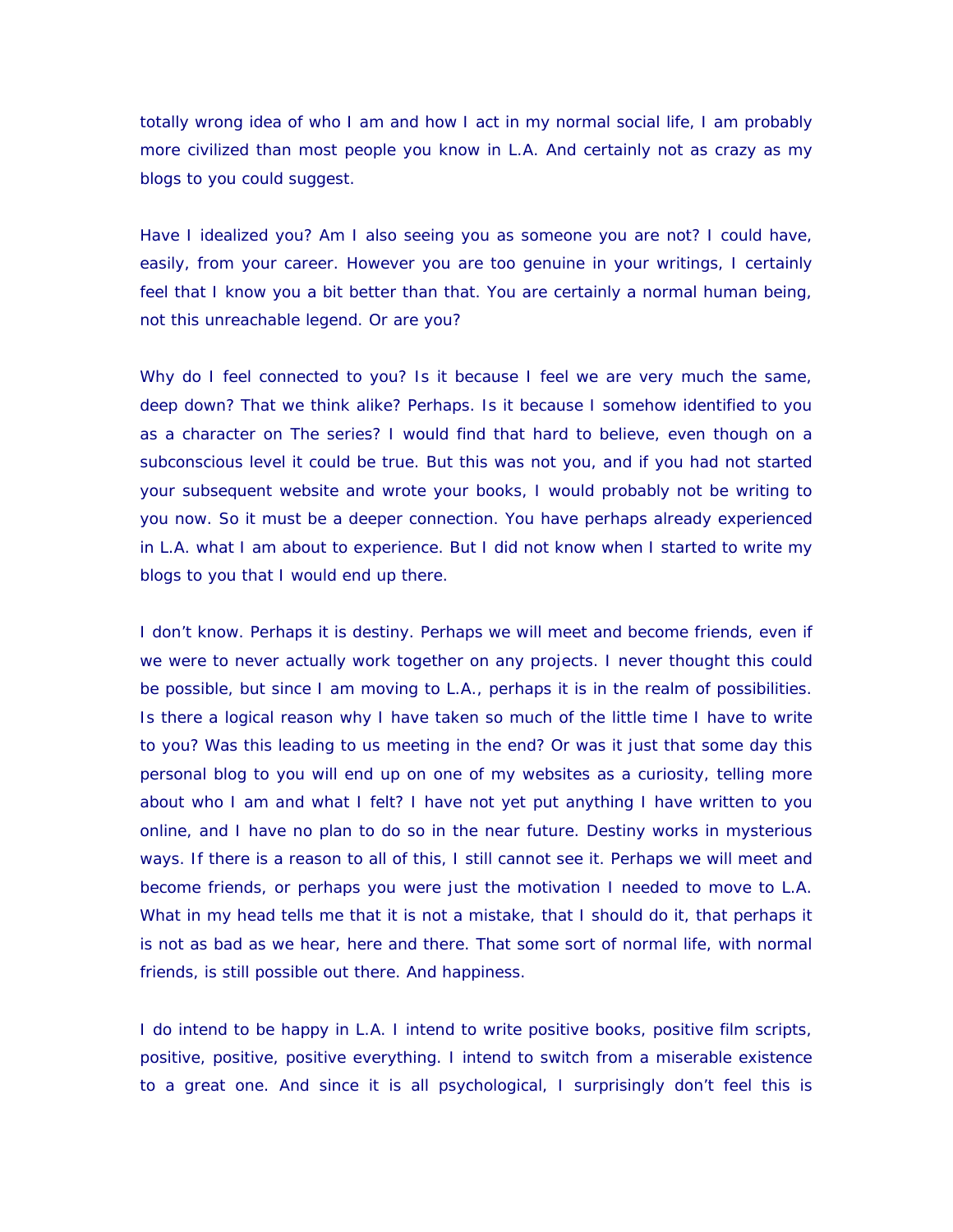totally wrong idea of who I am and how I act in my normal social life, I am probably more civilized than most people you know in L.A. And certainly not as crazy as my blogs to you could suggest.

Have I idealized you? Am I also seeing you as someone you are not? I could have, easily, from your career. However you are too genuine in your writings, I certainly feel that I know you a bit better than that. You are certainly a normal human being, not this unreachable legend. Or are you?

Why do I feel connected to you? Is it because I feel we are very much the same, deep down? That we think alike? Perhaps. Is it because I somehow identified to you as a character on The series? I would find that hard to believe, even though on a subconscious level it could be true. But this was not you, and if you had not started your subsequent website and wrote your books, I would probably not be writing to you now. So it must be a deeper connection. You have perhaps already experienced in L.A. what I am about to experience. But I did not know when I started to write my blogs to you that I would end up there.

I don't know. Perhaps it is destiny. Perhaps we will meet and become friends, even if we were to never actually work together on any projects. I never thought this could be possible, but since I am moving to L.A., perhaps it is in the realm of possibilities. Is there a logical reason why I have taken so much of the little time I have to write to you? Was this leading to us meeting in the end? Or was it just that some day this personal blog to you will end up on one of my websites as a curiosity, telling more about who I am and what I felt? I have not yet put anything I have written to you online, and I have no plan to do so in the near future. Destiny works in mysterious ways. If there is a reason to all of this, I still cannot see it. Perhaps we will meet and become friends, or perhaps you were just the motivation I needed to move to L.A. What in my head tells me that it is not a mistake, that I should do it, that perhaps it is not as bad as we hear, here and there. That some sort of normal life, with normal friends, is still possible out there. And happiness.

I do intend to be happy in L.A. I intend to write positive books, positive film scripts, positive, positive, positive everything. I intend to switch from a miserable existence to a great one. And since it is all psychological, I surprisingly don't feel this is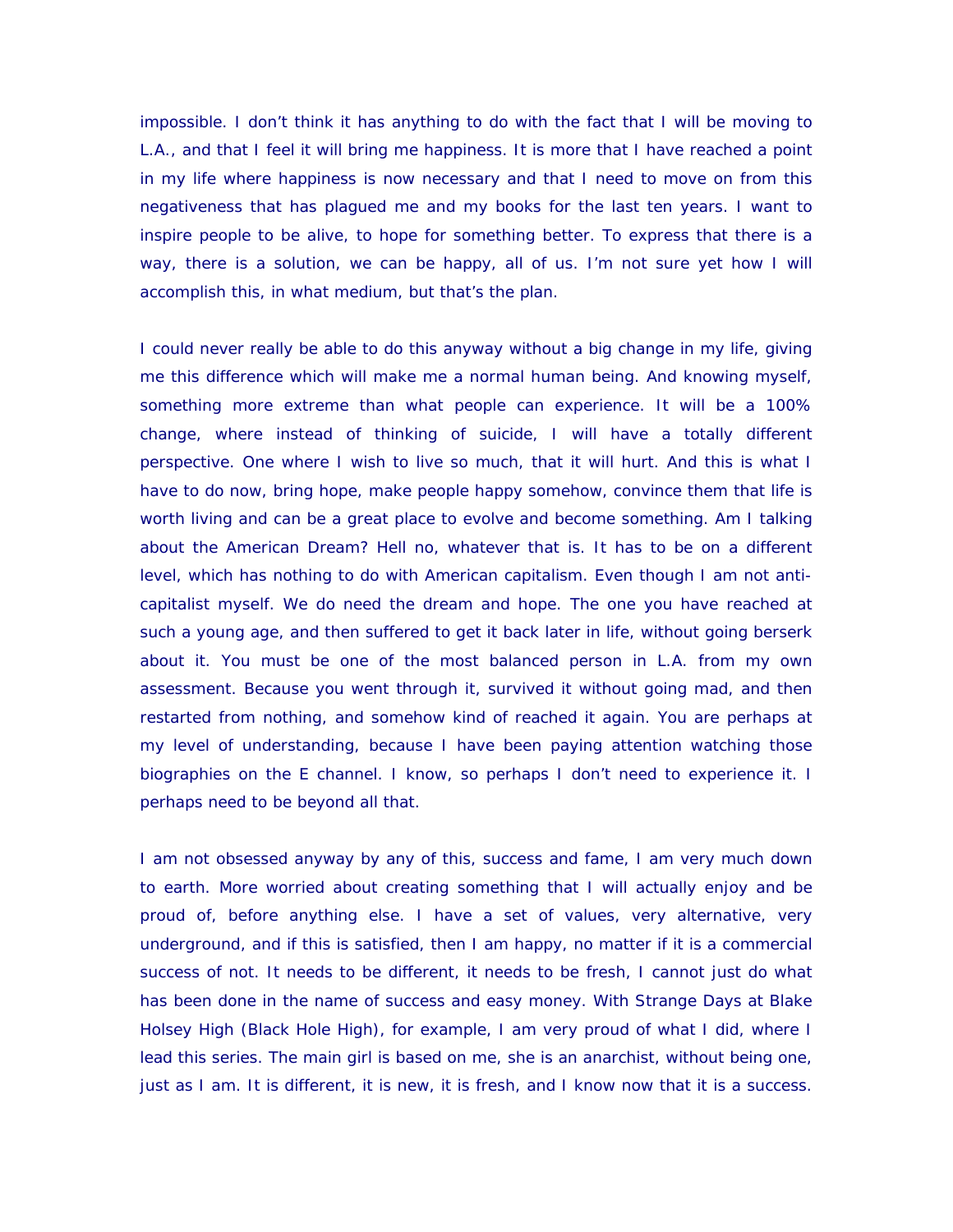impossible. I don't think it has anything to do with the fact that I will be moving to L.A., and that I feel it will bring me happiness. It is more that I have reached a point in my life where happiness is now necessary and that I need to move on from this negativeness that has plagued me and my books for the last ten years. I want to inspire people to be alive, to hope for something better. To express that there is a way, there is a solution, we can be happy, all of us. I'm not sure yet how I will accomplish this, in what medium, but that's the plan.

I could never really be able to do this anyway without a big change in my life, giving me this difference which will make me a normal human being. And knowing myself, something more extreme than what people can experience. It will be a 100% change, where instead of thinking of suicide, I will have a totally different perspective. One where I wish to live so much, that it will hurt. And this is what I have to do now, bring hope, make people happy somehow, convince them that life is worth living and can be a great place to evolve and become something. Am I talking about the American Dream? Hell no, whatever that is. It has to be on a different level, which has nothing to do with American capitalism. Even though I am not anti-capitalist myself. We do need the dream and hope. The one you have reached at such a young age, and then suffered to get it back later in life, without going berserk about it. You must be one of the most balanced person in L.A. from my own assessment. Because you went through it, survived it without going mad, and then restarted from nothing, and somehow kind of reached it again. You are perhaps at my level of understanding, because I have been paying attention watching those biographies on the E channel. I know, so perhaps I don't need to experience it. I perhaps need to be beyond all that.

I am not obsessed anyway by any of this, success and fame, I am very much down to earth. More worried about creating something that I will actually enjoy and be proud of, before anything else. I have a set of values, very alternative, very underground, and if this is satisfied, then I am happy, no matter if it is a commercial success of not. It needs to be different, it needs to be fresh, I cannot just do what has been done in the name of success and easy money. With Strange Days at Blake Holsey High (Black Hole High), for example, I am very proud of what I did, where I lead this series. The main girl is based on me, she is an anarchist, without being one, just as I am. It is different, it is new, it is fresh, and I know now that it is a success.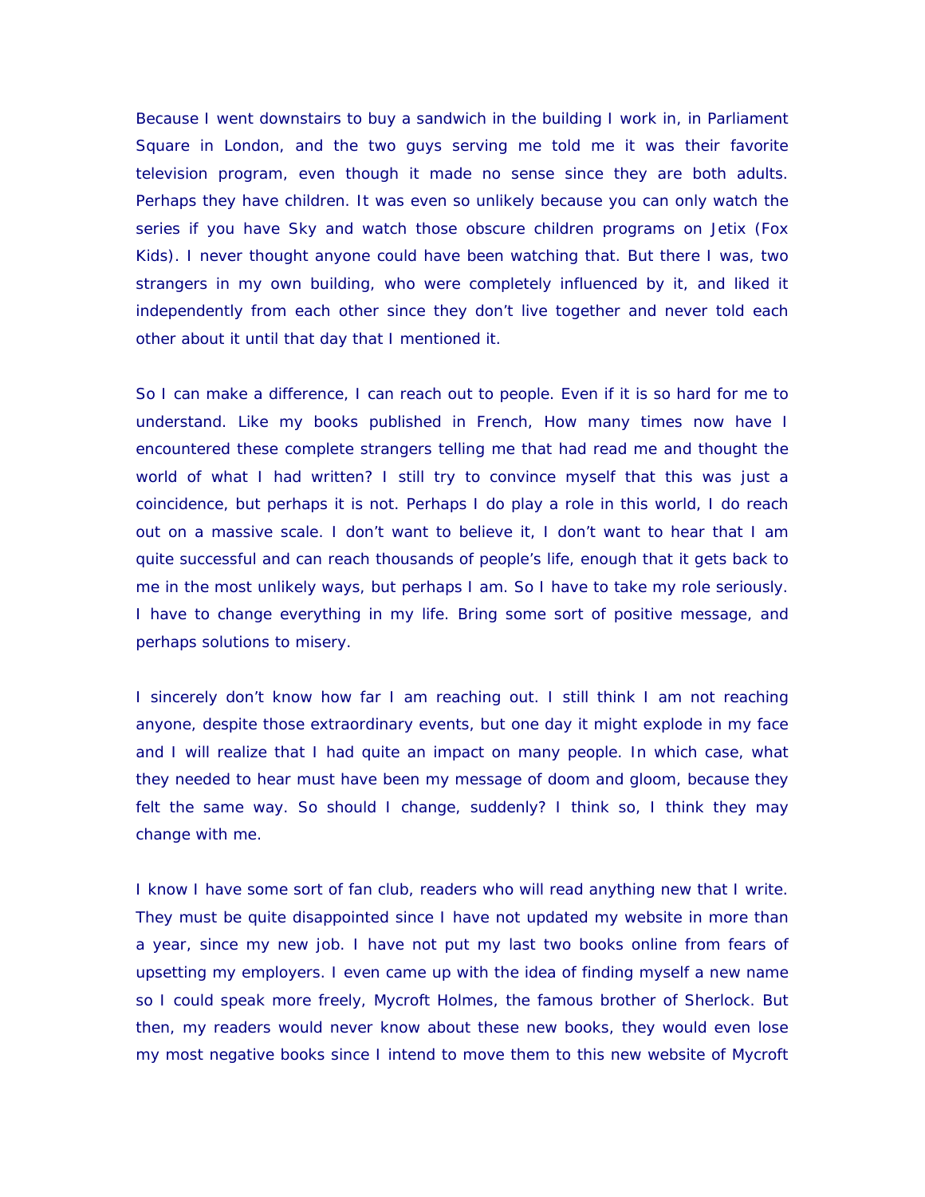Because I went downstairs to buy a sandwich in the building I work in, in Parliament Square in London, and the two guys serving me told me it was their favorite television program, even though it made no sense since they are both adults. Perhaps they have children. It was even so unlikely because you can only watch the series if you have Sky and watch those obscure children programs on Jetix (Fox Kids). I never thought anyone could have been watching that. But there I was, two strangers in my own building, who were completely influenced by it, and liked it independently from each other since they don't live together and never told each other about it until that day that I mentioned it.

So I can make a difference, I can reach out to people. Even if it is so hard for me to understand. Like my books published in French, How many times now have I encountered these complete strangers telling me that had read me and thought the world of what I had written? I still try to convince myself that this was just a coincidence, but perhaps it is not. Perhaps I do play a role in this world, I do reach out on a massive scale. I don't want to believe it, I don't want to hear that I am quite successful and can reach thousands of people's life, enough that it gets back to me in the most unlikely ways, but perhaps I am. So I have to take my role seriously. I have to change everything in my life. Bring some sort of positive message, and perhaps solutions to misery.

I sincerely don't know how far I am reaching out. I still think I am not reaching anyone, despite those extraordinary events, but one day it might explode in my face and I will realize that I had quite an impact on many people. In which case, what they needed to hear must have been my message of doom and gloom, because they felt the same way. So should I change, suddenly? I think so, I think they may change with me.

I know I have some sort of fan club, readers who will read anything new that I write. They must be quite disappointed since I have not updated my website in more than a year, since my new job. I have not put my last two books online from fears of upsetting my employers. I even came up with the idea of finding myself a new name so I could speak more freely, Mycroft Holmes, the famous brother of Sherlock. But then, my readers would never know about these new books, they would even lose my most negative books since I intend to move them to this new website of Mycroft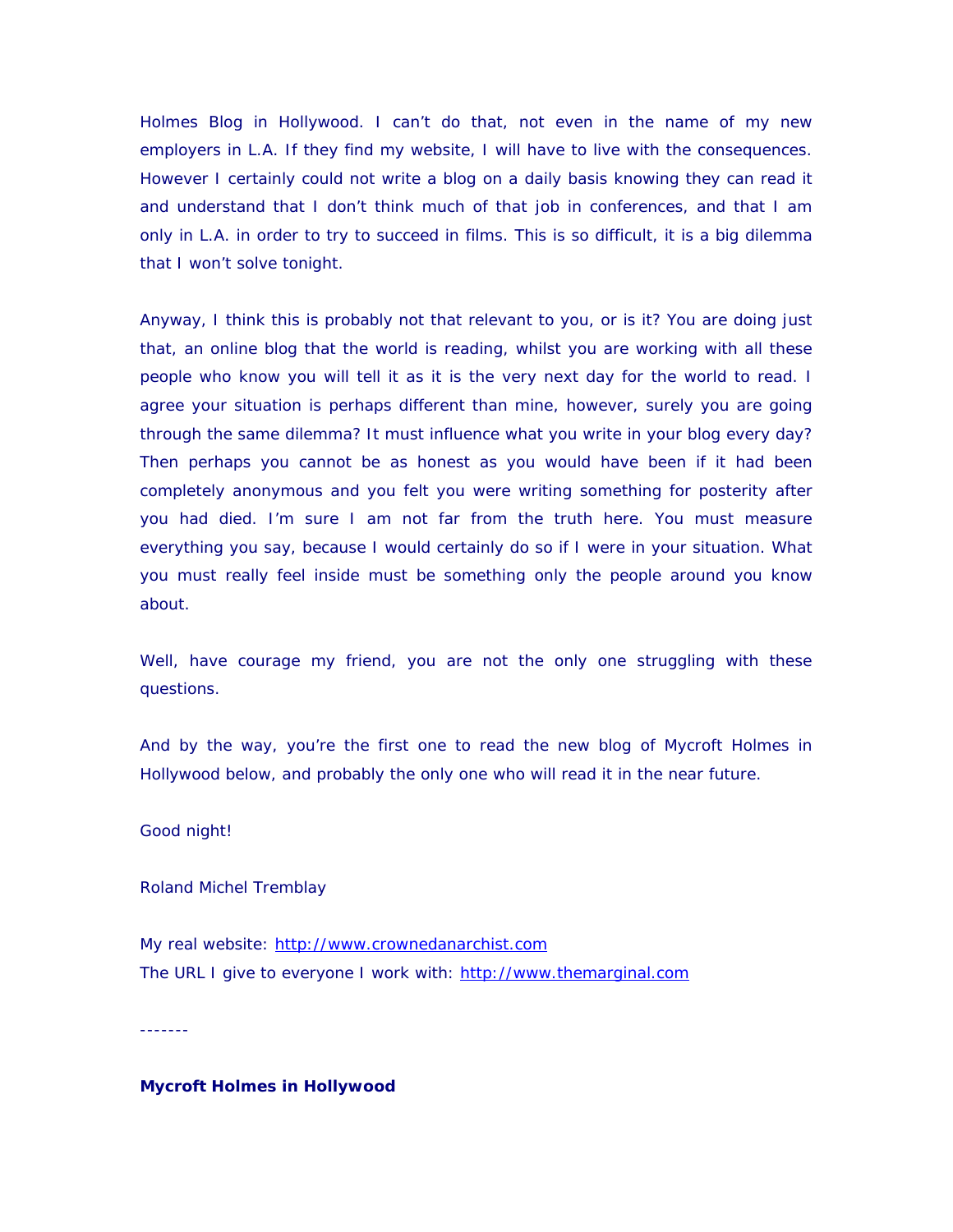Holmes Blog in Hollywood. I can't do that, not even in the name of my new employers in L.A. If they find my website, I will have to live with the consequences. However I certainly could not write a blog on a daily basis knowing they can read it and understand that I don't think much of that job in conferences, and that I am only in L.A. in order to try to succeed in films. This is so difficult, it is a big dilemma that I won't solve tonight.

Anyway, I think this is probably not that relevant to you, or is it? You are doing just that, an online blog that the world is reading, whilst you are working with all these people who know you will tell it as it is the very next day for the world to read. I agree your situation is perhaps different than mine, however, surely you are going through the same dilemma? It must influence what you write in your blog every day? Then perhaps you cannot be as honest as you would have been if it had been completely anonymous and you felt you were writing something for posterity after you had died. I'm sure I am not far from the truth here. You must measure everything you say, because I would certainly do so if I were in your situation. What you must really feel inside must be something only the people around you know about.

Well, have courage my friend, you are not the only one struggling with these questions.

And by the way, you're the first one to read the new blog of Mycroft Holmes in Hollywood below, and probably the only one who will read it in the near future.

Good night!

Roland Michel Tremblay

My real website: http://www.crownedanarchist.com
The URL I give to everyone I work with: http://www.themarginal.com

-------

**Mycroft Holmes in Hollywood**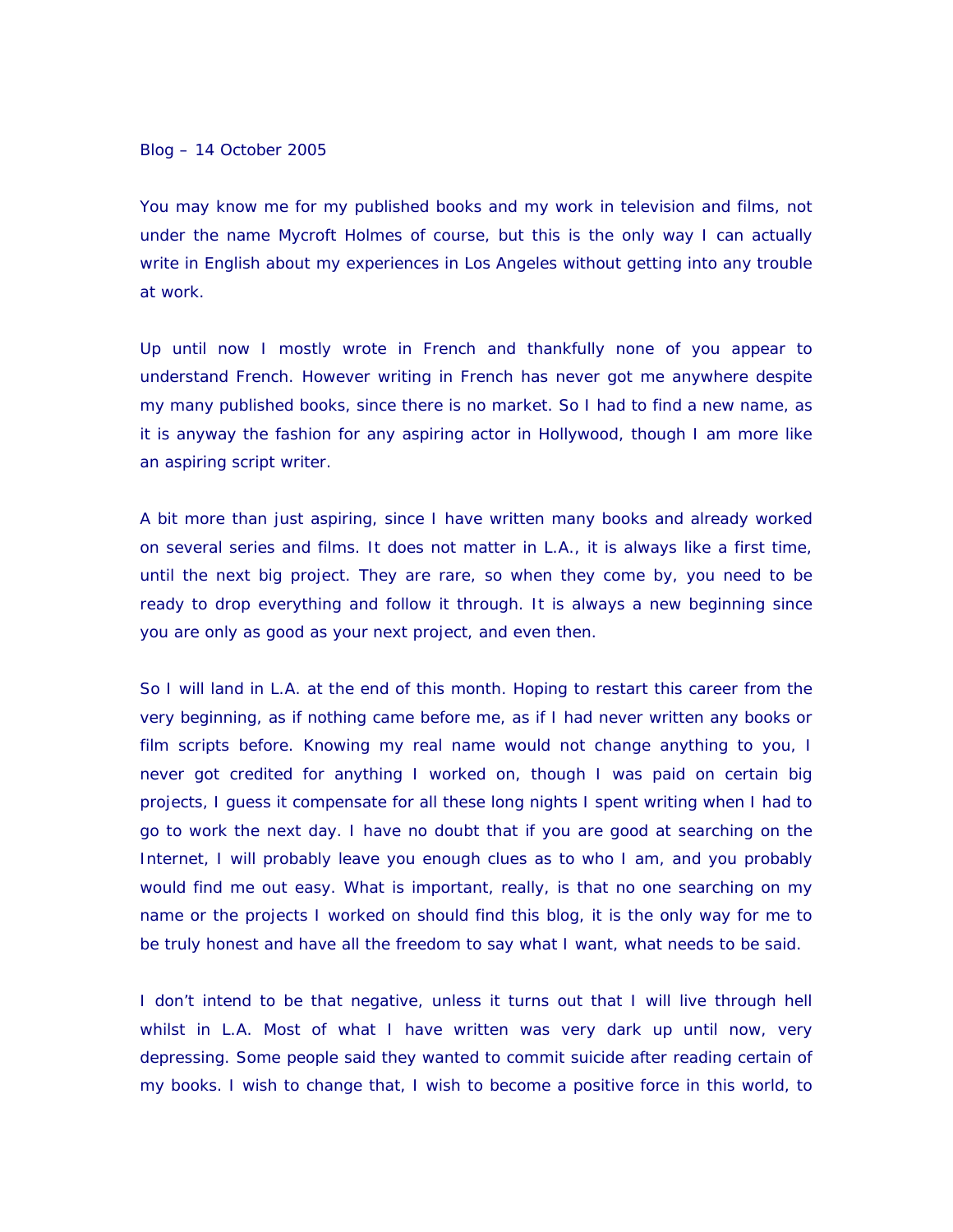Blog – 14 October 2005

You may know me for my published books and my work in television and films, not under the name Mycroft Holmes of course, but this is the only way I can actually write in English about my experiences in Los Angeles without getting into any trouble at work.

Up until now I mostly wrote in French and thankfully none of you appear to understand French. However writing in French has never got me anywhere despite my many published books, since there is no market. So I had to find a new name, as it is anyway the fashion for any aspiring actor in Hollywood, though I am more like an aspiring script writer.

A bit more than just aspiring, since I have written many books and already worked on several series and films. It does not matter in L.A., it is always like a first time, until the next big project. They are rare, so when they come by, you need to be ready to drop everything and follow it through. It is always a new beginning since you are only as good as your next project, and even then.

So I will land in L.A. at the end of this month. Hoping to restart this career from the very beginning, as if nothing came before me, as if I had never written any books or film scripts before. Knowing my real name would not change anything to you, I never got credited for anything I worked on, though I was paid on certain big projects, I guess it compensate for all these long nights I spent writing when I had to go to work the next day. I have no doubt that if you are good at searching on the Internet, I will probably leave you enough clues as to who I am, and you probably would find me out easy. What is important, really, is that no one searching on my name or the projects I worked on should find this blog, it is the only way for me to be truly honest and have all the freedom to say what I want, what needs to be said.

I don't intend to be that negative, unless it turns out that I will live through hell whilst in L.A. Most of what I have written was very dark up until now, very depressing. Some people said they wanted to commit suicide after reading certain of my books. I wish to change that, I wish to become a positive force in this world, to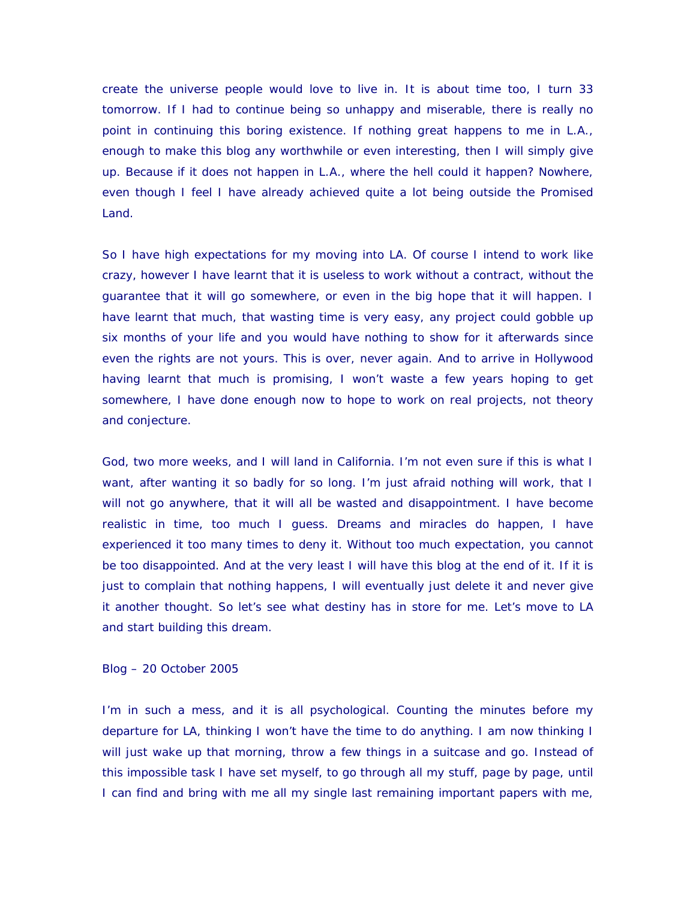create the universe people would love to live in. It is about time too, I turn 33 tomorrow. If I had to continue being so unhappy and miserable, there is really no point in continuing this boring existence. If nothing great happens to me in L.A., enough to make this blog any worthwhile or even interesting, then I will simply give up. Because if it does not happen in L.A., where the hell could it happen? Nowhere, even though I feel I have already achieved quite a lot being outside the Promised Land.

So I have high expectations for my moving into LA. Of course I intend to work like crazy, however I have learnt that it is useless to work without a contract, without the guarantee that it will go somewhere, or even in the big hope that it will happen. I have learnt that much, that wasting time is very easy, any project could gobble up six months of your life and you would have nothing to show for it afterwards since even the rights are not yours. This is over, never again. And to arrive in Hollywood having learnt that much is promising, I won't waste a few years hoping to get somewhere, I have done enough now to hope to work on real projects, not theory and conjecture.

God, two more weeks, and I will land in California. I'm not even sure if this is what I want, after wanting it so badly for so long. I'm just afraid nothing will work, that I will not go anywhere, that it will all be wasted and disappointment. I have become realistic in time, too much I guess. Dreams and miracles do happen, I have experienced it too many times to deny it. Without too much expectation, you cannot be too disappointed. And at the very least I will have this blog at the end of it. If it is just to complain that nothing happens, I will eventually just delete it and never give it another thought. So let's see what destiny has in store for me. Let's move to LA and start building this dream.

Blog – 20 October 2005

I'm in such a mess, and it is all psychological. Counting the minutes before my departure for LA, thinking I won't have the time to do anything. I am now thinking I will just wake up that morning, throw a few things in a suitcase and go. Instead of this impossible task I have set myself, to go through all my stuff, page by page, until I can find and bring with me all my single last remaining important papers with me,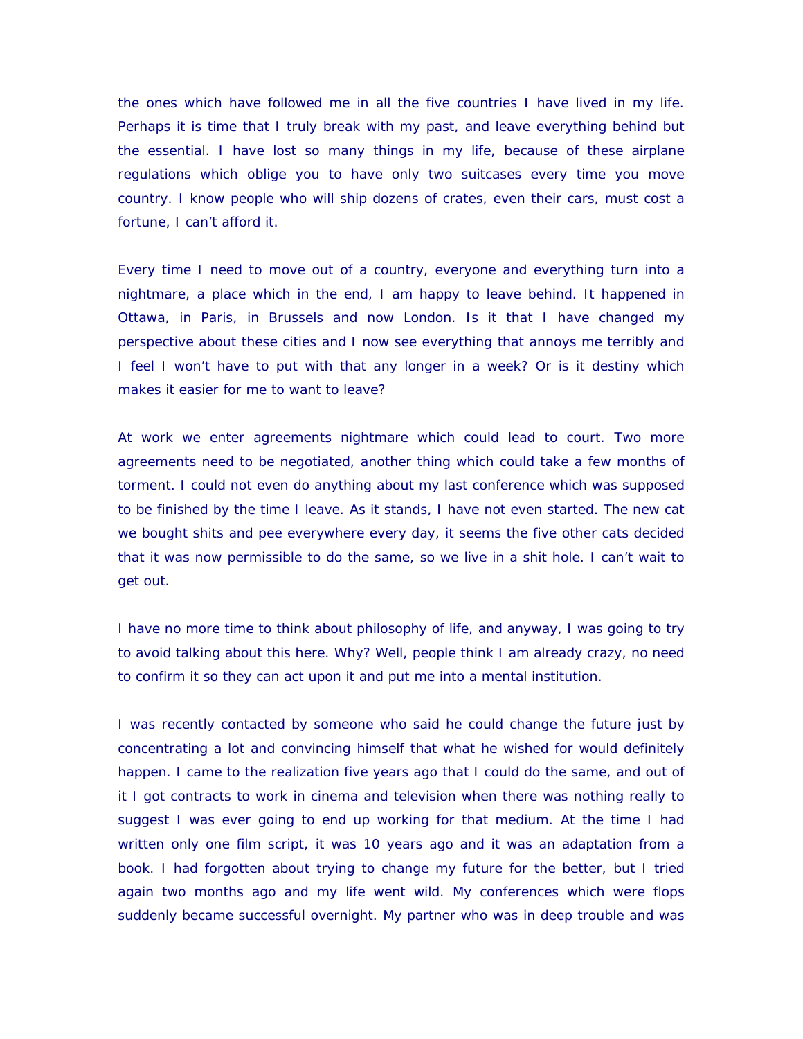the ones which have followed me in all the five countries I have lived in my life. Perhaps it is time that I truly break with my past, and leave everything behind but the essential. I have lost so many things in my life, because of these airplane regulations which oblige you to have only two suitcases every time you move country. I know people who will ship dozens of crates, even their cars, must cost a fortune, I can't afford it.

Every time I need to move out of a country, everyone and everything turn into a nightmare, a place which in the end, I am happy to leave behind. It happened in Ottawa, in Paris, in Brussels and now London. Is it that I have changed my perspective about these cities and I now see everything that annoys me terribly and I feel I won't have to put with that any longer in a week? Or is it destiny which makes it easier for me to want to leave?

At work we enter agreements nightmare which could lead to court. Two more agreements need to be negotiated, another thing which could take a few months of torment. I could not even do anything about my last conference which was supposed to be finished by the time I leave. As it stands, I have not even started. The new cat we bought shits and pee everywhere every day, it seems the five other cats decided that it was now permissible to do the same, so we live in a shit hole. I can't wait to get out.

I have no more time to think about philosophy of life, and anyway, I was going to try to avoid talking about this here. Why? Well, people think I am already crazy, no need to confirm it so they can act upon it and put me into a mental institution.

I was recently contacted by someone who said he could change the future just by concentrating a lot and convincing himself that what he wished for would definitely happen. I came to the realization five years ago that I could do the same, and out of it I got contracts to work in cinema and television when there was nothing really to suggest I was ever going to end up working for that medium. At the time I had written only one film script, it was 10 years ago and it was an adaptation from a book. I had forgotten about trying to change my future for the better, but I tried again two months ago and my life went wild. My conferences which were flops suddenly became successful overnight. My partner who was in deep trouble and was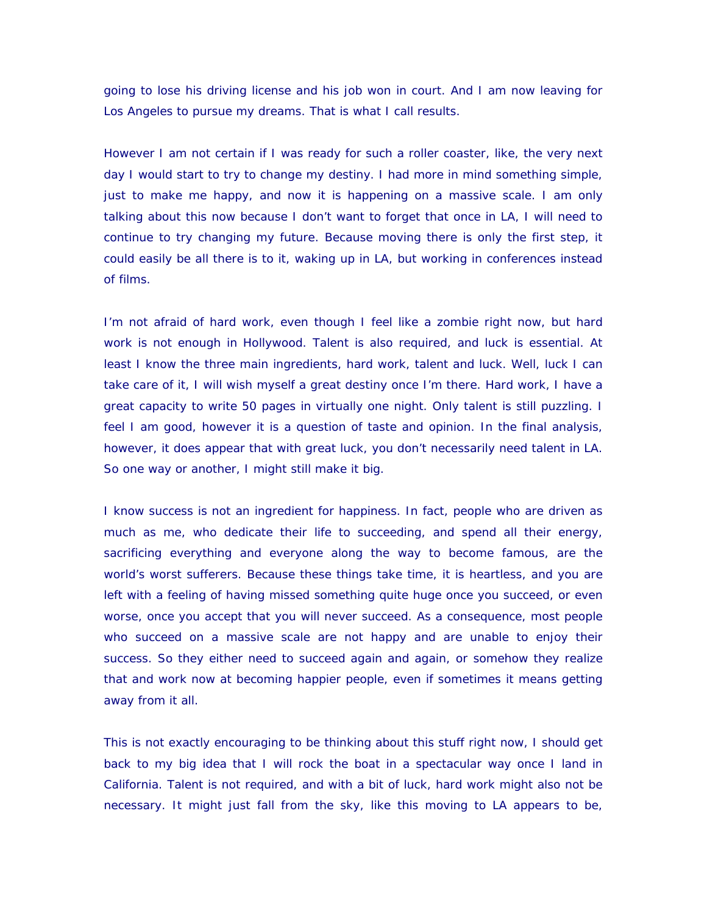going to lose his driving license and his job won in court. And I am now leaving for Los Angeles to pursue my dreams. That is what I call results.

However I am not certain if I was ready for such a roller coaster, like, the very next day I would start to try to change my destiny. I had more in mind something simple, just to make me happy, and now it is happening on a massive scale. I am only talking about this now because I don't want to forget that once in LA, I will need to continue to try changing my future. Because moving there is only the first step, it could easily be all there is to it, waking up in LA, but working in conferences instead of films.

I'm not afraid of hard work, even though I feel like a zombie right now, but hard work is not enough in Hollywood. Talent is also required, and luck is essential. At least I know the three main ingredients, hard work, talent and luck. Well, luck I can take care of it, I will wish myself a great destiny once I'm there. Hard work, I have a great capacity to write 50 pages in virtually one night. Only talent is still puzzling. I feel I am good, however it is a question of taste and opinion. In the final analysis, however, it does appear that with great luck, you don't necessarily need talent in LA. So one way or another, I might still make it big.

I know success is not an ingredient for happiness. In fact, people who are driven as much as me, who dedicate their life to succeeding, and spend all their energy, sacrificing everything and everyone along the way to become famous, are the world's worst sufferers. Because these things take time, it is heartless, and you are left with a feeling of having missed something quite huge once you succeed, or even worse, once you accept that you will never succeed. As a consequence, most people who succeed on a massive scale are not happy and are unable to enjoy their success. So they either need to succeed again and again, or somehow they realize that and work now at becoming happier people, even if sometimes it means getting away from it all.

This is not exactly encouraging to be thinking about this stuff right now, I should get back to my big idea that I will rock the boat in a spectacular way once I land in California. Talent is not required, and with a bit of luck, hard work might also not be necessary. It might just fall from the sky, like this moving to LA appears to be,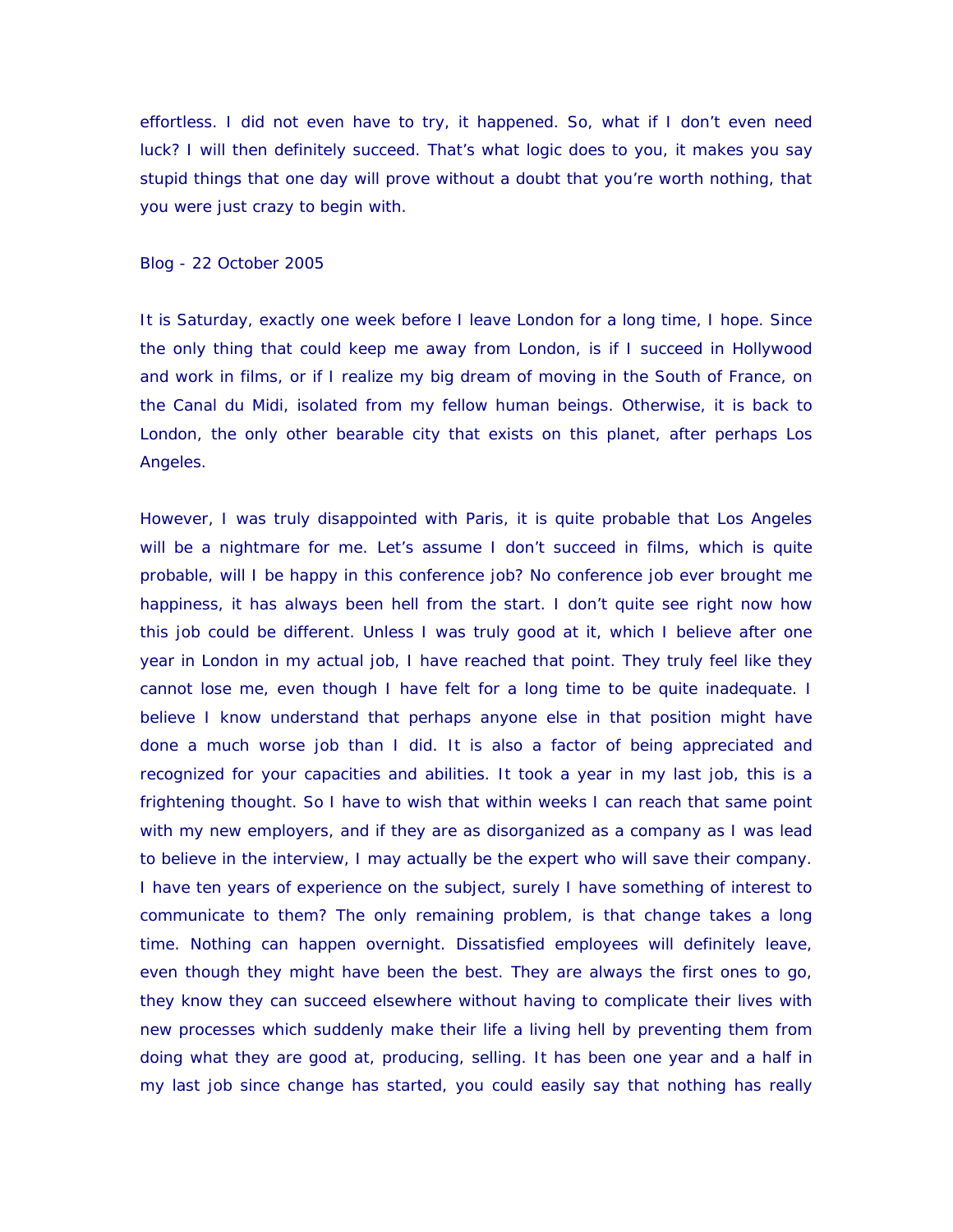effortless. I did not even have to try, it happened. So, what if I don't even need luck? I will then definitely succeed. That's what logic does to you, it makes you say stupid things that one day will prove without a doubt that you're worth nothing, that you were just crazy to begin with.

Blog - 22 October 2005

It is Saturday, exactly one week before I leave London for a long time, I hope. Since the only thing that could keep me away from London, is if I succeed in Hollywood and work in films, or if I realize my big dream of moving in the South of France, on the Canal du Midi, isolated from my fellow human beings. Otherwise, it is back to London, the only other bearable city that exists on this planet, after perhaps Los Angeles.

However, I was truly disappointed with Paris, it is quite probable that Los Angeles will be a nightmare for me. Let's assume I don't succeed in films, which is quite probable, will I be happy in this conference job? No conference job ever brought me happiness, it has always been hell from the start. I don't quite see right now how this job could be different. Unless I was truly good at it, which I believe after one year in London in my actual job, I have reached that point. They truly feel like they cannot lose me, even though I have felt for a long time to be quite inadequate. I believe I know understand that perhaps anyone else in that position might have done a much worse job than I did. It is also a factor of being appreciated and recognized for your capacities and abilities. It took a year in my last job, this is a frightening thought. So I have to wish that within weeks I can reach that same point with my new employers, and if they are as disorganized as a company as I was lead to believe in the interview, I may actually be the expert who will save their company. I have ten years of experience on the subject, surely I have something of interest to communicate to them? The only remaining problem, is that change takes a long time. Nothing can happen overnight. Dissatisfied employees will definitely leave, even though they might have been the best. They are always the first ones to go, they know they can succeed elsewhere without having to complicate their lives with new processes which suddenly make their life a living hell by preventing them from doing what they are good at, producing, selling. It has been one year and a half in my last job since change has started, you could easily say that nothing has really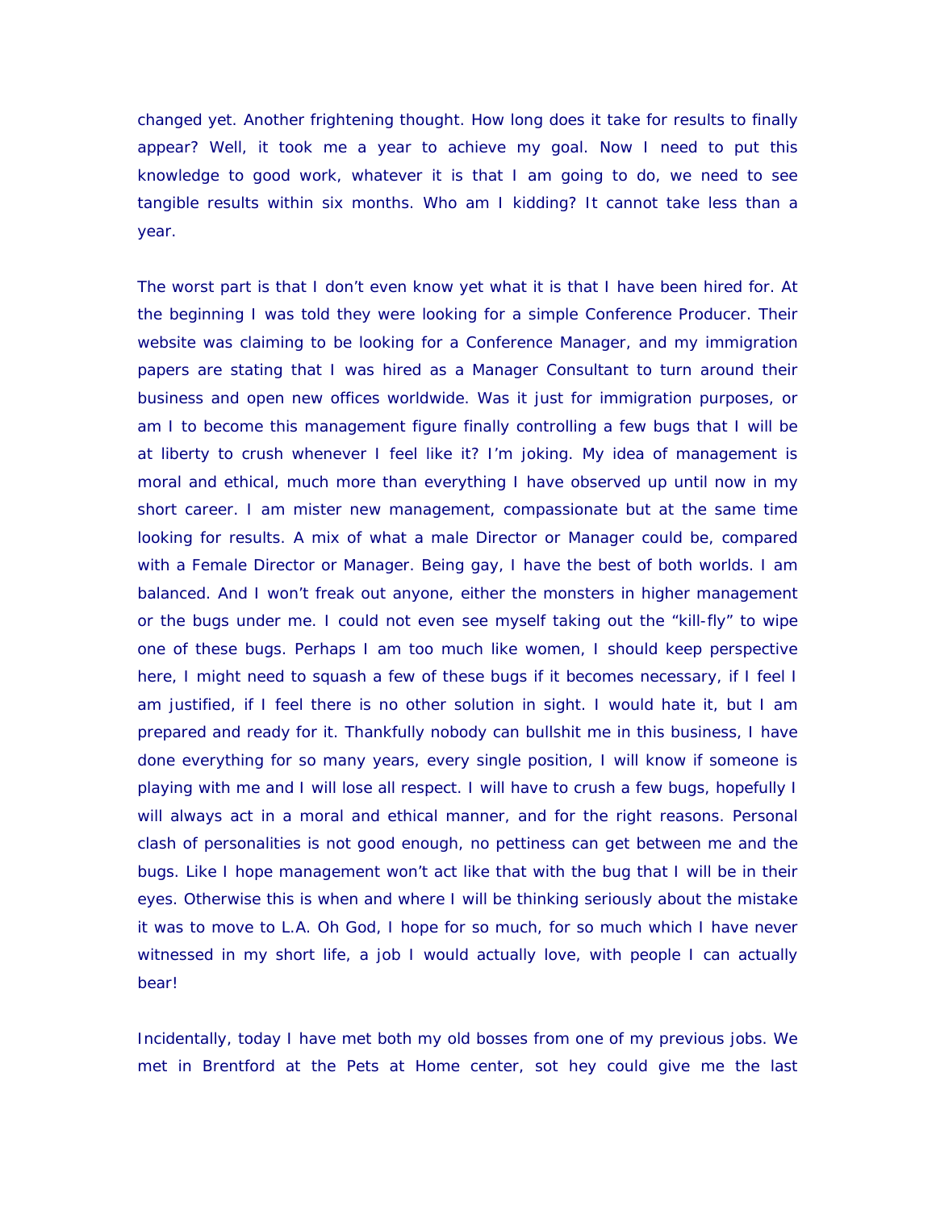changed yet. Another frightening thought. How long does it take for results to finally appear? Well, it took me a year to achieve my goal. Now I need to put this knowledge to good work, whatever it is that I am going to do, we need to see tangible results within six months. Who am I kidding? It cannot take less than a year.

The worst part is that I don't even know yet what it is that I have been hired for. At the beginning I was told they were looking for a simple Conference Producer. Their website was claiming to be looking for a Conference Manager, and my immigration papers are stating that I was hired as a Manager Consultant to turn around their business and open new offices worldwide. Was it just for immigration purposes, or am I to become this management figure finally controlling a few bugs that I will be at liberty to crush whenever I feel like it? I'm joking. My idea of management is moral and ethical, much more than everything I have observed up until now in my short career. I am mister new management, compassionate but at the same time looking for results. A mix of what a male Director or Manager could be, compared with a Female Director or Manager. Being gay, I have the best of both worlds. I am balanced. And I won't freak out anyone, either the monsters in higher management or the bugs under me. I could not even see myself taking out the "kill-fly" to wipe one of these bugs. Perhaps I am too much like women, I should keep perspective here, I might need to squash a few of these bugs if it becomes necessary, if I feel I am justified, if I feel there is no other solution in sight. I would hate it, but I am prepared and ready for it. Thankfully nobody can bullshit me in this business, I have done everything for so many years, every single position, I will know if someone is playing with me and I will lose all respect. I will have to crush a few bugs, hopefully I will always act in a moral and ethical manner, and for the right reasons. Personal clash of personalities is not good enough, no pettiness can get between me and the bugs. Like I hope management won't act like that with the bug that I will be in their eyes. Otherwise this is when and where I will be thinking seriously about the mistake it was to move to L.A. Oh God, I hope for so much, for so much which I have never witnessed in my short life, a job I would actually love, with people I can actually bear!

Incidentally, today I have met both my old bosses from one of my previous jobs. We met in Brentford at the Pets at Home center, sot hey could give me the last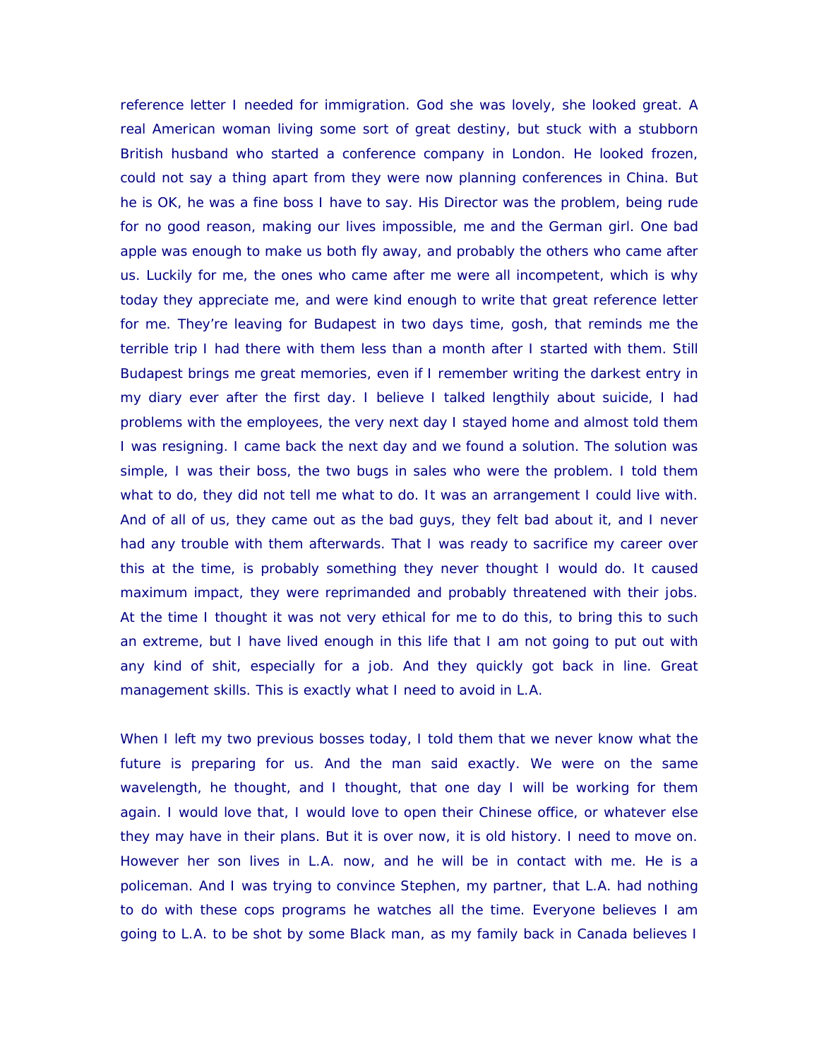reference letter I needed for immigration. God she was lovely, she looked great. A real American woman living some sort of great destiny, but stuck with a stubborn British husband who started a conference company in London. He looked frozen, could not say a thing apart from they were now planning conferences in China. But he is OK, he was a fine boss I have to say. His Director was the problem, being rude for no good reason, making our lives impossible, me and the German girl. One bad apple was enough to make us both fly away, and probably the others who came after us. Luckily for me, the ones who came after me were all incompetent, which is why today they appreciate me, and were kind enough to write that great reference letter for me. They're leaving for Budapest in two days time, gosh, that reminds me the terrible trip I had there with them less than a month after I started with them. Still Budapest brings me great memories, even if I remember writing the darkest entry in my diary ever after the first day. I believe I talked lengthily about suicide, I had problems with the employees, the very next day I stayed home and almost told them I was resigning. I came back the next day and we found a solution. The solution was simple, I was their boss, the two bugs in sales who were the problem. I told them what to do, they did not tell me what to do. It was an arrangement I could live with. And of all of us, they came out as the bad guys, they felt bad about it, and I never had any trouble with them afterwards. That I was ready to sacrifice my career over this at the time, is probably something they never thought I would do. It caused maximum impact, they were reprimanded and probably threatened with their jobs. At the time I thought it was not very ethical for me to do this, to bring this to such an extreme, but I have lived enough in this life that I am not going to put out with any kind of shit, especially for a job. And they quickly got back in line. Great management skills. This is exactly what I need to avoid in L.A.

When I left my two previous bosses today, I told them that we never know what the future is preparing for us. And the man said exactly. We were on the same wavelength, he thought, and I thought, that one day I will be working for them again. I would love that, I would love to open their Chinese office, or whatever else they may have in their plans. But it is over now, it is old history. I need to move on. However her son lives in L.A. now, and he will be in contact with me. He is a policeman. And I was trying to convince Stephen, my partner, that L.A. had nothing to do with these cops programs he watches all the time. Everyone believes I am going to L.A. to be shot by some Black man, as my family back in Canada believes I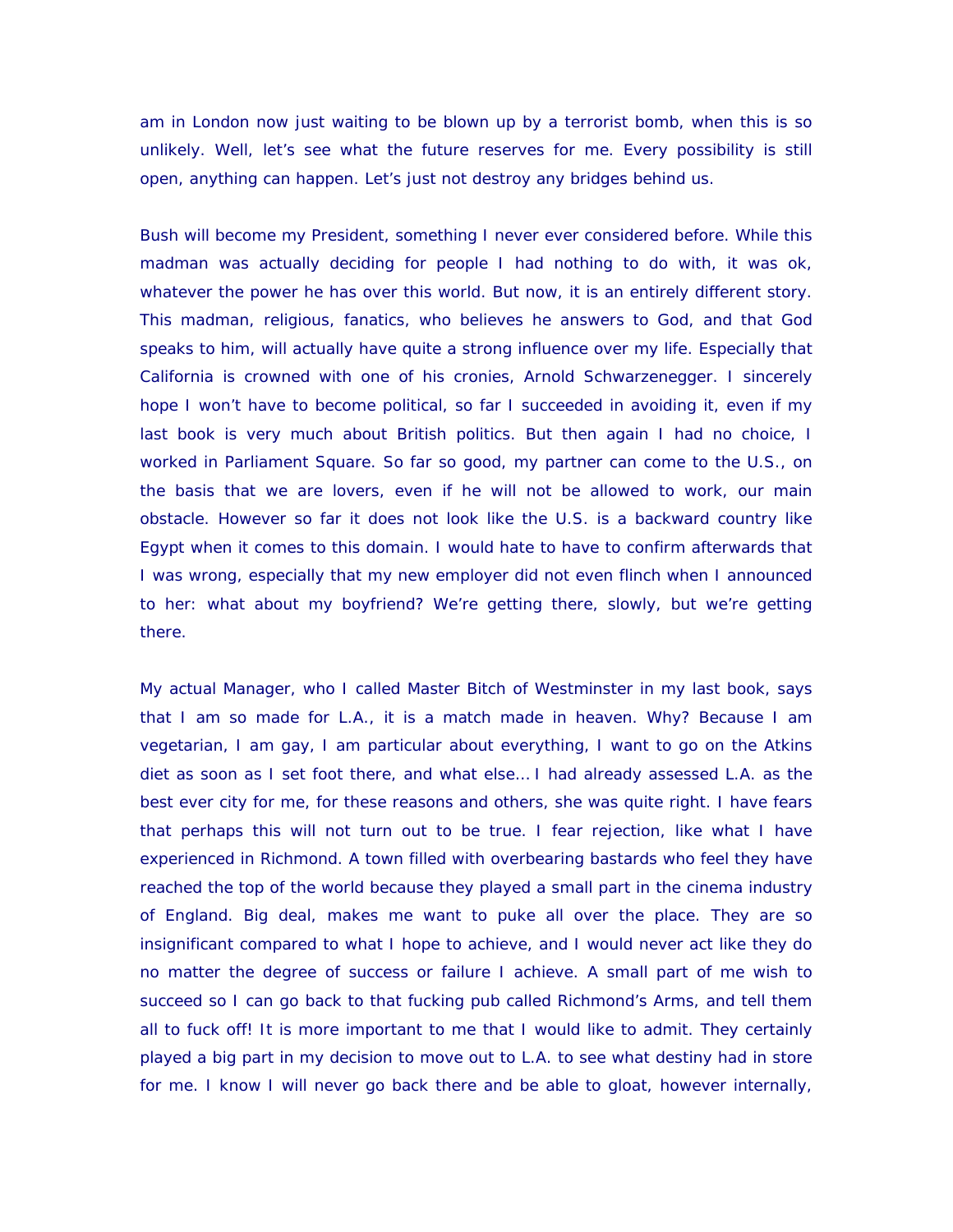am in London now just waiting to be blown up by a terrorist bomb, when this is so unlikely. Well, let's see what the future reserves for me. Every possibility is still open, anything can happen. Let's just not destroy any bridges behind us.

Bush will become my President, something I never ever considered before. While this madman was actually deciding for people I had nothing to do with, it was ok, whatever the power he has over this world. But now, it is an entirely different story. This madman, religious, fanatics, who believes he answers to God, and that God speaks to him, will actually have quite a strong influence over my life. Especially that California is crowned with one of his cronies, Arnold Schwarzenegger. I sincerely hope I won't have to become political, so far I succeeded in avoiding it, even if my last book is very much about British politics. But then again I had no choice, I worked in Parliament Square. So far so good, my partner can come to the U.S., on the basis that we are lovers, even if he will not be allowed to work, our main obstacle. However so far it does not look like the U.S. is a backward country like Egypt when it comes to this domain. I would hate to have to confirm afterwards that I was wrong, especially that my new employer did not even flinch when I announced to her: what about my boyfriend? We're getting there, slowly, but we're getting there.

My actual Manager, who I called Master Bitch of Westminster in my last book, says that I am so made for L.A., it is a match made in heaven. Why? Because I am vegetarian, I am gay, I am particular about everything, I want to go on the Atkins diet as soon as I set foot there, and what else… I had already assessed L.A. as the best ever city for me, for these reasons and others, she was quite right. I have fears that perhaps this will not turn out to be true. I fear rejection, like what I have experienced in Richmond. A town filled with overbearing bastards who feel they have reached the top of the world because they played a small part in the cinema industry of England. Big deal, makes me want to puke all over the place. They are so insignificant compared to what I hope to achieve, and I would never act like they do no matter the degree of success or failure I achieve. A small part of me wish to succeed so I can go back to that fucking pub called Richmond's Arms, and tell them all to fuck off! It is more important to me that I would like to admit. They certainly played a big part in my decision to move out to L.A. to see what destiny had in store for me. I know I will never go back there and be able to gloat, however internally,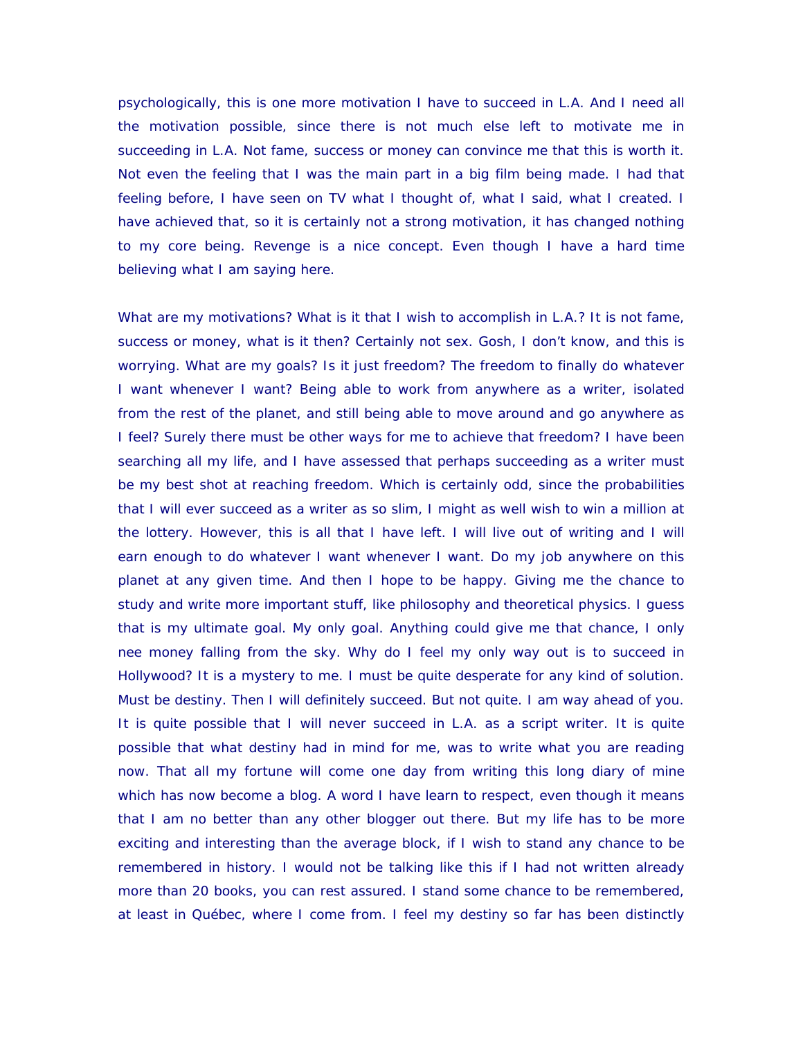psychologically, this is one more motivation I have to succeed in L.A. And I need all the motivation possible, since there is not much else left to motivate me in succeeding in L.A. Not fame, success or money can convince me that this is worth it. Not even the feeling that I was the main part in a big film being made. I had that feeling before, I have seen on TV what I thought of, what I said, what I created. I have achieved that, so it is certainly not a strong motivation, it has changed nothing to my core being. Revenge is a nice concept. Even though I have a hard time believing what I am saying here.

What are my motivations? What is it that I wish to accomplish in L.A.? It is not fame, success or money, what is it then? Certainly not sex. Gosh, I don't know, and this is worrying. What are my goals? Is it just freedom? The freedom to finally do whatever I want whenever I want? Being able to work from anywhere as a writer, isolated from the rest of the planet, and still being able to move around and go anywhere as I feel? Surely there must be other ways for me to achieve that freedom? I have been searching all my life, and I have assessed that perhaps succeeding as a writer must be my best shot at reaching freedom. Which is certainly odd, since the probabilities that I will ever succeed as a writer as so slim, I might as well wish to win a million at the lottery. However, this is all that I have left. I will live out of writing and I will earn enough to do whatever I want whenever I want. Do my job anywhere on this planet at any given time. And then I hope to be happy. Giving me the chance to study and write more important stuff, like philosophy and theoretical physics. I guess that is my ultimate goal. My only goal. Anything could give me that chance, I only nee money falling from the sky. Why do I feel my only way out is to succeed in Hollywood? It is a mystery to me. I must be quite desperate for any kind of solution. Must be destiny. Then I will definitely succeed. But not quite. I am way ahead of you. It is quite possible that I will never succeed in L.A. as a script writer. It is quite possible that what destiny had in mind for me, was to write what you are reading now. That all my fortune will come one day from writing this long diary of mine which has now become a blog. A word I have learn to respect, even though it means that I am no better than any other blogger out there. But my life has to be more exciting and interesting than the average block, if I wish to stand any chance to be remembered in history. I would not be talking like this if I had not written already more than 20 books, you can rest assured. I stand some chance to be remembered, at least in Québec, where I come from. I feel my destiny so far has been distinctly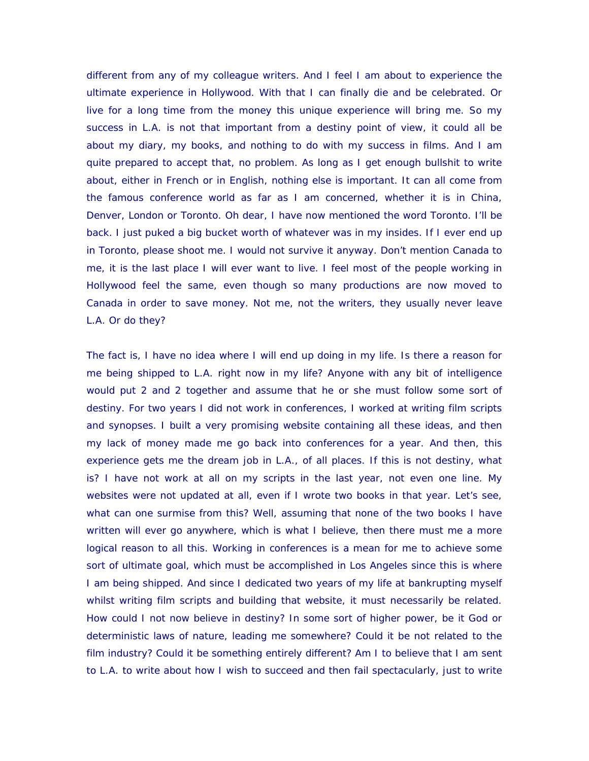different from any of my colleague writers. And I feel I am about to experience the ultimate experience in Hollywood. With that I can finally die and be celebrated. Or live for a long time from the money this unique experience will bring me. So my success in L.A. is not that important from a destiny point of view, it could all be about my diary, my books, and nothing to do with my success in films. And I am quite prepared to accept that, no problem. As long as I get enough bullshit to write about, either in French or in English, nothing else is important. It can all come from the famous conference world as far as I am concerned, whether it is in China, Denver, London or Toronto. Oh dear, I have now mentioned the word Toronto. I'll be back. I just puked a big bucket worth of whatever was in my insides. If I ever end up in Toronto, please shoot me. I would not survive it anyway. Don't mention Canada to me, it is the last place I will ever want to live. I feel most of the people working in Hollywood feel the same, even though so many productions are now moved to Canada in order to save money. Not me, not the writers, they usually never leave L.A. Or do they?

The fact is, I have no idea where I will end up doing in my life. Is there a reason for me being shipped to L.A. right now in my life? Anyone with any bit of intelligence would put 2 and 2 together and assume that he or she must follow some sort of destiny. For two years I did not work in conferences, I worked at writing film scripts and synopses. I built a very promising website containing all these ideas, and then my lack of money made me go back into conferences for a year. And then, this experience gets me the dream job in L.A., of all places. If this is not destiny, what is? I have not work at all on my scripts in the last year, not even one line. My websites were not updated at all, even if I wrote two books in that year. Let's see, what can one surmise from this? Well, assuming that none of the two books I have written will ever go anywhere, which is what I believe, then there must me a more logical reason to all this. Working in conferences is a mean for me to achieve some sort of ultimate goal, which must be accomplished in Los Angeles since this is where I am being shipped. And since I dedicated two years of my life at bankrupting myself whilst writing film scripts and building that website, it must necessarily be related. How could I not now believe in destiny? In some sort of higher power, be it God or deterministic laws of nature, leading me somewhere? Could it be not related to the film industry? Could it be something entirely different? Am I to believe that I am sent to L.A. to write about how I wish to succeed and then fail spectacularly, just to write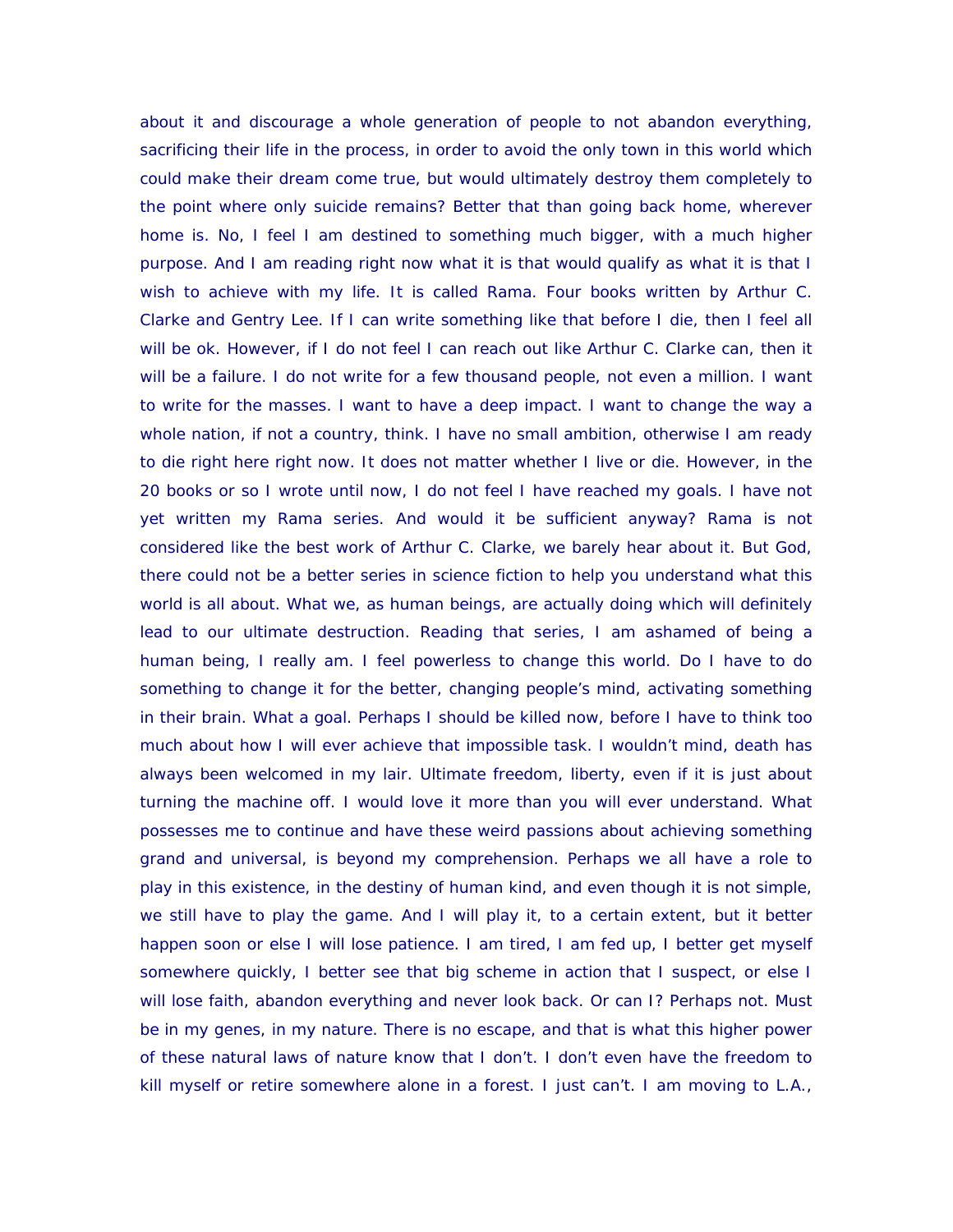about it and discourage a whole generation of people to not abandon everything, sacrificing their life in the process, in order to avoid the only town in this world which could make their dream come true, but would ultimately destroy them completely to the point where only suicide remains? Better that than going back home, wherever home is. No, I feel I am destined to something much bigger, with a much higher purpose. And I am reading right now what it is that would qualify as what it is that I wish to achieve with my life. It is called Rama. Four books written by Arthur C. Clarke and Gentry Lee. If I can write something like that before I die, then I feel all will be ok. However, if I do not feel I can reach out like Arthur C. Clarke can, then it will be a failure. I do not write for a few thousand people, not even a million. I want to write for the masses. I want to have a deep impact. I want to change the way a whole nation, if not a country, think. I have no small ambition, otherwise I am ready to die right here right now. It does not matter whether I live or die. However, in the 20 books or so I wrote until now, I do not feel I have reached my goals. I have not yet written my Rama series. And would it be sufficient anyway? Rama is not considered like the best work of Arthur C. Clarke, we barely hear about it. But God, there could not be a better series in science fiction to help you understand what this world is all about. What we, as human beings, are actually doing which will definitely lead to our ultimate destruction. Reading that series, I am ashamed of being a human being, I really am. I feel powerless to change this world. Do I have to do something to change it for the better, changing people's mind, activating something in their brain. What a goal. Perhaps I should be killed now, before I have to think too much about how I will ever achieve that impossible task. I wouldn't mind, death has always been welcomed in my lair. Ultimate freedom, liberty, even if it is just about turning the machine off. I would love it more than you will ever understand. What possesses me to continue and have these weird passions about achieving something grand and universal, is beyond my comprehension. Perhaps we all have a role to play in this existence, in the destiny of human kind, and even though it is not simple, we still have to play the game. And I will play it, to a certain extent, but it better happen soon or else I will lose patience. I am tired, I am fed up, I better get myself somewhere quickly, I better see that big scheme in action that I suspect, or else I will lose faith, abandon everything and never look back. Or can I? Perhaps not. Must be in my genes, in my nature. There is no escape, and that is what this higher power of these natural laws of nature know that I don't. I don't even have the freedom to kill myself or retire somewhere alone in a forest. I just can't. I am moving to L.A.,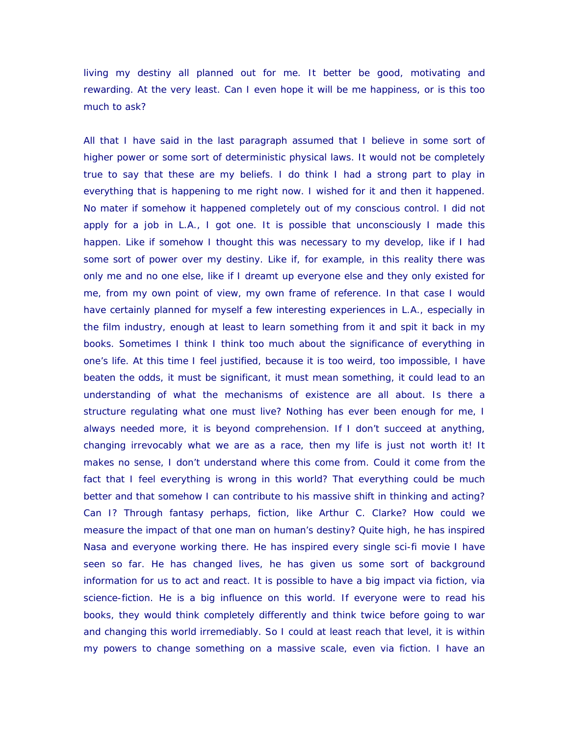living my destiny all planned out for me. It better be good, motivating and rewarding. At the very least. Can I even hope it will be me happiness, or is this too much to ask?

All that I have said in the last paragraph assumed that I believe in some sort of higher power or some sort of deterministic physical laws. It would not be completely true to say that these are my beliefs. I do think I had a strong part to play in everything that is happening to me right now. I wished for it and then it happened. No mater if somehow it happened completely out of my conscious control. I did not apply for a job in L.A., I got one. It is possible that unconsciously I made this happen. Like if somehow I thought this was necessary to my develop, like if I had some sort of power over my destiny. Like if, for example, in this reality there was only me and no one else, like if I dreamt up everyone else and they only existed for me, from my own point of view, my own frame of reference. In that case I would have certainly planned for myself a few interesting experiences in L.A., especially in the film industry, enough at least to learn something from it and spit it back in my books. Sometimes I think I think too much about the significance of everything in one's life. At this time I feel justified, because it is too weird, too impossible, I have beaten the odds, it must be significant, it must mean something, it could lead to an understanding of what the mechanisms of existence are all about. Is there a structure regulating what one must live? Nothing has ever been enough for me, I always needed more, it is beyond comprehension. If I don't succeed at anything, changing irrevocably what we are as a race, then my life is just not worth it! It makes no sense, I don't understand where this come from. Could it come from the fact that I feel everything is wrong in this world? That everything could be much better and that somehow I can contribute to his massive shift in thinking and acting? Can I? Through fantasy perhaps, fiction, like Arthur C. Clarke? How could we measure the impact of that one man on human's destiny? Quite high, he has inspired Nasa and everyone working there. He has inspired every single sci-fi movie I have seen so far. He has changed lives, he has given us some sort of background information for us to act and react. It is possible to have a big impact via fiction, via science-fiction. He is a big influence on this world. If everyone were to read his books, they would think completely differently and think twice before going to war and changing this world irremediably. So I could at least reach that level, it is within my powers to change something on a massive scale, even via fiction. I have an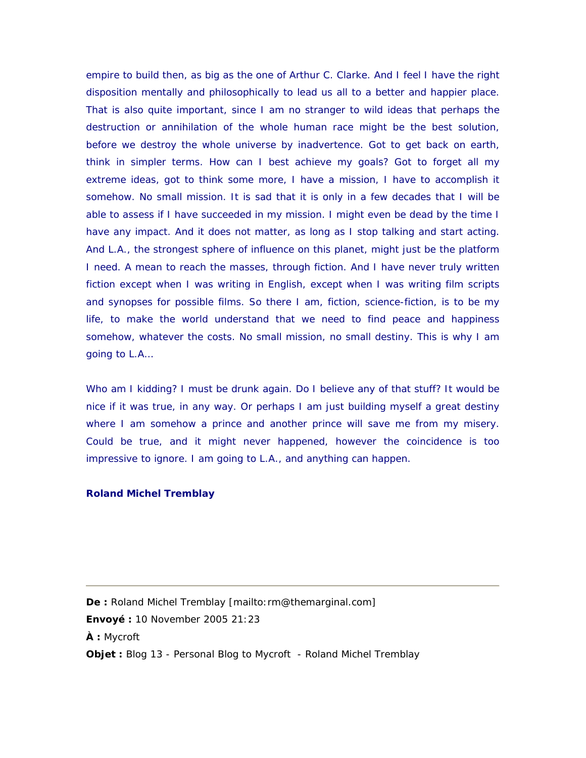empire to build then, as big as the one of Arthur C. Clarke. And I feel I have the right disposition mentally and philosophically to lead us all to a better and happier place. That is also quite important, since I am no stranger to wild ideas that perhaps the destruction or annihilation of the whole human race might be the best solution, before we destroy the whole universe by inadvertence. Got to get back on earth, think in simpler terms. How can I best achieve my goals? Got to forget all my extreme ideas, got to think some more, I have a mission, I have to accomplish it somehow. No small mission. It is sad that it is only in a few decades that I will be able to assess if I have succeeded in my mission. I might even be dead by the time I have any impact. And it does not matter, as long as I stop talking and start acting. And L.A., the strongest sphere of influence on this planet, might just be the platform I need. A mean to reach the masses, through fiction. And I have never truly written fiction except when I was writing in English, except when I was writing film scripts and synopses for possible films. So there I am, fiction, science-fiction, is to be my life, to make the world understand that we need to find peace and happiness somehow, whatever the costs. No small mission, no small destiny. This is why I am going to L.A...

Who am I kidding? I must be drunk again. Do I believe any of that stuff? It would be nice if it was true, in any way. Or perhaps I am just building myself a great destiny where I am somehow a prince and another prince will save me from my misery. Could be true, and it might never happened, however the coincidence is too impressive to ignore. I am going to L.A., and anything can happen.

**Roland Michel Tremblay**

---

**De :** Roland Michel Tremblay [mailto:rm@themarginal.com]
**Envoyé :** 10 November 2005 21:23
**À :** Mycroft
**Objet :** Blog 13 - Personal Blog to Mycroft - Roland Michel Tremblay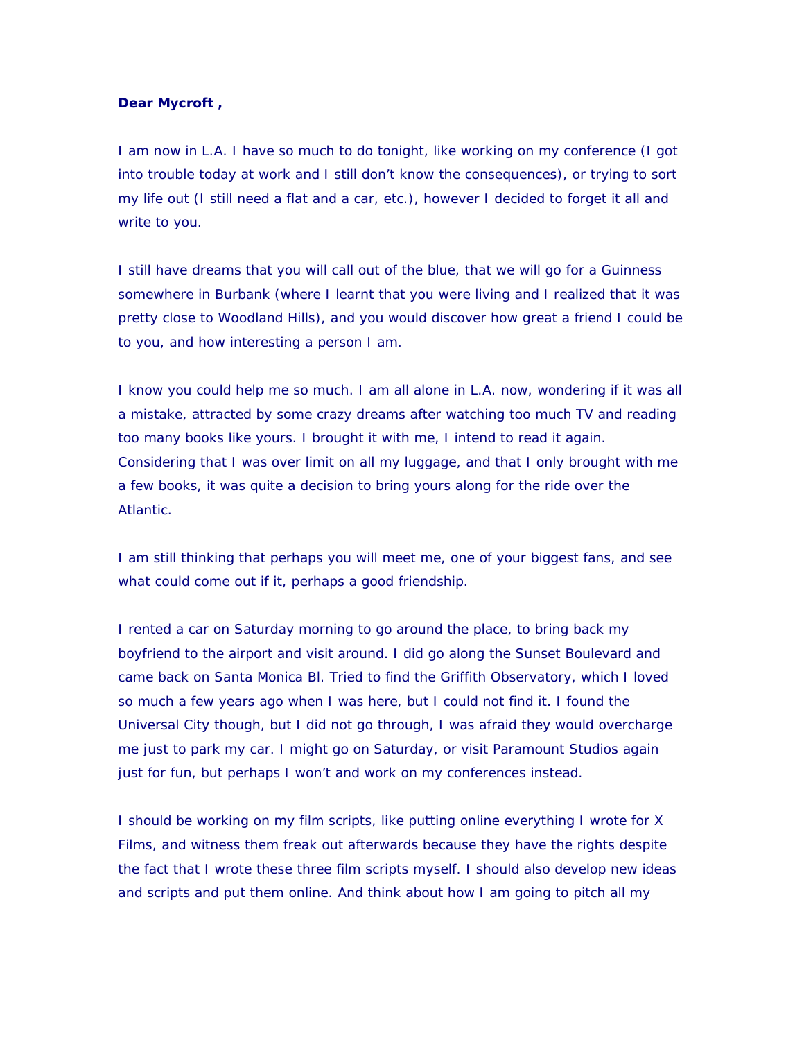**Dear Mycroft ,**

I am now in L.A. I have so much to do tonight, like working on my conference (I got into trouble today at work and I still don't know the consequences), or trying to sort my life out (I still need a flat and a car, etc.), however I decided to forget it all and write to you.

I still have dreams that you will call out of the blue, that we will go for a Guinness somewhere in Burbank (where I learnt that you were living and I realized that it was pretty close to Woodland Hills), and you would discover how great a friend I could be to you, and how interesting a person I am.

I know you could help me so much. I am all alone in L.A. now, wondering if it was all a mistake, attracted by some crazy dreams after watching too much TV and reading too many books like yours. I brought it with me, I intend to read it again. Considering that I was over limit on all my luggage, and that I only brought with me a few books, it was quite a decision to bring yours along for the ride over the Atlantic.

I am still thinking that perhaps you will meet me, one of your biggest fans, and see what could come out if it, perhaps a good friendship.

I rented a car on Saturday morning to go around the place, to bring back my boyfriend to the airport and visit around. I did go along the Sunset Boulevard and came back on Santa Monica Bl. Tried to find the Griffith Observatory, which I loved so much a few years ago when I was here, but I could not find it. I found the Universal City though, but I did not go through, I was afraid they would overcharge me just to park my car. I might go on Saturday, or visit Paramount Studios again just for fun, but perhaps I won't and work on my conferences instead.

I should be working on my film scripts, like putting online everything I wrote for X Films, and witness them freak out afterwards because they have the rights despite the fact that I wrote these three film scripts myself. I should also develop new ideas and scripts and put them online. And think about how I am going to pitch all my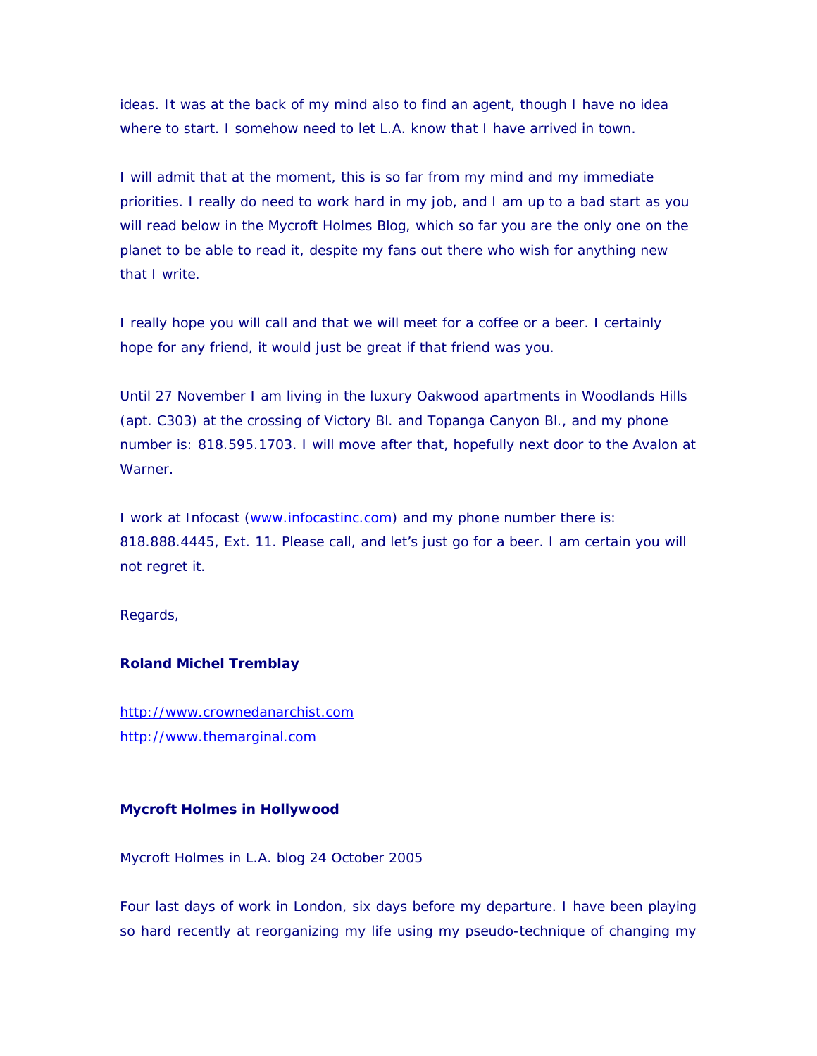ideas. It was at the back of my mind also to find an agent, though I have no idea where to start. I somehow need to let L.A. know that I have arrived in town.

I will admit that at the moment, this is so far from my mind and my immediate priorities. I really do need to work hard in my job, and I am up to a bad start as you will read below in the Mycroft Holmes Blog, which so far you are the only one on the planet to be able to read it, despite my fans out there who wish for anything new that I write.

I really hope you will call and that we will meet for a coffee or a beer. I certainly hope for any friend, it would just be great if that friend was you.

Until 27 November I am living in the luxury Oakwood apartments in Woodlands Hills (apt. C303) at the crossing of Victory Bl. and Topanga Canyon Bl., and my phone number is: 818.595.1703. I will move after that, hopefully next door to the Avalon at Warner.

I work at Infocast (www.infocastinc.com) and my phone number there is: 818.888.4445, Ext. 11. Please call, and let's just go for a beer. I am certain you will not regret it.

Regards,

**Roland Michel Tremblay**

http://www.crownedanarchist.com
http://www.themarginal.com

**Mycroft Holmes in Hollywood**

Mycroft Holmes in L.A. blog 24 October 2005

Four last days of work in London, six days before my departure. I have been playing so hard recently at reorganizing my life using my pseudo-technique of changing my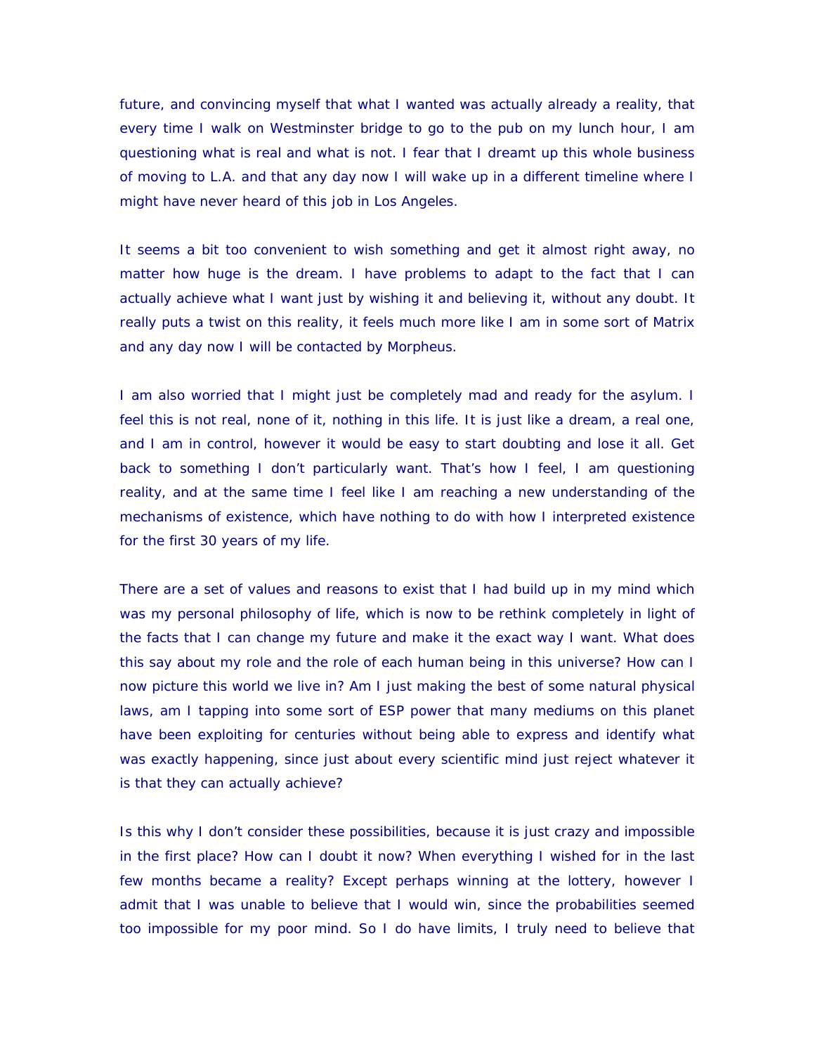future, and convincing myself that what I wanted was actually already a reality, that every time I walk on Westminster bridge to go to the pub on my lunch hour, I am questioning what is real and what is not. I fear that I dreamt up this whole business of moving to L.A. and that any day now I will wake up in a different timeline where I might have never heard of this job in Los Angeles.

It seems a bit too convenient to wish something and get it almost right away, no matter how huge is the dream. I have problems to adapt to the fact that I can actually achieve what I want just by wishing it and believing it, without any doubt. It really puts a twist on this reality, it feels much more like I am in some sort of Matrix and any day now I will be contacted by Morpheus.

I am also worried that I might just be completely mad and ready for the asylum. I feel this is not real, none of it, nothing in this life. It is just like a dream, a real one, and I am in control, however it would be easy to start doubting and lose it all. Get back to something I don't particularly want. That's how I feel, I am questioning reality, and at the same time I feel like I am reaching a new understanding of the mechanisms of existence, which have nothing to do with how I interpreted existence for the first 30 years of my life.

There are a set of values and reasons to exist that I had build up in my mind which was my personal philosophy of life, which is now to be rethink completely in light of the facts that I can change my future and make it the exact way I want. What does this say about my role and the role of each human being in this universe? How can I now picture this world we live in? Am I just making the best of some natural physical laws, am I tapping into some sort of ESP power that many mediums on this planet have been exploiting for centuries without being able to express and identify what was exactly happening, since just about every scientific mind just reject whatever it is that they can actually achieve?

Is this why I don't consider these possibilities, because it is just crazy and impossible in the first place? How can I doubt it now? When everything I wished for in the last few months became a reality? Except perhaps winning at the lottery, however I admit that I was unable to believe that I would win, since the probabilities seemed too impossible for my poor mind. So I do have limits, I truly need to believe that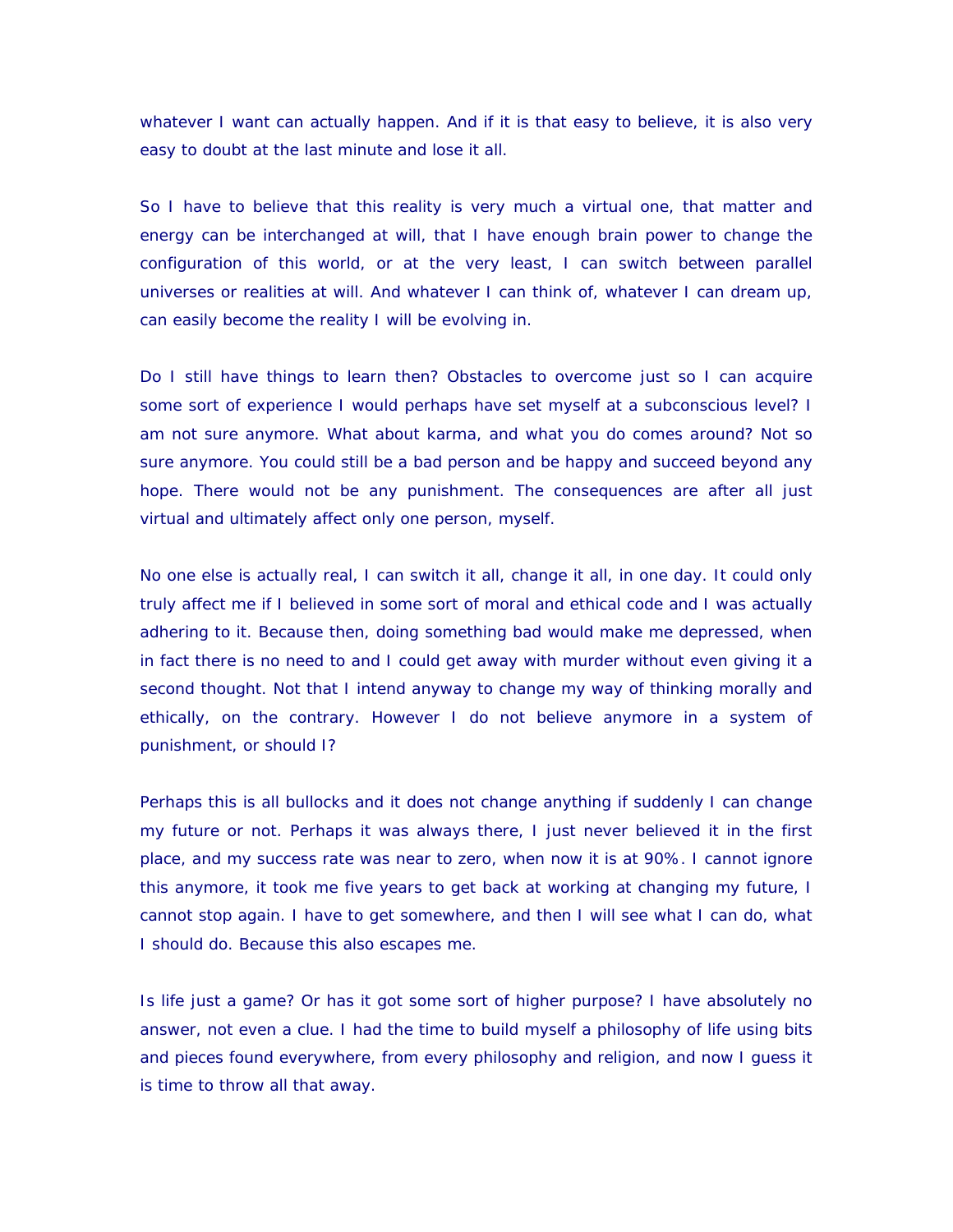whatever I want can actually happen. And if it is that easy to believe, it is also very easy to doubt at the last minute and lose it all.

So I have to believe that this reality is very much a virtual one, that matter and energy can be interchanged at will, that I have enough brain power to change the configuration of this world, or at the very least, I can switch between parallel universes or realities at will. And whatever I can think of, whatever I can dream up, can easily become the reality I will be evolving in.

Do I still have things to learn then? Obstacles to overcome just so I can acquire some sort of experience I would perhaps have set myself at a subconscious level? I am not sure anymore. What about karma, and what you do comes around? Not so sure anymore. You could still be a bad person and be happy and succeed beyond any hope. There would not be any punishment. The consequences are after all just virtual and ultimately affect only one person, myself.

No one else is actually real, I can switch it all, change it all, in one day. It could only truly affect me if I believed in some sort of moral and ethical code and I was actually adhering to it. Because then, doing something bad would make me depressed, when in fact there is no need to and I could get away with murder without even giving it a second thought. Not that I intend anyway to change my way of thinking morally and ethically, on the contrary. However I do not believe anymore in a system of punishment, or should I?

Perhaps this is all bullocks and it does not change anything if suddenly I can change my future or not. Perhaps it was always there, I just never believed it in the first place, and my success rate was near to zero, when now it is at 90%. I cannot ignore this anymore, it took me five years to get back at working at changing my future, I cannot stop again. I have to get somewhere, and then I will see what I can do, what I should do. Because this also escapes me.

Is life just a game? Or has it got some sort of higher purpose? I have absolutely no answer, not even a clue. I had the time to build myself a philosophy of life using bits and pieces found everywhere, from every philosophy and religion, and now I guess it is time to throw all that away.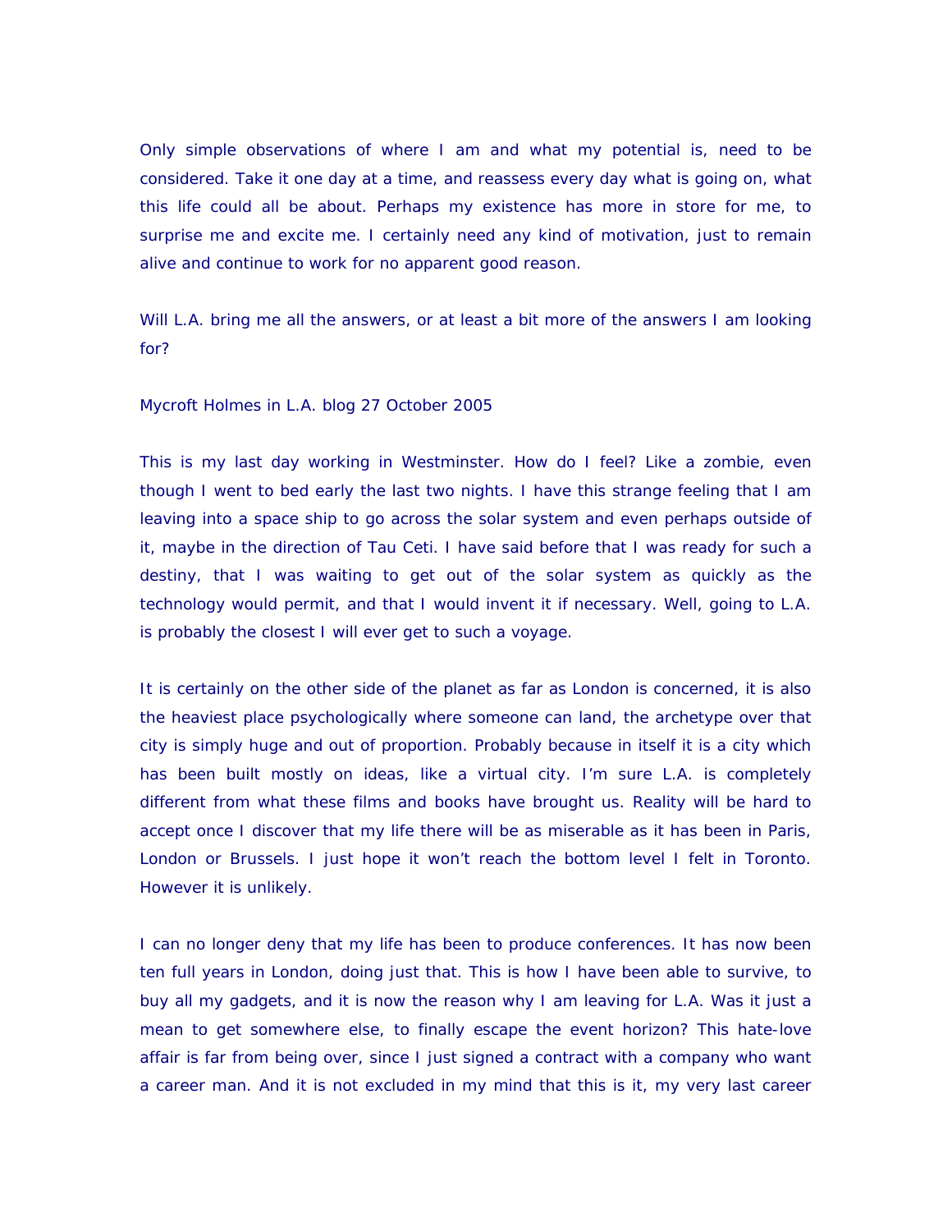Only simple observations of where I am and what my potential is, need to be considered. Take it one day at a time, and reassess every day what is going on, what this life could all be about. Perhaps my existence has more in store for me, to surprise me and excite me. I certainly need any kind of motivation, just to remain alive and continue to work for no apparent good reason.

Will L.A. bring me all the answers, or at least a bit more of the answers I am looking for?

Mycroft Holmes in L.A. blog 27 October 2005

This is my last day working in Westminster. How do I feel? Like a zombie, even though I went to bed early the last two nights. I have this strange feeling that I am leaving into a space ship to go across the solar system and even perhaps outside of it, maybe in the direction of Tau Ceti. I have said before that I was ready for such a destiny, that I was waiting to get out of the solar system as quickly as the technology would permit, and that I would invent it if necessary. Well, going to L.A. is probably the closest I will ever get to such a voyage.

It is certainly on the other side of the planet as far as London is concerned, it is also the heaviest place psychologically where someone can land, the archetype over that city is simply huge and out of proportion. Probably because in itself it is a city which has been built mostly on ideas, like a virtual city. I'm sure L.A. is completely different from what these films and books have brought us. Reality will be hard to accept once I discover that my life there will be as miserable as it has been in Paris, London or Brussels. I just hope it won't reach the bottom level I felt in Toronto. However it is unlikely.

I can no longer deny that my life has been to produce conferences. It has now been ten full years in London, doing just that. This is how I have been able to survive, to buy all my gadgets, and it is now the reason why I am leaving for L.A. Was it just a mean to get somewhere else, to finally escape the event horizon? This hate-love affair is far from being over, since I just signed a contract with a company who want a career man. And it is not excluded in my mind that this is it, my very last career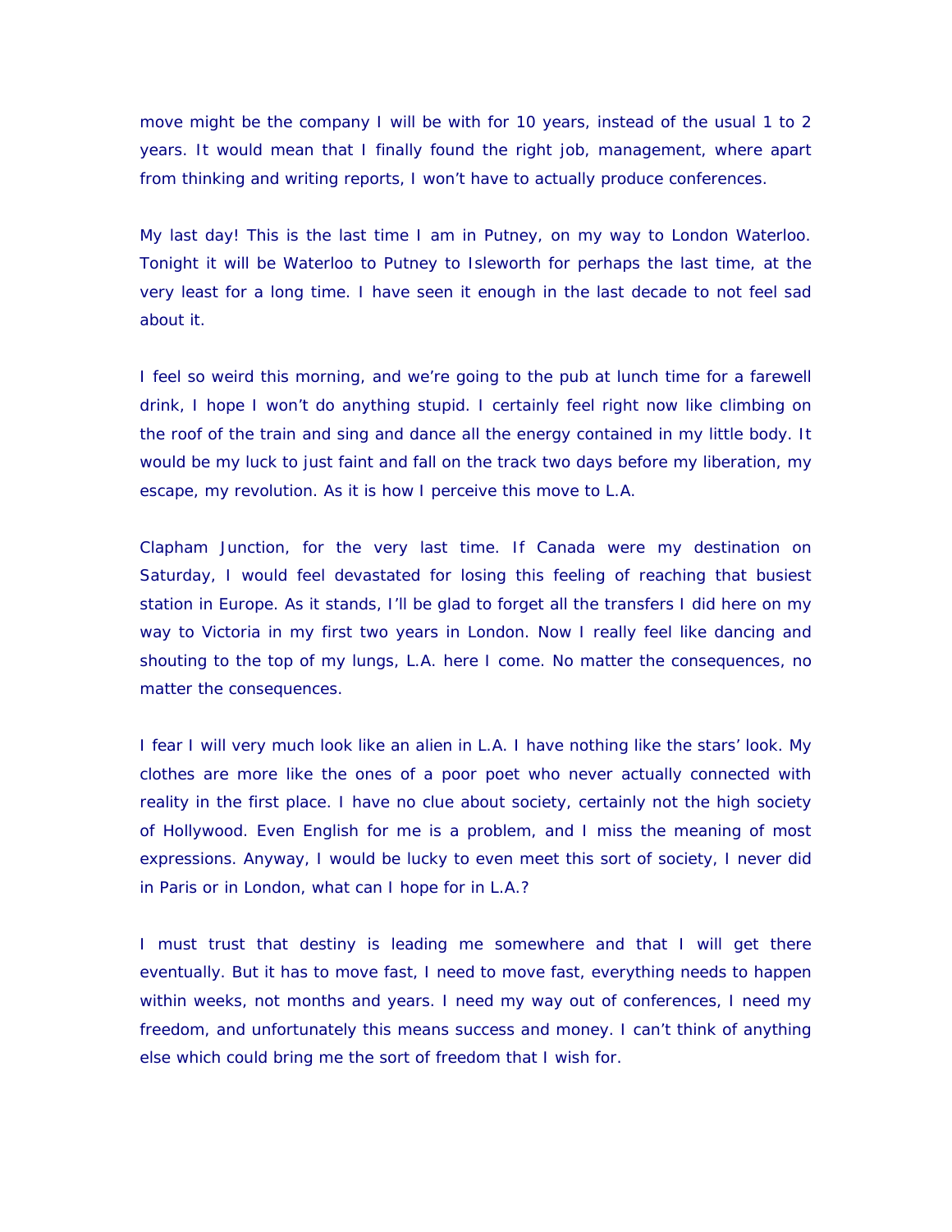move might be the company I will be with for 10 years, instead of the usual 1 to 2 years. It would mean that I finally found the right job, management, where apart from thinking and writing reports, I won't have to actually produce conferences.

My last day! This is the last time I am in Putney, on my way to London Waterloo. Tonight it will be Waterloo to Putney to Isleworth for perhaps the last time, at the very least for a long time. I have seen it enough in the last decade to not feel sad about it.

I feel so weird this morning, and we're going to the pub at lunch time for a farewell drink, I hope I won't do anything stupid. I certainly feel right now like climbing on the roof of the train and sing and dance all the energy contained in my little body. It would be my luck to just faint and fall on the track two days before my liberation, my escape, my revolution. As it is how I perceive this move to L.A.

Clapham Junction, for the very last time. If Canada were my destination on Saturday, I would feel devastated for losing this feeling of reaching that busiest station in Europe. As it stands, I'll be glad to forget all the transfers I did here on my way to Victoria in my first two years in London. Now I really feel like dancing and shouting to the top of my lungs, L.A. here I come. No matter the consequences, no matter the consequences.

I fear I will very much look like an alien in L.A. I have nothing like the stars' look. My clothes are more like the ones of a poor poet who never actually connected with reality in the first place. I have no clue about society, certainly not the high society of Hollywood. Even English for me is a problem, and I miss the meaning of most expressions. Anyway, I would be lucky to even meet this sort of society, I never did in Paris or in London, what can I hope for in L.A.?

I must trust that destiny is leading me somewhere and that I will get there eventually. But it has to move fast, I need to move fast, everything needs to happen within weeks, not months and years. I need my way out of conferences, I need my freedom, and unfortunately this means success and money. I can't think of anything else which could bring me the sort of freedom that I wish for.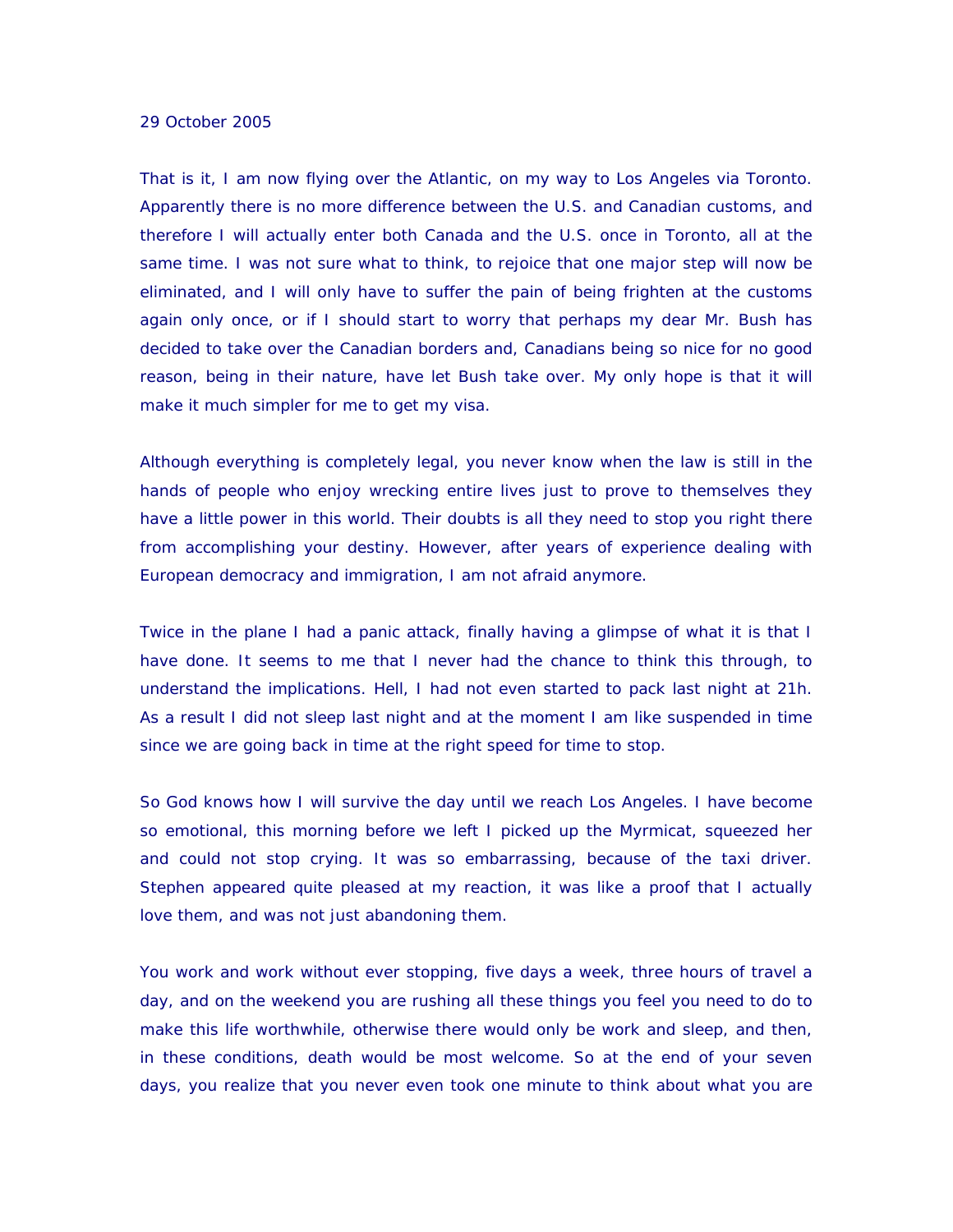29 October 2005

That is it, I am now flying over the Atlantic, on my way to Los Angeles via Toronto. Apparently there is no more difference between the U.S. and Canadian customs, and therefore I will actually enter both Canada and the U.S. once in Toronto, all at the same time. I was not sure what to think, to rejoice that one major step will now be eliminated, and I will only have to suffer the pain of being frighten at the customs again only once, or if I should start to worry that perhaps my dear Mr. Bush has decided to take over the Canadian borders and, Canadians being so nice for no good reason, being in their nature, have let Bush take over. My only hope is that it will make it much simpler for me to get my visa.

Although everything is completely legal, you never know when the law is still in the hands of people who enjoy wrecking entire lives just to prove to themselves they have a little power in this world. Their doubts is all they need to stop you right there from accomplishing your destiny. However, after years of experience dealing with European democracy and immigration, I am not afraid anymore.

Twice in the plane I had a panic attack, finally having a glimpse of what it is that I have done. It seems to me that I never had the chance to think this through, to understand the implications. Hell, I had not even started to pack last night at 21h. As a result I did not sleep last night and at the moment I am like suspended in time since we are going back in time at the right speed for time to stop.

So God knows how I will survive the day until we reach Los Angeles. I have become so emotional, this morning before we left I picked up the Myrmicat, squeezed her and could not stop crying. It was so embarrassing, because of the taxi driver. Stephen appeared quite pleased at my reaction, it was like a proof that I actually love them, and was not just abandoning them.

You work and work without ever stopping, five days a week, three hours of travel a day, and on the weekend you are rushing all these things you feel you need to do to make this life worthwhile, otherwise there would only be work and sleep, and then, in these conditions, death would be most welcome. So at the end of your seven days, you realize that you never even took one minute to think about what you are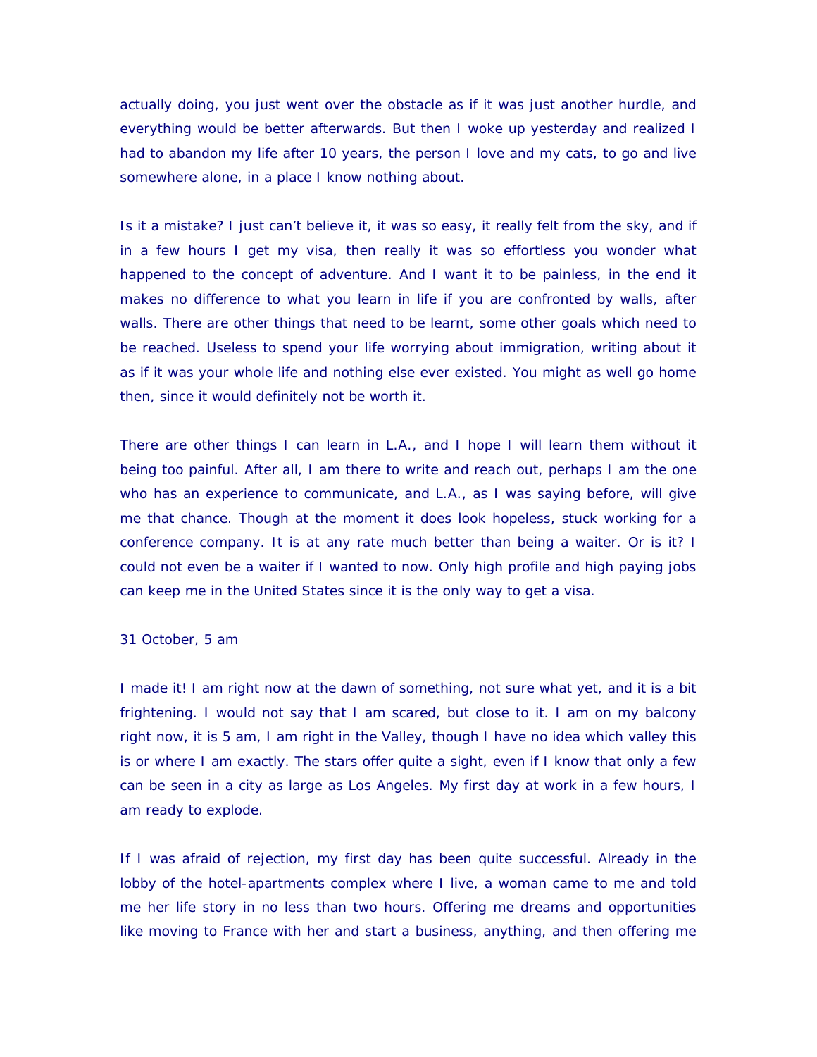actually doing, you just went over the obstacle as if it was just another hurdle, and everything would be better afterwards. But then I woke up yesterday and realized I had to abandon my life after 10 years, the person I love and my cats, to go and live somewhere alone, in a place I know nothing about.

Is it a mistake? I just can't believe it, it was so easy, it really felt from the sky, and if in a few hours I get my visa, then really it was so effortless you wonder what happened to the concept of adventure. And I want it to be painless, in the end it makes no difference to what you learn in life if you are confronted by walls, after walls. There are other things that need to be learnt, some other goals which need to be reached. Useless to spend your life worrying about immigration, writing about it as if it was your whole life and nothing else ever existed. You might as well go home then, since it would definitely not be worth it.

There are other things I can learn in L.A., and I hope I will learn them without it being too painful. After all, I am there to write and reach out, perhaps I am the one who has an experience to communicate, and L.A., as I was saying before, will give me that chance. Though at the moment it does look hopeless, stuck working for a conference company. It is at any rate much better than being a waiter. Or is it? I could not even be a waiter if I wanted to now. Only high profile and high paying jobs can keep me in the United States since it is the only way to get a visa.

31 October, 5 am

I made it! I am right now at the dawn of something, not sure what yet, and it is a bit frightening. I would not say that I am scared, but close to it. I am on my balcony right now, it is 5 am, I am right in the Valley, though I have no idea which valley this is or where I am exactly. The stars offer quite a sight, even if I know that only a few can be seen in a city as large as Los Angeles. My first day at work in a few hours, I am ready to explode.

If I was afraid of rejection, my first day has been quite successful. Already in the lobby of the hotel-apartments complex where I live, a woman came to me and told me her life story in no less than two hours. Offering me dreams and opportunities like moving to France with her and start a business, anything, and then offering me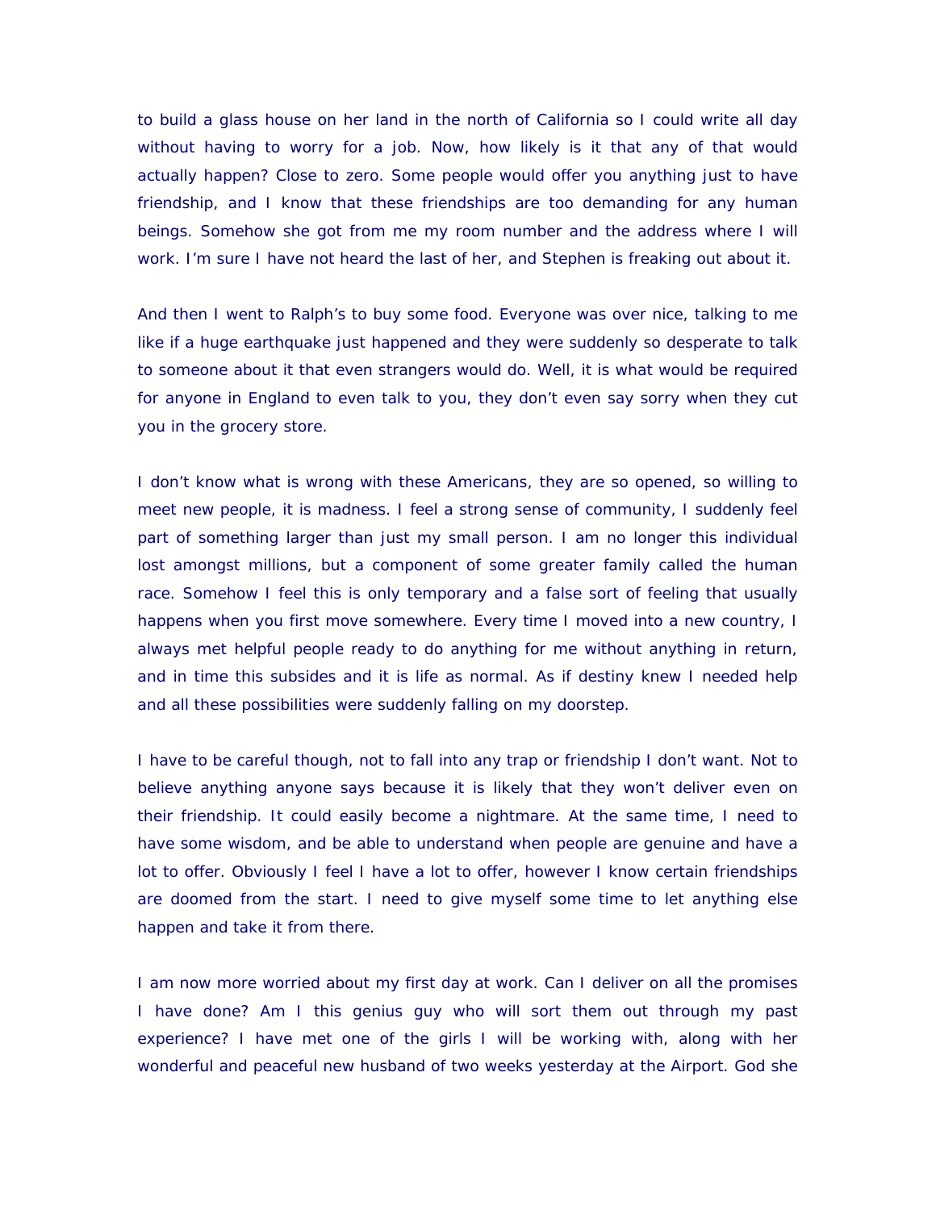to build a glass house on her land in the north of California so I could write all day without having to worry for a job. Now, how likely is it that any of that would actually happen? Close to zero. Some people would offer you anything just to have friendship, and I know that these friendships are too demanding for any human beings. Somehow she got from me my room number and the address where I will work. I'm sure I have not heard the last of her, and Stephen is freaking out about it.

And then I went to Ralph's to buy some food. Everyone was over nice, talking to me like if a huge earthquake just happened and they were suddenly so desperate to talk to someone about it that even strangers would do. Well, it is what would be required for anyone in England to even talk to you, they don't even say sorry when they cut you in the grocery store.

I don't know what is wrong with these Americans, they are so opened, so willing to meet new people, it is madness. I feel a strong sense of community, I suddenly feel part of something larger than just my small person. I am no longer this individual lost amongst millions, but a component of some greater family called the human race. Somehow I feel this is only temporary and a false sort of feeling that usually happens when you first move somewhere. Every time I moved into a new country, I always met helpful people ready to do anything for me without anything in return, and in time this subsides and it is life as normal. As if destiny knew I needed help and all these possibilities were suddenly falling on my doorstep.

I have to be careful though, not to fall into any trap or friendship I don't want. Not to believe anything anyone says because it is likely that they won't deliver even on their friendship. It could easily become a nightmare. At the same time, I need to have some wisdom, and be able to understand when people are genuine and have a lot to offer. Obviously I feel I have a lot to offer, however I know certain friendships are doomed from the start. I need to give myself some time to let anything else happen and take it from there.

I am now more worried about my first day at work. Can I deliver on all the promises I have done? Am I this genius guy who will sort them out through my past experience? I have met one of the girls I will be working with, along with her wonderful and peaceful new husband of two weeks yesterday at the Airport. God she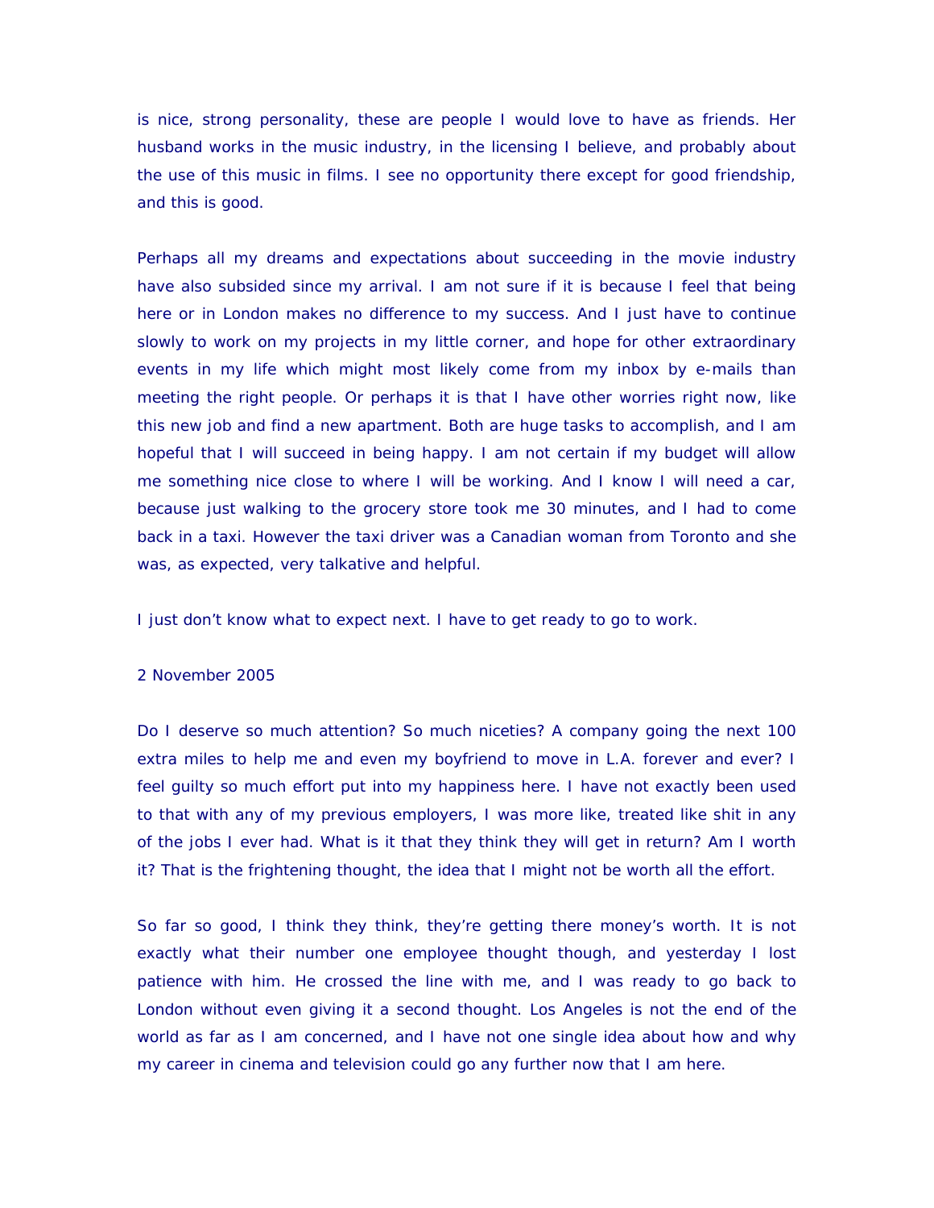is nice, strong personality, these are people I would love to have as friends. Her husband works in the music industry, in the licensing I believe, and probably about the use of this music in films. I see no opportunity there except for good friendship, and this is good.

Perhaps all my dreams and expectations about succeeding in the movie industry have also subsided since my arrival. I am not sure if it is because I feel that being here or in London makes no difference to my success. And I just have to continue slowly to work on my projects in my little corner, and hope for other extraordinary events in my life which might most likely come from my inbox by e-mails than meeting the right people. Or perhaps it is that I have other worries right now, like this new job and find a new apartment. Both are huge tasks to accomplish, and I am hopeful that I will succeed in being happy. I am not certain if my budget will allow me something nice close to where I will be working. And I know I will need a car, because just walking to the grocery store took me 30 minutes, and I had to come back in a taxi. However the taxi driver was a Canadian woman from Toronto and she was, as expected, very talkative and helpful.

I just don't know what to expect next. I have to get ready to go to work.

2 November 2005

Do I deserve so much attention? So much niceties? A company going the next 100 extra miles to help me and even my boyfriend to move in L.A. forever and ever? I feel guilty so much effort put into my happiness here. I have not exactly been used to that with any of my previous employers, I was more like, treated like shit in any of the jobs I ever had. What is it that they think they will get in return? Am I worth it? That is the frightening thought, the idea that I might not be worth all the effort.

So far so good, I think they think, they're getting there money's worth. It is not exactly what their number one employee thought though, and yesterday I lost patience with him. He crossed the line with me, and I was ready to go back to London without even giving it a second thought. Los Angeles is not the end of the world as far as I am concerned, and I have not one single idea about how and why my career in cinema and television could go any further now that I am here.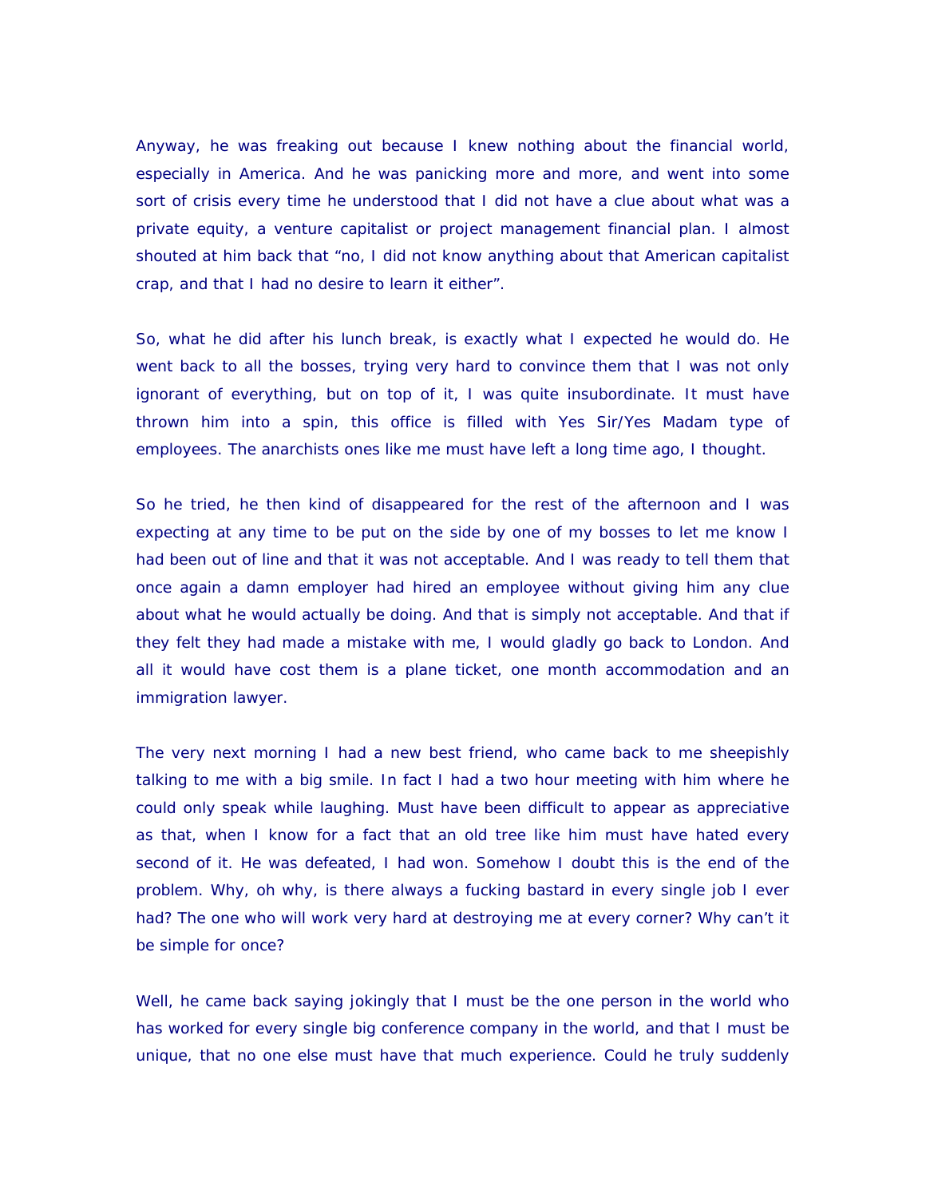Anyway, he was freaking out because I knew nothing about the financial world, especially in America. And he was panicking more and more, and went into some sort of crisis every time he understood that I did not have a clue about what was a private equity, a venture capitalist or project management financial plan. I almost shouted at him back that "no, I did not know anything about that American capitalist crap, and that I had no desire to learn it either".

So, what he did after his lunch break, is exactly what I expected he would do. He went back to all the bosses, trying very hard to convince them that I was not only ignorant of everything, but on top of it, I was quite insubordinate. It must have thrown him into a spin, this office is filled with Yes Sir/Yes Madam type of employees. The anarchists ones like me must have left a long time ago, I thought.

So he tried, he then kind of disappeared for the rest of the afternoon and I was expecting at any time to be put on the side by one of my bosses to let me know I had been out of line and that it was not acceptable. And I was ready to tell them that once again a damn employer had hired an employee without giving him any clue about what he would actually be doing. And that is simply not acceptable. And that if they felt they had made a mistake with me, I would gladly go back to London. And all it would have cost them is a plane ticket, one month accommodation and an immigration lawyer.

The very next morning I had a new best friend, who came back to me sheepishly talking to me with a big smile. In fact I had a two hour meeting with him where he could only speak while laughing. Must have been difficult to appear as appreciative as that, when I know for a fact that an old tree like him must have hated every second of it. He was defeated, I had won. Somehow I doubt this is the end of the problem. Why, oh why, is there always a fucking bastard in every single job I ever had? The one who will work very hard at destroying me at every corner? Why can't it be simple for once?

Well, he came back saying jokingly that I must be the one person in the world who has worked for every single big conference company in the world, and that I must be unique, that no one else must have that much experience. Could he truly suddenly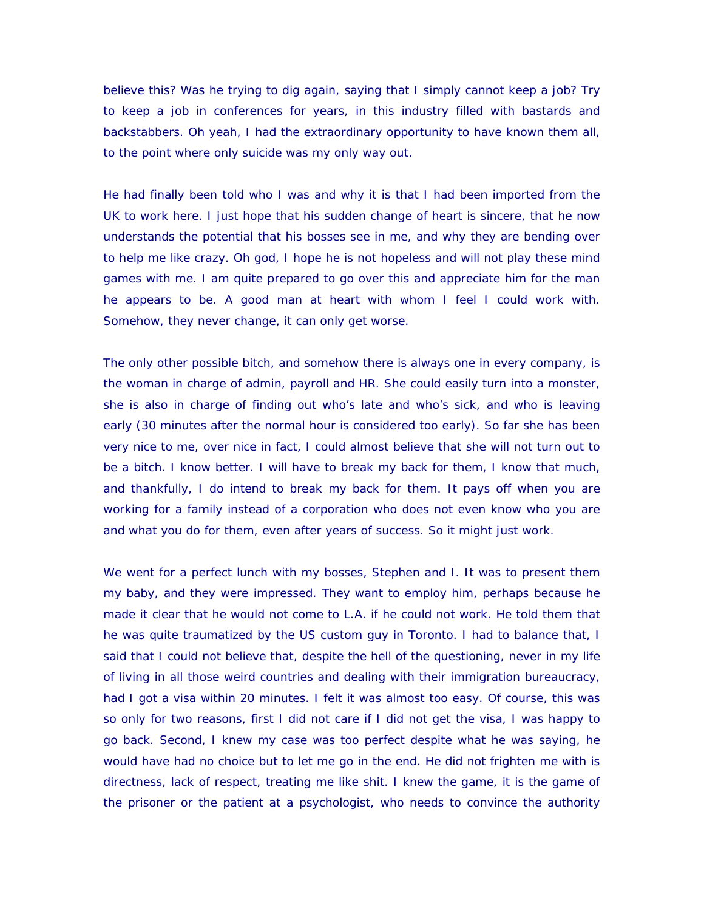believe this? Was he trying to dig again, saying that I simply cannot keep a job? Try to keep a job in conferences for years, in this industry filled with bastards and backstabbers. Oh yeah, I had the extraordinary opportunity to have known them all, to the point where only suicide was my only way out.

He had finally been told who I was and why it is that I had been imported from the UK to work here. I just hope that his sudden change of heart is sincere, that he now understands the potential that his bosses see in me, and why they are bending over to help me like crazy. Oh god, I hope he is not hopeless and will not play these mind games with me. I am quite prepared to go over this and appreciate him for the man he appears to be. A good man at heart with whom I feel I could work with. Somehow, they never change, it can only get worse.

The only other possible bitch, and somehow there is always one in every company, is the woman in charge of admin, payroll and HR. She could easily turn into a monster, she is also in charge of finding out who's late and who's sick, and who is leaving early (30 minutes after the normal hour is considered too early). So far she has been very nice to me, over nice in fact, I could almost believe that she will not turn out to be a bitch. I know better. I will have to break my back for them, I know that much, and thankfully, I do intend to break my back for them. It pays off when you are working for a family instead of a corporation who does not even know who you are and what you do for them, even after years of success. So it might just work.

We went for a perfect lunch with my bosses, Stephen and I. It was to present them my baby, and they were impressed. They want to employ him, perhaps because he made it clear that he would not come to L.A. if he could not work. He told them that he was quite traumatized by the US custom guy in Toronto. I had to balance that, I said that I could not believe that, despite the hell of the questioning, never in my life of living in all those weird countries and dealing with their immigration bureaucracy, had I got a visa within 20 minutes. I felt it was almost too easy. Of course, this was so only for two reasons, first I did not care if I did not get the visa, I was happy to go back. Second, I knew my case was too perfect despite what he was saying, he would have had no choice but to let me go in the end. He did not frighten me with is directness, lack of respect, treating me like shit. I knew the game, it is the game of the prisoner or the patient at a psychologist, who needs to convince the authority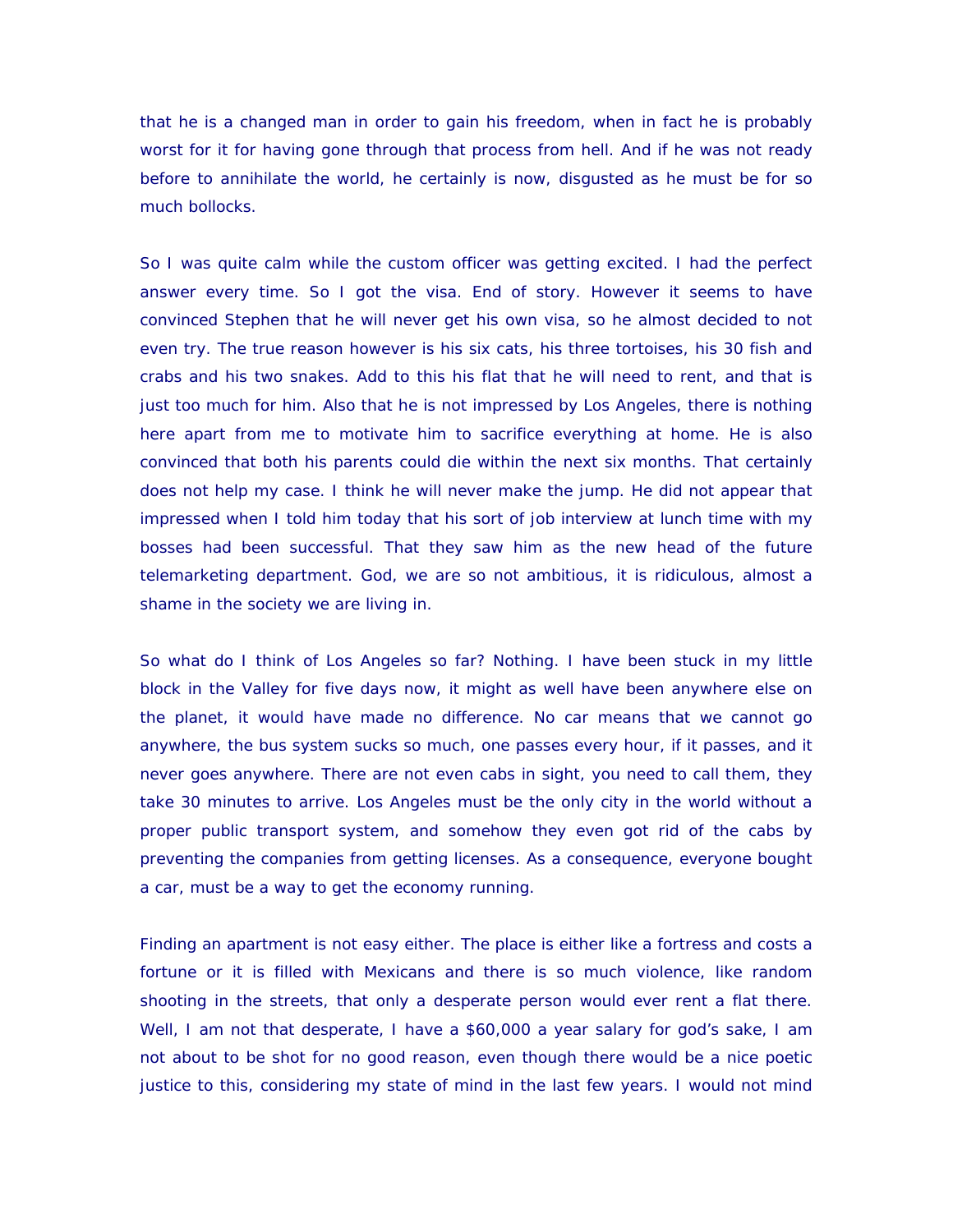that he is a changed man in order to gain his freedom, when in fact he is probably worst for it for having gone through that process from hell. And if he was not ready before to annihilate the world, he certainly is now, disgusted as he must be for so much bollocks.

So I was quite calm while the custom officer was getting excited. I had the perfect answer every time. So I got the visa. End of story. However it seems to have convinced Stephen that he will never get his own visa, so he almost decided to not even try. The true reason however is his six cats, his three tortoises, his 30 fish and crabs and his two snakes. Add to this his flat that he will need to rent, and that is just too much for him. Also that he is not impressed by Los Angeles, there is nothing here apart from me to motivate him to sacrifice everything at home. He is also convinced that both his parents could die within the next six months. That certainly does not help my case. I think he will never make the jump. He did not appear that impressed when I told him today that his sort of job interview at lunch time with my bosses had been successful. That they saw him as the new head of the future telemarketing department. God, we are so not ambitious, it is ridiculous, almost a shame in the society we are living in.

So what do I think of Los Angeles so far? Nothing. I have been stuck in my little block in the Valley for five days now, it might as well have been anywhere else on the planet, it would have made no difference. No car means that we cannot go anywhere, the bus system sucks so much, one passes every hour, if it passes, and it never goes anywhere. There are not even cabs in sight, you need to call them, they take 30 minutes to arrive. Los Angeles must be the only city in the world without a proper public transport system, and somehow they even got rid of the cabs by preventing the companies from getting licenses. As a consequence, everyone bought a car, must be a way to get the economy running.

Finding an apartment is not easy either. The place is either like a fortress and costs a fortune or it is filled with Mexicans and there is so much violence, like random shooting in the streets, that only a desperate person would ever rent a flat there. Well, I am not that desperate, I have a $60,000 a year salary for god's sake, I am not about to be shot for no good reason, even though there would be a nice poetic justice to this, considering my state of mind in the last few years. I would not mind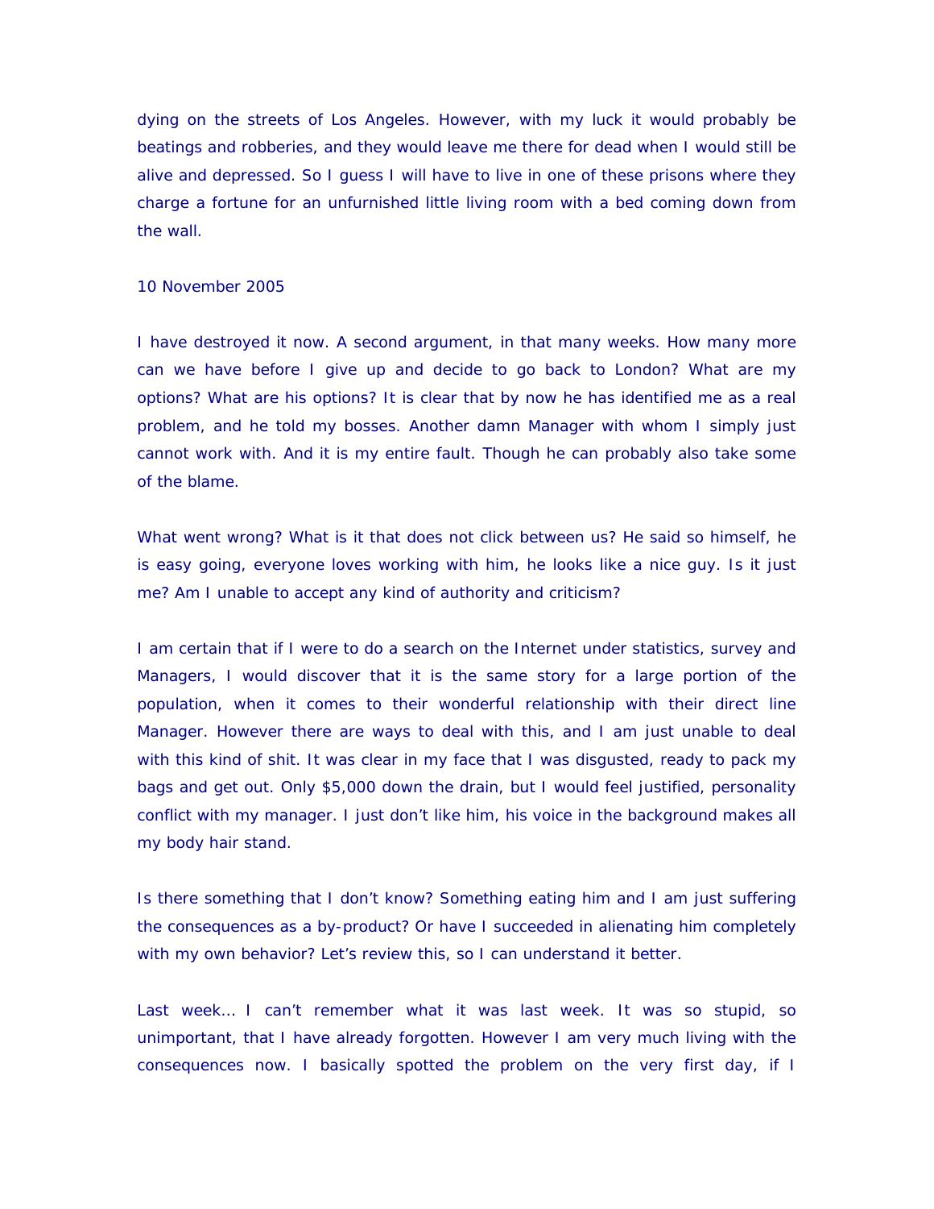dying on the streets of Los Angeles. However, with my luck it would probably be beatings and robberies, and they would leave me there for dead when I would still be alive and depressed. So I guess I will have to live in one of these prisons where they charge a fortune for an unfurnished little living room with a bed coming down from the wall.

10 November 2005

I have destroyed it now. A second argument, in that many weeks. How many more can we have before I give up and decide to go back to London? What are my options? What are his options? It is clear that by now he has identified me as a real problem, and he told my bosses. Another damn Manager with whom I simply just cannot work with. And it is my entire fault. Though he can probably also take some of the blame.

What went wrong? What is it that does not click between us? He said so himself, he is easy going, everyone loves working with him, he looks like a nice guy. Is it just me? Am I unable to accept any kind of authority and criticism?

I am certain that if I were to do a search on the Internet under statistics, survey and Managers, I would discover that it is the same story for a large portion of the population, when it comes to their wonderful relationship with their direct line Manager. However there are ways to deal with this, and I am just unable to deal with this kind of shit. It was clear in my face that I was disgusted, ready to pack my bags and get out. Only $5,000 down the drain, but I would feel justified, personality conflict with my manager. I just don't like him, his voice in the background makes all my body hair stand.

Is there something that I don't know? Something eating him and I am just suffering the consequences as a by-product? Or have I succeeded in alienating him completely with my own behavior? Let's review this, so I can understand it better.

Last week… I can't remember what it was last week. It was so stupid, so unimportant, that I have already forgotten. However I am very much living with the consequences now. I basically spotted the problem on the very first day, if I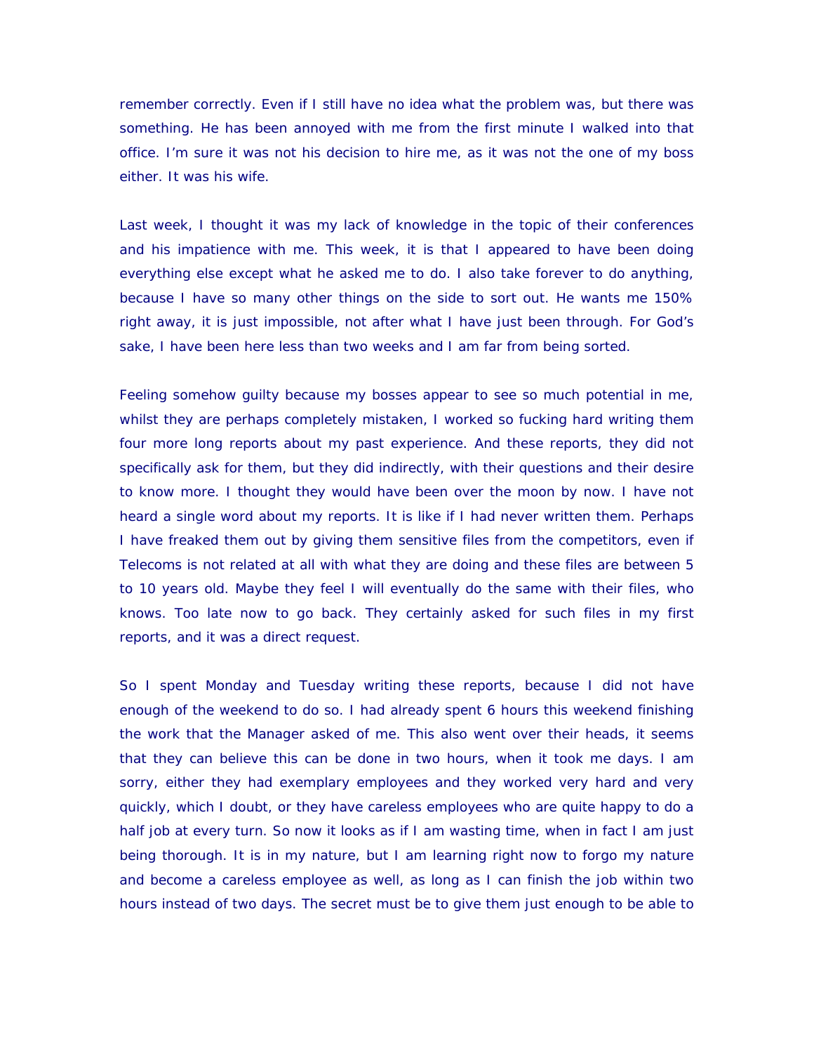remember correctly. Even if I still have no idea what the problem was, but there was something. He has been annoyed with me from the first minute I walked into that office. I'm sure it was not his decision to hire me, as it was not the one of my boss either. It was his wife.

Last week, I thought it was my lack of knowledge in the topic of their conferences and his impatience with me. This week, it is that I appeared to have been doing everything else except what he asked me to do. I also take forever to do anything, because I have so many other things on the side to sort out. He wants me 150% right away, it is just impossible, not after what I have just been through. For God's sake, I have been here less than two weeks and I am far from being sorted.

Feeling somehow guilty because my bosses appear to see so much potential in me, whilst they are perhaps completely mistaken, I worked so fucking hard writing them four more long reports about my past experience. And these reports, they did not specifically ask for them, but they did indirectly, with their questions and their desire to know more. I thought they would have been over the moon by now. I have not heard a single word about my reports. It is like if I had never written them. Perhaps I have freaked them out by giving them sensitive files from the competitors, even if Telecoms is not related at all with what they are doing and these files are between 5 to 10 years old. Maybe they feel I will eventually do the same with their files, who knows. Too late now to go back. They certainly asked for such files in my first reports, and it was a direct request.

So I spent Monday and Tuesday writing these reports, because I did not have enough of the weekend to do so. I had already spent 6 hours this weekend finishing the work that the Manager asked of me. This also went over their heads, it seems that they can believe this can be done in two hours, when it took me days. I am sorry, either they had exemplary employees and they worked very hard and very quickly, which I doubt, or they have careless employees who are quite happy to do a half job at every turn. So now it looks as if I am wasting time, when in fact I am just being thorough. It is in my nature, but I am learning right now to forgo my nature and become a careless employee as well, as long as I can finish the job within two hours instead of two days. The secret must be to give them just enough to be able to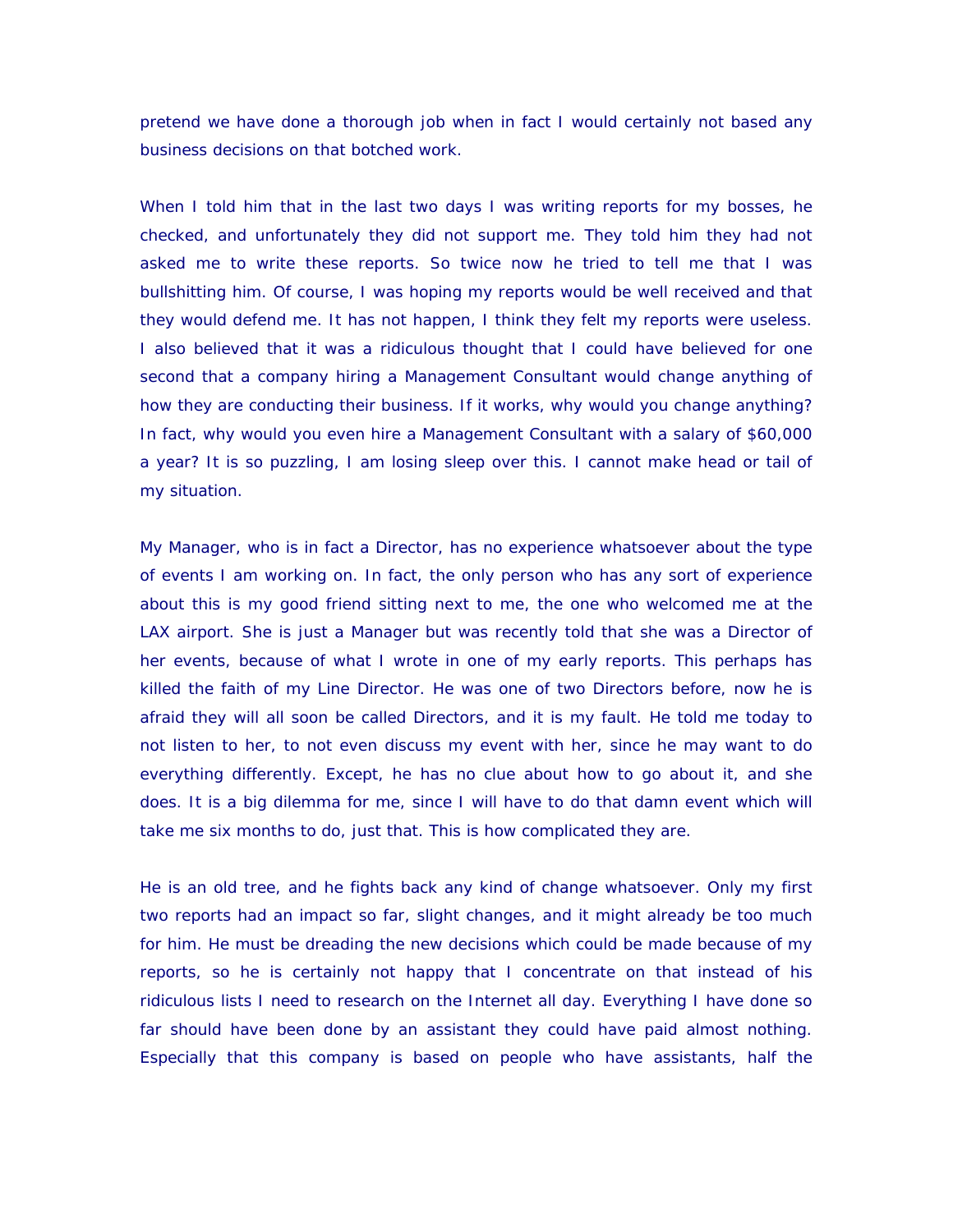pretend we have done a thorough job when in fact I would certainly not based any business decisions on that botched work.

When I told him that in the last two days I was writing reports for my bosses, he checked, and unfortunately they did not support me. They told him they had not asked me to write these reports. So twice now he tried to tell me that I was bullshitting him. Of course, I was hoping my reports would be well received and that they would defend me. It has not happen, I think they felt my reports were useless. I also believed that it was a ridiculous thought that I could have believed for one second that a company hiring a Management Consultant would change anything of how they are conducting their business. If it works, why would you change anything? In fact, why would you even hire a Management Consultant with a salary of $60,000 a year? It is so puzzling, I am losing sleep over this. I cannot make head or tail of my situation.

My Manager, who is in fact a Director, has no experience whatsoever about the type of events I am working on. In fact, the only person who has any sort of experience about this is my good friend sitting next to me, the one who welcomed me at the LAX airport. She is just a Manager but was recently told that she was a Director of her events, because of what I wrote in one of my early reports. This perhaps has killed the faith of my Line Director. He was one of two Directors before, now he is afraid they will all soon be called Directors, and it is my fault. He told me today to not listen to her, to not even discuss my event with her, since he may want to do everything differently. Except, he has no clue about how to go about it, and she does. It is a big dilemma for me, since I will have to do that damn event which will take me six months to do, just that. This is how complicated they are.

He is an old tree, and he fights back any kind of change whatsoever. Only my first two reports had an impact so far, slight changes, and it might already be too much for him. He must be dreading the new decisions which could be made because of my reports, so he is certainly not happy that I concentrate on that instead of his ridiculous lists I need to research on the Internet all day. Everything I have done so far should have been done by an assistant they could have paid almost nothing. Especially that this company is based on people who have assistants, half the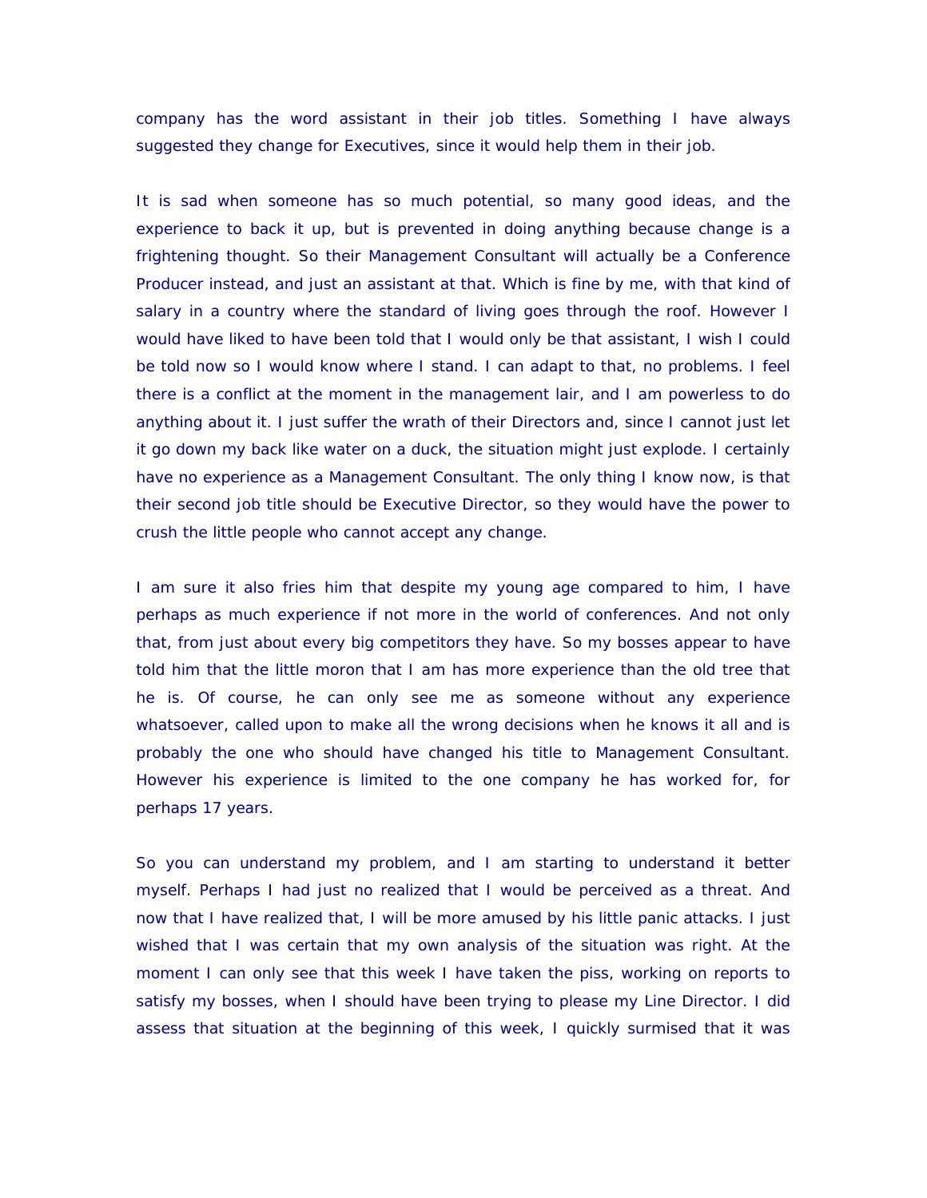company has the word assistant in their job titles. Something I have always suggested they change for Executives, since it would help them in their job.

It is sad when someone has so much potential, so many good ideas, and the experience to back it up, but is prevented in doing anything because change is a frightening thought. So their Management Consultant will actually be a Conference Producer instead, and just an assistant at that. Which is fine by me, with that kind of salary in a country where the standard of living goes through the roof. However I would have liked to have been told that I would only be that assistant, I wish I could be told now so I would know where I stand. I can adapt to that, no problems. I feel there is a conflict at the moment in the management lair, and I am powerless to do anything about it. I just suffer the wrath of their Directors and, since I cannot just let it go down my back like water on a duck, the situation might just explode. I certainly have no experience as a Management Consultant. The only thing I know now, is that their second job title should be Executive Director, so they would have the power to crush the little people who cannot accept any change.

I am sure it also fries him that despite my young age compared to him, I have perhaps as much experience if not more in the world of conferences. And not only that, from just about every big competitors they have. So my bosses appear to have told him that the little moron that I am has more experience than the old tree that he is. Of course, he can only see me as someone without any experience whatsoever, called upon to make all the wrong decisions when he knows it all and is probably the one who should have changed his title to Management Consultant. However his experience is limited to the one company he has worked for, for perhaps 17 years.

So you can understand my problem, and I am starting to understand it better myself. Perhaps I had just no realized that I would be perceived as a threat. And now that I have realized that, I will be more amused by his little panic attacks. I just wished that I was certain that my own analysis of the situation was right. At the moment I can only see that this week I have taken the piss, working on reports to satisfy my bosses, when I should have been trying to please my Line Director. I did assess that situation at the beginning of this week, I quickly surmised that it was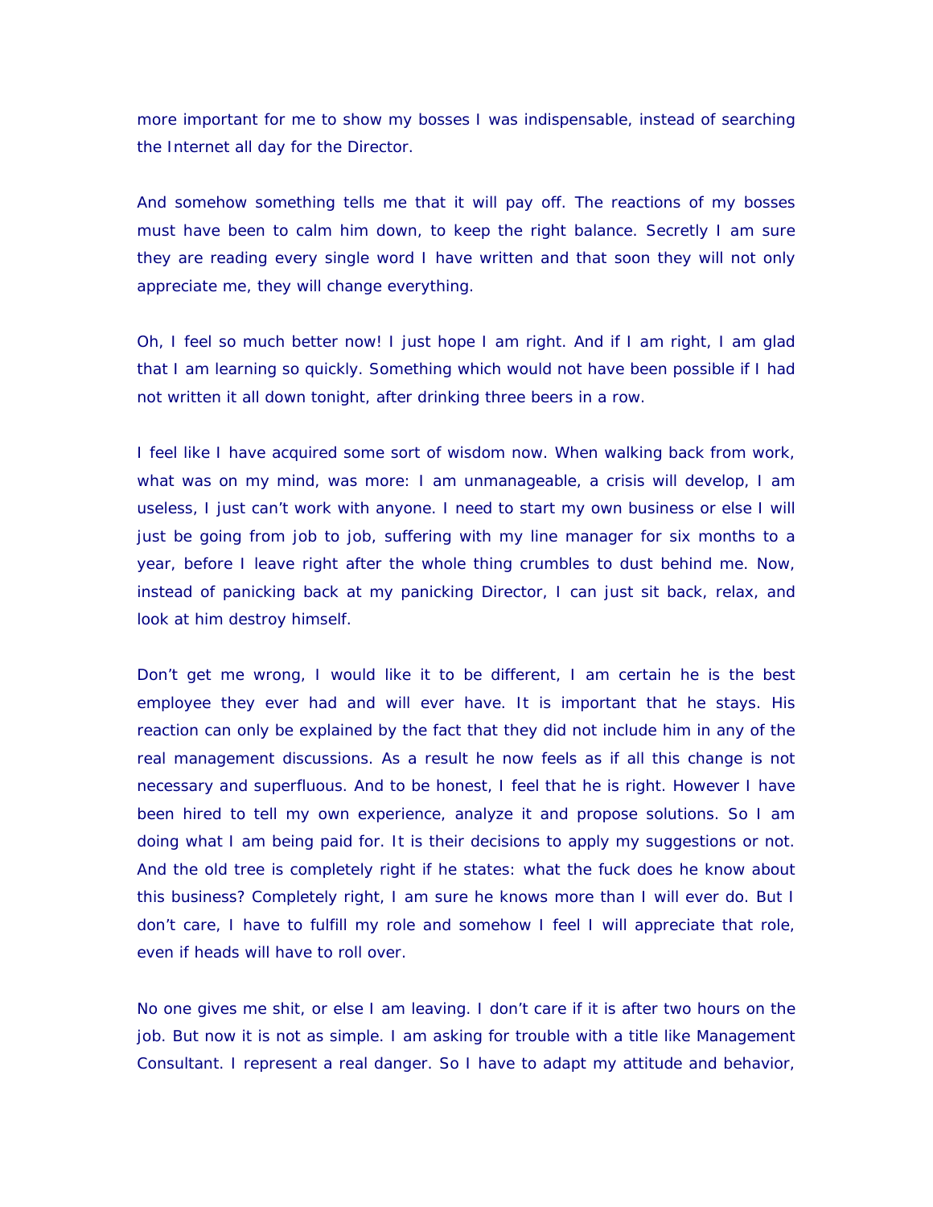more important for me to show my bosses I was indispensable, instead of searching the Internet all day for the Director.

And somehow something tells me that it will pay off. The reactions of my bosses must have been to calm him down, to keep the right balance. Secretly I am sure they are reading every single word I have written and that soon they will not only appreciate me, they will change everything.

Oh, I feel so much better now! I just hope I am right. And if I am right, I am glad that I am learning so quickly. Something which would not have been possible if I had not written it all down tonight, after drinking three beers in a row.

I feel like I have acquired some sort of wisdom now. When walking back from work, what was on my mind, was more: I am unmanageable, a crisis will develop, I am useless, I just can't work with anyone. I need to start my own business or else I will just be going from job to job, suffering with my line manager for six months to a year, before I leave right after the whole thing crumbles to dust behind me. Now, instead of panicking back at my panicking Director, I can just sit back, relax, and look at him destroy himself.

Don't get me wrong, I would like it to be different, I am certain he is the best employee they ever had and will ever have. It is important that he stays. His reaction can only be explained by the fact that they did not include him in any of the real management discussions. As a result he now feels as if all this change is not necessary and superfluous. And to be honest, I feel that he is right. However I have been hired to tell my own experience, analyze it and propose solutions. So I am doing what I am being paid for. It is their decisions to apply my suggestions or not. And the old tree is completely right if he states: what the fuck does he know about this business? Completely right, I am sure he knows more than I will ever do. But I don't care, I have to fulfill my role and somehow I feel I will appreciate that role, even if heads will have to roll over.

No one gives me shit, or else I am leaving. I don't care if it is after two hours on the job. But now it is not as simple. I am asking for trouble with a title like Management Consultant. I represent a real danger. So I have to adapt my attitude and behavior,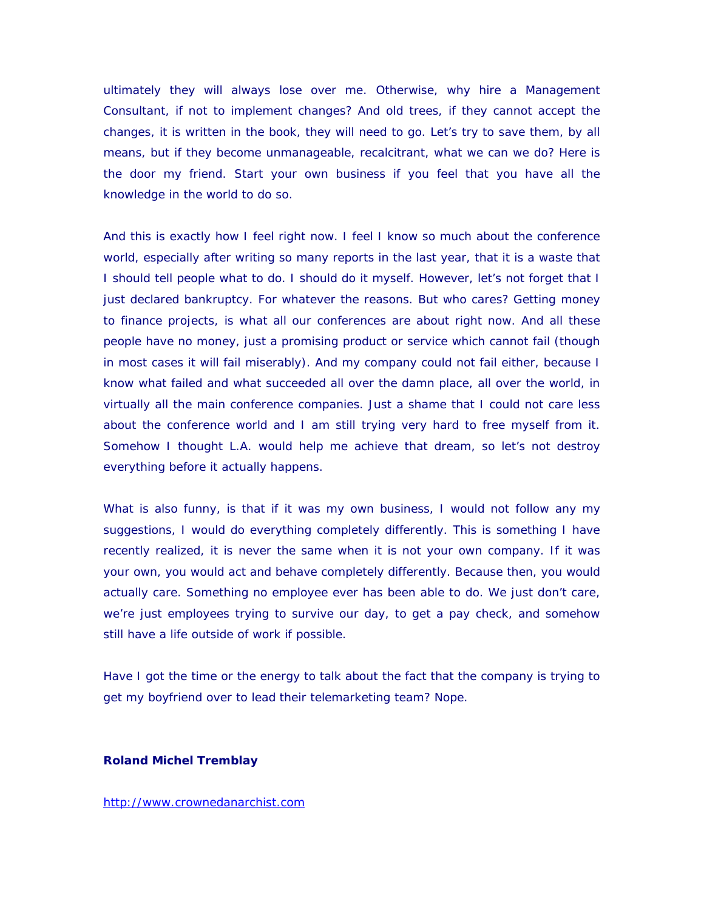ultimately they will always lose over me. Otherwise, why hire a Management Consultant, if not to implement changes? And old trees, if they cannot accept the changes, it is written in the book, they will need to go. Let's try to save them, by all means, but if they become unmanageable, recalcitrant, what we can we do? Here is the door my friend. Start your own business if you feel that you have all the knowledge in the world to do so.

And this is exactly how I feel right now. I feel I know so much about the conference world, especially after writing so many reports in the last year, that it is a waste that I should tell people what to do. I should do it myself. However, let's not forget that I just declared bankruptcy. For whatever the reasons. But who cares? Getting money to finance projects, is what all our conferences are about right now. And all these people have no money, just a promising product or service which cannot fail (though in most cases it will fail miserably). And my company could not fail either, because I know what failed and what succeeded all over the damn place, all over the world, in virtually all the main conference companies. Just a shame that I could not care less about the conference world and I am still trying very hard to free myself from it. Somehow I thought L.A. would help me achieve that dream, so let's not destroy everything before it actually happens.

What is also funny, is that if it was my own business, I would not follow any my suggestions, I would do everything completely differently. This is something I have recently realized, it is never the same when it is not your own company. If it was your own, you would act and behave completely differently. Because then, you would actually care. Something no employee ever has been able to do. We just don't care, we're just employees trying to survive our day, to get a pay check, and somehow still have a life outside of work if possible.

Have I got the time or the energy to talk about the fact that the company is trying to get my boyfriend over to lead their telemarketing team? Nope.

**Roland Michel Tremblay**

http://www.crownedanarchist.com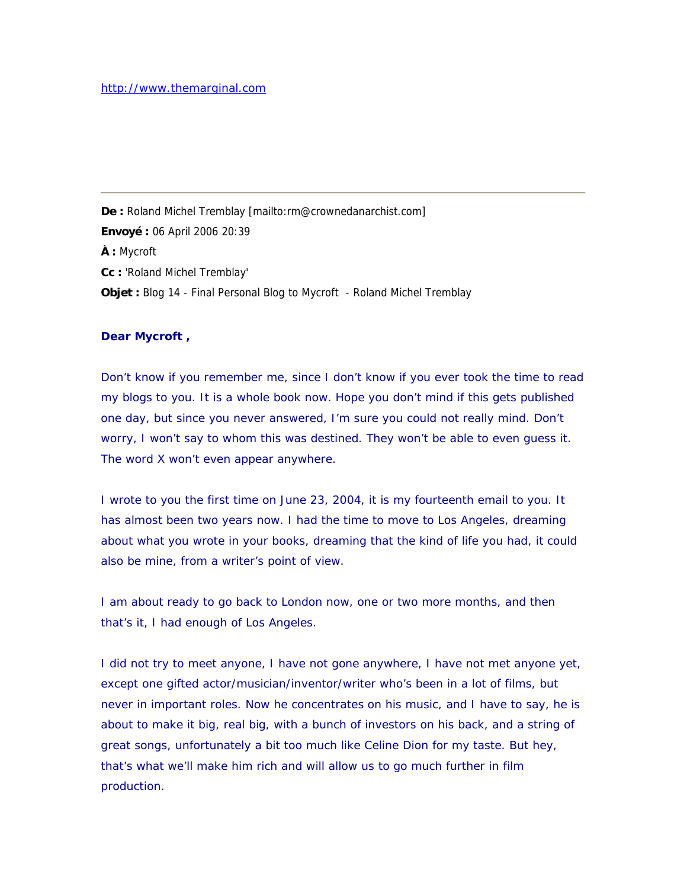http://www.themarginal.com

---

**De :** Roland Michel Tremblay [mailto:rm@crownedanarchist.com]
**Envoyé :** 06 April 2006 20:39
**À :** Mycroft
**Cc :** 'Roland Michel Tremblay'
**Objet :** Blog 14 - Final Personal Blog to Mycroft - Roland Michel Tremblay

**Dear Mycroft ,**

Don't know if you remember me, since I don't know if you ever took the time to read my blogs to you. It is a whole book now. Hope you don't mind if this gets published one day, but since you never answered, I'm sure you could not really mind. Don't worry, I won't say to whom this was destined. They won't be able to even guess it. The word X won't even appear anywhere.

I wrote to you the first time on June 23, 2004, it is my fourteenth email to you. It has almost been two years now. I had the time to move to Los Angeles, dreaming about what you wrote in your books, dreaming that the kind of life you had, it could also be mine, from a writer's point of view.

I am about ready to go back to London now, one or two more months, and then that's it, I had enough of Los Angeles.

I did not try to meet anyone, I have not gone anywhere, I have not met anyone yet, except one gifted actor/musician/inventor/writer who's been in a lot of films, but never in important roles. Now he concentrates on his music, and I have to say, he is about to make it big, real big, with a bunch of investors on his back, and a string of great songs, unfortunately a bit too much like Celine Dion for my taste. But hey, that's what we'll make him rich and will allow us to go much further in film production.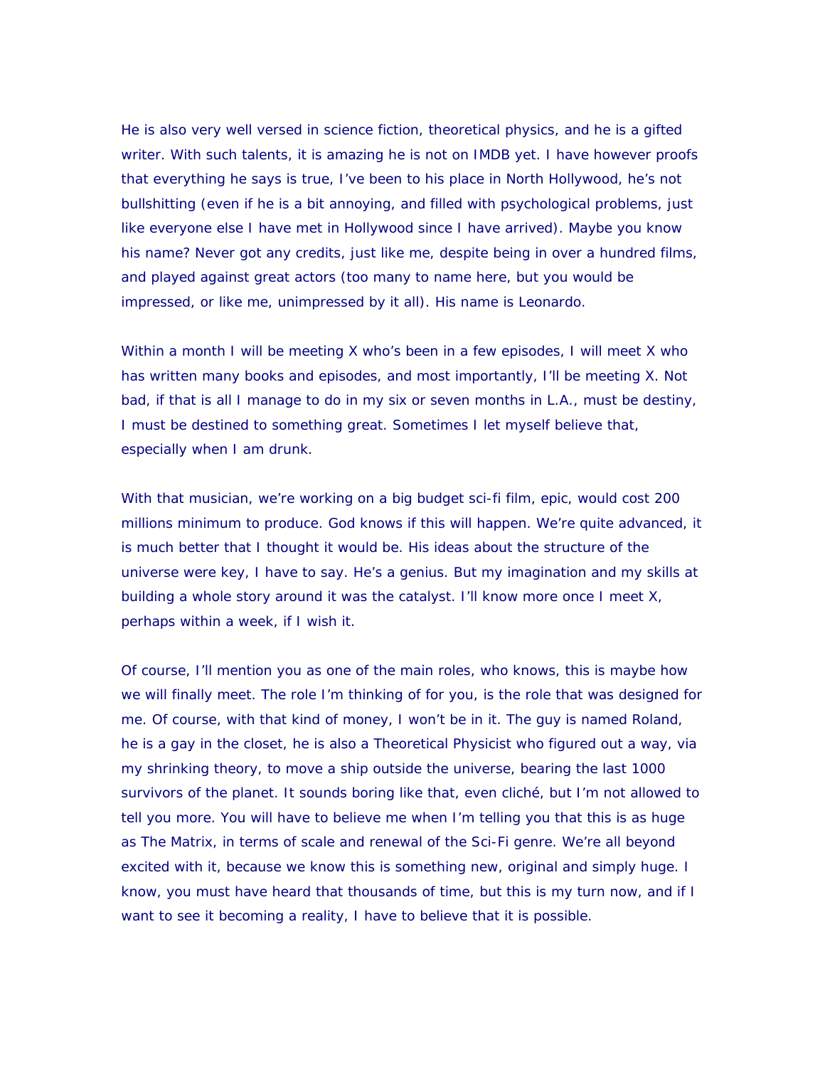He is also very well versed in science fiction, theoretical physics, and he is a gifted writer. With such talents, it is amazing he is not on IMDB yet. I have however proofs that everything he says is true, I've been to his place in North Hollywood, he's not bullshitting (even if he is a bit annoying, and filled with psychological problems, just like everyone else I have met in Hollywood since I have arrived). Maybe you know his name? Never got any credits, just like me, despite being in over a hundred films, and played against great actors (too many to name here, but you would be impressed, or like me, unimpressed by it all). His name is Leonardo.

Within a month I will be meeting X who's been in a few episodes, I will meet X who has written many books and episodes, and most importantly, I'll be meeting X. Not bad, if that is all I manage to do in my six or seven months in L.A., must be destiny, I must be destined to something great. Sometimes I let myself believe that, especially when I am drunk.

With that musician, we're working on a big budget sci-fi film, epic, would cost 200 millions minimum to produce. God knows if this will happen. We're quite advanced, it is much better that I thought it would be. His ideas about the structure of the universe were key, I have to say. He's a genius. But my imagination and my skills at building a whole story around it was the catalyst. I'll know more once I meet X, perhaps within a week, if I wish it.

Of course, I'll mention you as one of the main roles, who knows, this is maybe how we will finally meet. The role I'm thinking of for you, is the role that was designed for me. Of course, with that kind of money, I won't be in it. The guy is named Roland, he is a gay in the closet, he is also a Theoretical Physicist who figured out a way, via my shrinking theory, to move a ship outside the universe, bearing the last 1000 survivors of the planet. It sounds boring like that, even cliché, but I'm not allowed to tell you more. You will have to believe me when I'm telling you that this is as huge as The Matrix, in terms of scale and renewal of the Sci-Fi genre. We're all beyond excited with it, because we know this is something new, original and simply huge. I know, you must have heard that thousands of time, but this is my turn now, and if I want to see it becoming a reality, I have to believe that it is possible.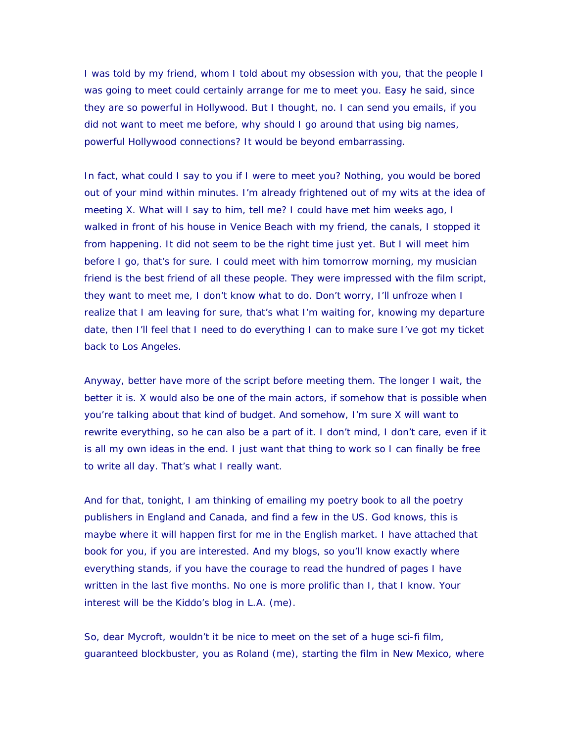I was told by my friend, whom I told about my obsession with you, that the people I was going to meet could certainly arrange for me to meet you. Easy he said, since they are so powerful in Hollywood. But I thought, no. I can send you emails, if you did not want to meet me before, why should I go around that using big names, powerful Hollywood connections? It would be beyond embarrassing.

In fact, what could I say to you if I were to meet you? Nothing, you would be bored out of your mind within minutes. I'm already frightened out of my wits at the idea of meeting X. What will I say to him, tell me? I could have met him weeks ago, I walked in front of his house in Venice Beach with my friend, the canals, I stopped it from happening. It did not seem to be the right time just yet. But I will meet him before I go, that's for sure. I could meet with him tomorrow morning, my musician friend is the best friend of all these people. They were impressed with the film script, they want to meet me, I don't know what to do. Don't worry, I'll unfroze when I realize that I am leaving for sure, that's what I'm waiting for, knowing my departure date, then I'll feel that I need to do everything I can to make sure I've got my ticket back to Los Angeles.

Anyway, better have more of the script before meeting them. The longer I wait, the better it is. X would also be one of the main actors, if somehow that is possible when you're talking about that kind of budget. And somehow, I'm sure X will want to rewrite everything, so he can also be a part of it. I don't mind, I don't care, even if it is all my own ideas in the end. I just want that thing to work so I can finally be free to write all day. That's what I really want.

And for that, tonight, I am thinking of emailing my poetry book to all the poetry publishers in England and Canada, and find a few in the US. God knows, this is maybe where it will happen first for me in the English market. I have attached that book for you, if you are interested. And my blogs, so you'll know exactly where everything stands, if you have the courage to read the hundred of pages I have written in the last five months. No one is more prolific than I, that I know. Your interest will be the Kiddo's blog in L.A. (me).

So, dear Mycroft, wouldn't it be nice to meet on the set of a huge sci-fi film, guaranteed blockbuster, you as Roland (me), starting the film in New Mexico, where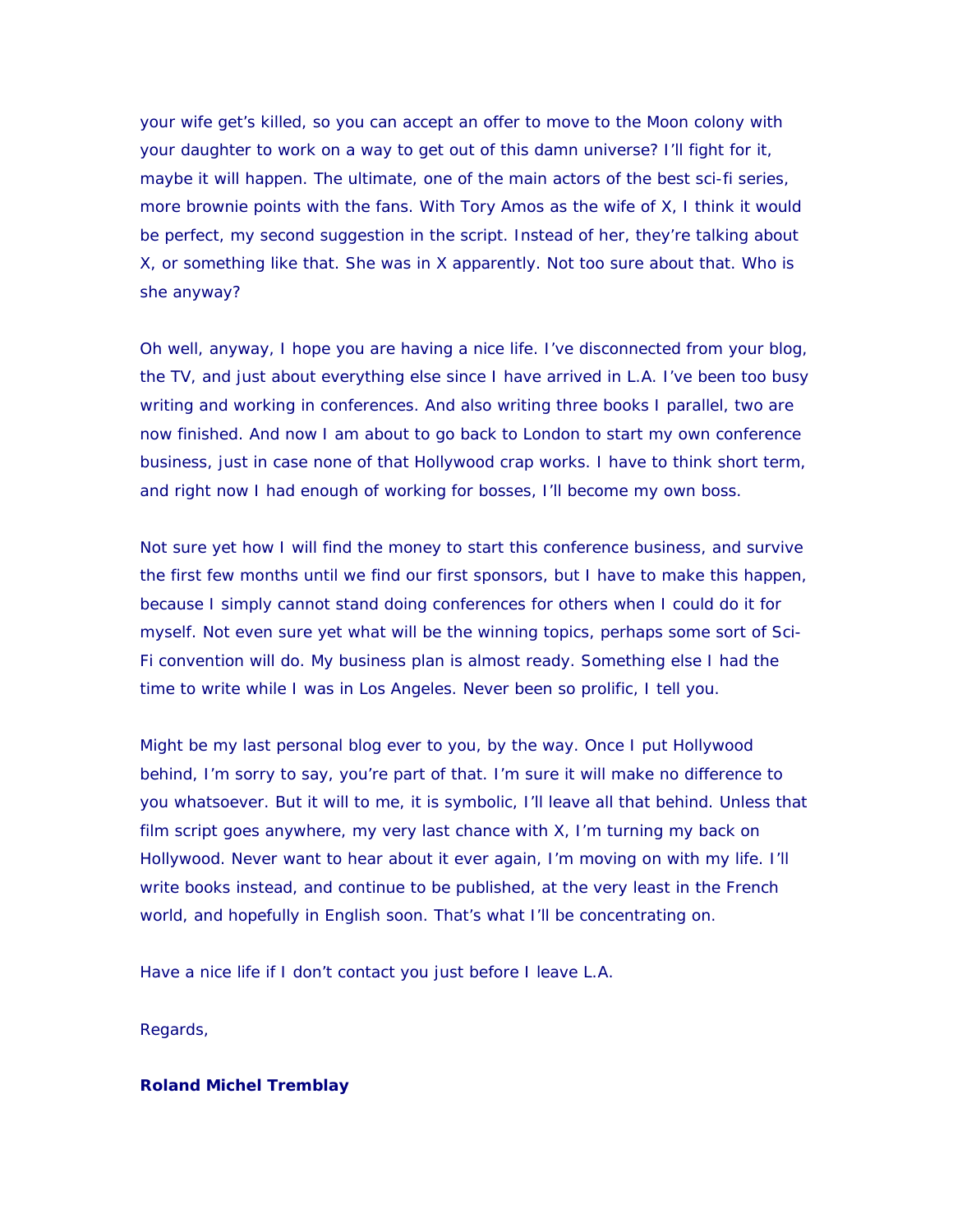your wife get's killed, so you can accept an offer to move to the Moon colony with your daughter to work on a way to get out of this damn universe? I'll fight for it, maybe it will happen. The ultimate, one of the main actors of the best sci-fi series, more brownie points with the fans. With Tory Amos as the wife of X, I think it would be perfect, my second suggestion in the script. Instead of her, they're talking about X, or something like that. She was in X apparently. Not too sure about that. Who is she anyway?

Oh well, anyway, I hope you are having a nice life. I've disconnected from your blog, the TV, and just about everything else since I have arrived in L.A. I've been too busy writing and working in conferences. And also writing three books I parallel, two are now finished. And now I am about to go back to London to start my own conference business, just in case none of that Hollywood crap works. I have to think short term, and right now I had enough of working for bosses, I'll become my own boss.

Not sure yet how I will find the money to start this conference business, and survive the first few months until we find our first sponsors, but I have to make this happen, because I simply cannot stand doing conferences for others when I could do it for myself. Not even sure yet what will be the winning topics, perhaps some sort of Sci-Fi convention will do. My business plan is almost ready. Something else I had the time to write while I was in Los Angeles. Never been so prolific, I tell you.

Might be my last personal blog ever to you, by the way. Once I put Hollywood behind, I'm sorry to say, you're part of that. I'm sure it will make no difference to you whatsoever. But it will to me, it is symbolic, I'll leave all that behind. Unless that film script goes anywhere, my very last chance with X, I'm turning my back on Hollywood. Never want to hear about it ever again, I'm moving on with my life. I'll write books instead, and continue to be published, at the very least in the French world, and hopefully in English soon. That's what I'll be concentrating on.

Have a nice life if I don't contact you just before I leave L.A.

Regards,

**Roland Michel Tremblay**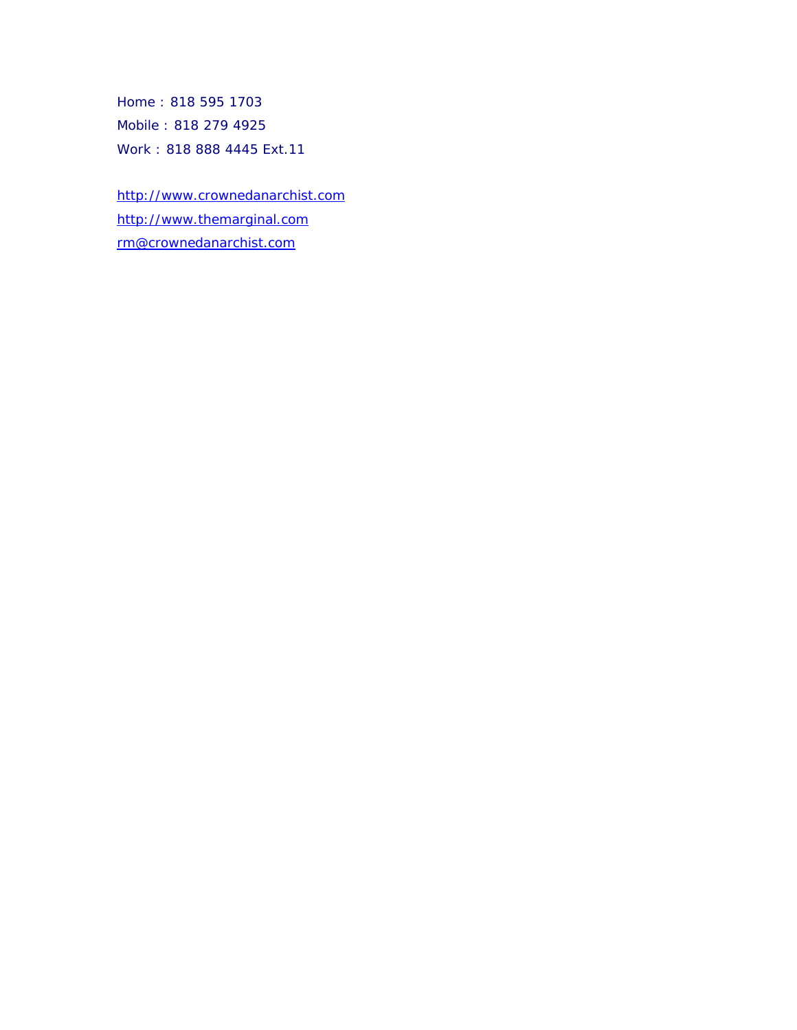Home : 818 595 1703
Mobile : 818 279 4925
Work : 818 888 4445 Ext.11

http://www.crownedanarchist.com
http://www.themarginal.com
rm@crownedanarchist.com